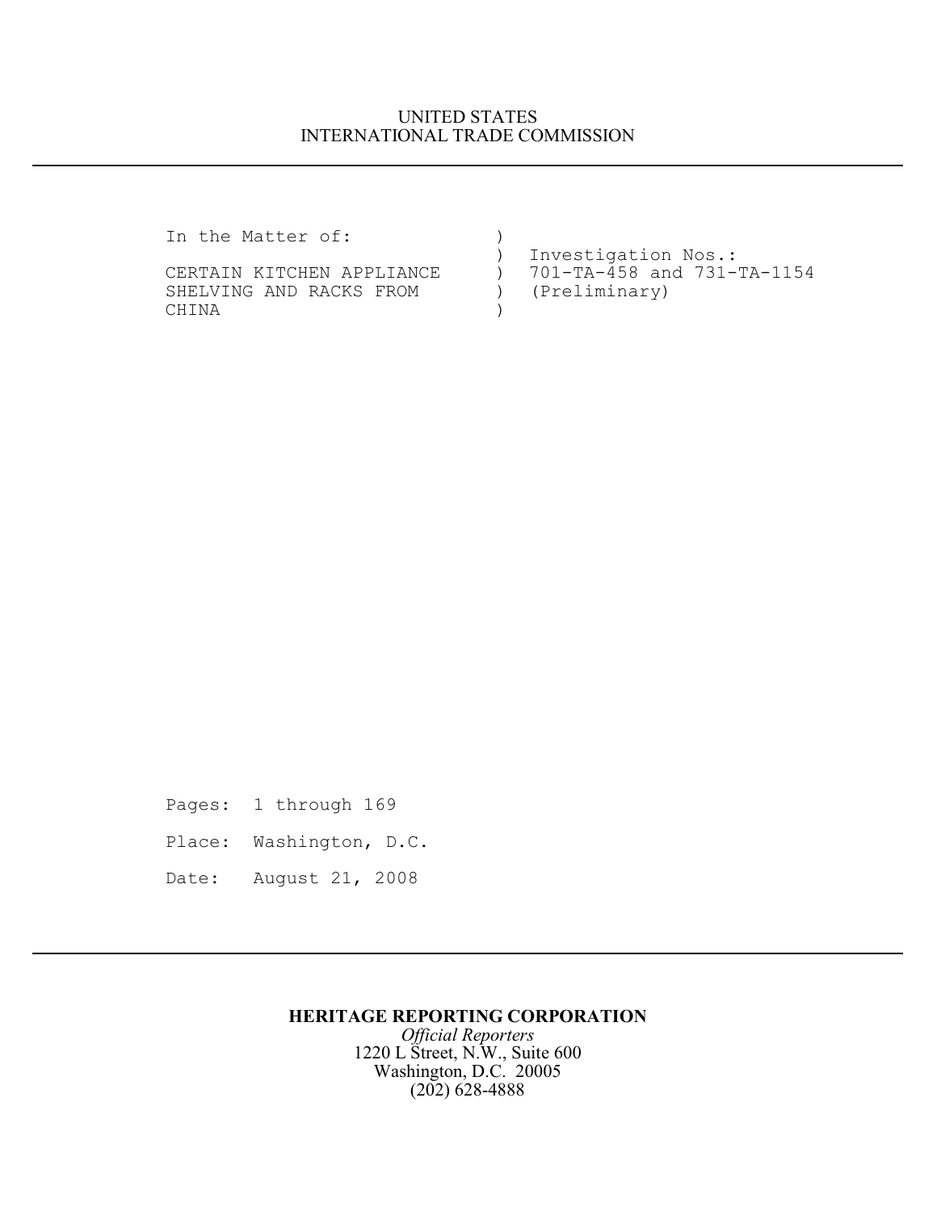UNITED STATES
INTERNATIONAL TRADE COMMISSION

---

```
In the Matter of:              )
                               )  Investigation Nos.:
CERTAIN KITCHEN APPLIANCE      )  701-TA-458 and 731-TA-1154
SHELVING AND RACKS FROM        )  (Preliminary)
CHINA                          )
```

Pages: 1 through 169

Place: Washington, D.C.

Date: August 21, 2008

---

**HERITAGE REPORTING CORPORATION**
*Official Reporters*
1220 L Street, N.W., Suite 600
Washington, D.C. 20005
(202) 628-4888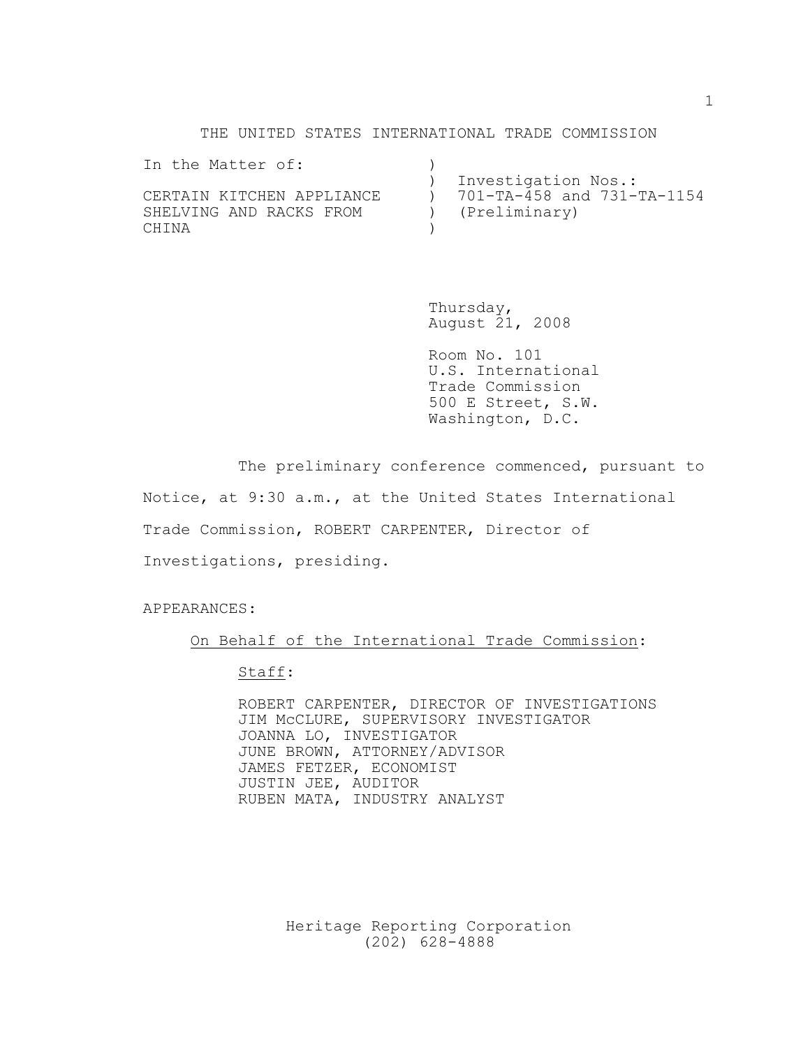THE UNITED STATES INTERNATIONAL TRADE COMMISSION

```
In the Matter of:              )
                               )  Investigation Nos.:
CERTAIN KITCHEN APPLIANCE      )  701-TA-458 and 731-TA-1154
SHELVING AND RACKS FROM        )  (Preliminary)
CHINA                          )
```

Thursday,
August 21, 2008

Room No. 101
U.S. International
Trade Commission
500 E Street, S.W.
Washington, D.C.

The preliminary conference commenced, pursuant to Notice, at 9:30 a.m., at the United States International Trade Commission, ROBERT CARPENTER, Director of Investigations, presiding.

APPEARANCES:

On Behalf of the International Trade Commission:

Staff:

ROBERT CARPENTER, DIRECTOR OF INVESTIGATIONS
JIM McCLURE, SUPERVISORY INVESTIGATOR
JOANNA LO, INVESTIGATOR
JUNE BROWN, ATTORNEY/ADVISOR
JAMES FETZER, ECONOMIST
JUSTIN JEE, AUDITOR
RUBEN MATA, INDUSTRY ANALYST

Heritage Reporting Corporation
(202) 628-4888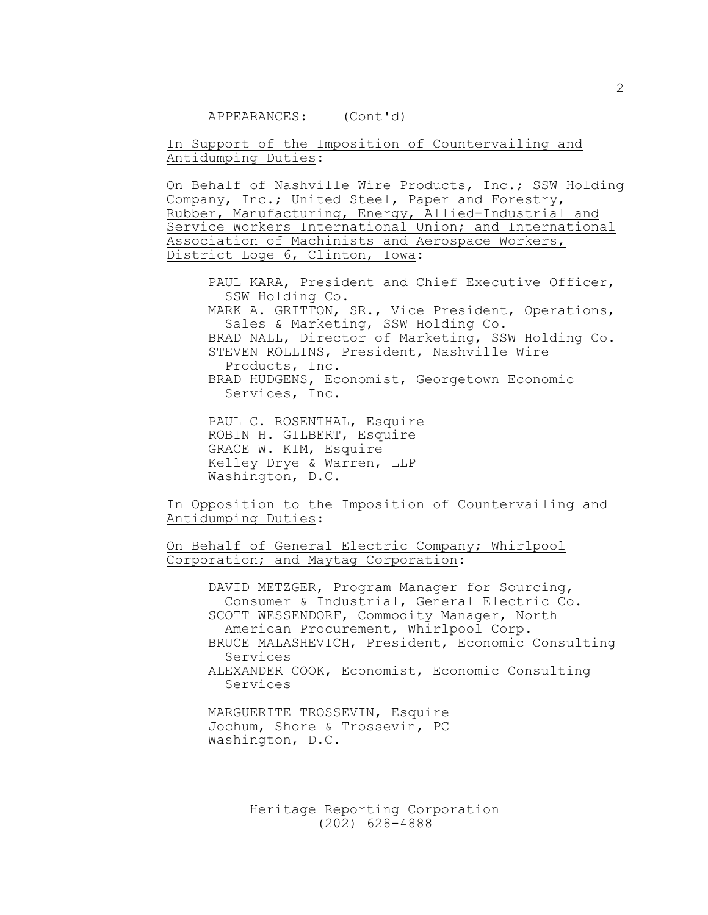APPEARANCES: (Cont'd)

<u>In Support of the Imposition of Countervailing and Antidumping Duties</u>:

<u>On Behalf of Nashville Wire Products, Inc.; SSW Holding Company, Inc.; United Steel, Paper and Forestry, Rubber, Manufacturing, Energy, Allied-Industrial and Service Workers International Union; and International Association of Machinists and Aerospace Workers, District Loge 6, Clinton, Iowa</u>:

PAUL KARA, President and Chief Executive Officer, SSW Holding Co.
MARK A. GRITTON, SR., Vice President, Operations, Sales & Marketing, SSW Holding Co.
BRAD NALL, Director of Marketing, SSW Holding Co.
STEVEN ROLLINS, President, Nashville Wire Products, Inc.
BRAD HUDGENS, Economist, Georgetown Economic Services, Inc.

PAUL C. ROSENTHAL, Esquire
ROBIN H. GILBERT, Esquire
GRACE W. KIM, Esquire
Kelley Drye & Warren, LLP
Washington, D.C.

<u>In Opposition to the Imposition of Countervailing and Antidumping Duties</u>:

<u>On Behalf of General Electric Company; Whirlpool Corporation; and Maytag Corporation</u>:

DAVID METZGER, Program Manager for Sourcing, Consumer & Industrial, General Electric Co.
SCOTT WESSENDORF, Commodity Manager, North American Procurement, Whirlpool Corp.
BRUCE MALASHEVICH, President, Economic Consulting Services
ALEXANDER COOK, Economist, Economic Consulting Services

MARGUERITE TROSSEVIN, Esquire
Jochum, Shore & Trossevin, PC
Washington, D.C.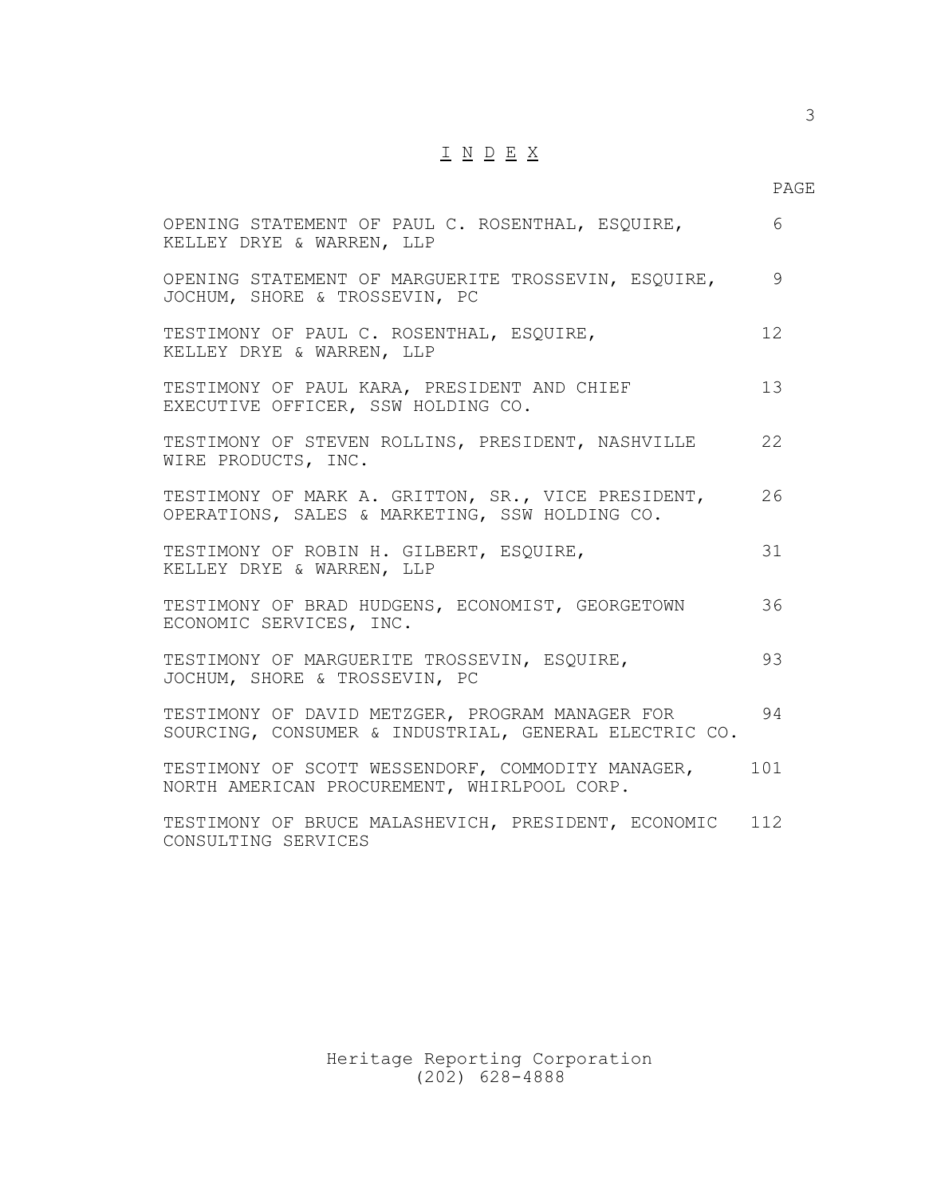# I N D E X

| | PAGE |
|---|---|
| OPENING STATEMENT OF PAUL C. ROSENTHAL, ESQUIRE, KELLEY DRYE & WARREN, LLP | 6 |
| OPENING STATEMENT OF MARGUERITE TROSSEVIN, ESQUIRE, JOCHUM, SHORE & TROSSEVIN, PC | 9 |
| TESTIMONY OF PAUL C. ROSENTHAL, ESQUIRE, KELLEY DRYE & WARREN, LLP | 12 |
| TESTIMONY OF PAUL KARA, PRESIDENT AND CHIEF EXECUTIVE OFFICER, SSW HOLDING CO. | 13 |
| TESTIMONY OF STEVEN ROLLINS, PRESIDENT, NASHVILLE WIRE PRODUCTS, INC. | 22 |
| TESTIMONY OF MARK A. GRITTON, SR., VICE PRESIDENT, OPERATIONS, SALES & MARKETING, SSW HOLDING CO. | 26 |
| TESTIMONY OF ROBIN H. GILBERT, ESQUIRE, KELLEY DRYE & WARREN, LLP | 31 |
| TESTIMONY OF BRAD HUDGENS, ECONOMIST, GEORGETOWN ECONOMIC SERVICES, INC. | 36 |
| TESTIMONY OF MARGUERITE TROSSEVIN, ESQUIRE, JOCHUM, SHORE & TROSSEVIN, PC | 93 |
| TESTIMONY OF DAVID METZGER, PROGRAM MANAGER FOR SOURCING, CONSUMER & INDUSTRIAL, GENERAL ELECTRIC CO. | 94 |
| TESTIMONY OF SCOTT WESSENDORF, COMMODITY MANAGER, NORTH AMERICAN PROCUREMENT, WHIRLPOOL CORP. | 101 |
| TESTIMONY OF BRUCE MALASHEVICH, PRESIDENT, ECONOMIC CONSULTING SERVICES | 112 |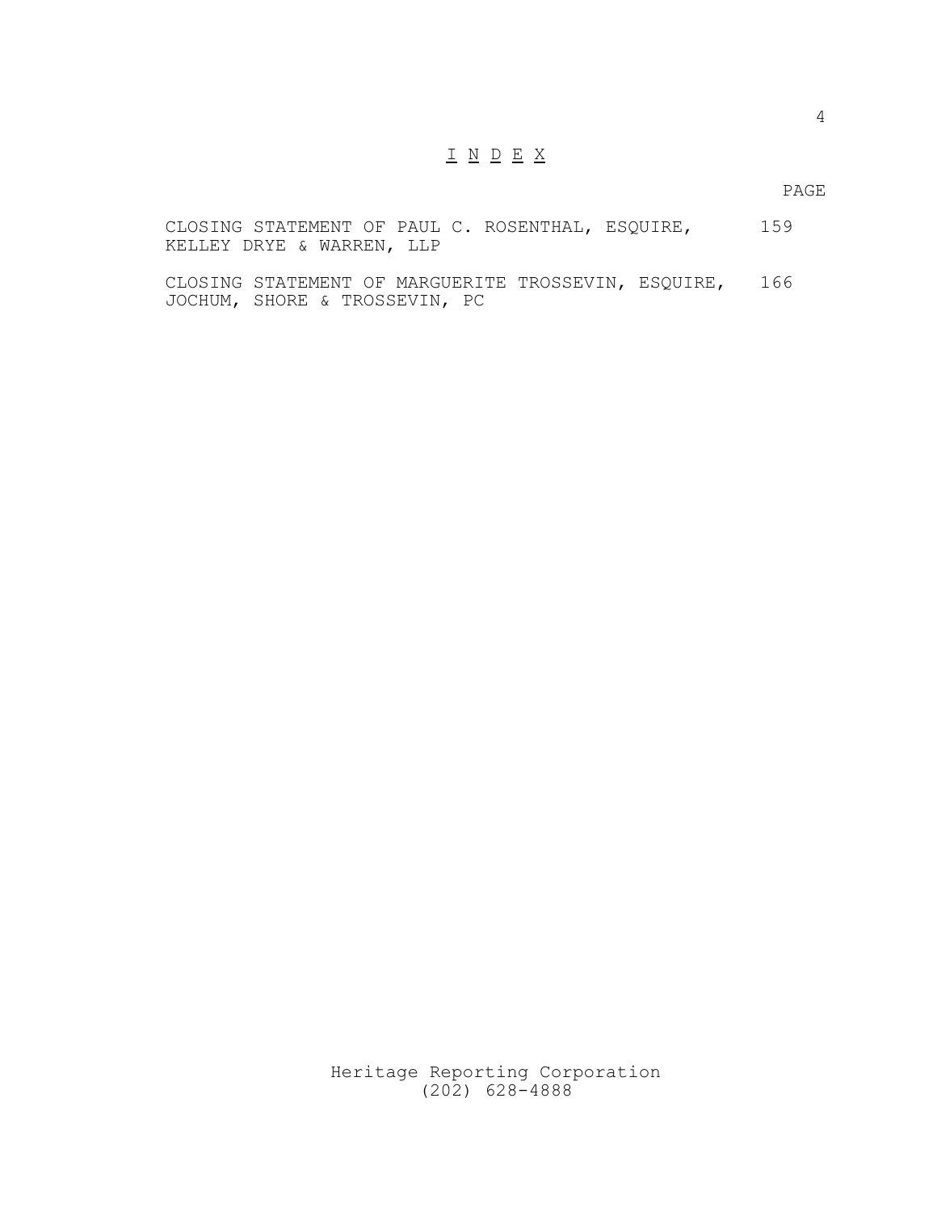# I N D E X

| | PAGE |
|---|---|
| CLOSING STATEMENT OF PAUL C. ROSENTHAL, ESQUIRE, KELLEY DRYE & WARREN, LLP | 159 |
| CLOSING STATEMENT OF MARGUERITE TROSSEVIN, ESQUIRE, JOCHUM, SHORE & TROSSEVIN, PC | 166 |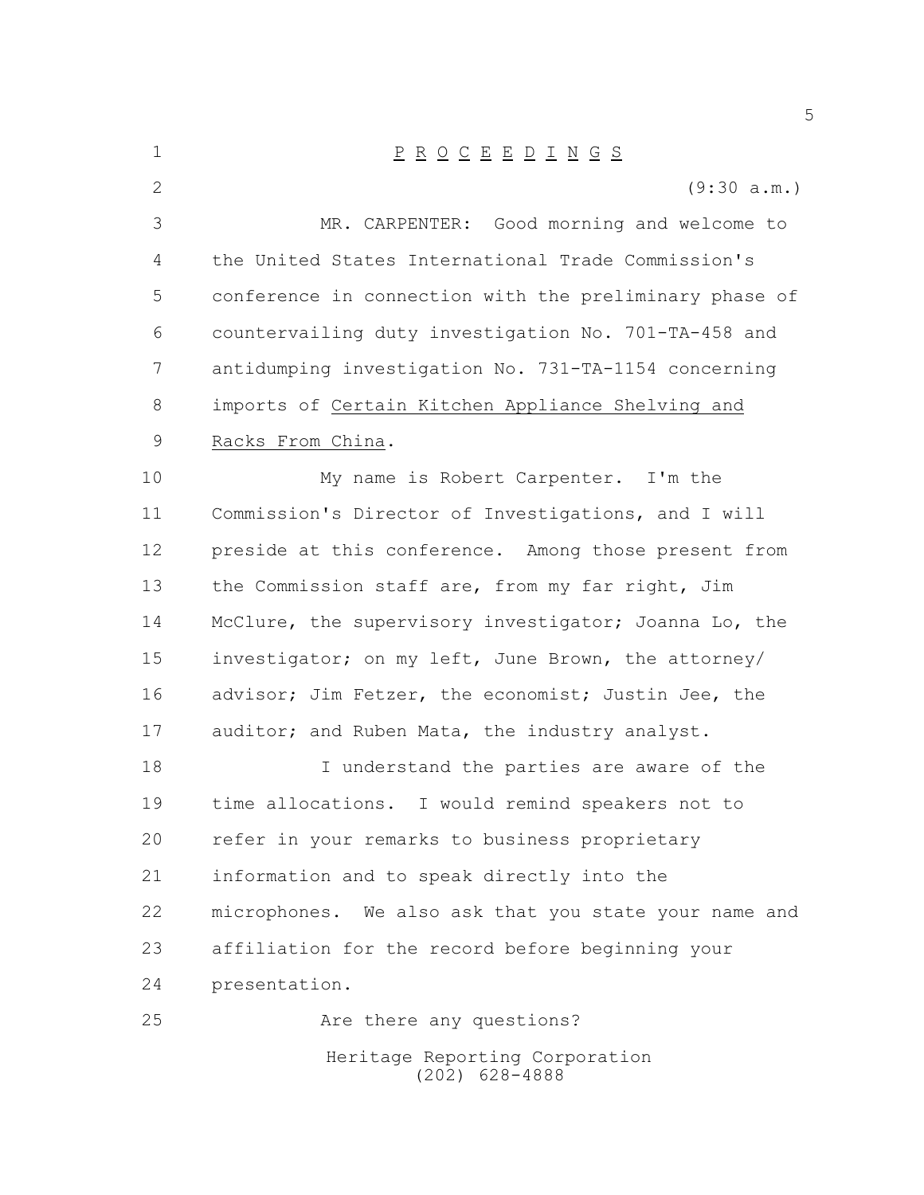# P R O C E E D I N G S

(9:30 a.m.)

MR. CARPENTER: Good morning and welcome to the United States International Trade Commission's conference in connection with the preliminary phase of countervailing duty investigation No. 701-TA-458 and antidumping investigation No. 731-TA-1154 concerning imports of Certain Kitchen Appliance Shelving and Racks From China.

My name is Robert Carpenter. I'm the Commission's Director of Investigations, and I will preside at this conference. Among those present from the Commission staff are, from my far right, Jim McClure, the supervisory investigator; Joanna Lo, the investigator; on my left, June Brown, the attorney/advisor; Jim Fetzer, the economist; Justin Jee, the auditor; and Ruben Mata, the industry analyst.

I understand the parties are aware of the time allocations. I would remind speakers not to refer in your remarks to business proprietary information and to speak directly into the microphones. We also ask that you state your name and affiliation for the record before beginning your presentation.

Are there any questions?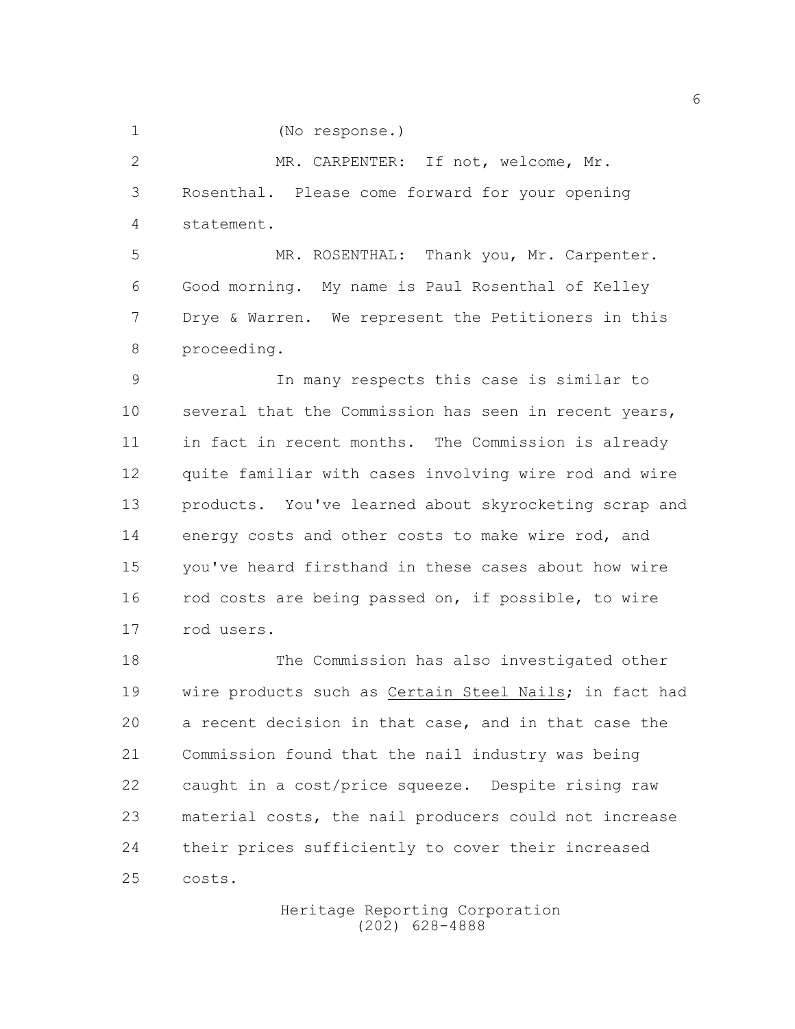(No response.)

MR. CARPENTER: If not, welcome, Mr. Rosenthal. Please come forward for your opening statement.

MR. ROSENTHAL: Thank you, Mr. Carpenter. Good morning. My name is Paul Rosenthal of Kelley Drye & Warren. We represent the Petitioners in this proceeding.

In many respects this case is similar to several that the Commission has seen in recent years, in fact in recent months. The Commission is already quite familiar with cases involving wire rod and wire products. You've learned about skyrocketing scrap and energy costs and other costs to make wire rod, and you've heard firsthand in these cases about how wire rod costs are being passed on, if possible, to wire rod users.

The Commission has also investigated other wire products such as Certain Steel Nails; in fact had a recent decision in that case, and in that case the Commission found that the nail industry was being caught in a cost/price squeeze. Despite rising raw material costs, the nail producers could not increase their prices sufficiently to cover their increased costs.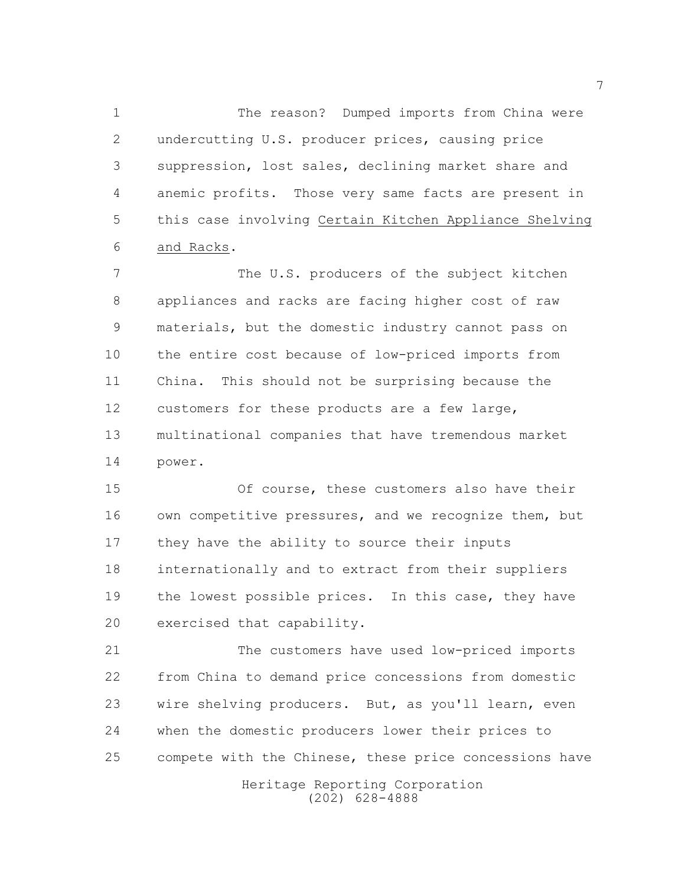The reason? Dumped imports from China were undercutting U.S. producer prices, causing price suppression, lost sales, declining market share and anemic profits. Those very same facts are present in this case involving Certain Kitchen Appliance Shelving and Racks.

The U.S. producers of the subject kitchen appliances and racks are facing higher cost of raw materials, but the domestic industry cannot pass on the entire cost because of low-priced imports from China. This should not be surprising because the customers for these products are a few large, multinational companies that have tremendous market power.

Of course, these customers also have their own competitive pressures, and we recognize them, but they have the ability to source their inputs internationally and to extract from their suppliers the lowest possible prices. In this case, they have exercised that capability.

The customers have used low-priced imports from China to demand price concessions from domestic wire shelving producers. But, as you'll learn, even when the domestic producers lower their prices to compete with the Chinese, these price concessions have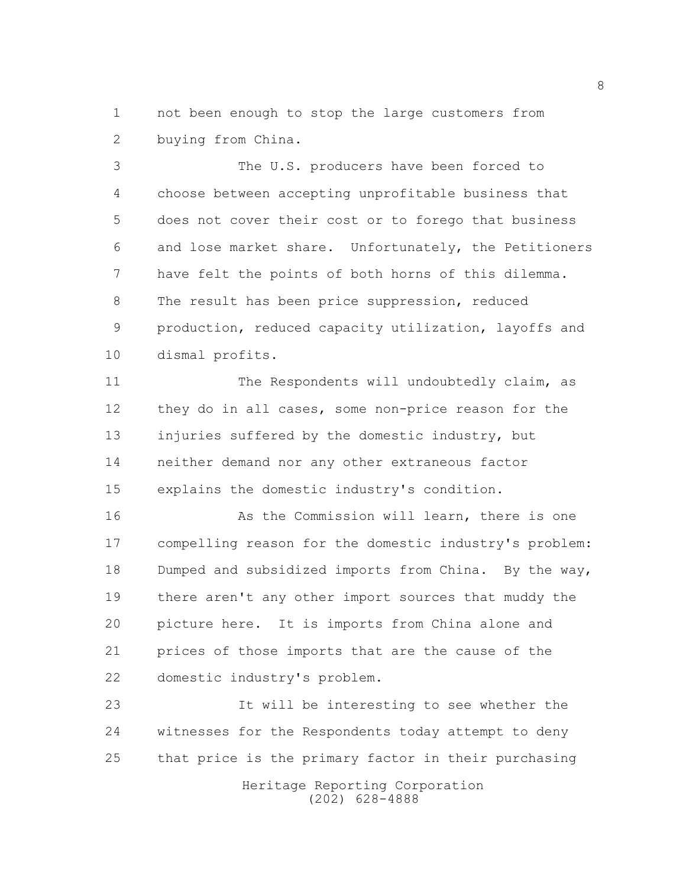not been enough to stop the large customers from buying from China.

The U.S. producers have been forced to choose between accepting unprofitable business that does not cover their cost or to forego that business and lose market share. Unfortunately, the Petitioners have felt the points of both horns of this dilemma. The result has been price suppression, reduced production, reduced capacity utilization, layoffs and dismal profits.

The Respondents will undoubtedly claim, as they do in all cases, some non-price reason for the injuries suffered by the domestic industry, but neither demand nor any other extraneous factor explains the domestic industry's condition.

As the Commission will learn, there is one compelling reason for the domestic industry's problem: Dumped and subsidized imports from China. By the way, there aren't any other import sources that muddy the picture here. It is imports from China alone and prices of those imports that are the cause of the domestic industry's problem.

It will be interesting to see whether the witnesses for the Respondents today attempt to deny that price is the primary factor in their purchasing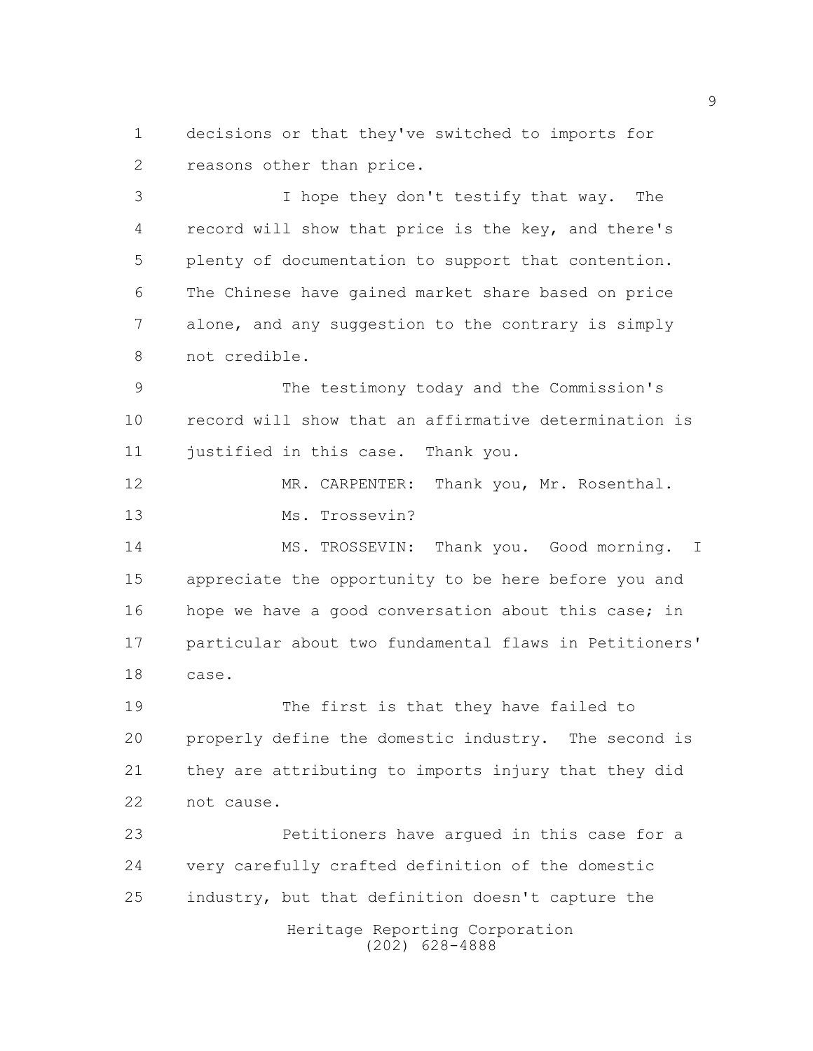decisions or that they've switched to imports for reasons other than price.

I hope they don't testify that way. The record will show that price is the key, and there's plenty of documentation to support that contention. The Chinese have gained market share based on price alone, and any suggestion to the contrary is simply not credible.

The testimony today and the Commission's record will show that an affirmative determination is justified in this case. Thank you.

MR. CARPENTER: Thank you, Mr. Rosenthal. Ms. Trossevin?

MS. TROSSEVIN: Thank you. Good morning. I appreciate the opportunity to be here before you and hope we have a good conversation about this case; in particular about two fundamental flaws in Petitioners' case.

The first is that they have failed to properly define the domestic industry. The second is they are attributing to imports injury that they did not cause.

Petitioners have argued in this case for a very carefully crafted definition of the domestic industry, but that definition doesn't capture the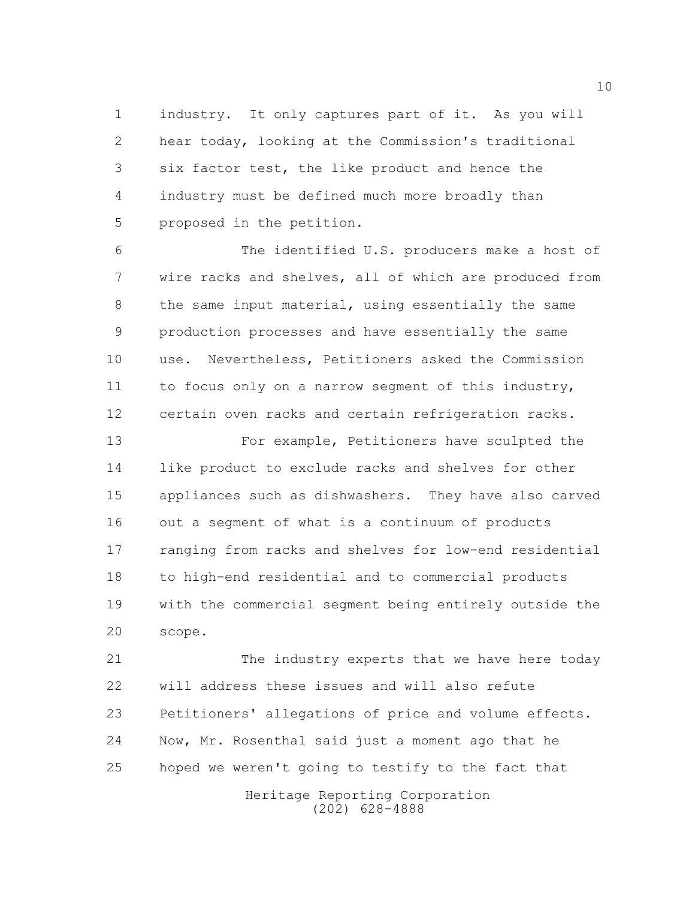industry. It only captures part of it. As you will hear today, looking at the Commission's traditional six factor test, the like product and hence the industry must be defined much more broadly than proposed in the petition.

The identified U.S. producers make a host of wire racks and shelves, all of which are produced from the same input material, using essentially the same production processes and have essentially the same use. Nevertheless, Petitioners asked the Commission to focus only on a narrow segment of this industry, certain oven racks and certain refrigeration racks.

For example, Petitioners have sculpted the like product to exclude racks and shelves for other appliances such as dishwashers. They have also carved out a segment of what is a continuum of products ranging from racks and shelves for low-end residential to high-end residential and to commercial products with the commercial segment being entirely outside the scope.

The industry experts that we have here today will address these issues and will also refute Petitioners' allegations of price and volume effects. Now, Mr. Rosenthal said just a moment ago that he hoped we weren't going to testify to the fact that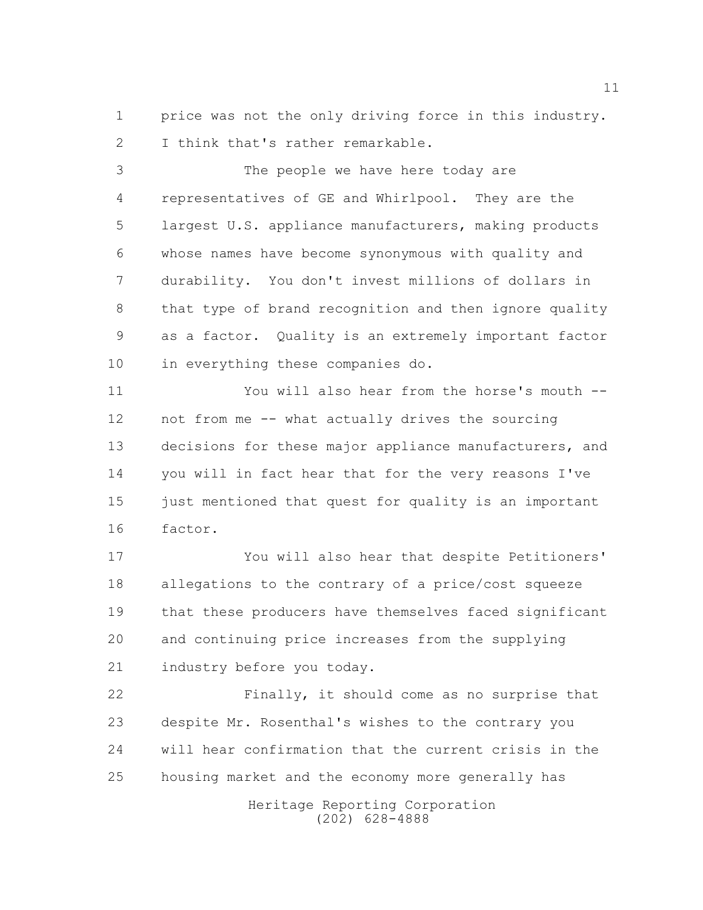price was not the only driving force in this industry. I think that's rather remarkable.

The people we have here today are representatives of GE and Whirlpool. They are the largest U.S. appliance manufacturers, making products whose names have become synonymous with quality and durability. You don't invest millions of dollars in that type of brand recognition and then ignore quality as a factor. Quality is an extremely important factor in everything these companies do.

You will also hear from the horse's mouth -- not from me -- what actually drives the sourcing decisions for these major appliance manufacturers, and you will in fact hear that for the very reasons I've just mentioned that quest for quality is an important factor.

You will also hear that despite Petitioners' allegations to the contrary of a price/cost squeeze that these producers have themselves faced significant and continuing price increases from the supplying industry before you today.

Finally, it should come as no surprise that despite Mr. Rosenthal's wishes to the contrary you will hear confirmation that the current crisis in the housing market and the economy more generally has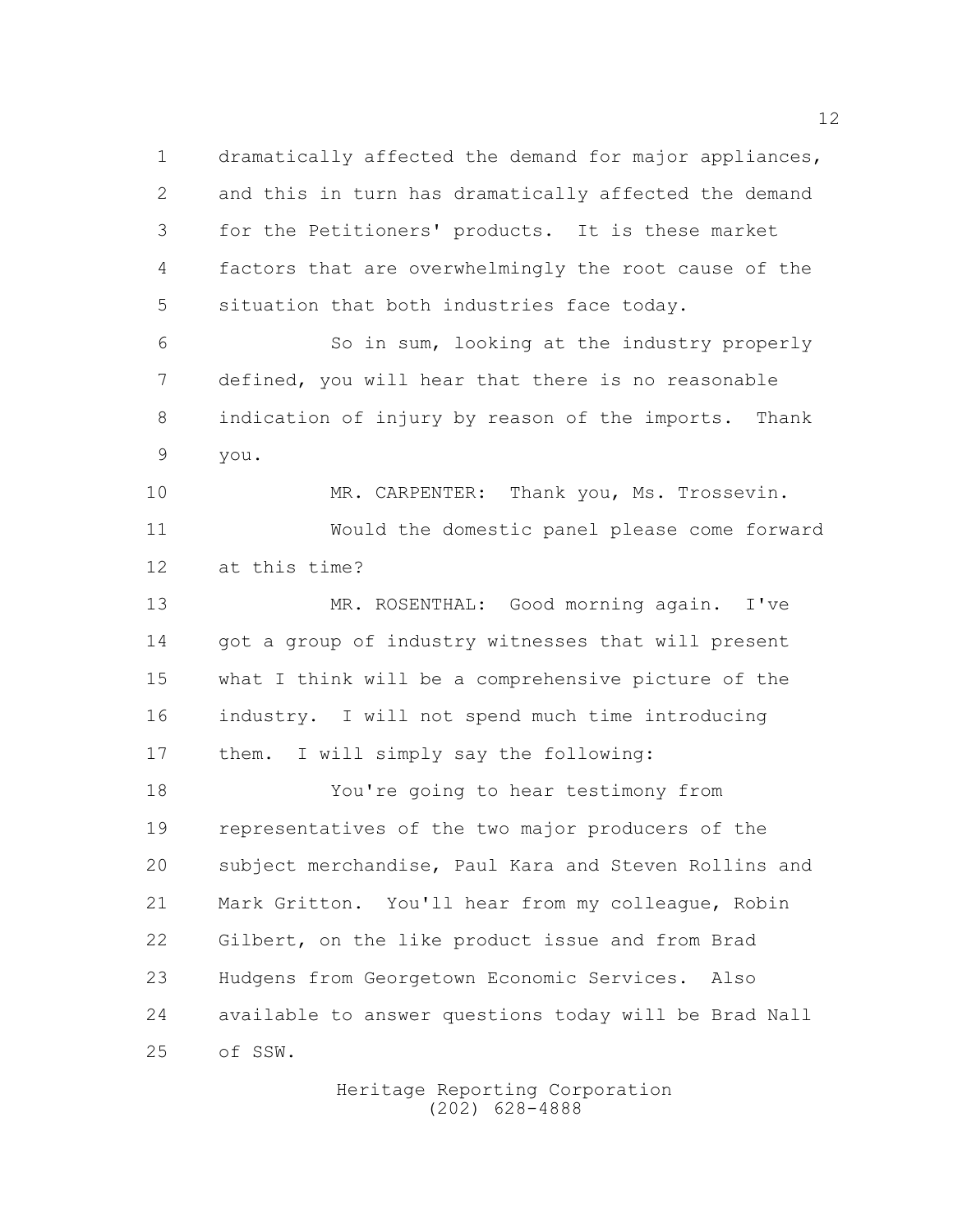dramatically affected the demand for major appliances, and this in turn has dramatically affected the demand for the Petitioners' products. It is these market factors that are overwhelmingly the root cause of the situation that both industries face today.

So in sum, looking at the industry properly defined, you will hear that there is no reasonable indication of injury by reason of the imports. Thank you.

MR. CARPENTER: Thank you, Ms. Trossevin.

Would the domestic panel please come forward at this time?

MR. ROSENTHAL: Good morning again. I've got a group of industry witnesses that will present what I think will be a comprehensive picture of the industry. I will not spend much time introducing them. I will simply say the following:

You're going to hear testimony from representatives of the two major producers of the subject merchandise, Paul Kara and Steven Rollins and Mark Gritton. You'll hear from my colleague, Robin Gilbert, on the like product issue and from Brad Hudgens from Georgetown Economic Services. Also available to answer questions today will be Brad Nall of SSW.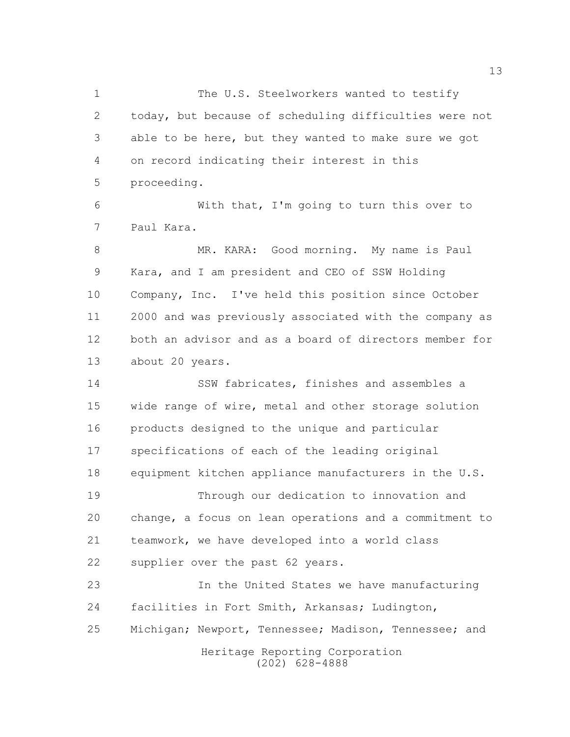The U.S. Steelworkers wanted to testify today, but because of scheduling difficulties were not able to be here, but they wanted to make sure we got on record indicating their interest in this proceeding.

With that, I'm going to turn this over to Paul Kara.

MR. KARA: Good morning. My name is Paul Kara, and I am president and CEO of SSW Holding Company, Inc. I've held this position since October 2000 and was previously associated with the company as both an advisor and as a board of directors member for about 20 years.

SSW fabricates, finishes and assembles a wide range of wire, metal and other storage solution products designed to the unique and particular specifications of each of the leading original equipment kitchen appliance manufacturers in the U.S.

Through our dedication to innovation and change, a focus on lean operations and a commitment to teamwork, we have developed into a world class supplier over the past 62 years.

In the United States we have manufacturing facilities in Fort Smith, Arkansas; Ludington, Michigan; Newport, Tennessee; Madison, Tennessee; and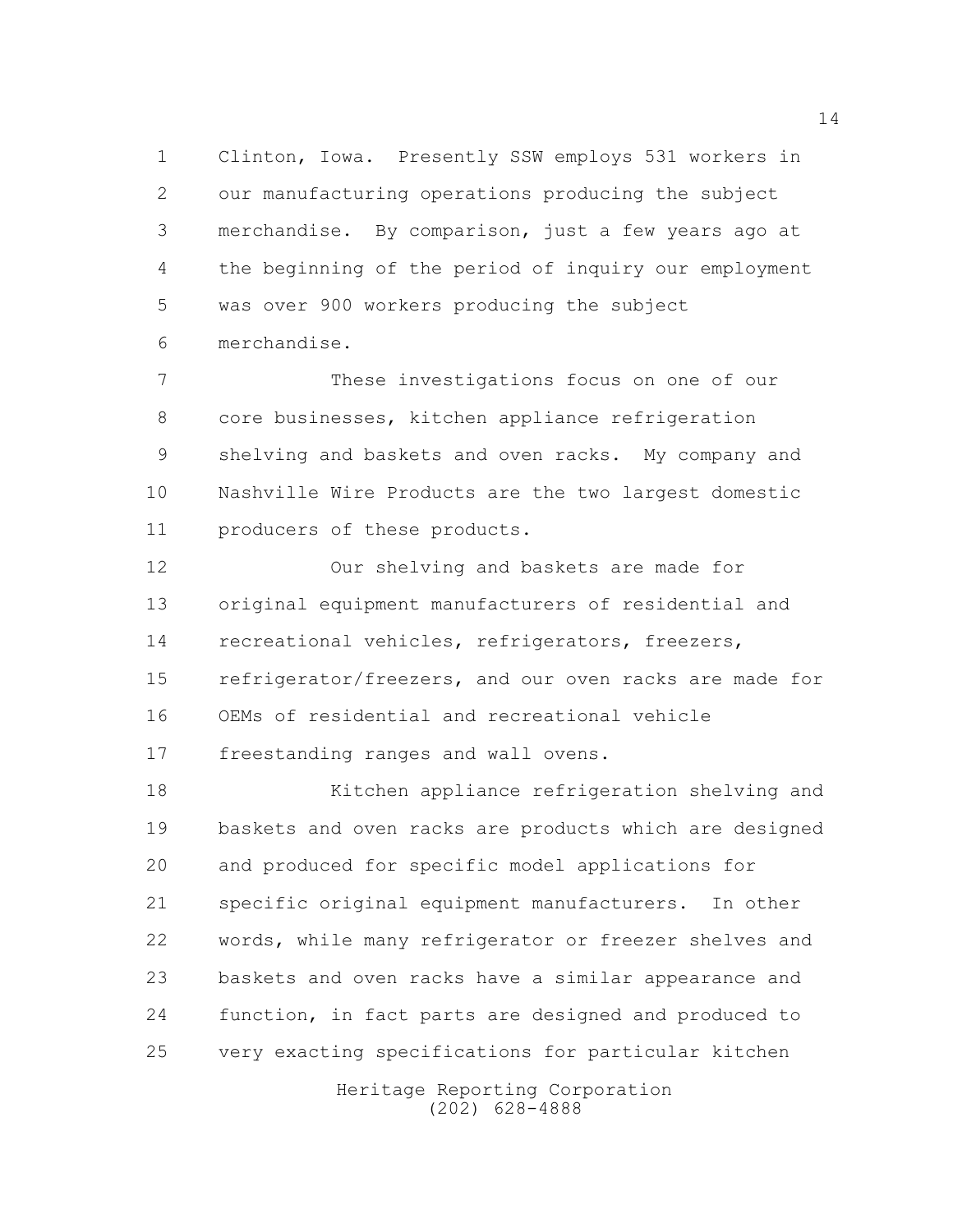Clinton, Iowa. Presently SSW employs 531 workers in our manufacturing operations producing the subject merchandise. By comparison, just a few years ago at the beginning of the period of inquiry our employment was over 900 workers producing the subject merchandise.

These investigations focus on one of our core businesses, kitchen appliance refrigeration shelving and baskets and oven racks. My company and Nashville Wire Products are the two largest domestic producers of these products.

Our shelving and baskets are made for original equipment manufacturers of residential and recreational vehicles, refrigerators, freezers, refrigerator/freezers, and our oven racks are made for OEMs of residential and recreational vehicle freestanding ranges and wall ovens.

Kitchen appliance refrigeration shelving and baskets and oven racks are products which are designed and produced for specific model applications for specific original equipment manufacturers. In other words, while many refrigerator or freezer shelves and baskets and oven racks have a similar appearance and function, in fact parts are designed and produced to very exacting specifications for particular kitchen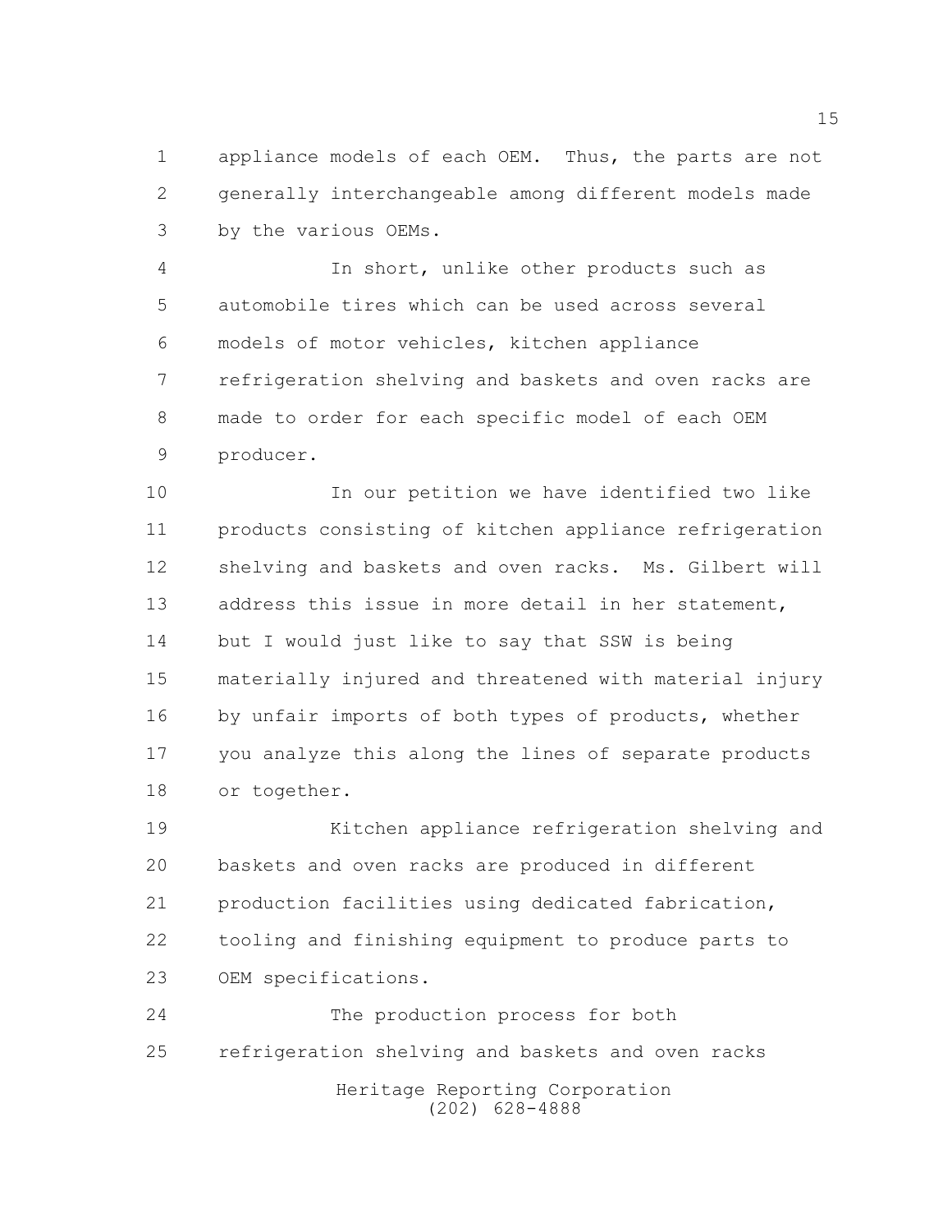appliance models of each OEM. Thus, the parts are not generally interchangeable among different models made by the various OEMs.

In short, unlike other products such as automobile tires which can be used across several models of motor vehicles, kitchen appliance refrigeration shelving and baskets and oven racks are made to order for each specific model of each OEM producer.

In our petition we have identified two like products consisting of kitchen appliance refrigeration shelving and baskets and oven racks. Ms. Gilbert will address this issue in more detail in her statement, but I would just like to say that SSW is being materially injured and threatened with material injury by unfair imports of both types of products, whether you analyze this along the lines of separate products or together.

Kitchen appliance refrigeration shelving and baskets and oven racks are produced in different production facilities using dedicated fabrication, tooling and finishing equipment to produce parts to OEM specifications.

The production process for both refrigeration shelving and baskets and oven racks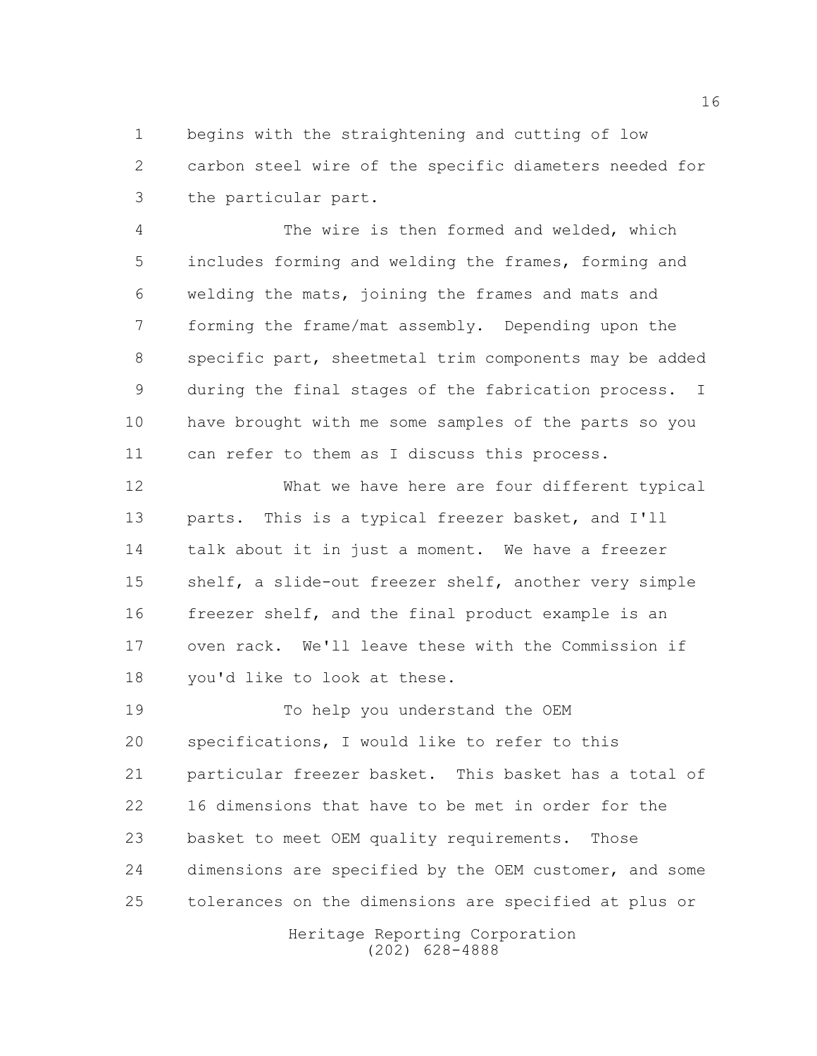begins with the straightening and cutting of low carbon steel wire of the specific diameters needed for the particular part.

The wire is then formed and welded, which includes forming and welding the frames, forming and welding the mats, joining the frames and mats and forming the frame/mat assembly. Depending upon the specific part, sheetmetal trim components may be added during the final stages of the fabrication process. I have brought with me some samples of the parts so you can refer to them as I discuss this process.

What we have here are four different typical parts. This is a typical freezer basket, and I'll talk about it in just a moment. We have a freezer shelf, a slide-out freezer shelf, another very simple freezer shelf, and the final product example is an oven rack. We'll leave these with the Commission if you'd like to look at these.

To help you understand the OEM specifications, I would like to refer to this particular freezer basket. This basket has a total of 16 dimensions that have to be met in order for the basket to meet OEM quality requirements. Those dimensions are specified by the OEM customer, and some tolerances on the dimensions are specified at plus or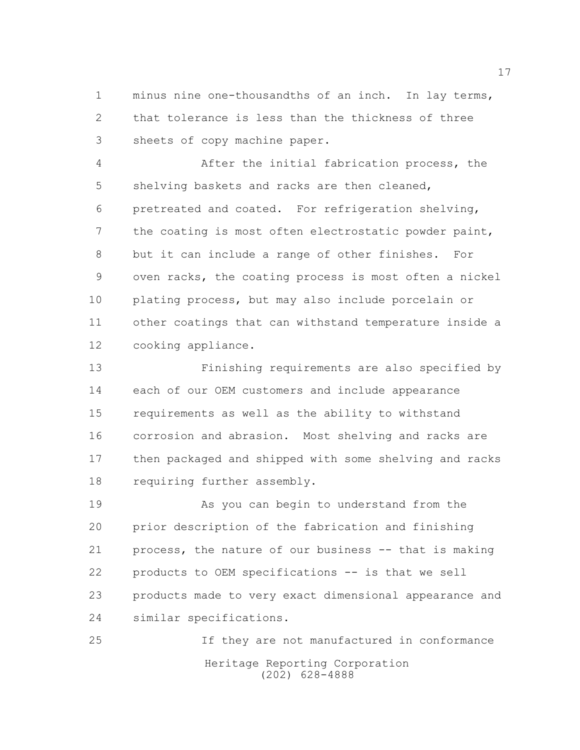minus nine one-thousandths of an inch. In lay terms, that tolerance is less than the thickness of three sheets of copy machine paper.

After the initial fabrication process, the shelving baskets and racks are then cleaned, pretreated and coated. For refrigeration shelving, the coating is most often electrostatic powder paint, but it can include a range of other finishes. For oven racks, the coating process is most often a nickel plating process, but may also include porcelain or other coatings that can withstand temperature inside a cooking appliance.

Finishing requirements are also specified by each of our OEM customers and include appearance requirements as well as the ability to withstand corrosion and abrasion. Most shelving and racks are then packaged and shipped with some shelving and racks requiring further assembly.

As you can begin to understand from the prior description of the fabrication and finishing process, the nature of our business -- that is making products to OEM specifications -- is that we sell products made to very exact dimensional appearance and similar specifications.

If they are not manufactured in conformance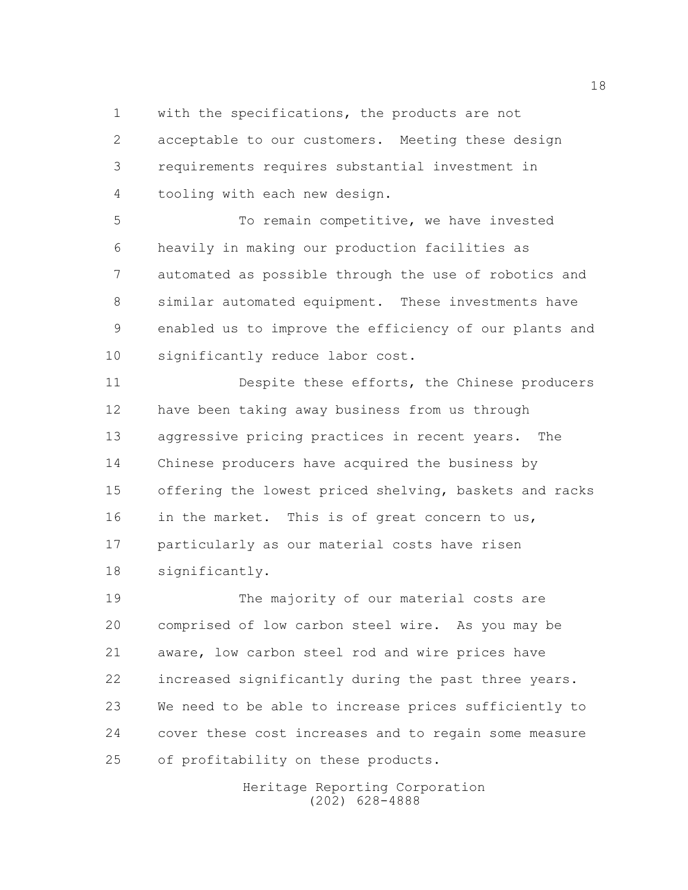with the specifications, the products are not acceptable to our customers. Meeting these design requirements requires substantial investment in tooling with each new design.

To remain competitive, we have invested heavily in making our production facilities as automated as possible through the use of robotics and similar automated equipment. These investments have enabled us to improve the efficiency of our plants and significantly reduce labor cost.

Despite these efforts, the Chinese producers have been taking away business from us through aggressive pricing practices in recent years. The Chinese producers have acquired the business by offering the lowest priced shelving, baskets and racks in the market. This is of great concern to us, particularly as our material costs have risen significantly.

The majority of our material costs are comprised of low carbon steel wire. As you may be aware, low carbon steel rod and wire prices have increased significantly during the past three years. We need to be able to increase prices sufficiently to cover these cost increases and to regain some measure of profitability on these products.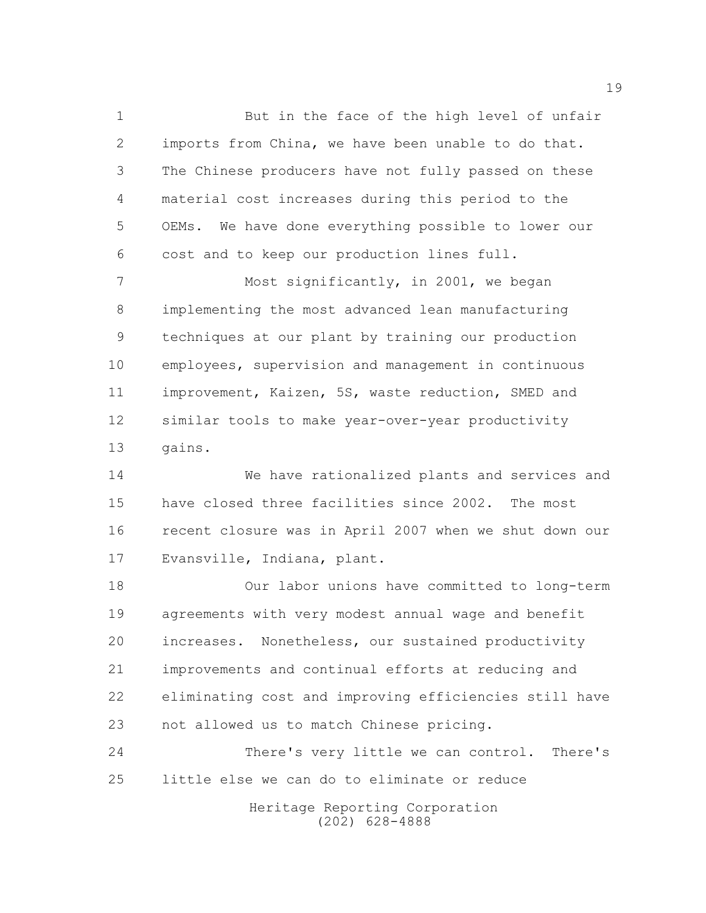But in the face of the high level of unfair imports from China, we have been unable to do that. The Chinese producers have not fully passed on these material cost increases during this period to the OEMs. We have done everything possible to lower our cost and to keep our production lines full.

Most significantly, in 2001, we began implementing the most advanced lean manufacturing techniques at our plant by training our production employees, supervision and management in continuous improvement, Kaizen, 5S, waste reduction, SMED and similar tools to make year-over-year productivity gains.

We have rationalized plants and services and have closed three facilities since 2002. The most recent closure was in April 2007 when we shut down our Evansville, Indiana, plant.

Our labor unions have committed to long-term agreements with very modest annual wage and benefit increases. Nonetheless, our sustained productivity improvements and continual efforts at reducing and eliminating cost and improving efficiencies still have not allowed us to match Chinese pricing.

There's very little we can control. There's little else we can do to eliminate or reduce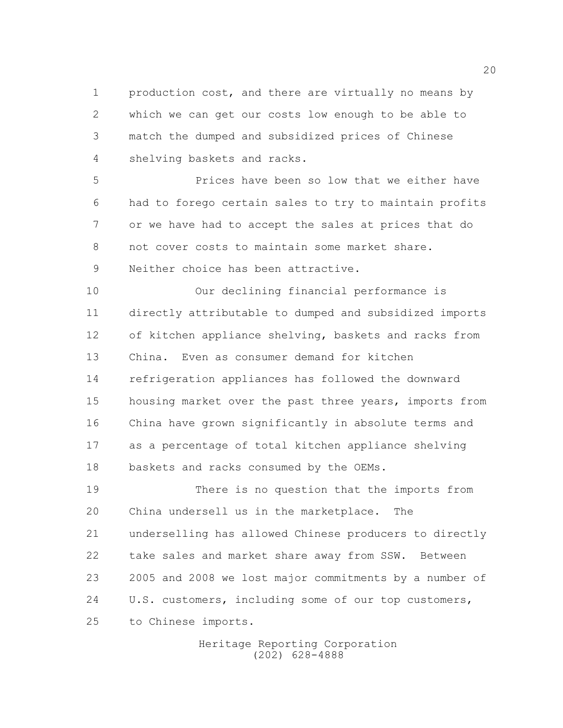production cost, and there are virtually no means by which we can get our costs low enough to be able to match the dumped and subsidized prices of Chinese shelving baskets and racks.

Prices have been so low that we either have had to forego certain sales to try to maintain profits or we have had to accept the sales at prices that do not cover costs to maintain some market share. Neither choice has been attractive.

Our declining financial performance is directly attributable to dumped and subsidized imports of kitchen appliance shelving, baskets and racks from China. Even as consumer demand for kitchen refrigeration appliances has followed the downward housing market over the past three years, imports from China have grown significantly in absolute terms and as a percentage of total kitchen appliance shelving baskets and racks consumed by the OEMs.

There is no question that the imports from China undersell us in the marketplace. The underselling has allowed Chinese producers to directly take sales and market share away from SSW. Between 2005 and 2008 we lost major commitments by a number of U.S. customers, including some of our top customers, to Chinese imports.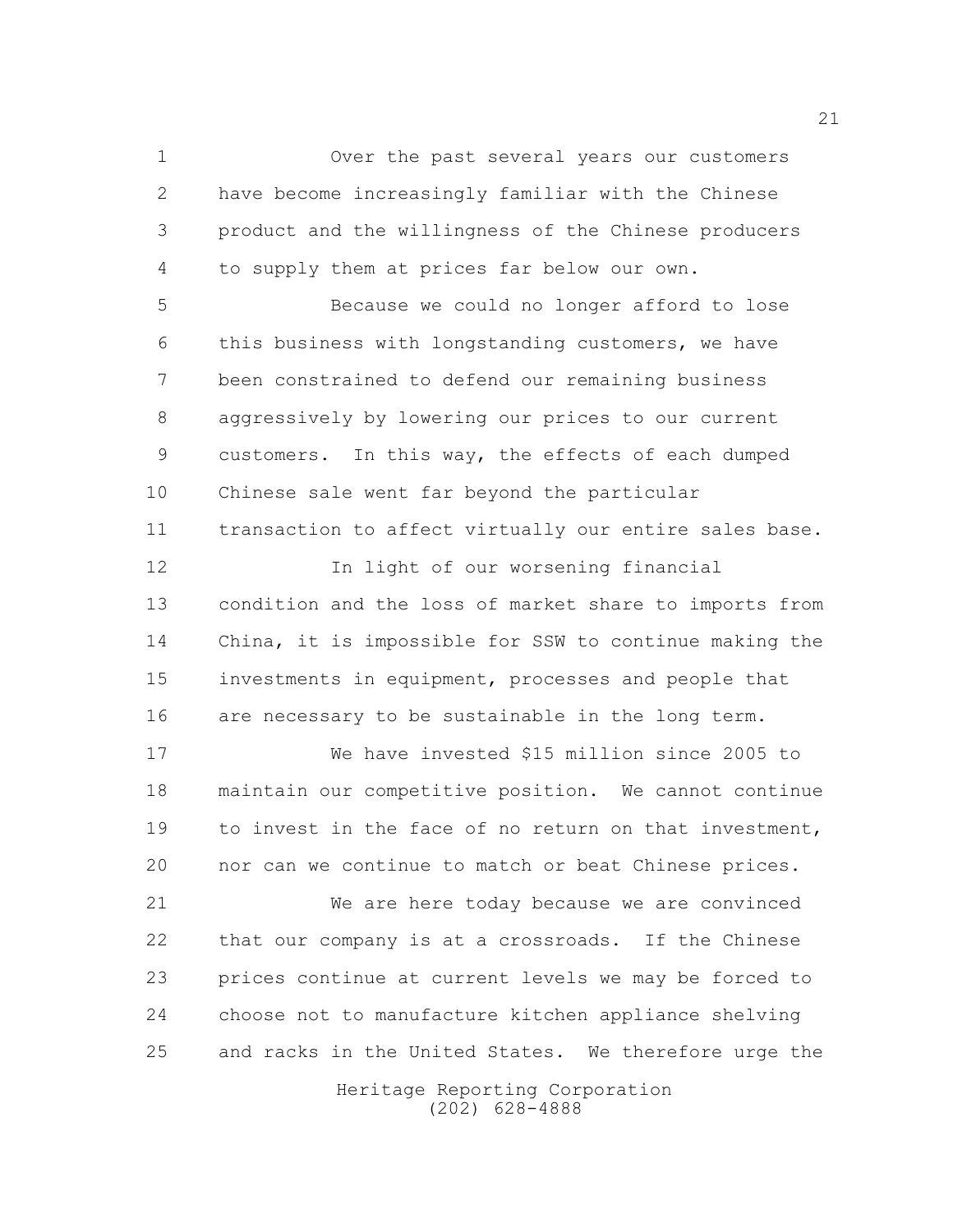Over the past several years our customers have become increasingly familiar with the Chinese product and the willingness of the Chinese producers to supply them at prices far below our own.

Because we could no longer afford to lose this business with longstanding customers, we have been constrained to defend our remaining business aggressively by lowering our prices to our current customers. In this way, the effects of each dumped Chinese sale went far beyond the particular transaction to affect virtually our entire sales base.

In light of our worsening financial condition and the loss of market share to imports from China, it is impossible for SSW to continue making the investments in equipment, processes and people that are necessary to be sustainable in the long term.

We have invested $15 million since 2005 to maintain our competitive position. We cannot continue to invest in the face of no return on that investment, nor can we continue to match or beat Chinese prices.

We are here today because we are convinced that our company is at a crossroads. If the Chinese prices continue at current levels we may be forced to choose not to manufacture kitchen appliance shelving and racks in the United States. We therefore urge the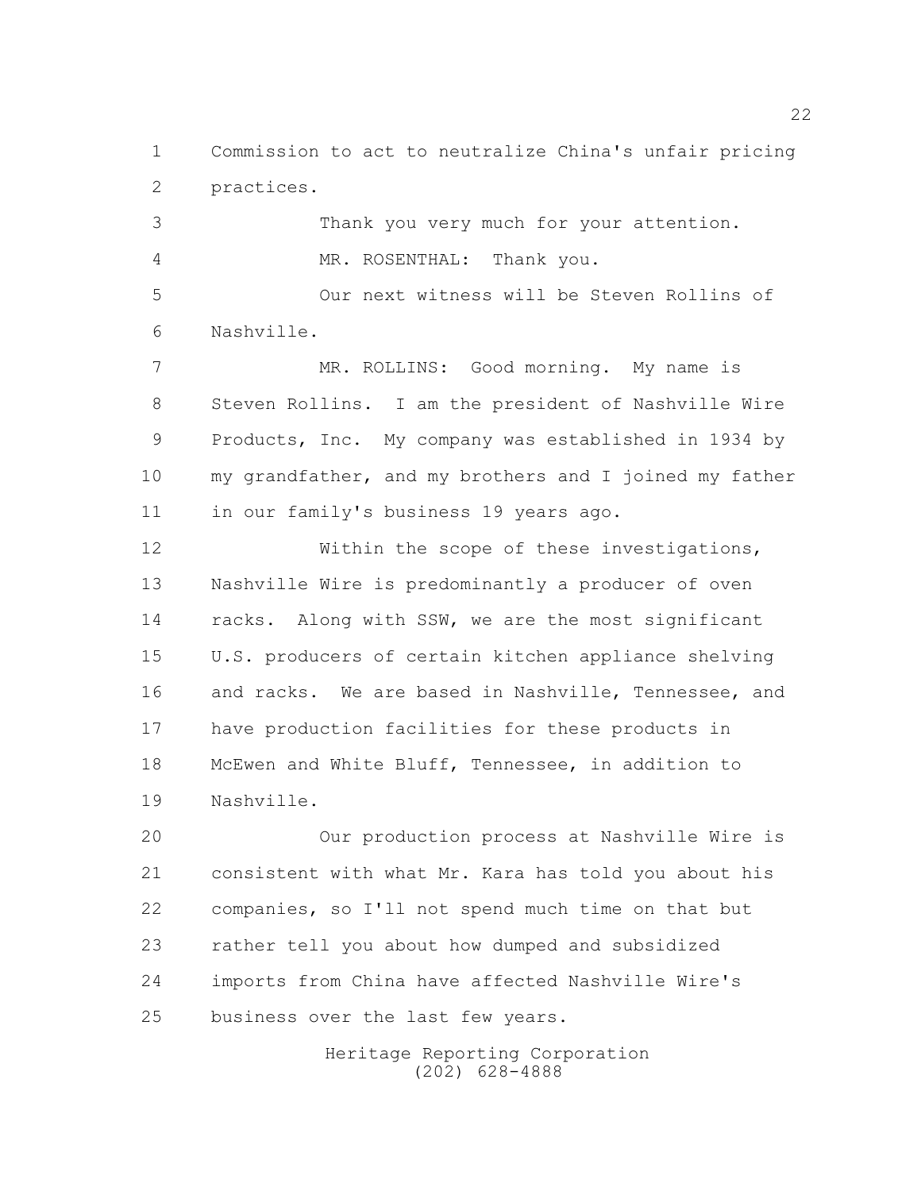Commission to act to neutralize China's unfair pricing practices.

Thank you very much for your attention.

MR. ROSENTHAL: Thank you.

Our next witness will be Steven Rollins of Nashville.

MR. ROLLINS: Good morning. My name is Steven Rollins. I am the president of Nashville Wire Products, Inc. My company was established in 1934 by my grandfather, and my brothers and I joined my father in our family's business 19 years ago.

Within the scope of these investigations, Nashville Wire is predominantly a producer of oven racks. Along with SSW, we are the most significant U.S. producers of certain kitchen appliance shelving and racks. We are based in Nashville, Tennessee, and have production facilities for these products in McEwen and White Bluff, Tennessee, in addition to Nashville.

Our production process at Nashville Wire is consistent with what Mr. Kara has told you about his companies, so I'll not spend much time on that but rather tell you about how dumped and subsidized imports from China have affected Nashville Wire's business over the last few years.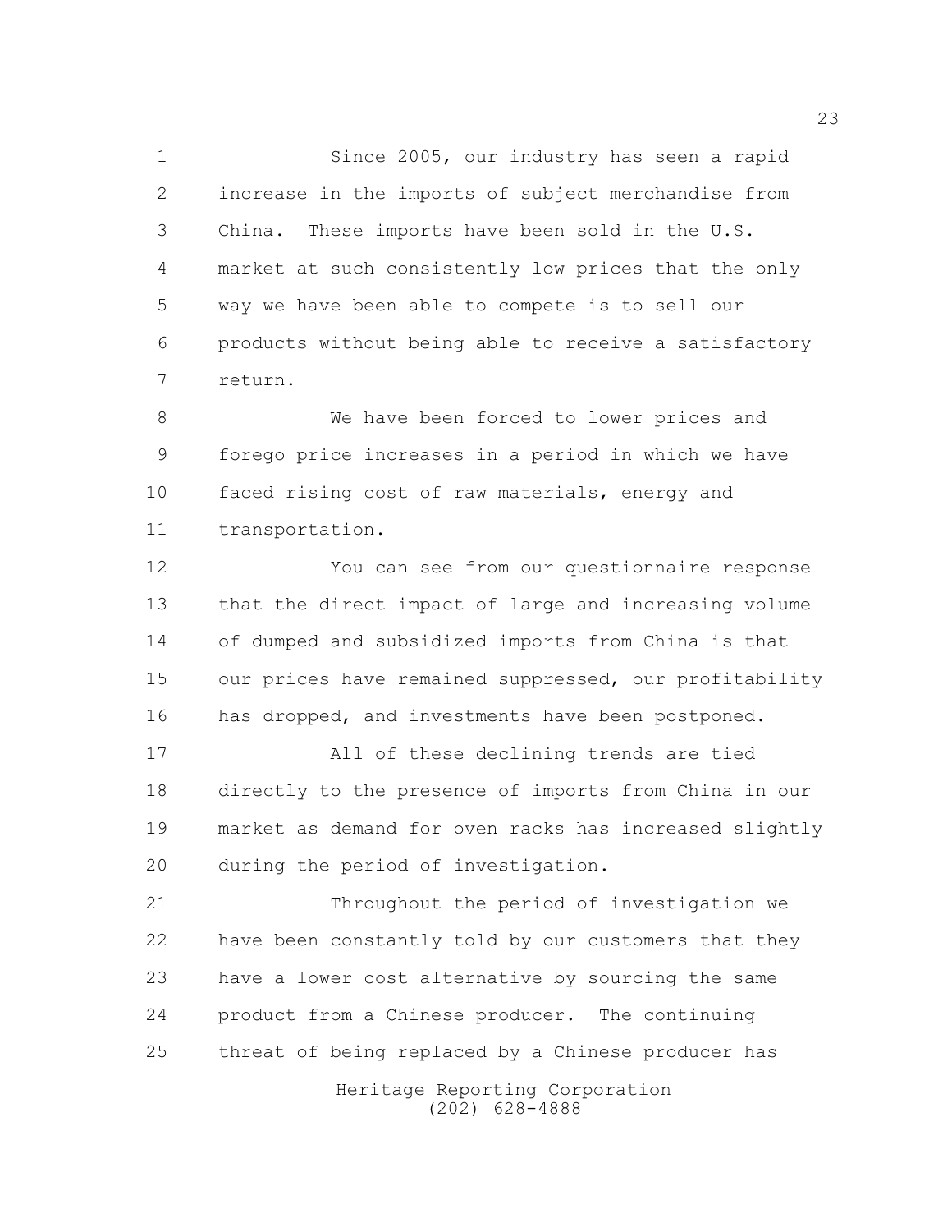Since 2005, our industry has seen a rapid increase in the imports of subject merchandise from China. These imports have been sold in the U.S. market at such consistently low prices that the only way we have been able to compete is to sell our products without being able to receive a satisfactory return.

We have been forced to lower prices and forego price increases in a period in which we have faced rising cost of raw materials, energy and transportation.

You can see from our questionnaire response that the direct impact of large and increasing volume of dumped and subsidized imports from China is that our prices have remained suppressed, our profitability has dropped, and investments have been postponed.

All of these declining trends are tied directly to the presence of imports from China in our market as demand for oven racks has increased slightly during the period of investigation.

Throughout the period of investigation we have been constantly told by our customers that they have a lower cost alternative by sourcing the same product from a Chinese producer. The continuing threat of being replaced by a Chinese producer has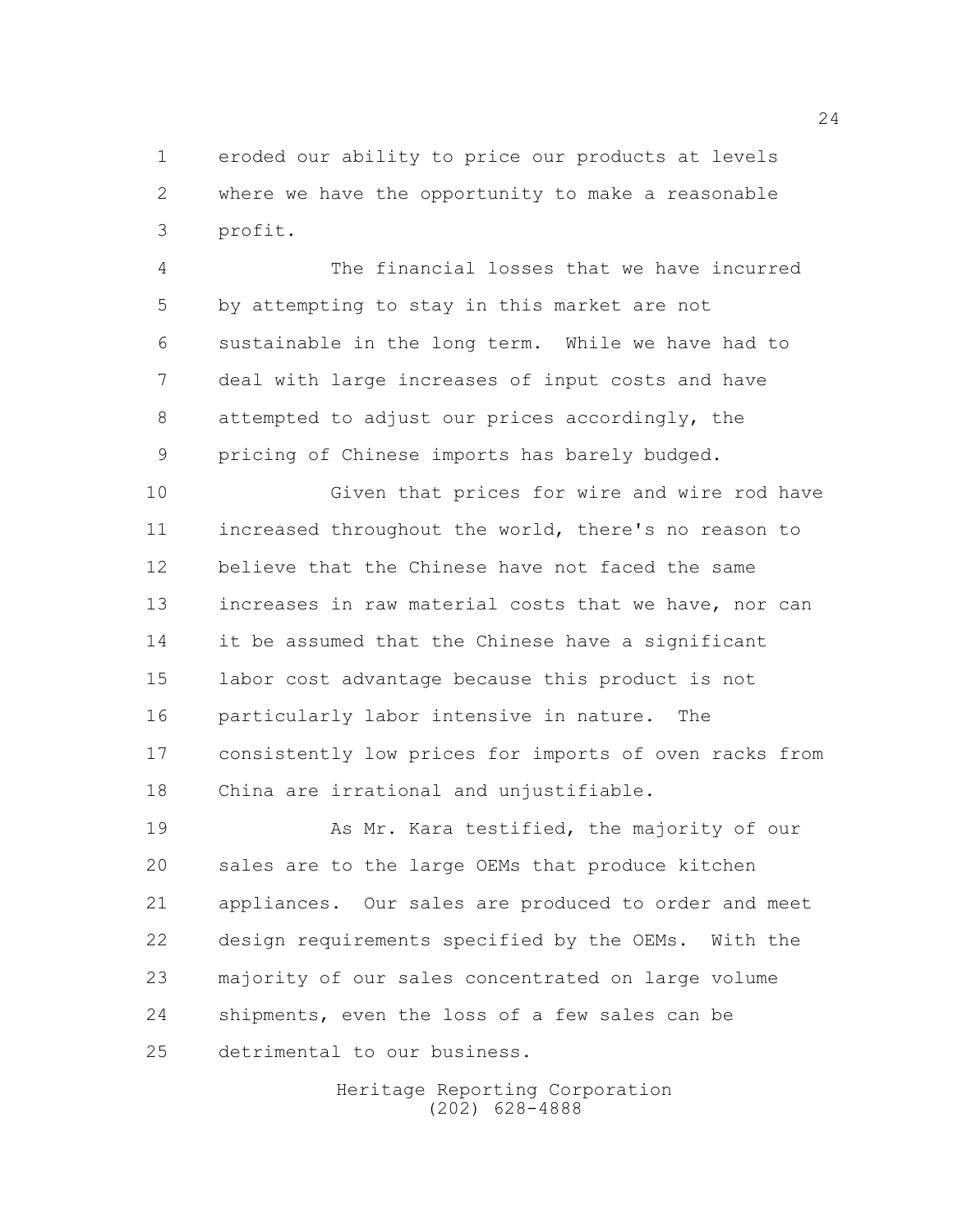eroded our ability to price our products at levels where we have the opportunity to make a reasonable profit.

The financial losses that we have incurred by attempting to stay in this market are not sustainable in the long term. While we have had to deal with large increases of input costs and have attempted to adjust our prices accordingly, the pricing of Chinese imports has barely budged.

Given that prices for wire and wire rod have increased throughout the world, there's no reason to believe that the Chinese have not faced the same increases in raw material costs that we have, nor can it be assumed that the Chinese have a significant labor cost advantage because this product is not particularly labor intensive in nature. The consistently low prices for imports of oven racks from China are irrational and unjustifiable.

As Mr. Kara testified, the majority of our sales are to the large OEMs that produce kitchen appliances. Our sales are produced to order and meet design requirements specified by the OEMs. With the majority of our sales concentrated on large volume shipments, even the loss of a few sales can be detrimental to our business.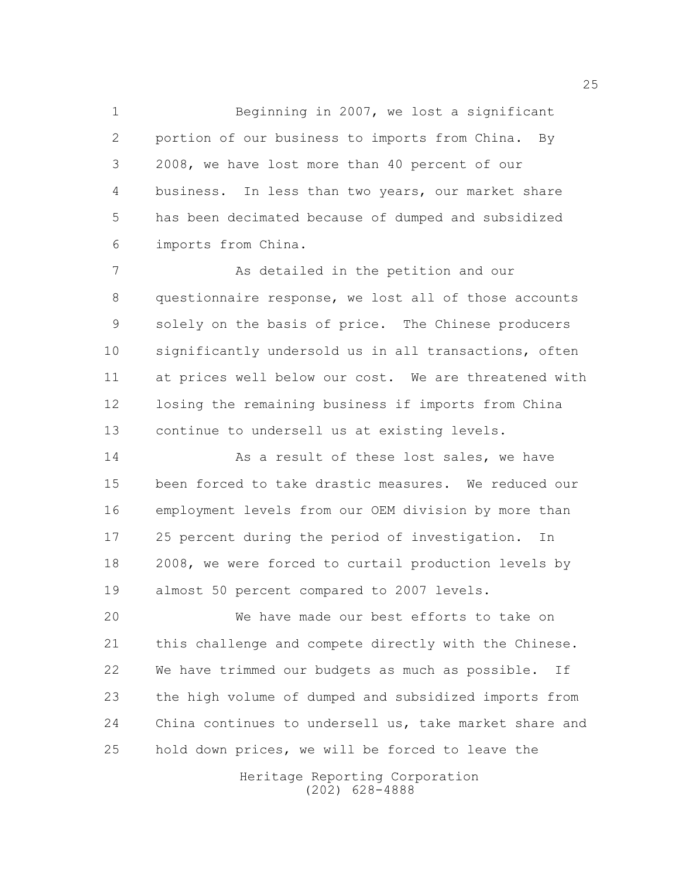Beginning in 2007, we lost a significant portion of our business to imports from China. By 2008, we have lost more than 40 percent of our business. In less than two years, our market share has been decimated because of dumped and subsidized imports from China.

As detailed in the petition and our questionnaire response, we lost all of those accounts solely on the basis of price. The Chinese producers significantly undersold us in all transactions, often at prices well below our cost. We are threatened with losing the remaining business if imports from China continue to undersell us at existing levels.

As a result of these lost sales, we have been forced to take drastic measures. We reduced our employment levels from our OEM division by more than 25 percent during the period of investigation. In 2008, we were forced to curtail production levels by almost 50 percent compared to 2007 levels.

We have made our best efforts to take on this challenge and compete directly with the Chinese. We have trimmed our budgets as much as possible. If the high volume of dumped and subsidized imports from China continues to undersell us, take market share and hold down prices, we will be forced to leave the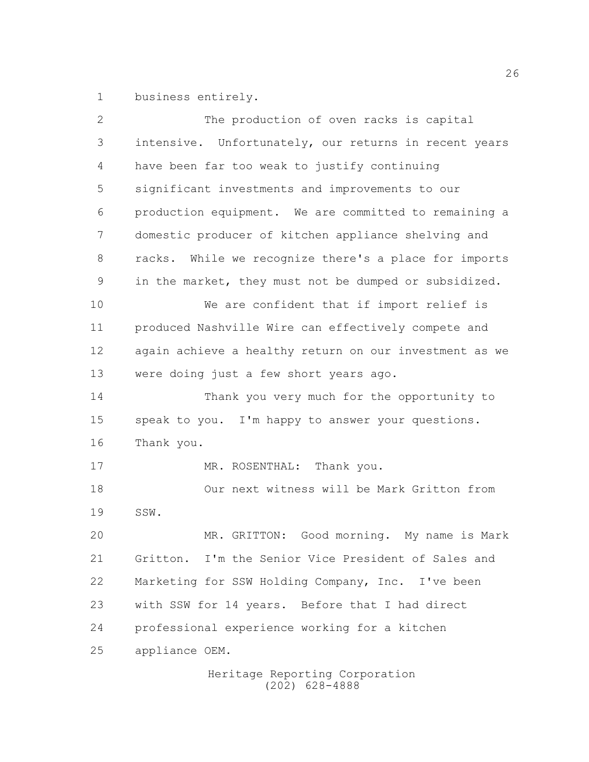business entirely.

The production of oven racks is capital intensive. Unfortunately, our returns in recent years have been far too weak to justify continuing significant investments and improvements to our production equipment. We are committed to remaining a domestic producer of kitchen appliance shelving and racks. While we recognize there's a place for imports in the market, they must not be dumped or subsidized.

We are confident that if import relief is produced Nashville Wire can effectively compete and again achieve a healthy return on our investment as we were doing just a few short years ago.

Thank you very much for the opportunity to speak to you. I'm happy to answer your questions. Thank you.

MR. ROSENTHAL: Thank you.

Our next witness will be Mark Gritton from SSW.

MR. GRITTON: Good morning. My name is Mark Gritton. I'm the Senior Vice President of Sales and Marketing for SSW Holding Company, Inc. I've been with SSW for 14 years. Before that I had direct professional experience working for a kitchen appliance OEM.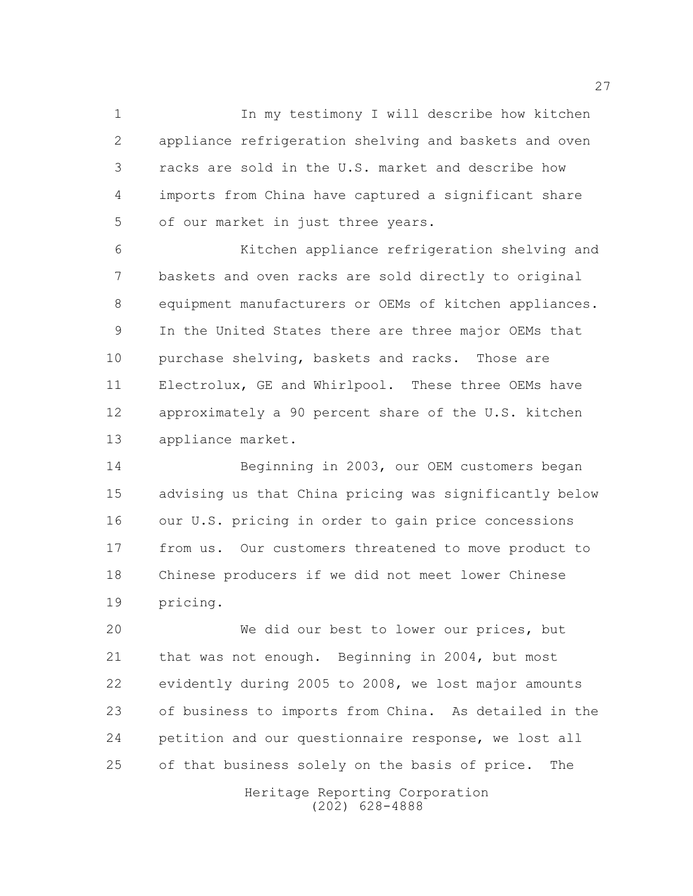In my testimony I will describe how kitchen appliance refrigeration shelving and baskets and oven racks are sold in the U.S. market and describe how imports from China have captured a significant share of our market in just three years.

Kitchen appliance refrigeration shelving and baskets and oven racks are sold directly to original equipment manufacturers or OEMs of kitchen appliances. In the United States there are three major OEMs that purchase shelving, baskets and racks. Those are Electrolux, GE and Whirlpool. These three OEMs have approximately a 90 percent share of the U.S. kitchen appliance market.

Beginning in 2003, our OEM customers began advising us that China pricing was significantly below our U.S. pricing in order to gain price concessions from us. Our customers threatened to move product to Chinese producers if we did not meet lower Chinese pricing.

We did our best to lower our prices, but that was not enough. Beginning in 2004, but most evidently during 2005 to 2008, we lost major amounts of business to imports from China. As detailed in the petition and our questionnaire response, we lost all of that business solely on the basis of price. The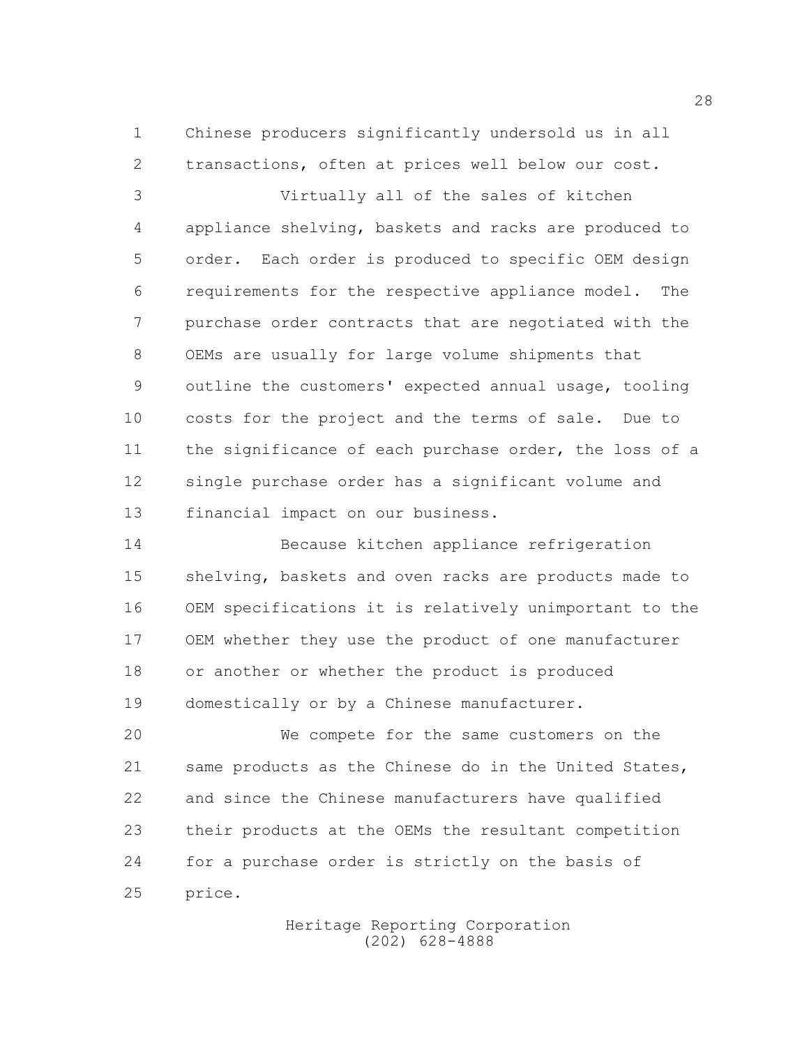Chinese producers significantly undersold us in all transactions, often at prices well below our cost.

Virtually all of the sales of kitchen appliance shelving, baskets and racks are produced to order. Each order is produced to specific OEM design requirements for the respective appliance model. The purchase order contracts that are negotiated with the OEMs are usually for large volume shipments that outline the customers' expected annual usage, tooling costs for the project and the terms of sale. Due to the significance of each purchase order, the loss of a single purchase order has a significant volume and financial impact on our business.

Because kitchen appliance refrigeration shelving, baskets and oven racks are products made to OEM specifications it is relatively unimportant to the OEM whether they use the product of one manufacturer or another or whether the product is produced domestically or by a Chinese manufacturer.

We compete for the same customers on the same products as the Chinese do in the United States, and since the Chinese manufacturers have qualified their products at the OEMs the resultant competition for a purchase order is strictly on the basis of price.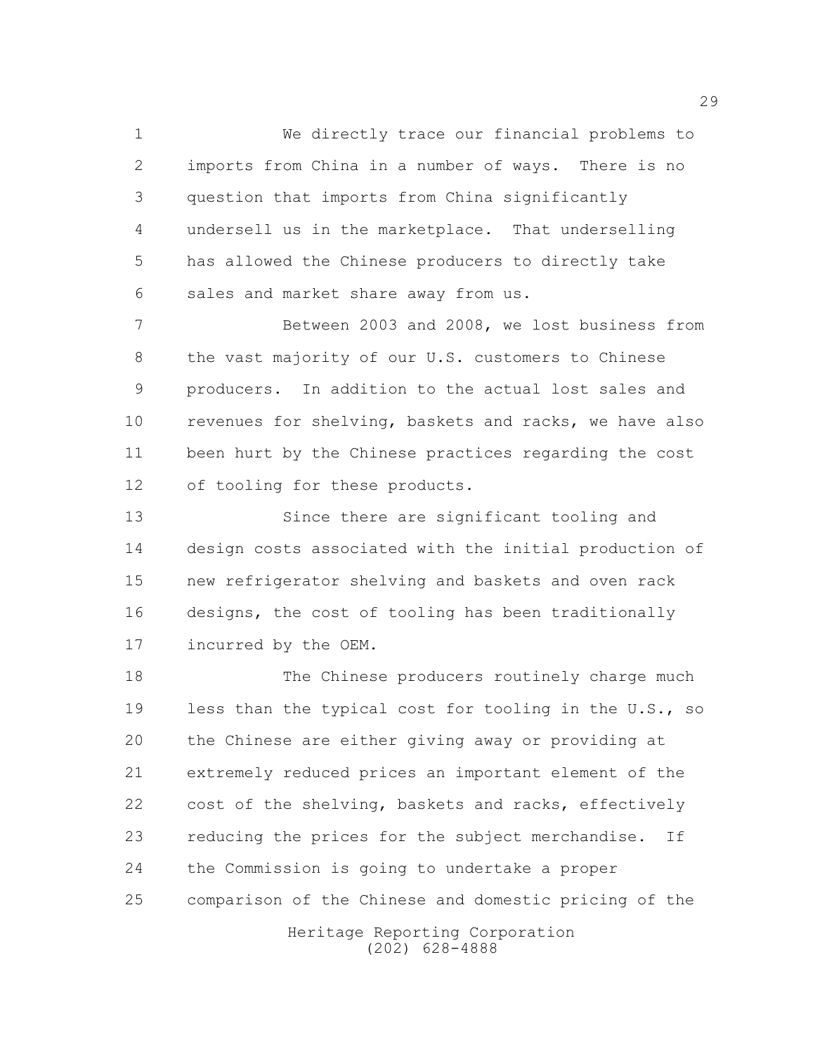We directly trace our financial problems to imports from China in a number of ways. There is no question that imports from China significantly undersell us in the marketplace. That underselling has allowed the Chinese producers to directly take sales and market share away from us.

Between 2003 and 2008, we lost business from the vast majority of our U.S. customers to Chinese producers. In addition to the actual lost sales and revenues for shelving, baskets and racks, we have also been hurt by the Chinese practices regarding the cost of tooling for these products.

Since there are significant tooling and design costs associated with the initial production of new refrigerator shelving and baskets and oven rack designs, the cost of tooling has been traditionally incurred by the OEM.

The Chinese producers routinely charge much less than the typical cost for tooling in the U.S., so the Chinese are either giving away or providing at extremely reduced prices an important element of the cost of the shelving, baskets and racks, effectively reducing the prices for the subject merchandise. If the Commission is going to undertake a proper comparison of the Chinese and domestic pricing of the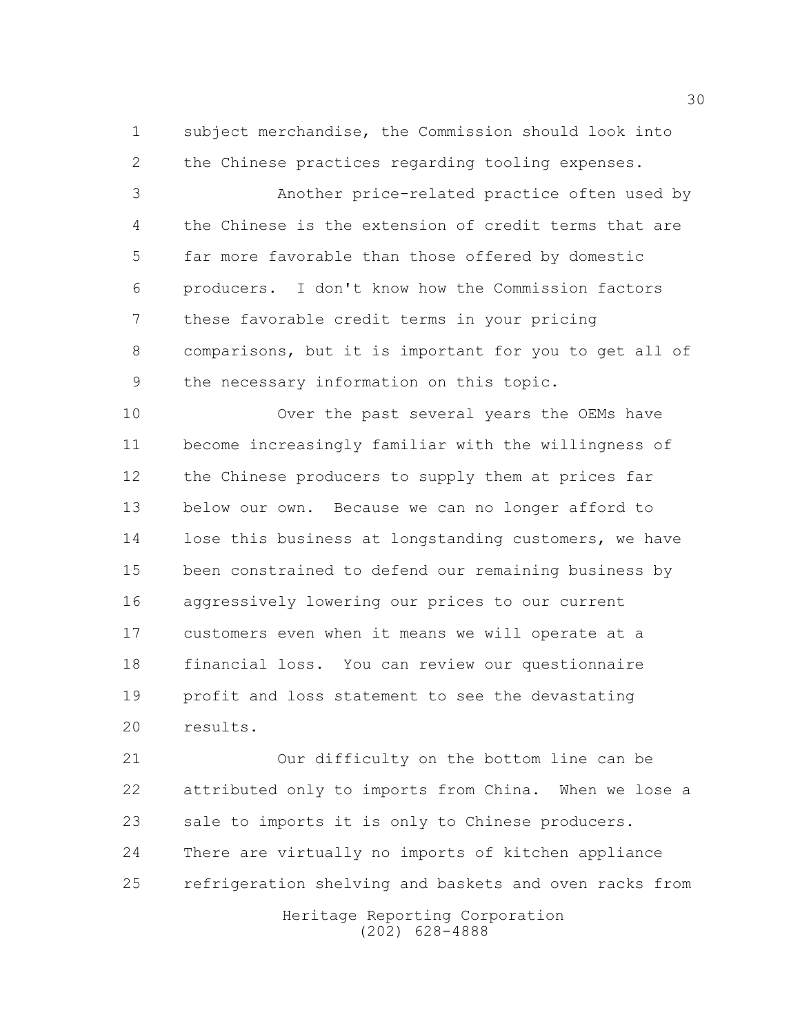subject merchandise, the Commission should look into the Chinese practices regarding tooling expenses.

Another price-related practice often used by the Chinese is the extension of credit terms that are far more favorable than those offered by domestic producers. I don't know how the Commission factors these favorable credit terms in your pricing comparisons, but it is important for you to get all of the necessary information on this topic.

Over the past several years the OEMs have become increasingly familiar with the willingness of the Chinese producers to supply them at prices far below our own. Because we can no longer afford to lose this business at longstanding customers, we have been constrained to defend our remaining business by aggressively lowering our prices to our current customers even when it means we will operate at a financial loss. You can review our questionnaire profit and loss statement to see the devastating results.

Our difficulty on the bottom line can be attributed only to imports from China. When we lose a sale to imports it is only to Chinese producers. There are virtually no imports of kitchen appliance refrigeration shelving and baskets and oven racks from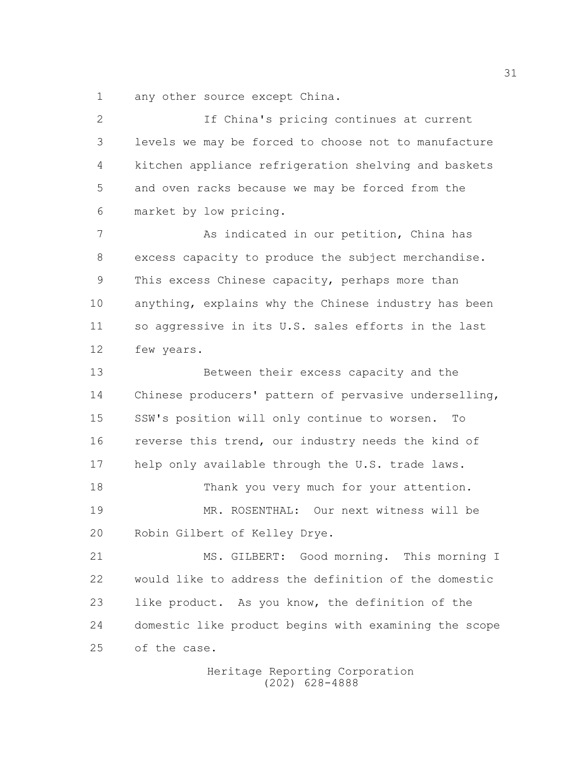any other source except China.

If China's pricing continues at current levels we may be forced to choose not to manufacture kitchen appliance refrigeration shelving and baskets and oven racks because we may be forced from the market by low pricing.

As indicated in our petition, China has excess capacity to produce the subject merchandise. This excess Chinese capacity, perhaps more than anything, explains why the Chinese industry has been so aggressive in its U.S. sales efforts in the last few years.

Between their excess capacity and the Chinese producers' pattern of pervasive underselling, SSW's position will only continue to worsen. To reverse this trend, our industry needs the kind of help only available through the U.S. trade laws.

Thank you very much for your attention.

MR. ROSENTHAL: Our next witness will be Robin Gilbert of Kelley Drye.

MS. GILBERT: Good morning. This morning I would like to address the definition of the domestic like product. As you know, the definition of the domestic like product begins with examining the scope of the case.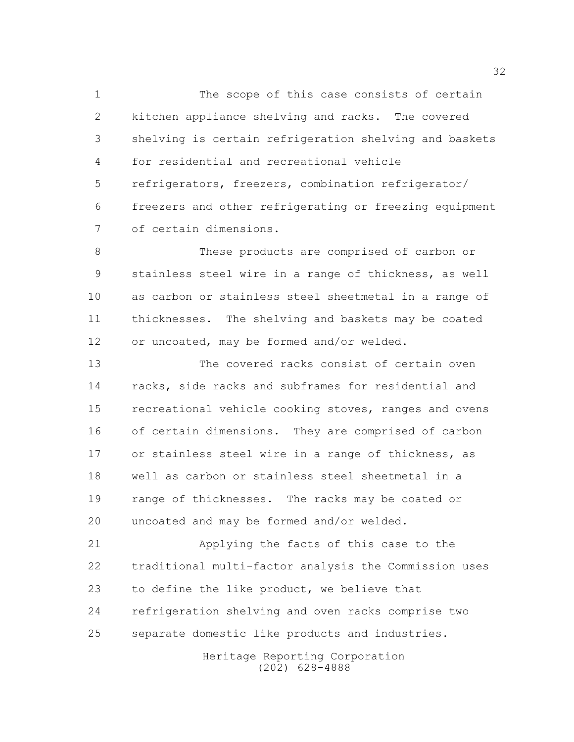The scope of this case consists of certain kitchen appliance shelving and racks. The covered shelving is certain refrigeration shelving and baskets for residential and recreational vehicle refrigerators, freezers, combination refrigerator/ freezers and other refrigerating or freezing equipment of certain dimensions.

These products are comprised of carbon or stainless steel wire in a range of thickness, as well as carbon or stainless steel sheetmetal in a range of thicknesses. The shelving and baskets may be coated or uncoated, may be formed and/or welded.

The covered racks consist of certain oven racks, side racks and subframes for residential and recreational vehicle cooking stoves, ranges and ovens of certain dimensions. They are comprised of carbon or stainless steel wire in a range of thickness, as well as carbon or stainless steel sheetmetal in a range of thicknesses. The racks may be coated or uncoated and may be formed and/or welded.

Applying the facts of this case to the traditional multi-factor analysis the Commission uses to define the like product, we believe that refrigeration shelving and oven racks comprise two separate domestic like products and industries.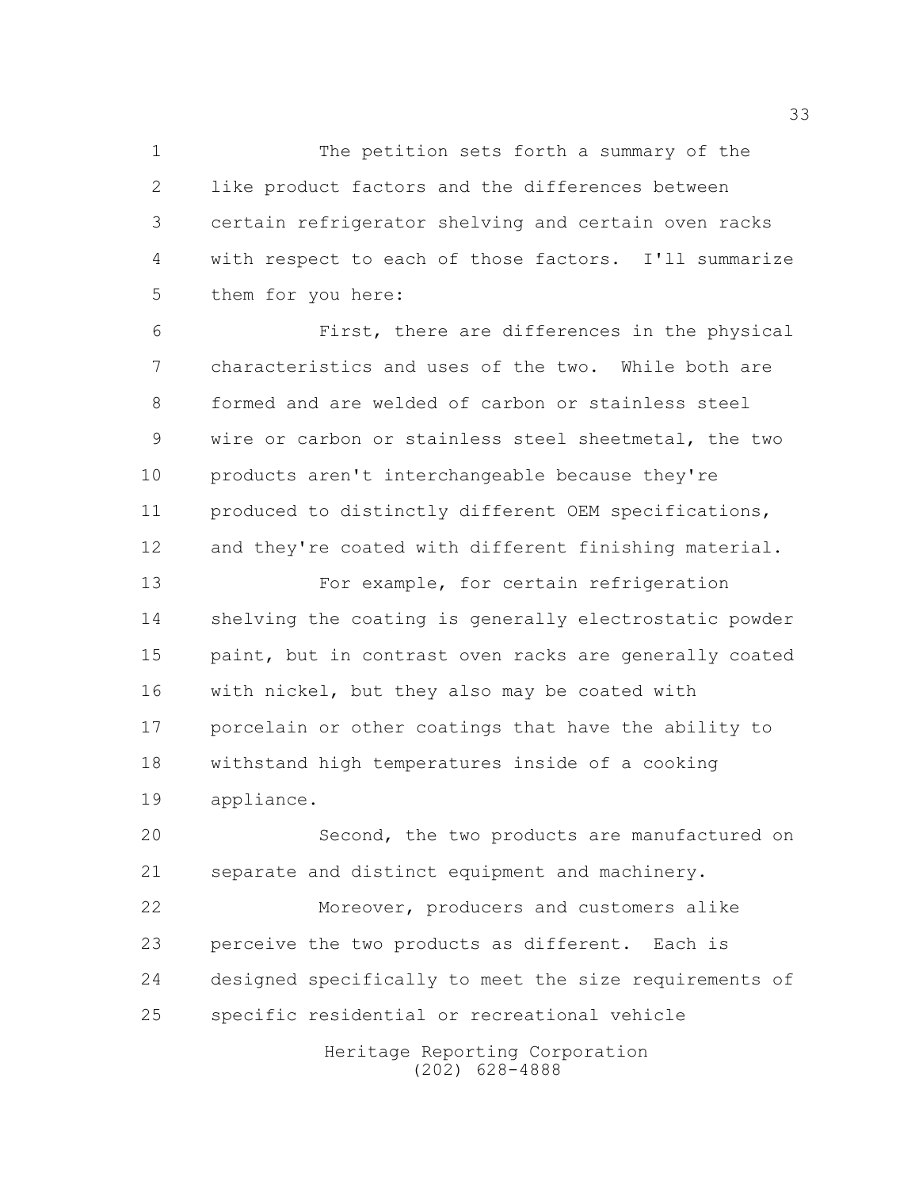The petition sets forth a summary of the like product factors and the differences between certain refrigerator shelving and certain oven racks with respect to each of those factors. I'll summarize them for you here:

First, there are differences in the physical characteristics and uses of the two. While both are formed and are welded of carbon or stainless steel wire or carbon or stainless steel sheetmetal, the two products aren't interchangeable because they're produced to distinctly different OEM specifications, and they're coated with different finishing material.

For example, for certain refrigeration shelving the coating is generally electrostatic powder paint, but in contrast oven racks are generally coated with nickel, but they also may be coated with porcelain or other coatings that have the ability to withstand high temperatures inside of a cooking appliance.

Second, the two products are manufactured on separate and distinct equipment and machinery.

Moreover, producers and customers alike perceive the two products as different. Each is designed specifically to meet the size requirements of specific residential or recreational vehicle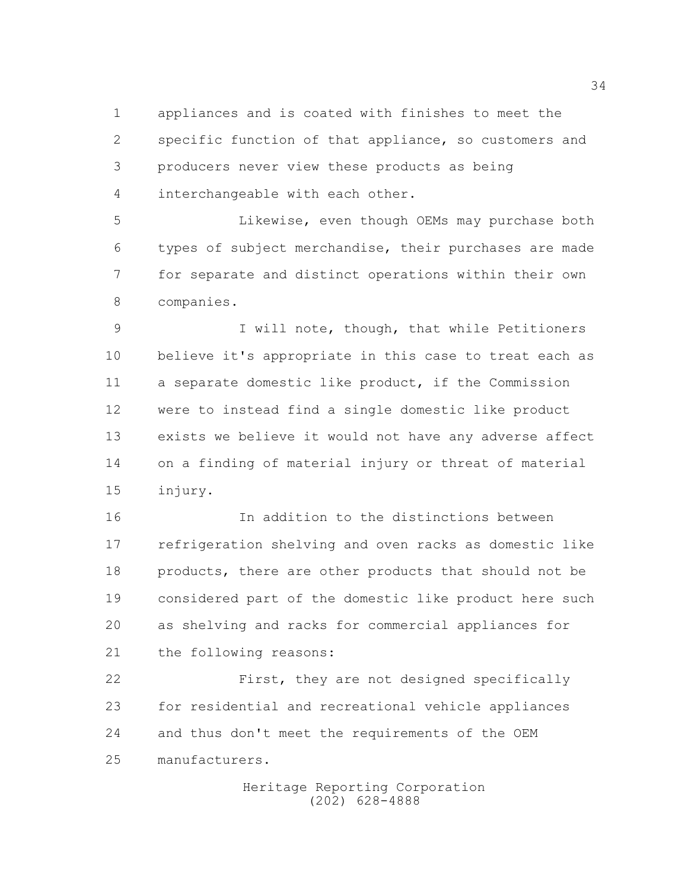appliances and is coated with finishes to meet the specific function of that appliance, so customers and producers never view these products as being interchangeable with each other.

Likewise, even though OEMs may purchase both types of subject merchandise, their purchases are made for separate and distinct operations within their own companies.

I will note, though, that while Petitioners believe it's appropriate in this case to treat each as a separate domestic like product, if the Commission were to instead find a single domestic like product exists we believe it would not have any adverse affect on a finding of material injury or threat of material injury.

In addition to the distinctions between refrigeration shelving and oven racks as domestic like products, there are other products that should not be considered part of the domestic like product here such as shelving and racks for commercial appliances for the following reasons:

First, they are not designed specifically for residential and recreational vehicle appliances and thus don't meet the requirements of the OEM manufacturers.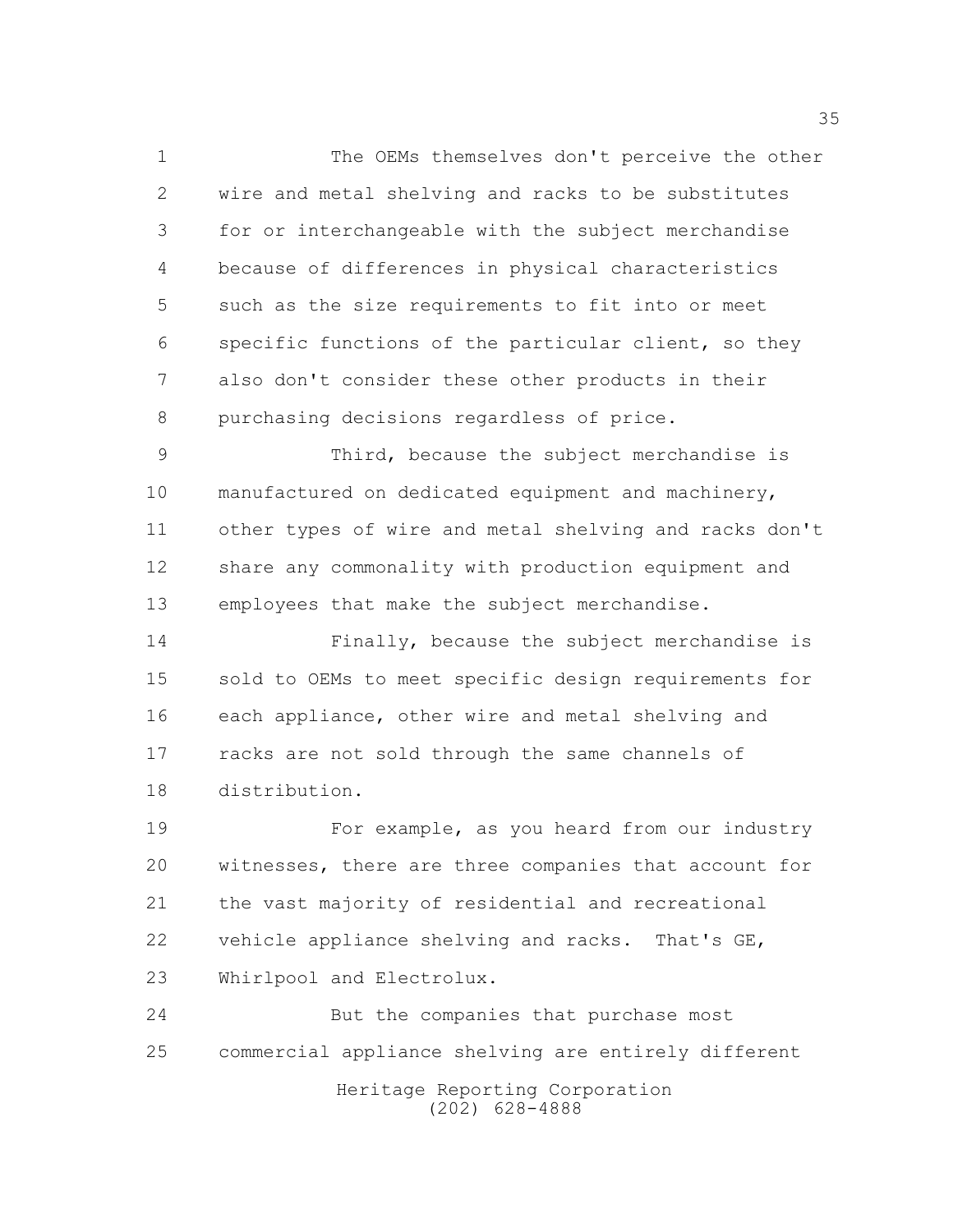The OEMs themselves don't perceive the other wire and metal shelving and racks to be substitutes for or interchangeable with the subject merchandise because of differences in physical characteristics such as the size requirements to fit into or meet specific functions of the particular client, so they also don't consider these other products in their purchasing decisions regardless of price.

Third, because the subject merchandise is manufactured on dedicated equipment and machinery, other types of wire and metal shelving and racks don't share any commonality with production equipment and employees that make the subject merchandise.

Finally, because the subject merchandise is sold to OEMs to meet specific design requirements for each appliance, other wire and metal shelving and racks are not sold through the same channels of distribution.

For example, as you heard from our industry witnesses, there are three companies that account for the vast majority of residential and recreational vehicle appliance shelving and racks. That's GE, Whirlpool and Electrolux.

But the companies that purchase most commercial appliance shelving are entirely different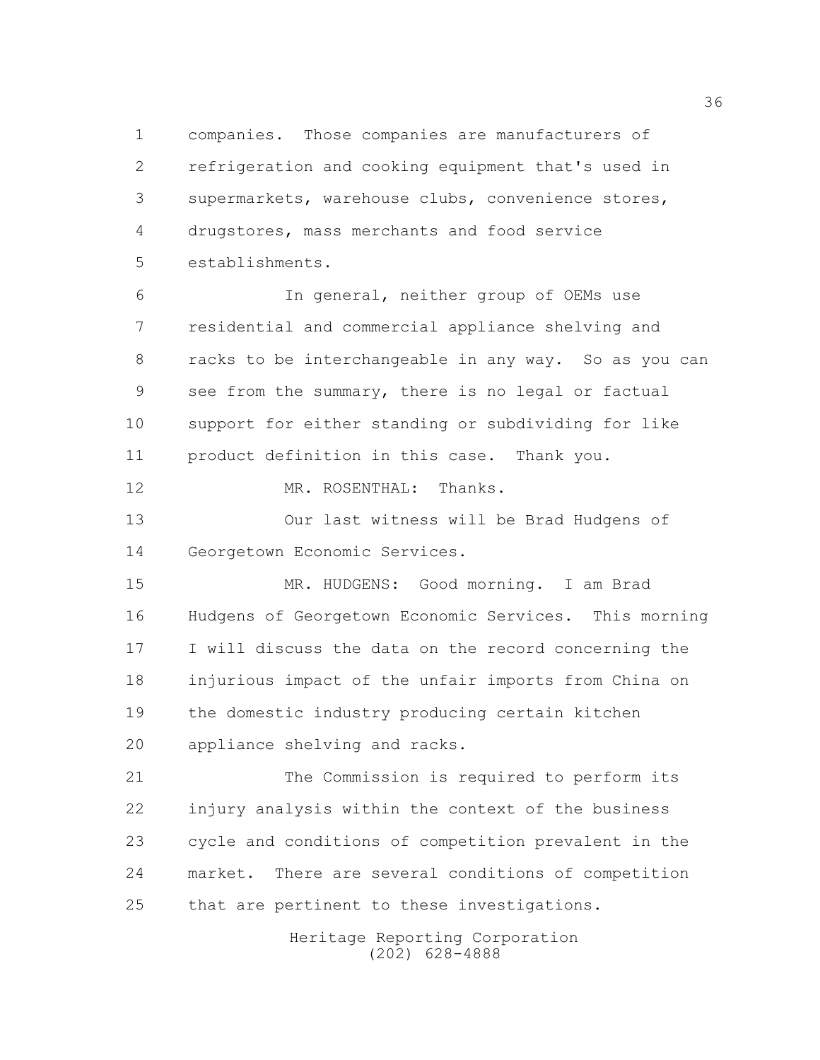companies. Those companies are manufacturers of refrigeration and cooking equipment that's used in supermarkets, warehouse clubs, convenience stores, drugstores, mass merchants and food service establishments.

In general, neither group of OEMs use residential and commercial appliance shelving and racks to be interchangeable in any way. So as you can see from the summary, there is no legal or factual support for either standing or subdividing for like product definition in this case. Thank you.

MR. ROSENTHAL: Thanks.

Our last witness will be Brad Hudgens of Georgetown Economic Services.

MR. HUDGENS: Good morning. I am Brad Hudgens of Georgetown Economic Services. This morning I will discuss the data on the record concerning the injurious impact of the unfair imports from China on the domestic industry producing certain kitchen appliance shelving and racks.

The Commission is required to perform its injury analysis within the context of the business cycle and conditions of competition prevalent in the market. There are several conditions of competition that are pertinent to these investigations.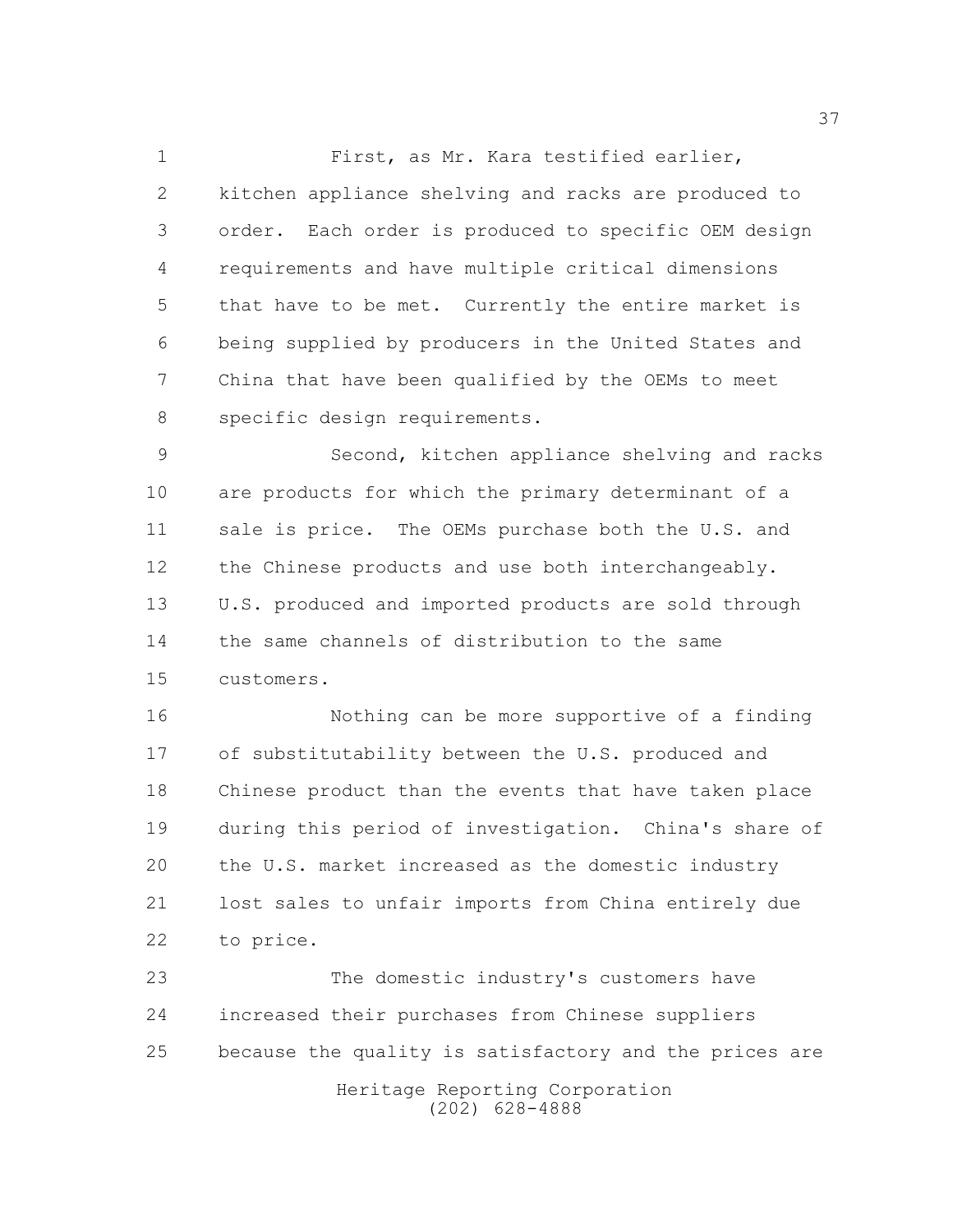First, as Mr. Kara testified earlier, kitchen appliance shelving and racks are produced to order. Each order is produced to specific OEM design requirements and have multiple critical dimensions that have to be met. Currently the entire market is being supplied by producers in the United States and China that have been qualified by the OEMs to meet specific design requirements.

Second, kitchen appliance shelving and racks are products for which the primary determinant of a sale is price. The OEMs purchase both the U.S. and the Chinese products and use both interchangeably. U.S. produced and imported products are sold through the same channels of distribution to the same customers.

Nothing can be more supportive of a finding of substitutability between the U.S. produced and Chinese product than the events that have taken place during this period of investigation. China's share of the U.S. market increased as the domestic industry lost sales to unfair imports from China entirely due to price.

The domestic industry's customers have increased their purchases from Chinese suppliers because the quality is satisfactory and the prices are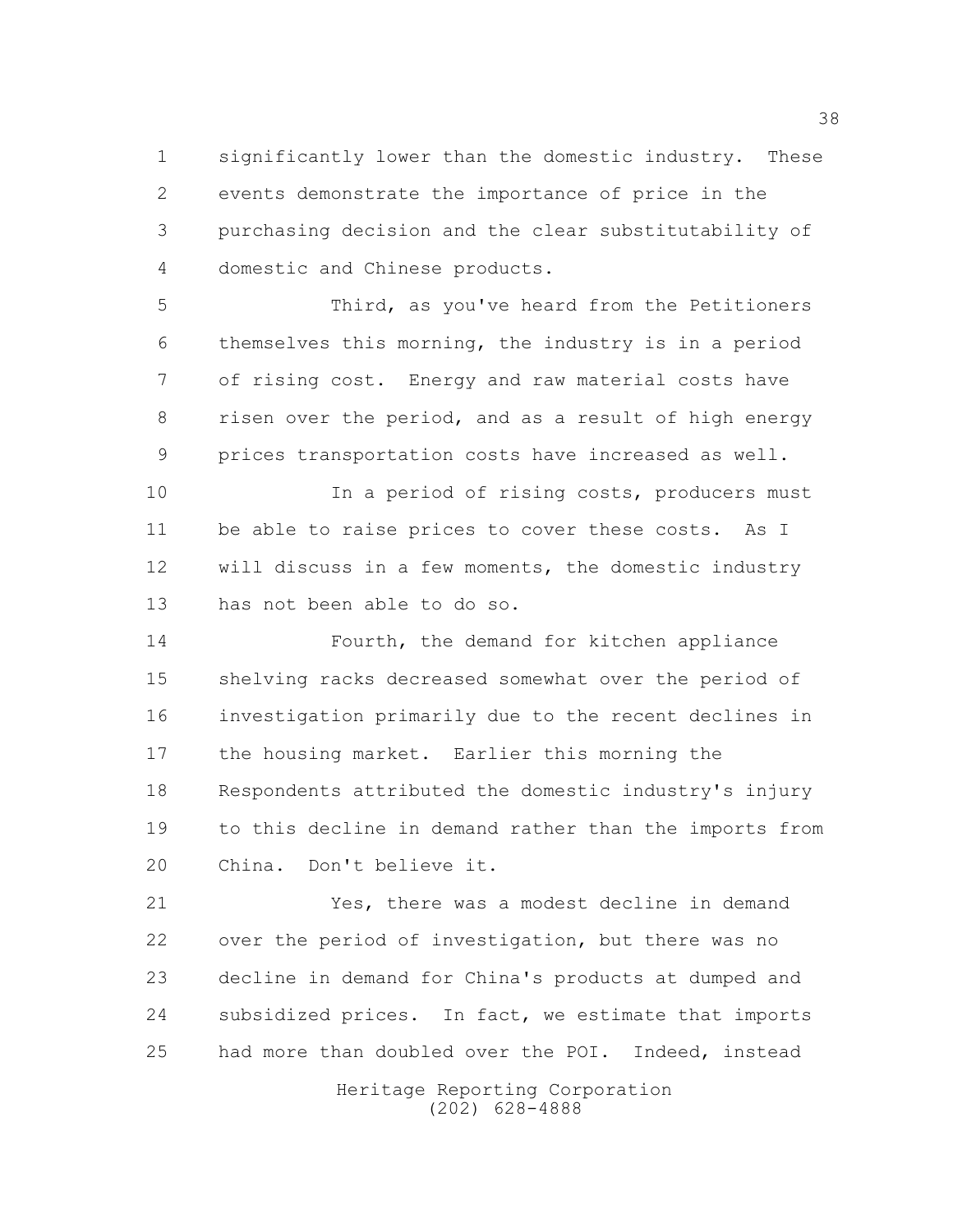significantly lower than the domestic industry. These events demonstrate the importance of price in the purchasing decision and the clear substitutability of domestic and Chinese products.

Third, as you've heard from the Petitioners themselves this morning, the industry is in a period of rising cost. Energy and raw material costs have risen over the period, and as a result of high energy prices transportation costs have increased as well.

In a period of rising costs, producers must be able to raise prices to cover these costs. As I will discuss in a few moments, the domestic industry has not been able to do so.

Fourth, the demand for kitchen appliance shelving racks decreased somewhat over the period of investigation primarily due to the recent declines in the housing market. Earlier this morning the Respondents attributed the domestic industry's injury to this decline in demand rather than the imports from China. Don't believe it.

Yes, there was a modest decline in demand over the period of investigation, but there was no decline in demand for China's products at dumped and subsidized prices. In fact, we estimate that imports had more than doubled over the POI. Indeed, instead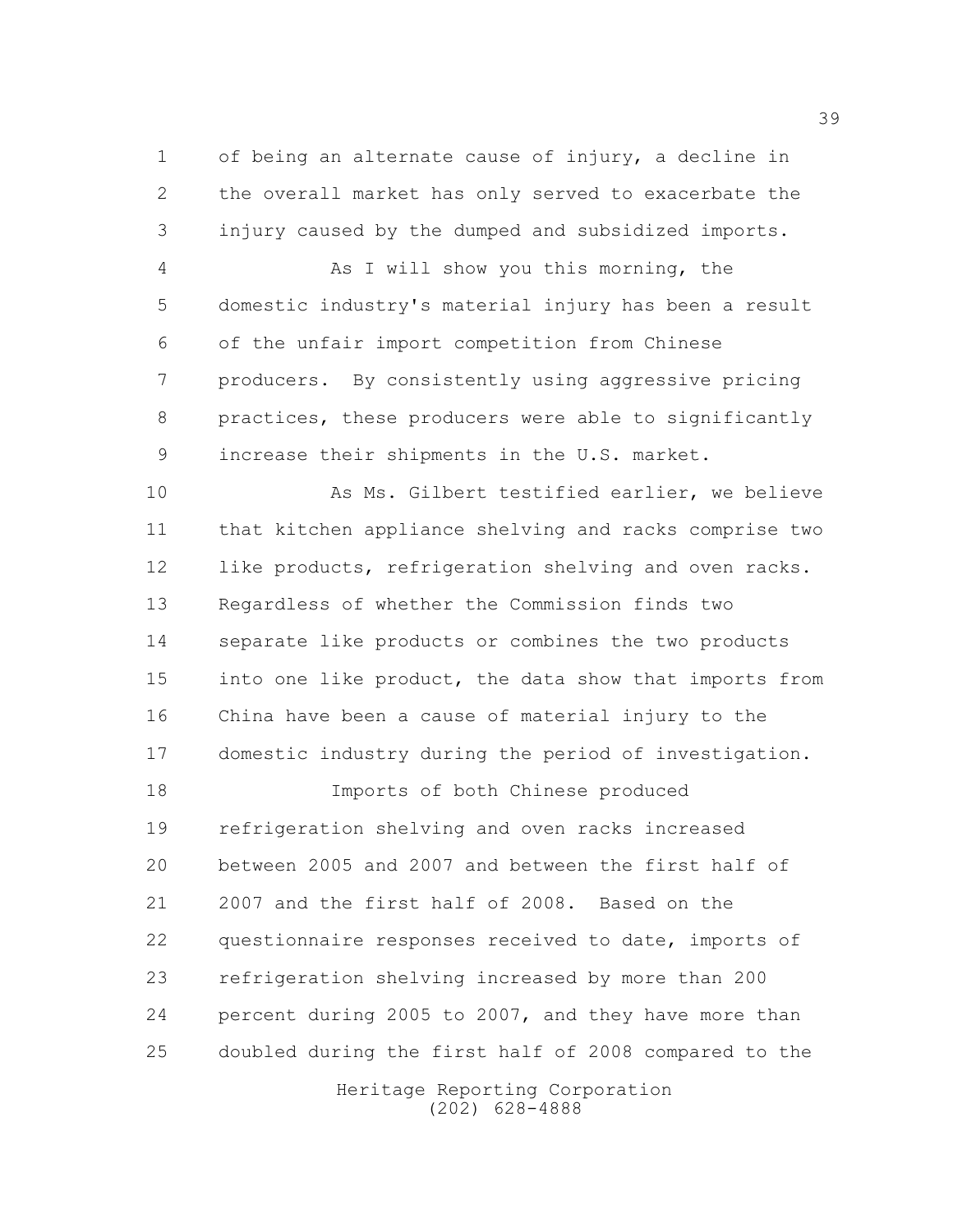of being an alternate cause of injury, a decline in the overall market has only served to exacerbate the injury caused by the dumped and subsidized imports.

As I will show you this morning, the domestic industry's material injury has been a result of the unfair import competition from Chinese producers. By consistently using aggressive pricing practices, these producers were able to significantly increase their shipments in the U.S. market.

As Ms. Gilbert testified earlier, we believe that kitchen appliance shelving and racks comprise two like products, refrigeration shelving and oven racks. Regardless of whether the Commission finds two separate like products or combines the two products into one like product, the data show that imports from China have been a cause of material injury to the domestic industry during the period of investigation.

Imports of both Chinese produced refrigeration shelving and oven racks increased between 2005 and 2007 and between the first half of 2007 and the first half of 2008. Based on the questionnaire responses received to date, imports of refrigeration shelving increased by more than 200 percent during 2005 to 2007, and they have more than doubled during the first half of 2008 compared to the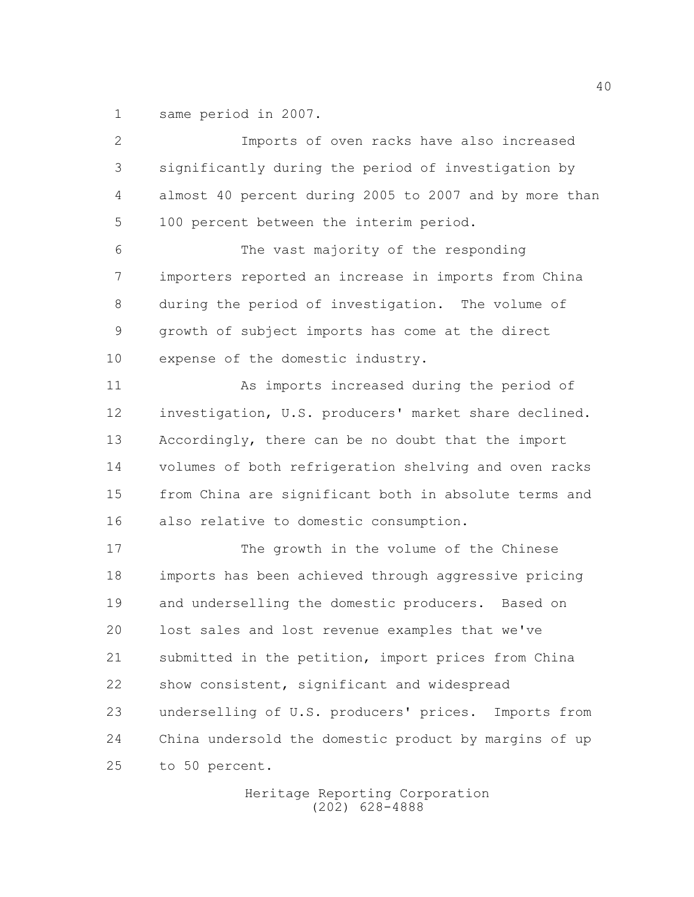same period in 2007.

Imports of oven racks have also increased significantly during the period of investigation by almost 40 percent during 2005 to 2007 and by more than 100 percent between the interim period.

The vast majority of the responding importers reported an increase in imports from China during the period of investigation. The volume of growth of subject imports has come at the direct expense of the domestic industry.

As imports increased during the period of investigation, U.S. producers' market share declined. Accordingly, there can be no doubt that the import volumes of both refrigeration shelving and oven racks from China are significant both in absolute terms and also relative to domestic consumption.

The growth in the volume of the Chinese imports has been achieved through aggressive pricing and underselling the domestic producers. Based on lost sales and lost revenue examples that we've submitted in the petition, import prices from China show consistent, significant and widespread underselling of U.S. producers' prices. Imports from China undersold the domestic product by margins of up to 50 percent.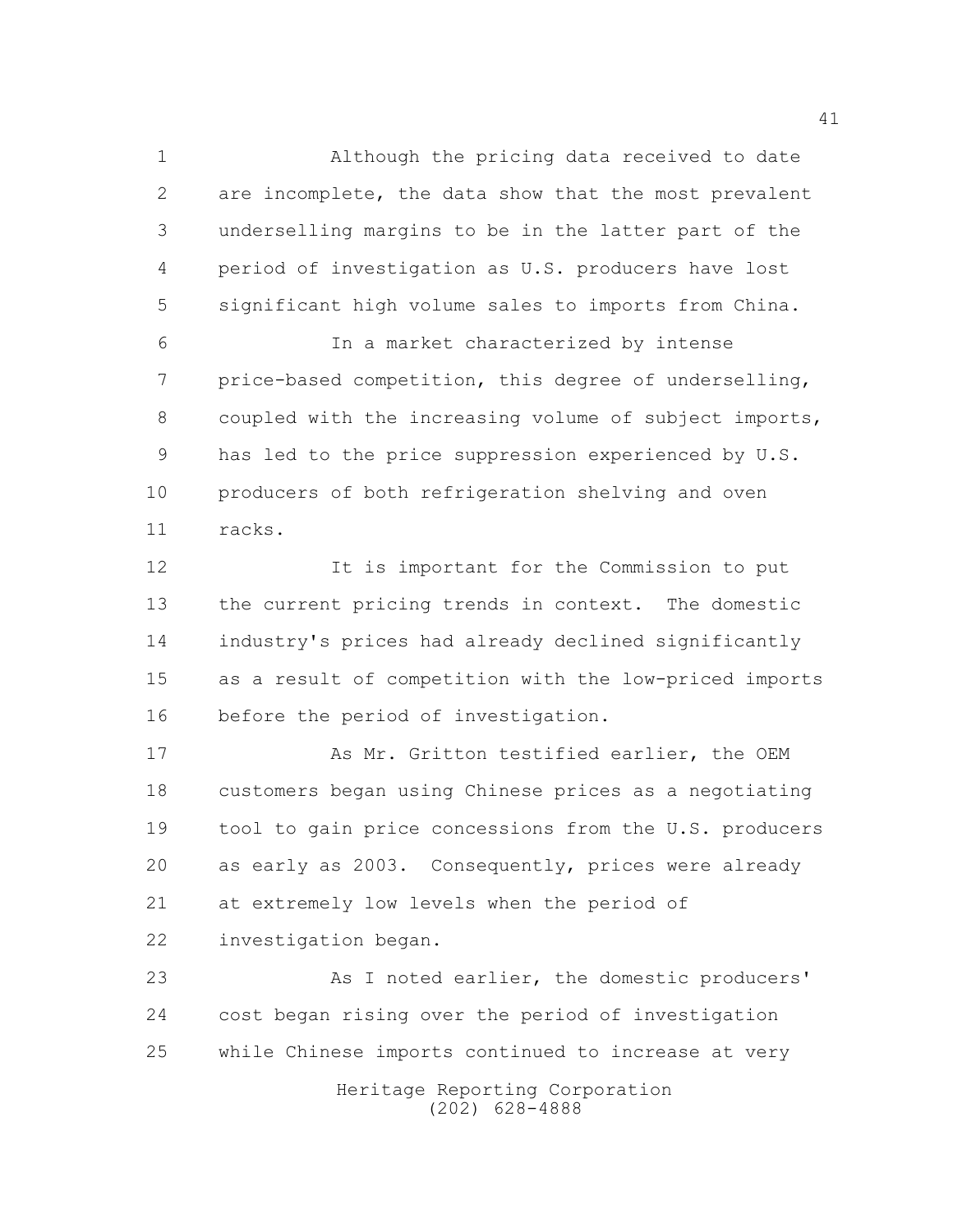Although the pricing data received to date are incomplete, the data show that the most prevalent underselling margins to be in the latter part of the period of investigation as U.S. producers have lost significant high volume sales to imports from China.

In a market characterized by intense price-based competition, this degree of underselling, coupled with the increasing volume of subject imports, has led to the price suppression experienced by U.S. producers of both refrigeration shelving and oven racks.

It is important for the Commission to put the current pricing trends in context. The domestic industry's prices had already declined significantly as a result of competition with the low-priced imports before the period of investigation.

As Mr. Gritton testified earlier, the OEM customers began using Chinese prices as a negotiating tool to gain price concessions from the U.S. producers as early as 2003. Consequently, prices were already at extremely low levels when the period of investigation began.

As I noted earlier, the domestic producers' cost began rising over the period of investigation while Chinese imports continued to increase at very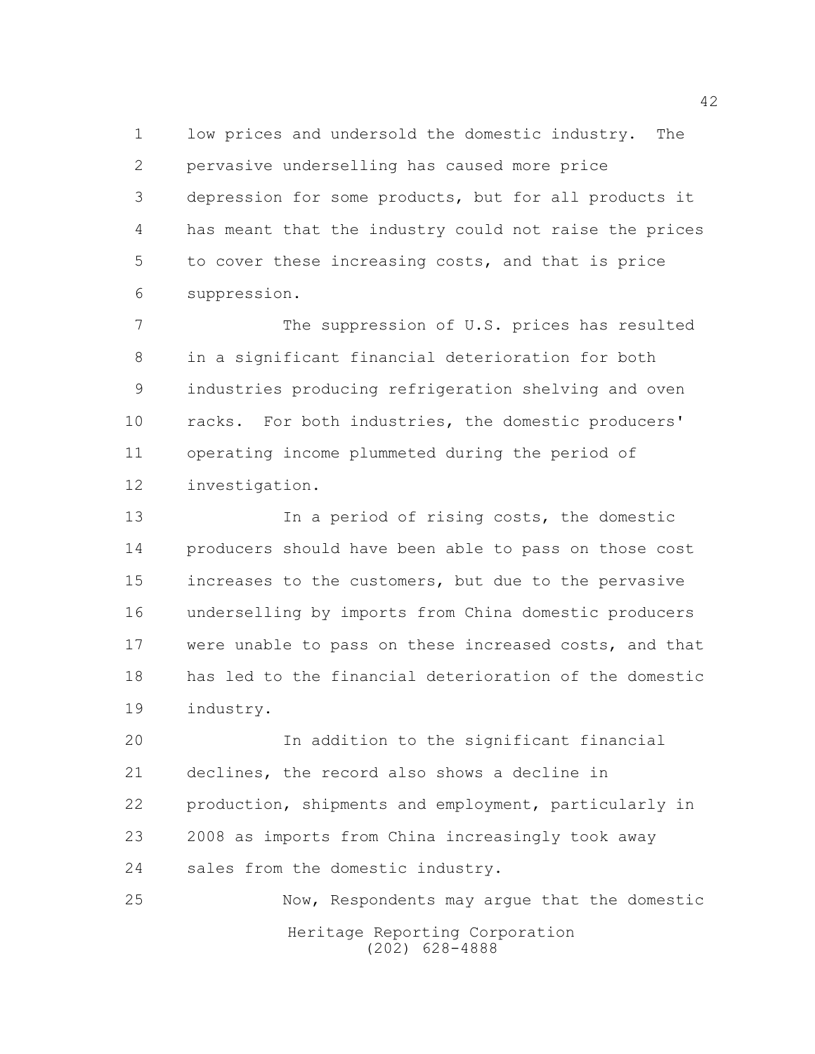low prices and undersold the domestic industry. The pervasive underselling has caused more price depression for some products, but for all products it has meant that the industry could not raise the prices to cover these increasing costs, and that is price suppression.

The suppression of U.S. prices has resulted in a significant financial deterioration for both industries producing refrigeration shelving and oven racks. For both industries, the domestic producers' operating income plummeted during the period of investigation.

In a period of rising costs, the domestic producers should have been able to pass on those cost increases to the customers, but due to the pervasive underselling by imports from China domestic producers were unable to pass on these increased costs, and that has led to the financial deterioration of the domestic industry.

In addition to the significant financial declines, the record also shows a decline in production, shipments and employment, particularly in 2008 as imports from China increasingly took away sales from the domestic industry.

Now, Respondents may argue that the domestic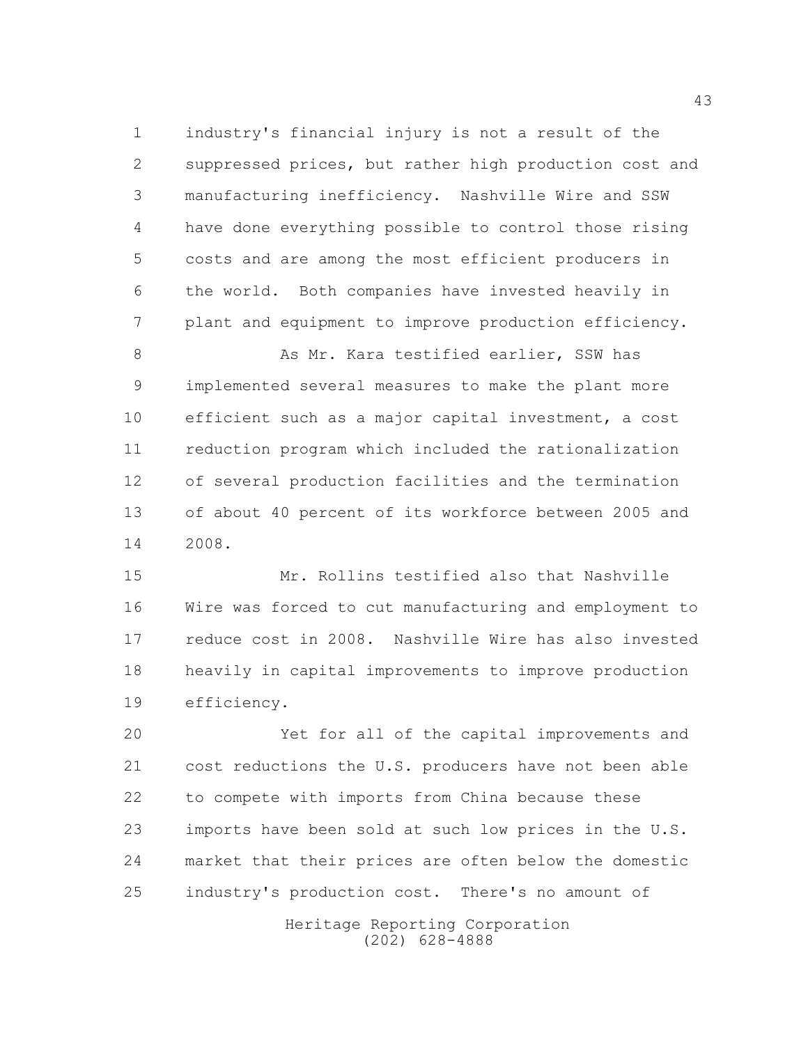industry's financial injury is not a result of the suppressed prices, but rather high production cost and manufacturing inefficiency. Nashville Wire and SSW have done everything possible to control those rising costs and are among the most efficient producers in the world. Both companies have invested heavily in plant and equipment to improve production efficiency.

As Mr. Kara testified earlier, SSW has implemented several measures to make the plant more efficient such as a major capital investment, a cost reduction program which included the rationalization of several production facilities and the termination of about 40 percent of its workforce between 2005 and 2008.

Mr. Rollins testified also that Nashville Wire was forced to cut manufacturing and employment to reduce cost in 2008. Nashville Wire has also invested heavily in capital improvements to improve production efficiency.

Yet for all of the capital improvements and cost reductions the U.S. producers have not been able to compete with imports from China because these imports have been sold at such low prices in the U.S. market that their prices are often below the domestic industry's production cost. There's no amount of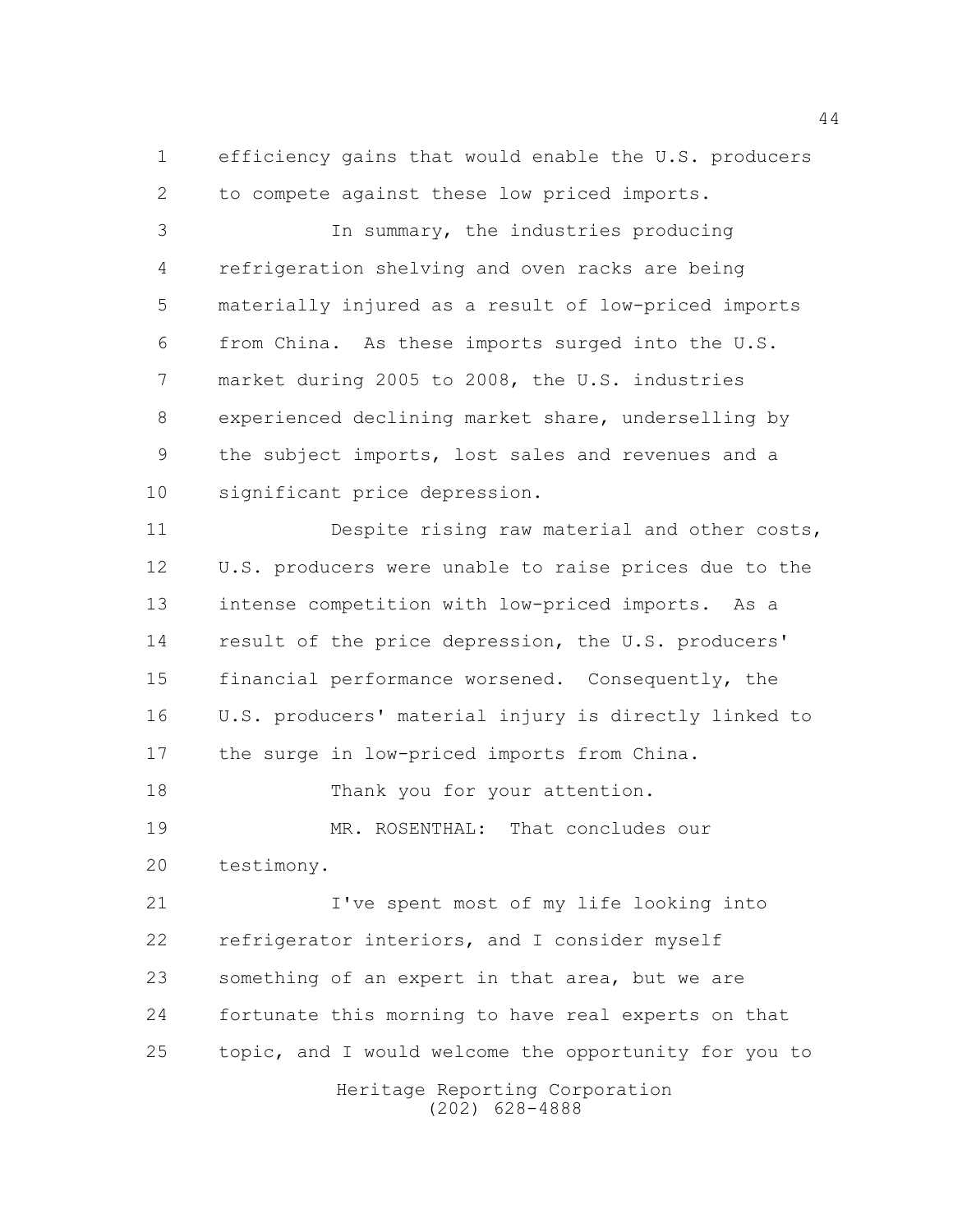efficiency gains that would enable the U.S. producers to compete against these low priced imports.

In summary, the industries producing refrigeration shelving and oven racks are being materially injured as a result of low-priced imports from China. As these imports surged into the U.S. market during 2005 to 2008, the U.S. industries experienced declining market share, underselling by the subject imports, lost sales and revenues and a significant price depression.

Despite rising raw material and other costs, U.S. producers were unable to raise prices due to the intense competition with low-priced imports. As a result of the price depression, the U.S. producers' financial performance worsened. Consequently, the U.S. producers' material injury is directly linked to the surge in low-priced imports from China.

Thank you for your attention.

MR. ROSENTHAL: That concludes our testimony.

I've spent most of my life looking into refrigerator interiors, and I consider myself something of an expert in that area, but we are fortunate this morning to have real experts on that topic, and I would welcome the opportunity for you to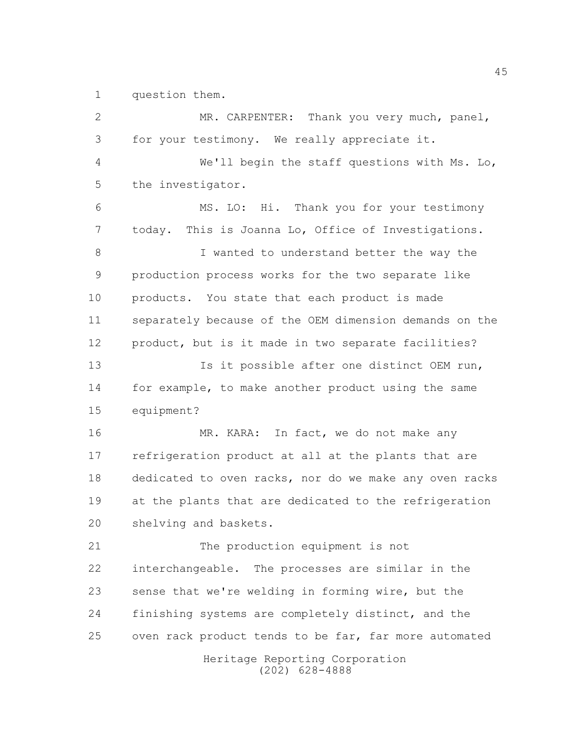question them.

MR. CARPENTER: Thank you very much, panel, for your testimony. We really appreciate it.

We'll begin the staff questions with Ms. Lo, the investigator.

MS. LO: Hi. Thank you for your testimony today. This is Joanna Lo, Office of Investigations.

I wanted to understand better the way the production process works for the two separate like products. You state that each product is made separately because of the OEM dimension demands on the product, but is it made in two separate facilities?

Is it possible after one distinct OEM run, for example, to make another product using the same equipment?

MR. KARA: In fact, we do not make any refrigeration product at all at the plants that are dedicated to oven racks, nor do we make any oven racks at the plants that are dedicated to the refrigeration shelving and baskets.

The production equipment is not interchangeable. The processes are similar in the sense that we're welding in forming wire, but the finishing systems are completely distinct, and the oven rack product tends to be far, far more automated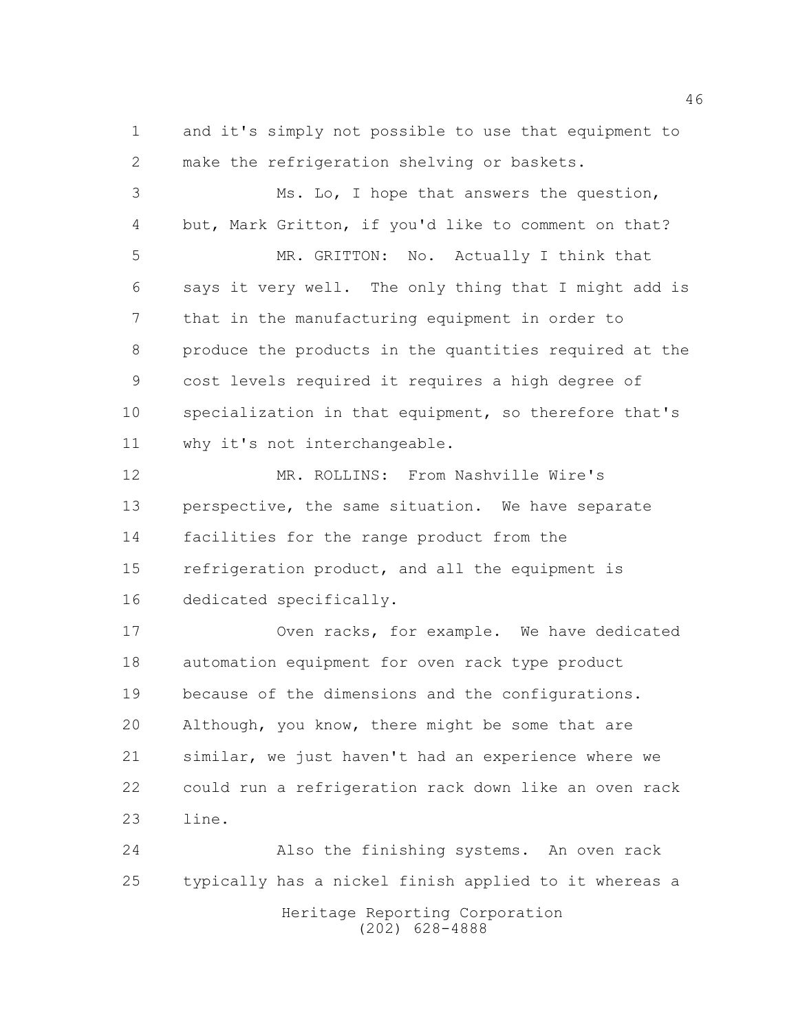and it's simply not possible to use that equipment to make the refrigeration shelving or baskets.

Ms. Lo, I hope that answers the question, but, Mark Gritton, if you'd like to comment on that?

MR. GRITTON: No. Actually I think that says it very well. The only thing that I might add is that in the manufacturing equipment in order to produce the products in the quantities required at the cost levels required it requires a high degree of specialization in that equipment, so therefore that's why it's not interchangeable.

MR. ROLLINS: From Nashville Wire's perspective, the same situation. We have separate facilities for the range product from the refrigeration product, and all the equipment is dedicated specifically.

Oven racks, for example. We have dedicated automation equipment for oven rack type product because of the dimensions and the configurations. Although, you know, there might be some that are similar, we just haven't had an experience where we could run a refrigeration rack down like an oven rack line.

Also the finishing systems. An oven rack typically has a nickel finish applied to it whereas a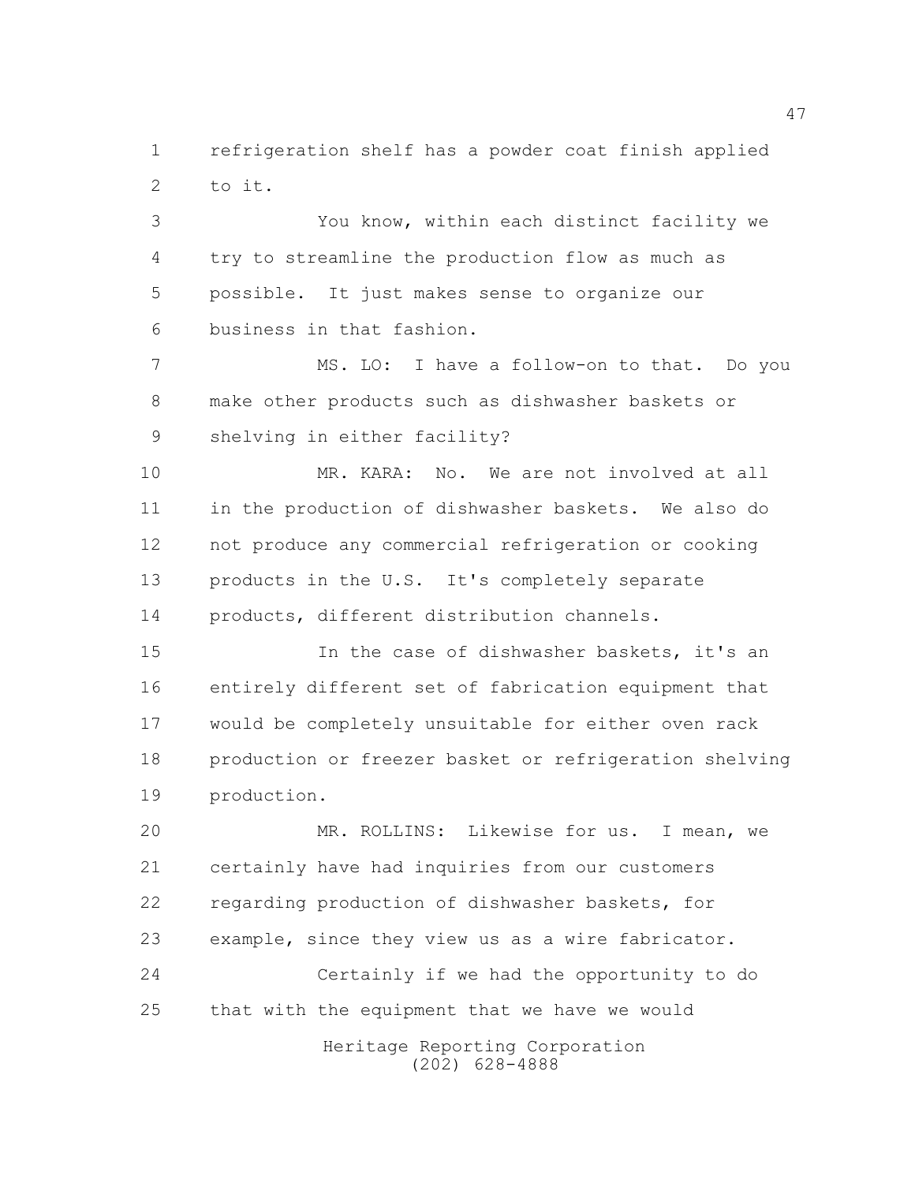refrigeration shelf has a powder coat finish applied to it.

You know, within each distinct facility we try to streamline the production flow as much as possible. It just makes sense to organize our business in that fashion.

MS. LO: I have a follow-on to that. Do you make other products such as dishwasher baskets or shelving in either facility?

MR. KARA: No. We are not involved at all in the production of dishwasher baskets. We also do not produce any commercial refrigeration or cooking products in the U.S. It's completely separate products, different distribution channels.

In the case of dishwasher baskets, it's an entirely different set of fabrication equipment that would be completely unsuitable for either oven rack production or freezer basket or refrigeration shelving production.

MR. ROLLINS: Likewise for us. I mean, we certainly have had inquiries from our customers regarding production of dishwasher baskets, for example, since they view us as a wire fabricator.

Certainly if we had the opportunity to do that with the equipment that we have we would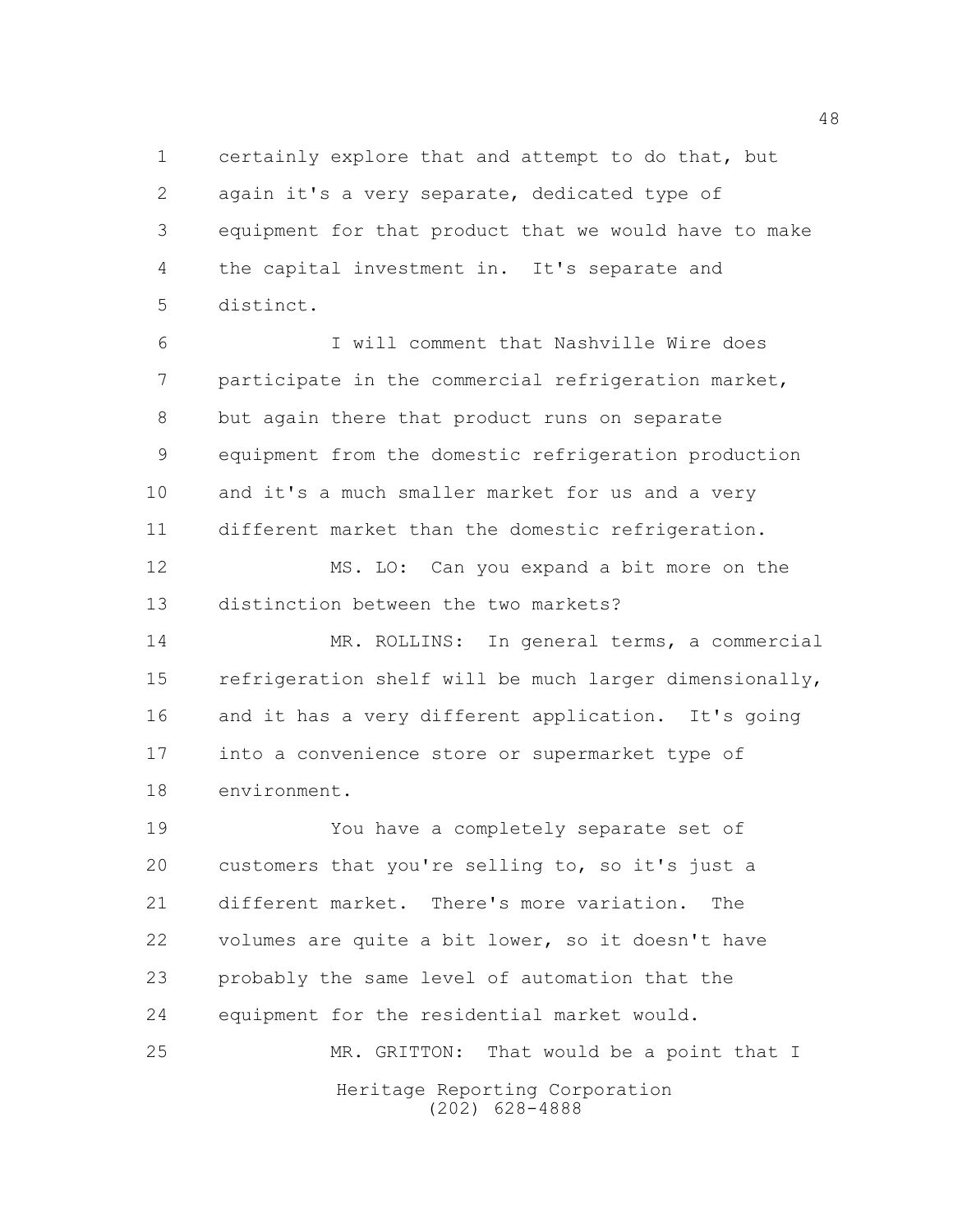certainly explore that and attempt to do that, but again it's a very separate, dedicated type of equipment for that product that we would have to make the capital investment in. It's separate and distinct.

I will comment that Nashville Wire does participate in the commercial refrigeration market, but again there that product runs on separate equipment from the domestic refrigeration production and it's a much smaller market for us and a very different market than the domestic refrigeration.

MS. LO: Can you expand a bit more on the distinction between the two markets?

MR. ROLLINS: In general terms, a commercial refrigeration shelf will be much larger dimensionally, and it has a very different application. It's going into a convenience store or supermarket type of environment.

You have a completely separate set of customers that you're selling to, so it's just a different market. There's more variation. The volumes are quite a bit lower, so it doesn't have probably the same level of automation that the equipment for the residential market would.

MR. GRITTON: That would be a point that I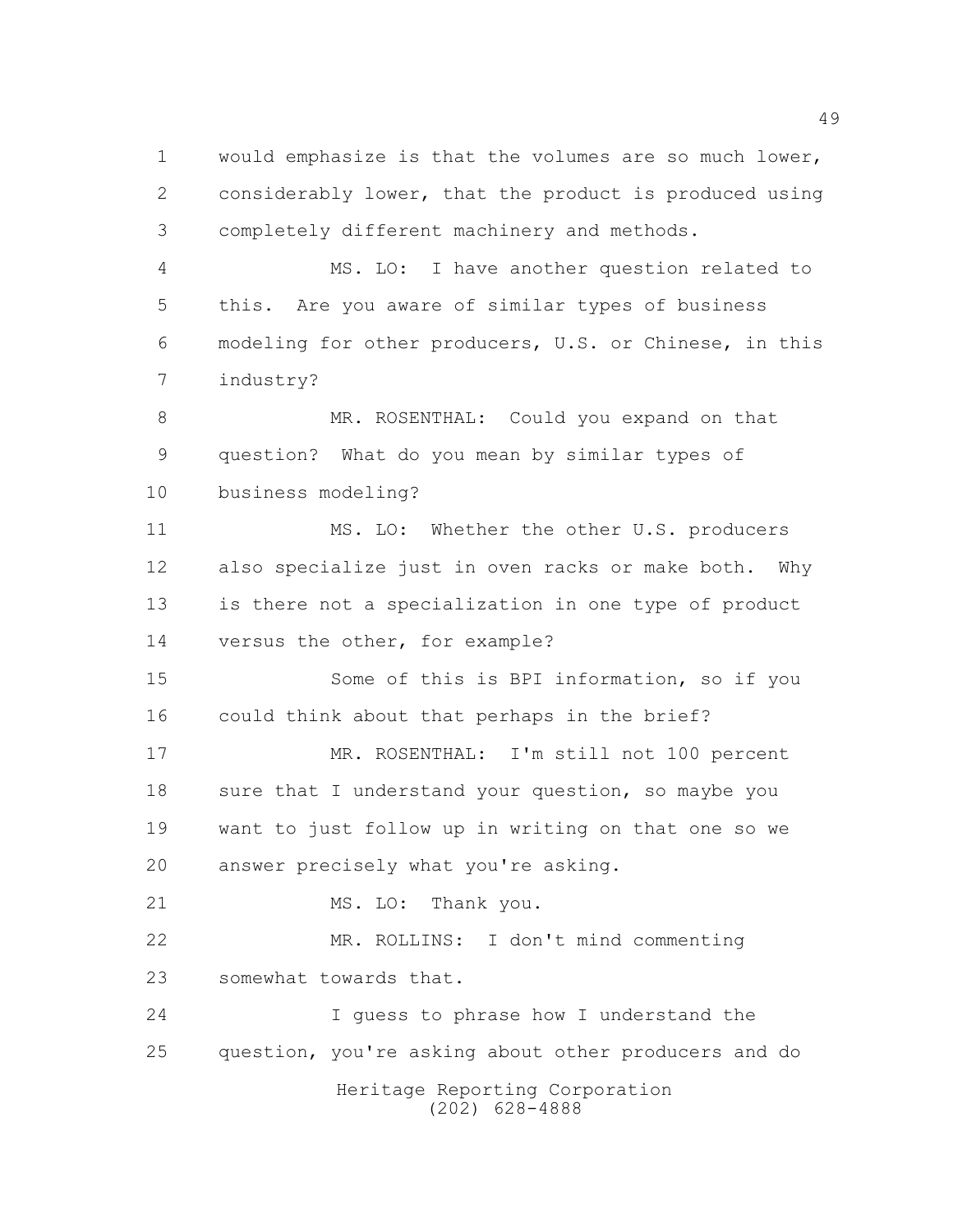would emphasize is that the volumes are so much lower, considerably lower, that the product is produced using completely different machinery and methods.

MS. LO: I have another question related to this. Are you aware of similar types of business modeling for other producers, U.S. or Chinese, in this industry?

MR. ROSENTHAL: Could you expand on that question? What do you mean by similar types of business modeling?

MS. LO: Whether the other U.S. producers also specialize just in oven racks or make both. Why is there not a specialization in one type of product versus the other, for example?

Some of this is BPI information, so if you could think about that perhaps in the brief?

MR. ROSENTHAL: I'm still not 100 percent sure that I understand your question, so maybe you want to just follow up in writing on that one so we answer precisely what you're asking.

MS. LO: Thank you.

MR. ROLLINS: I don't mind commenting somewhat towards that.

I guess to phrase how I understand the question, you're asking about other producers and do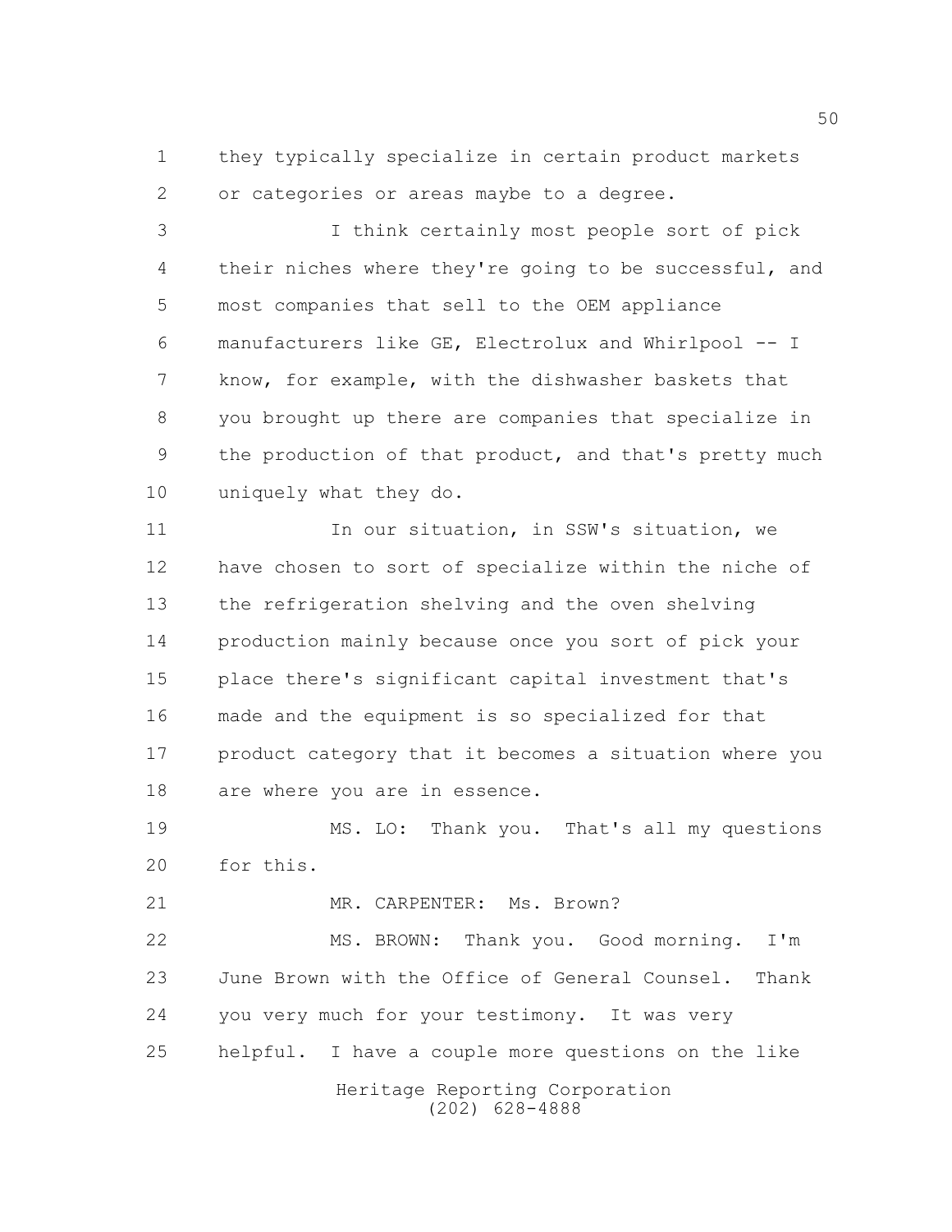they typically specialize in certain product markets or categories or areas maybe to a degree.

I think certainly most people sort of pick their niches where they're going to be successful, and most companies that sell to the OEM appliance manufacturers like GE, Electrolux and Whirlpool -- I know, for example, with the dishwasher baskets that you brought up there are companies that specialize in the production of that product, and that's pretty much uniquely what they do.

In our situation, in SSW's situation, we have chosen to sort of specialize within the niche of the refrigeration shelving and the oven shelving production mainly because once you sort of pick your place there's significant capital investment that's made and the equipment is so specialized for that product category that it becomes a situation where you are where you are in essence.

MS. LO: Thank you. That's all my questions for this.

MR. CARPENTER: Ms. Brown?

MS. BROWN: Thank you. Good morning. I'm June Brown with the Office of General Counsel. Thank you very much for your testimony. It was very helpful. I have a couple more questions on the like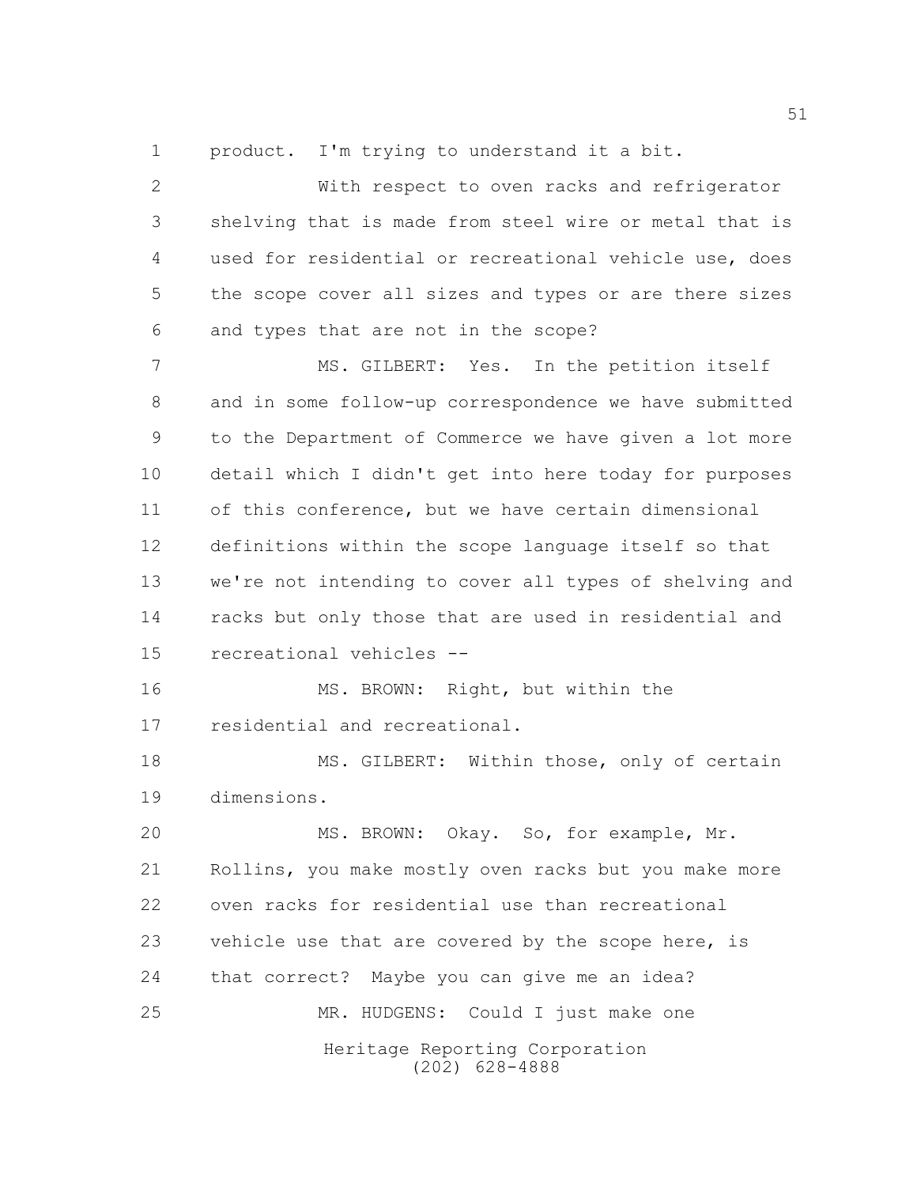product. I'm trying to understand it a bit.

With respect to oven racks and refrigerator shelving that is made from steel wire or metal that is used for residential or recreational vehicle use, does the scope cover all sizes and types or are there sizes and types that are not in the scope?

MS. GILBERT: Yes. In the petition itself and in some follow-up correspondence we have submitted to the Department of Commerce we have given a lot more detail which I didn't get into here today for purposes of this conference, but we have certain dimensional definitions within the scope language itself so that we're not intending to cover all types of shelving and racks but only those that are used in residential and recreational vehicles --

MS. BROWN: Right, but within the residential and recreational.

MS. GILBERT: Within those, only of certain dimensions.

MS. BROWN: Okay. So, for example, Mr. Rollins, you make mostly oven racks but you make more oven racks for residential use than recreational vehicle use that are covered by the scope here, is that correct? Maybe you can give me an idea?

MR. HUDGENS: Could I just make one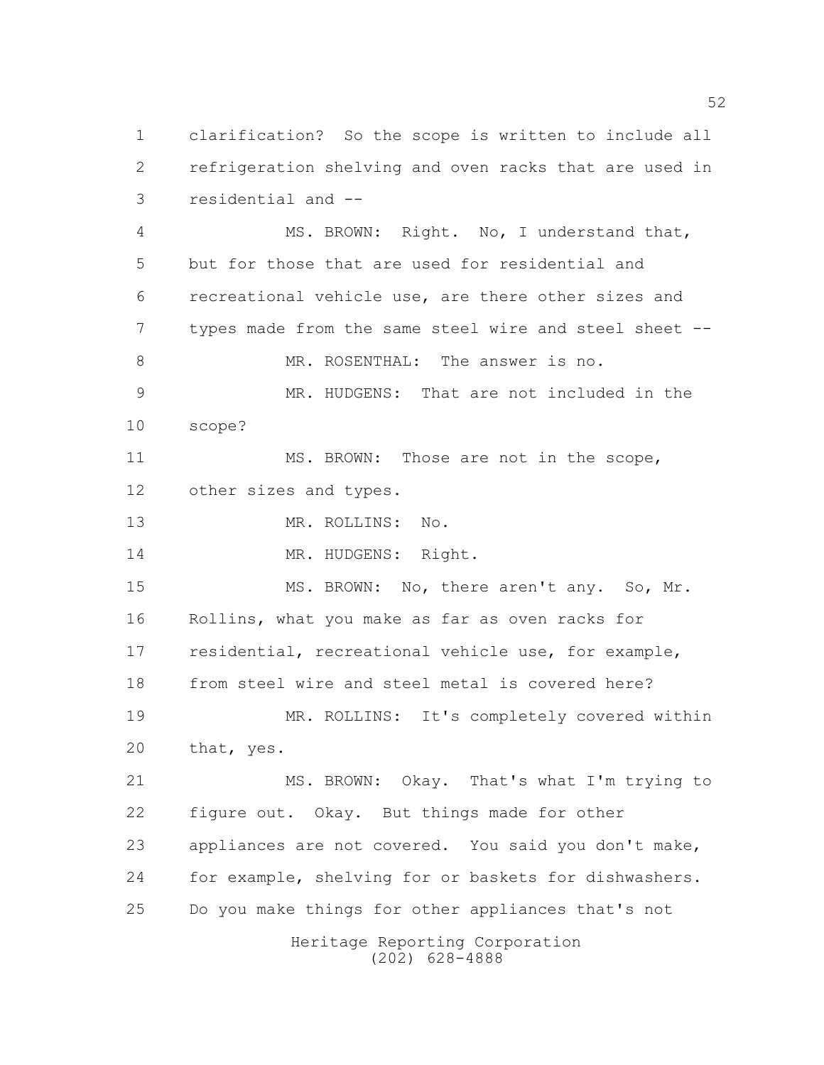clarification? So the scope is written to include all refrigeration shelving and oven racks that are used in residential and --

MS. BROWN: Right. No, I understand that, but for those that are used for residential and recreational vehicle use, are there other sizes and types made from the same steel wire and steel sheet --

MR. ROSENTHAL: The answer is no.

MR. HUDGENS: That are not included in the scope?

MS. BROWN: Those are not in the scope, other sizes and types.

MR. ROLLINS: No.

MR. HUDGENS: Right.

MS. BROWN: No, there aren't any. So, Mr. Rollins, what you make as far as oven racks for residential, recreational vehicle use, for example, from steel wire and steel metal is covered here?

MR. ROLLINS: It's completely covered within that, yes.

MS. BROWN: Okay. That's what I'm trying to figure out. Okay. But things made for other appliances are not covered. You said you don't make, for example, shelving for or baskets for dishwashers. Do you make things for other appliances that's not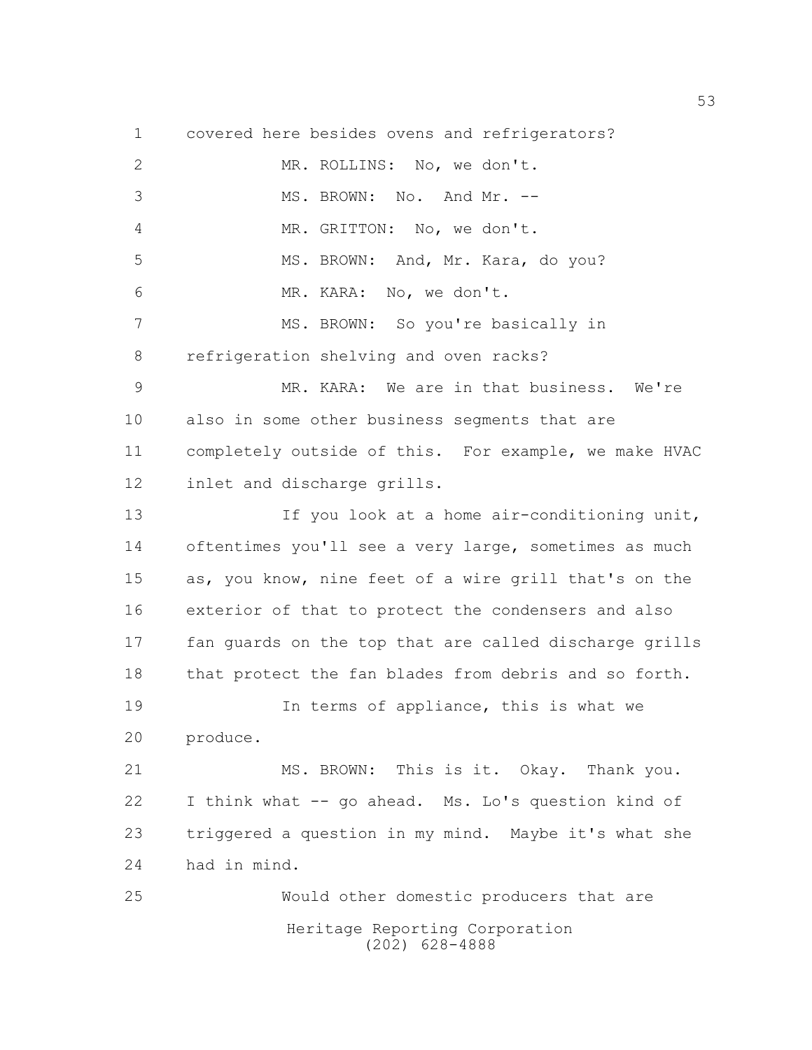covered here besides ovens and refrigerators?

MR. ROLLINS: No, we don't.

MS. BROWN: No. And Mr. --

MR. GRITTON: No, we don't.

MS. BROWN: And, Mr. Kara, do you?

MR. KARA: No, we don't.

MS. BROWN: So you're basically in refrigeration shelving and oven racks?

MR. KARA: We are in that business. We're also in some other business segments that are completely outside of this. For example, we make HVAC inlet and discharge grills.

If you look at a home air-conditioning unit, oftentimes you'll see a very large, sometimes as much as, you know, nine feet of a wire grill that's on the exterior of that to protect the condensers and also fan guards on the top that are called discharge grills that protect the fan blades from debris and so forth.

In terms of appliance, this is what we produce.

MS. BROWN: This is it. Okay. Thank you. I think what -- go ahead. Ms. Lo's question kind of triggered a question in my mind. Maybe it's what she had in mind.

Would other domestic producers that are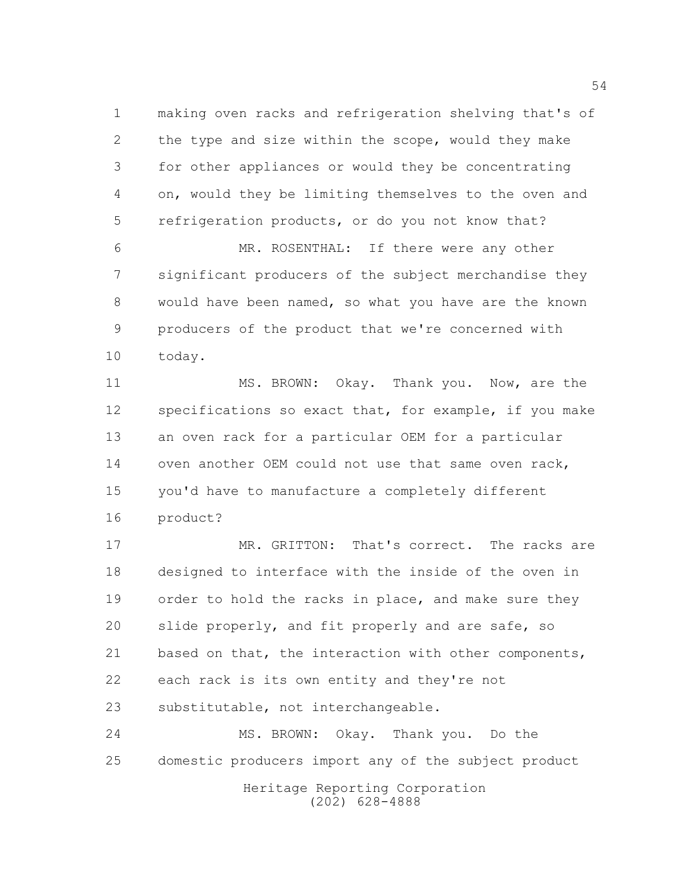making oven racks and refrigeration shelving that's of the type and size within the scope, would they make for other appliances or would they be concentrating on, would they be limiting themselves to the oven and refrigeration products, or do you not know that?

MR. ROSENTHAL: If there were any other significant producers of the subject merchandise they would have been named, so what you have are the known producers of the product that we're concerned with today.

MS. BROWN: Okay. Thank you. Now, are the specifications so exact that, for example, if you make an oven rack for a particular OEM for a particular oven another OEM could not use that same oven rack, you'd have to manufacture a completely different product?

MR. GRITTON: That's correct. The racks are designed to interface with the inside of the oven in order to hold the racks in place, and make sure they slide properly, and fit properly and are safe, so based on that, the interaction with other components, each rack is its own entity and they're not substitutable, not interchangeable.

MS. BROWN: Okay. Thank you. Do the domestic producers import any of the subject product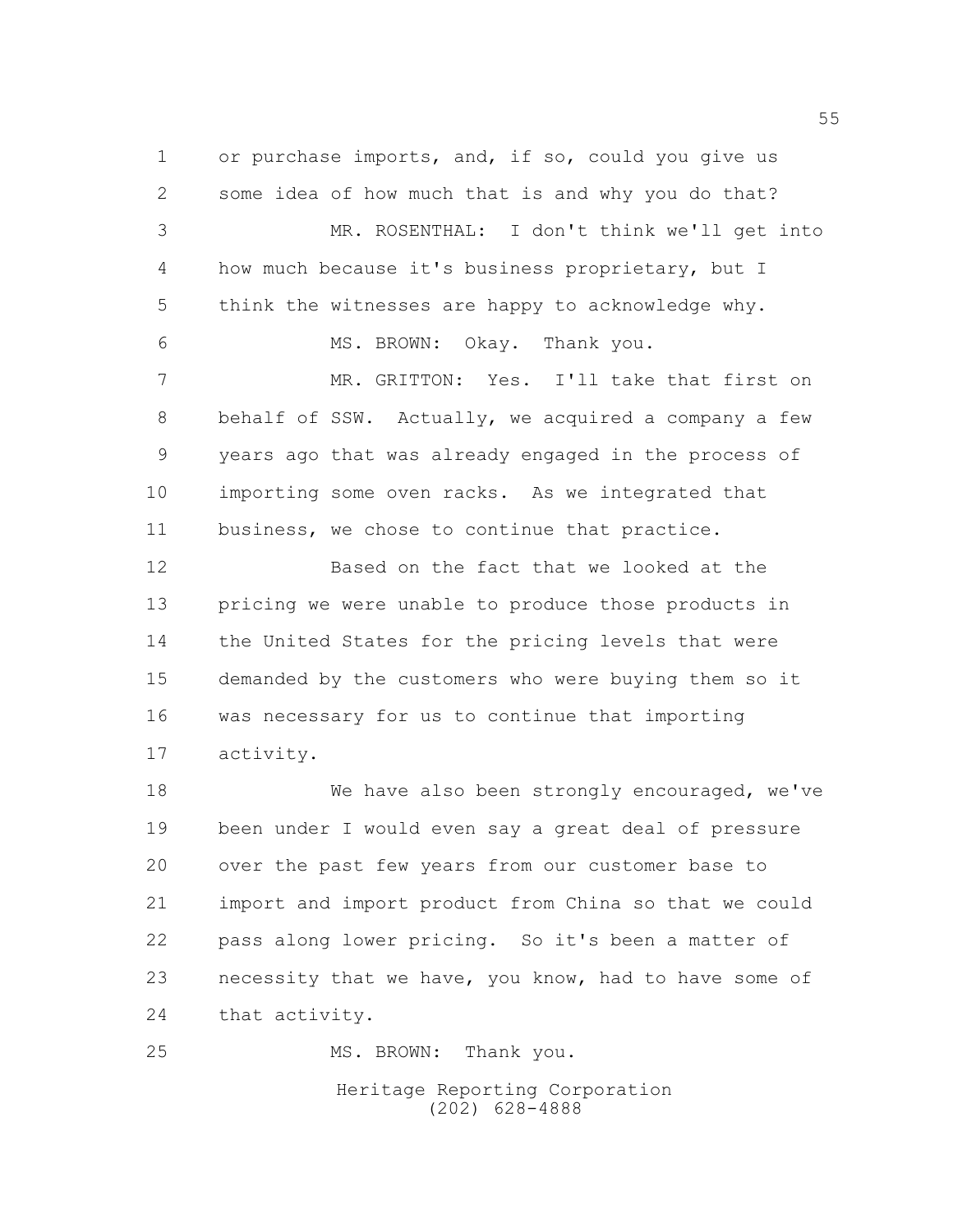or purchase imports, and, if so, could you give us some idea of how much that is and why you do that?

MR. ROSENTHAL: I don't think we'll get into how much because it's business proprietary, but I think the witnesses are happy to acknowledge why.

MS. BROWN: Okay. Thank you.

MR. GRITTON: Yes. I'll take that first on behalf of SSW. Actually, we acquired a company a few years ago that was already engaged in the process of importing some oven racks. As we integrated that business, we chose to continue that practice.

Based on the fact that we looked at the pricing we were unable to produce those products in the United States for the pricing levels that were demanded by the customers who were buying them so it was necessary for us to continue that importing activity.

We have also been strongly encouraged, we've been under I would even say a great deal of pressure over the past few years from our customer base to import and import product from China so that we could pass along lower pricing. So it's been a matter of necessity that we have, you know, had to have some of that activity.

MS. BROWN: Thank you.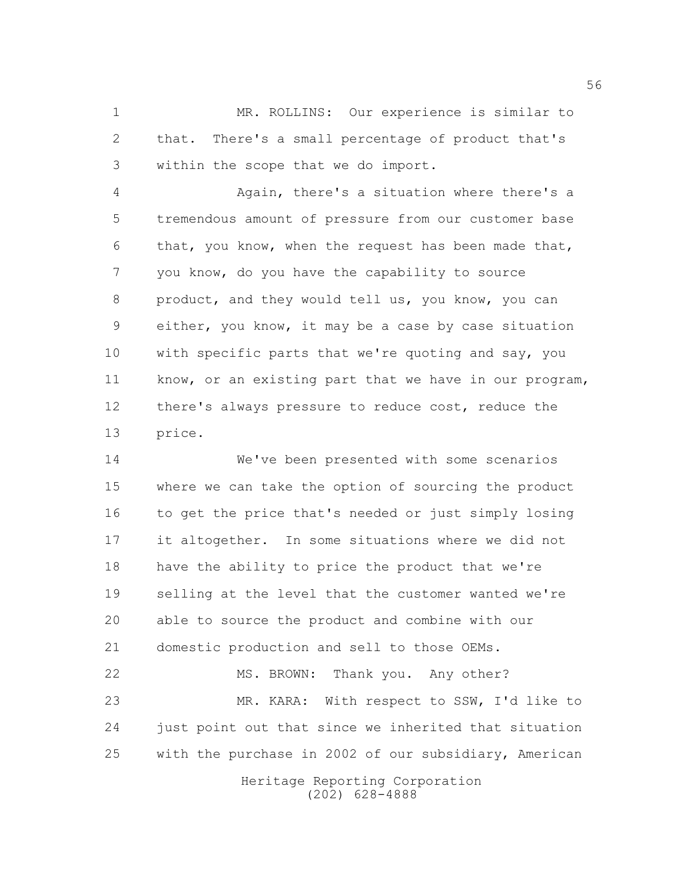MR. ROLLINS: Our experience is similar to that. There's a small percentage of product that's within the scope that we do import.

Again, there's a situation where there's a tremendous amount of pressure from our customer base that, you know, when the request has been made that, you know, do you have the capability to source product, and they would tell us, you know, you can either, you know, it may be a case by case situation with specific parts that we're quoting and say, you know, or an existing part that we have in our program, there's always pressure to reduce cost, reduce the price.

We've been presented with some scenarios where we can take the option of sourcing the product to get the price that's needed or just simply losing it altogether. In some situations where we did not have the ability to price the product that we're selling at the level that the customer wanted we're able to source the product and combine with our domestic production and sell to those OEMs.

MS. BROWN: Thank you. Any other?

MR. KARA: With respect to SSW, I'd like to just point out that since we inherited that situation with the purchase in 2002 of our subsidiary, American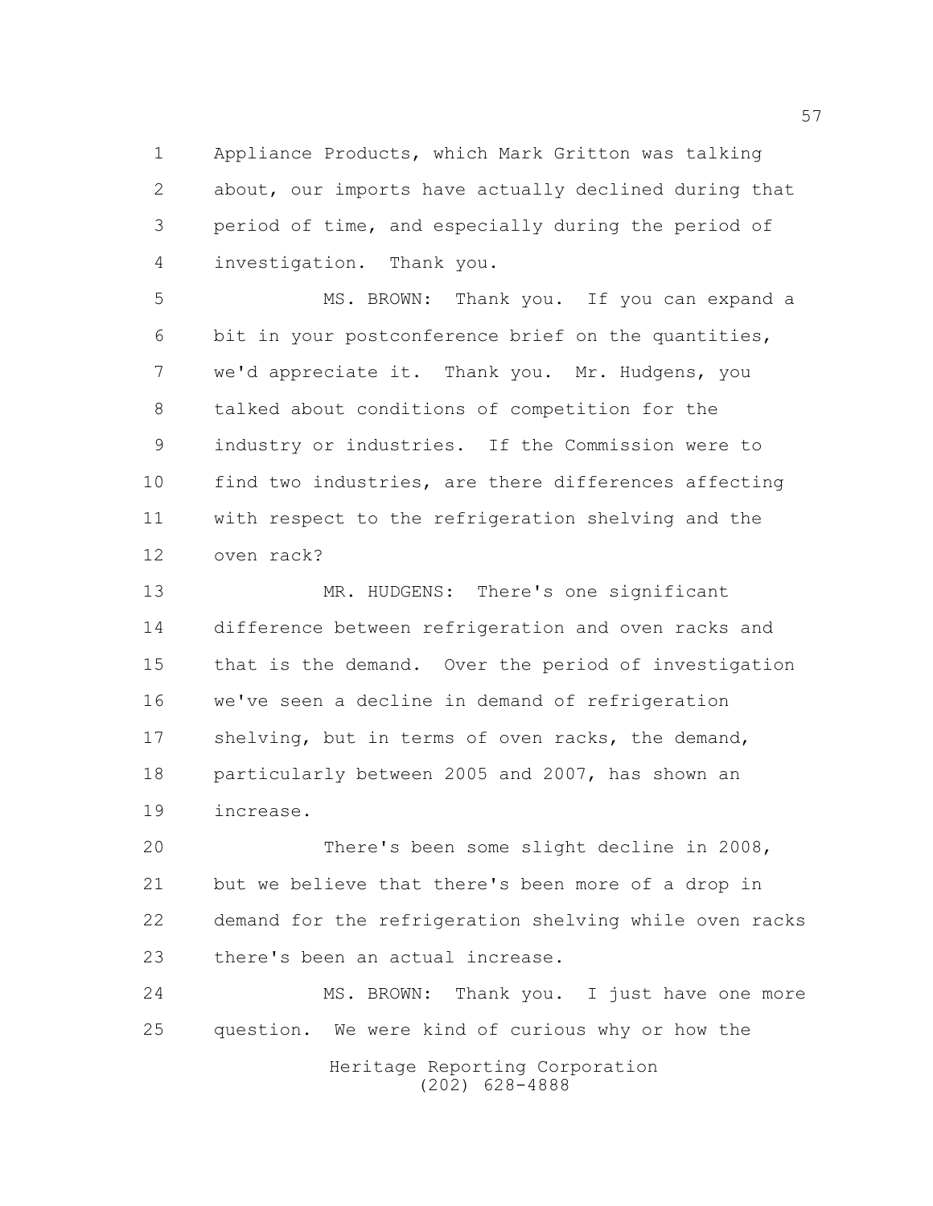Appliance Products, which Mark Gritton was talking about, our imports have actually declined during that period of time, and especially during the period of investigation. Thank you.

MS. BROWN: Thank you. If you can expand a bit in your postconference brief on the quantities, we'd appreciate it. Thank you. Mr. Hudgens, you talked about conditions of competition for the industry or industries. If the Commission were to find two industries, are there differences affecting with respect to the refrigeration shelving and the oven rack?

MR. HUDGENS: There's one significant difference between refrigeration and oven racks and that is the demand. Over the period of investigation we've seen a decline in demand of refrigeration shelving, but in terms of oven racks, the demand, particularly between 2005 and 2007, has shown an increase.

There's been some slight decline in 2008, but we believe that there's been more of a drop in demand for the refrigeration shelving while oven racks there's been an actual increase.

MS. BROWN: Thank you. I just have one more question. We were kind of curious why or how the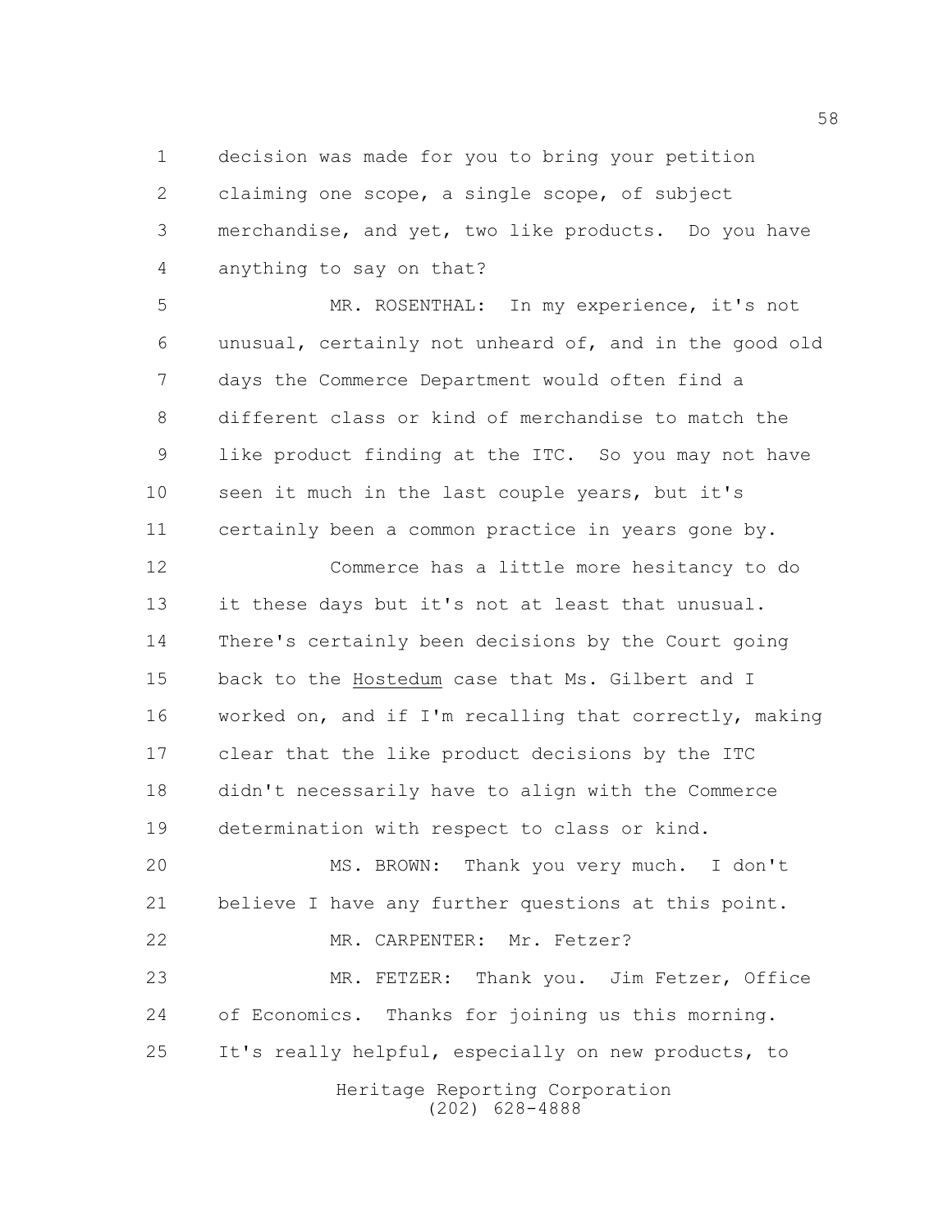decision was made for you to bring your petition claiming one scope, a single scope, of subject merchandise, and yet, two like products. Do you have anything to say on that?

MR. ROSENTHAL: In my experience, it's not unusual, certainly not unheard of, and in the good old days the Commerce Department would often find a different class or kind of merchandise to match the like product finding at the ITC. So you may not have seen it much in the last couple years, but it's certainly been a common practice in years gone by.

Commerce has a little more hesitancy to do it these days but it's not at least that unusual. There's certainly been decisions by the Court going back to the Hostedum case that Ms. Gilbert and I worked on, and if I'm recalling that correctly, making clear that the like product decisions by the ITC didn't necessarily have to align with the Commerce determination with respect to class or kind.

MS. BROWN: Thank you very much. I don't believe I have any further questions at this point.

MR. CARPENTER: Mr. Fetzer?

MR. FETZER: Thank you. Jim Fetzer, Office of Economics. Thanks for joining us this morning. It's really helpful, especially on new products, to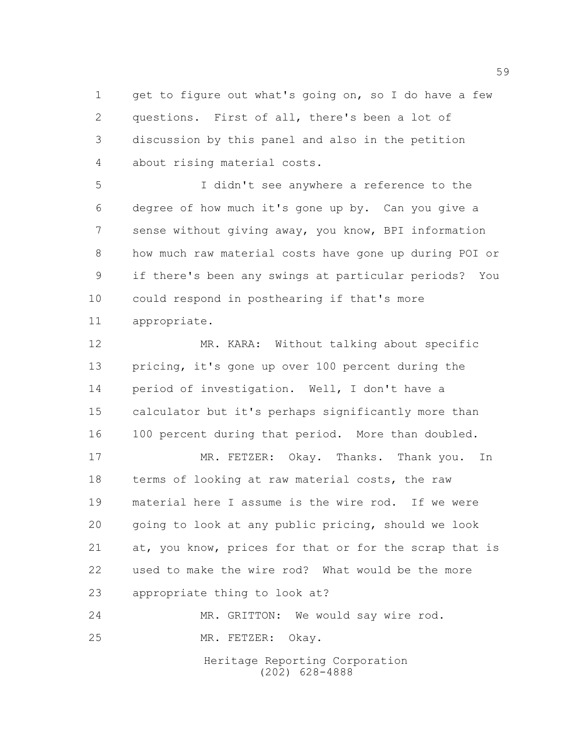get to figure out what's going on, so I do have a few questions. First of all, there's been a lot of discussion by this panel and also in the petition about rising material costs.

I didn't see anywhere a reference to the degree of how much it's gone up by. Can you give a sense without giving away, you know, BPI information how much raw material costs have gone up during POI or if there's been any swings at particular periods? You could respond in posthearing if that's more appropriate.

MR. KARA: Without talking about specific pricing, it's gone up over 100 percent during the period of investigation. Well, I don't have a calculator but it's perhaps significantly more than 100 percent during that period. More than doubled.

MR. FETZER: Okay. Thanks. Thank you. In terms of looking at raw material costs, the raw material here I assume is the wire rod. If we were going to look at any public pricing, should we look at, you know, prices for that or for the scrap that is used to make the wire rod? What would be the more appropriate thing to look at?

MR. GRITTON: We would say wire rod.

MR. FETZER: Okay.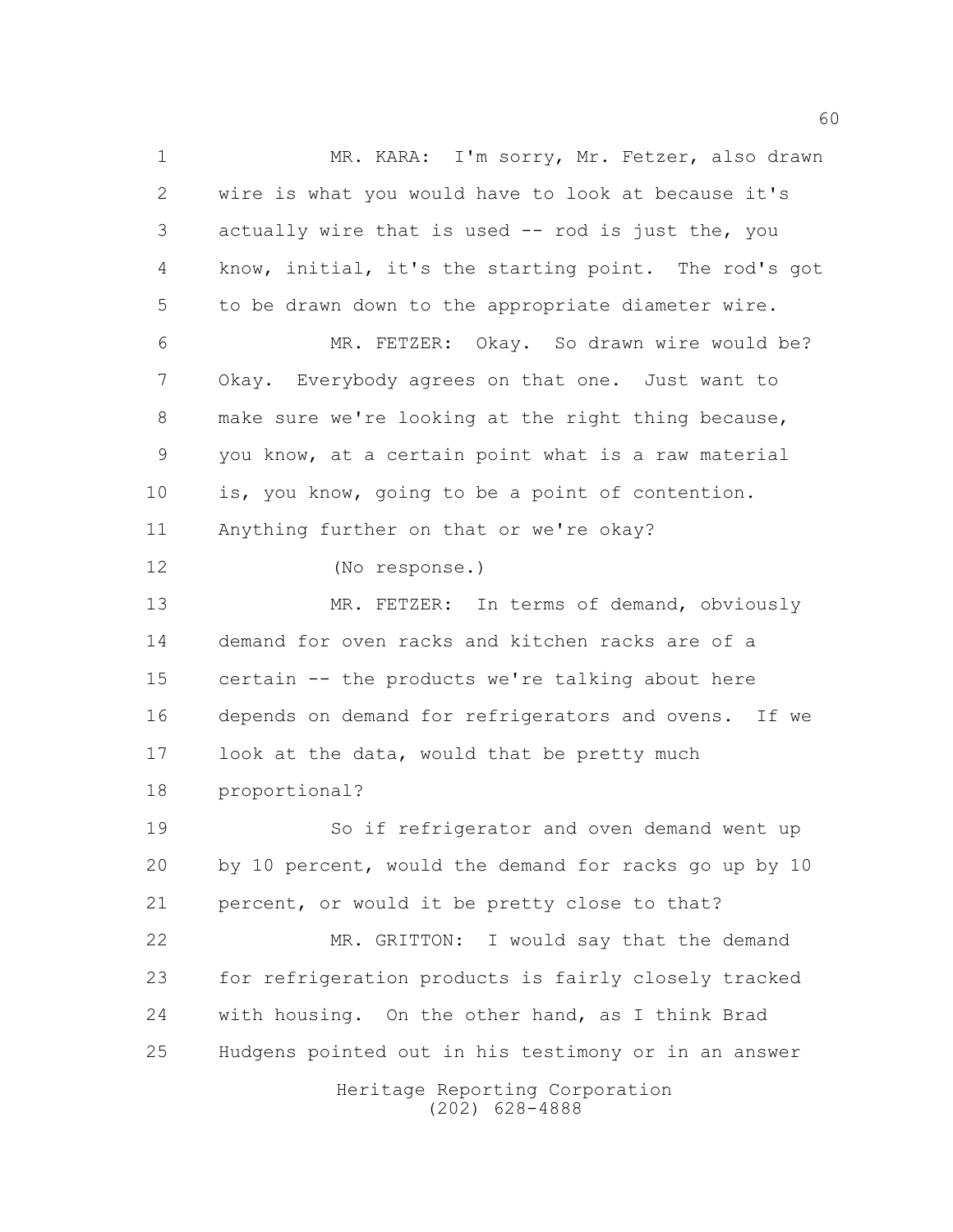MR. KARA: I'm sorry, Mr. Fetzer, also drawn wire is what you would have to look at because it's actually wire that is used -- rod is just the, you know, initial, it's the starting point. The rod's got to be drawn down to the appropriate diameter wire.

MR. FETZER: Okay. So drawn wire would be? Okay. Everybody agrees on that one. Just want to make sure we're looking at the right thing because, you know, at a certain point what is a raw material is, you know, going to be a point of contention. Anything further on that or we're okay?

(No response.)

MR. FETZER: In terms of demand, obviously demand for oven racks and kitchen racks are of a certain -- the products we're talking about here depends on demand for refrigerators and ovens. If we look at the data, would that be pretty much proportional?

So if refrigerator and oven demand went up by 10 percent, would the demand for racks go up by 10 percent, or would it be pretty close to that?

MR. GRITTON: I would say that the demand for refrigeration products is fairly closely tracked with housing. On the other hand, as I think Brad Hudgens pointed out in his testimony or in an answer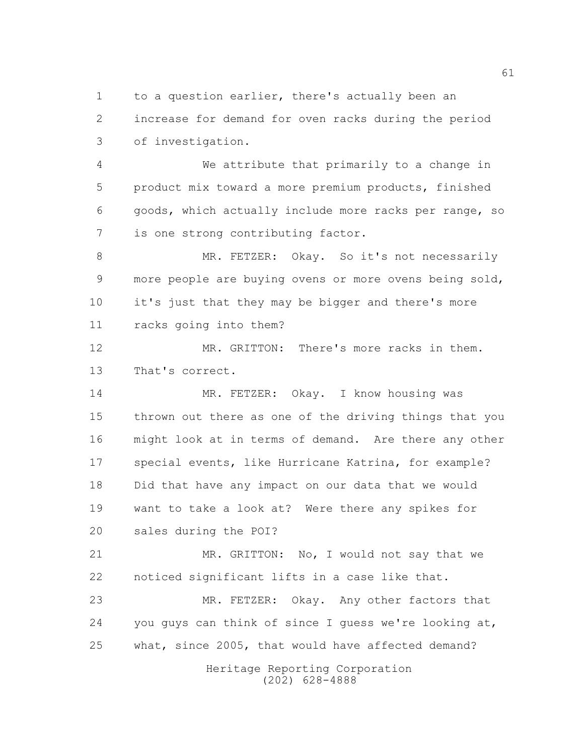to a question earlier, there's actually been an increase for demand for oven racks during the period of investigation.

We attribute that primarily to a change in product mix toward a more premium products, finished goods, which actually include more racks per range, so is one strong contributing factor.

MR. FETZER: Okay. So it's not necessarily more people are buying ovens or more ovens being sold, it's just that they may be bigger and there's more racks going into them?

MR. GRITTON: There's more racks in them. That's correct.

MR. FETZER: Okay. I know housing was thrown out there as one of the driving things that you might look at in terms of demand. Are there any other special events, like Hurricane Katrina, for example? Did that have any impact on our data that we would want to take a look at? Were there any spikes for sales during the POI?

MR. GRITTON: No, I would not say that we noticed significant lifts in a case like that.

MR. FETZER: Okay. Any other factors that you guys can think of since I guess we're looking at, what, since 2005, that would have affected demand?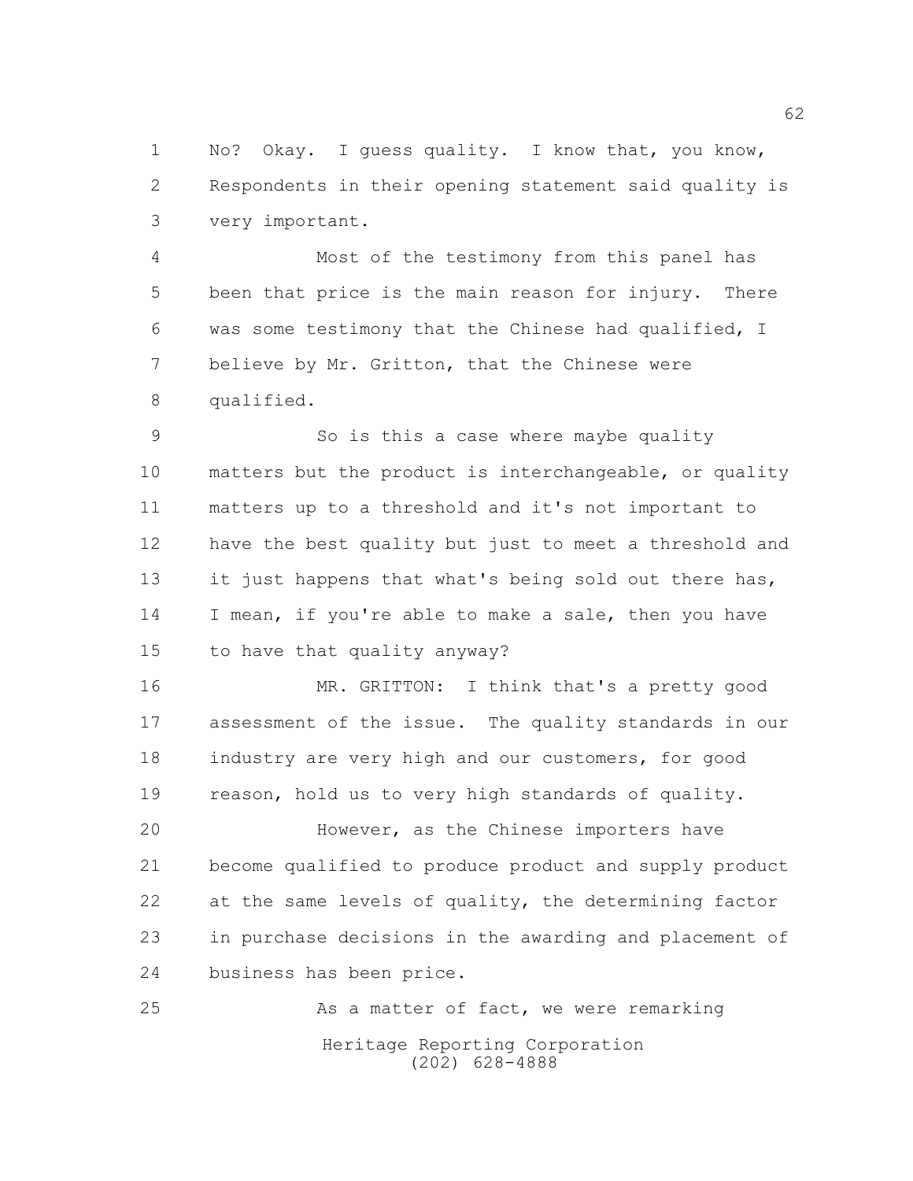No? Okay. I guess quality. I know that, you know, Respondents in their opening statement said quality is very important.

Most of the testimony from this panel has been that price is the main reason for injury. There was some testimony that the Chinese had qualified, I believe by Mr. Gritton, that the Chinese were qualified.

So is this a case where maybe quality matters but the product is interchangeable, or quality matters up to a threshold and it's not important to have the best quality but just to meet a threshold and it just happens that what's being sold out there has, I mean, if you're able to make a sale, then you have to have that quality anyway?

MR. GRITTON: I think that's a pretty good assessment of the issue. The quality standards in our industry are very high and our customers, for good reason, hold us to very high standards of quality.

However, as the Chinese importers have become qualified to produce product and supply product at the same levels of quality, the determining factor in purchase decisions in the awarding and placement of business has been price.

As a matter of fact, we were remarking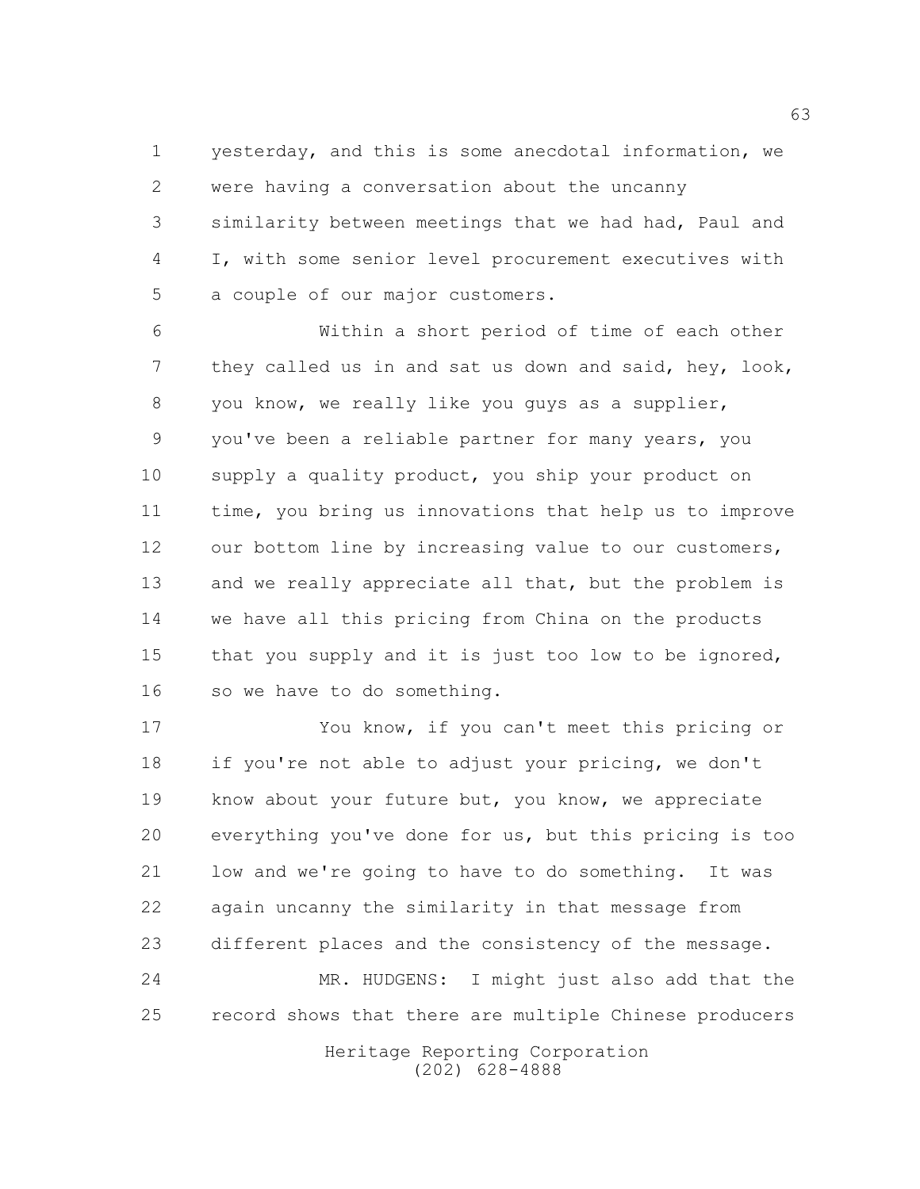yesterday, and this is some anecdotal information, we were having a conversation about the uncanny similarity between meetings that we had had, Paul and I, with some senior level procurement executives with a couple of our major customers.

Within a short period of time of each other they called us in and sat us down and said, hey, look, you know, we really like you guys as a supplier, you've been a reliable partner for many years, you supply a quality product, you ship your product on time, you bring us innovations that help us to improve our bottom line by increasing value to our customers, and we really appreciate all that, but the problem is we have all this pricing from China on the products that you supply and it is just too low to be ignored, so we have to do something.

You know, if you can't meet this pricing or if you're not able to adjust your pricing, we don't know about your future but, you know, we appreciate everything you've done for us, but this pricing is too low and we're going to have to do something. It was again uncanny the similarity in that message from different places and the consistency of the message.

MR. HUDGENS: I might just also add that the record shows that there are multiple Chinese producers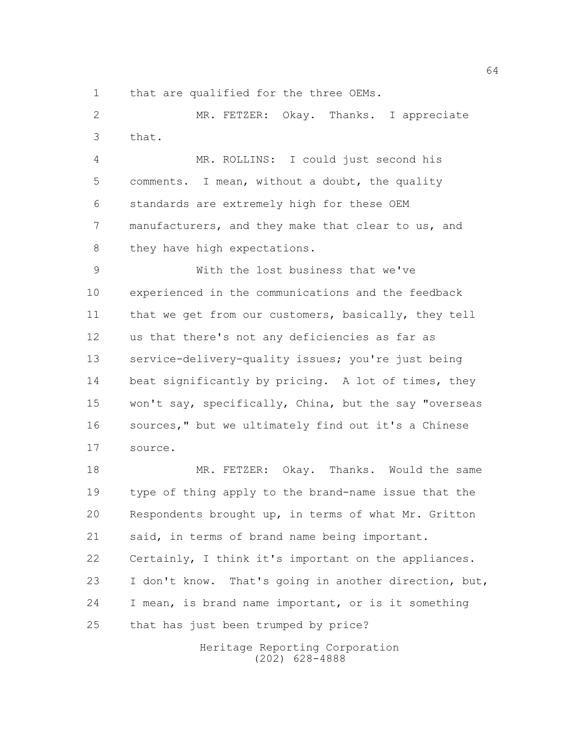that are qualified for the three OEMs.

MR. FETZER: Okay. Thanks. I appreciate that.

MR. ROLLINS: I could just second his comments. I mean, without a doubt, the quality standards are extremely high for these OEM manufacturers, and they make that clear to us, and they have high expectations.

With the lost business that we've experienced in the communications and the feedback that we get from our customers, basically, they tell us that there's not any deficiencies as far as service-delivery-quality issues; you're just being beat significantly by pricing. A lot of times, they won't say, specifically, China, but the say "overseas sources," but we ultimately find out it's a Chinese source.

MR. FETZER: Okay. Thanks. Would the same type of thing apply to the brand-name issue that the Respondents brought up, in terms of what Mr. Gritton said, in terms of brand name being important. Certainly, I think it's important on the appliances. I don't know. That's going in another direction, but, I mean, is brand name important, or is it something that has just been trumped by price?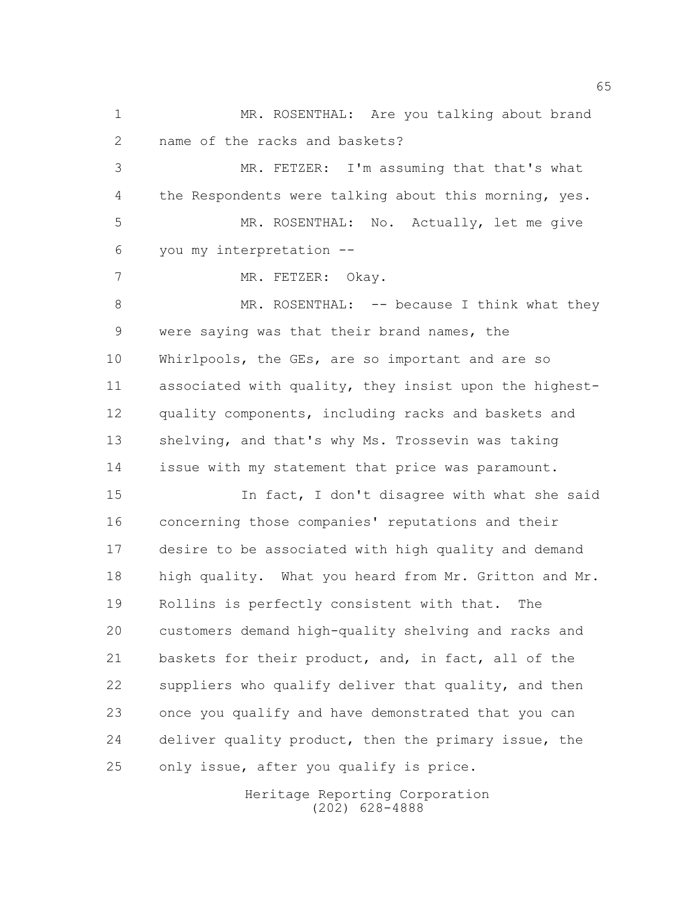MR. ROSENTHAL: Are you talking about brand name of the racks and baskets?

MR. FETZER: I'm assuming that that's what the Respondents were talking about this morning, yes.

MR. ROSENTHAL: No. Actually, let me give you my interpretation --

MR. FETZER: Okay.

MR. ROSENTHAL: -- because I think what they were saying was that their brand names, the Whirlpools, the GEs, are so important and are so associated with quality, they insist upon the highest-quality components, including racks and baskets and shelving, and that's why Ms. Trossevin was taking issue with my statement that price was paramount.

In fact, I don't disagree with what she said concerning those companies' reputations and their desire to be associated with high quality and demand high quality. What you heard from Mr. Gritton and Mr. Rollins is perfectly consistent with that. The customers demand high-quality shelving and racks and baskets for their product, and, in fact, all of the suppliers who qualify deliver that quality, and then once you qualify and have demonstrated that you can deliver quality product, then the primary issue, the only issue, after you qualify is price.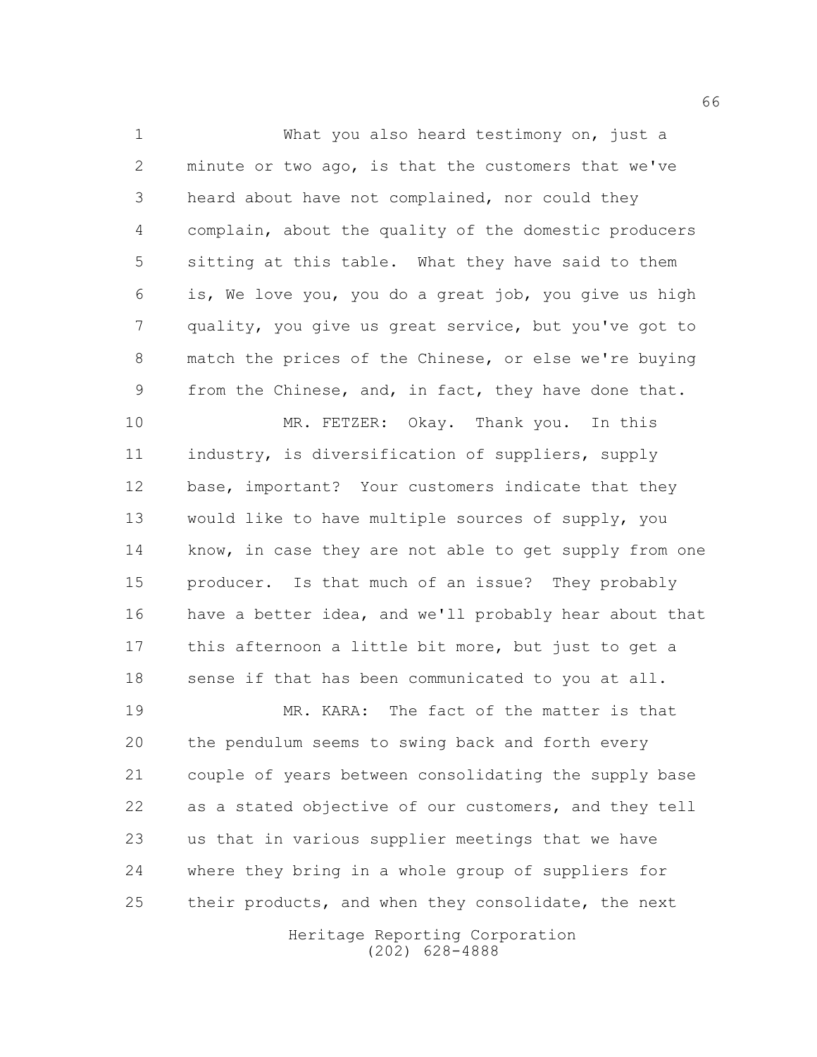What you also heard testimony on, just a minute or two ago, is that the customers that we've heard about have not complained, nor could they complain, about the quality of the domestic producers sitting at this table. What they have said to them is, We love you, you do a great job, you give us high quality, you give us great service, but you've got to match the prices of the Chinese, or else we're buying from the Chinese, and, in fact, they have done that.

MR. FETZER: Okay. Thank you. In this industry, is diversification of suppliers, supply base, important? Your customers indicate that they would like to have multiple sources of supply, you know, in case they are not able to get supply from one producer. Is that much of an issue? They probably have a better idea, and we'll probably hear about that this afternoon a little bit more, but just to get a sense if that has been communicated to you at all.

MR. KARA: The fact of the matter is that the pendulum seems to swing back and forth every couple of years between consolidating the supply base as a stated objective of our customers, and they tell us that in various supplier meetings that we have where they bring in a whole group of suppliers for their products, and when they consolidate, the next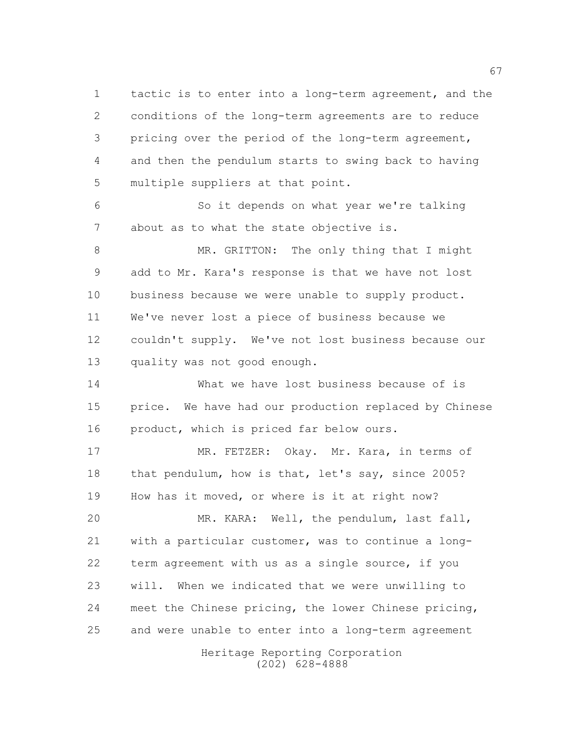tactic is to enter into a long-term agreement, and the conditions of the long-term agreements are to reduce pricing over the period of the long-term agreement, and then the pendulum starts to swing back to having multiple suppliers at that point.

So it depends on what year we're talking about as to what the state objective is.

MR. GRITTON: The only thing that I might add to Mr. Kara's response is that we have not lost business because we were unable to supply product. We've never lost a piece of business because we couldn't supply. We've not lost business because our quality was not good enough.

What we have lost business because of is price. We have had our production replaced by Chinese product, which is priced far below ours.

MR. FETZER: Okay. Mr. Kara, in terms of that pendulum, how is that, let's say, since 2005? How has it moved, or where is it at right now?

MR. KARA: Well, the pendulum, last fall, with a particular customer, was to continue a long-term agreement with us as a single source, if you will. When we indicated that we were unwilling to meet the Chinese pricing, the lower Chinese pricing, and were unable to enter into a long-term agreement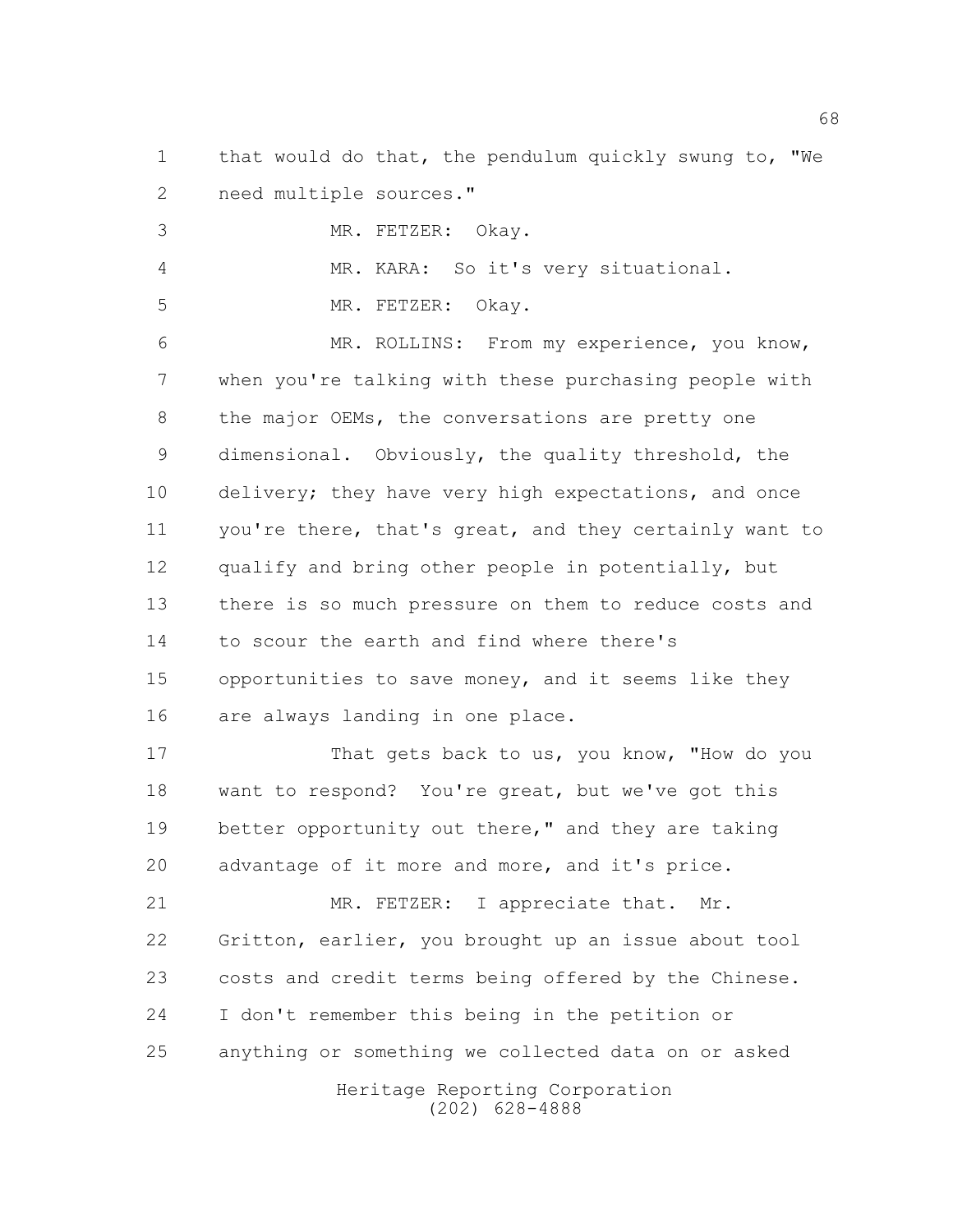that would do that, the pendulum quickly swung to, "We need multiple sources."

MR. FETZER: Okay.

MR. KARA: So it's very situational.

MR. FETZER: Okay.

MR. ROLLINS: From my experience, you know, when you're talking with these purchasing people with the major OEMs, the conversations are pretty one dimensional. Obviously, the quality threshold, the delivery; they have very high expectations, and once you're there, that's great, and they certainly want to qualify and bring other people in potentially, but there is so much pressure on them to reduce costs and to scour the earth and find where there's opportunities to save money, and it seems like they are always landing in one place.

That gets back to us, you know, "How do you want to respond? You're great, but we've got this better opportunity out there," and they are taking advantage of it more and more, and it's price.

MR. FETZER: I appreciate that. Mr. Gritton, earlier, you brought up an issue about tool costs and credit terms being offered by the Chinese. I don't remember this being in the petition or anything or something we collected data on or asked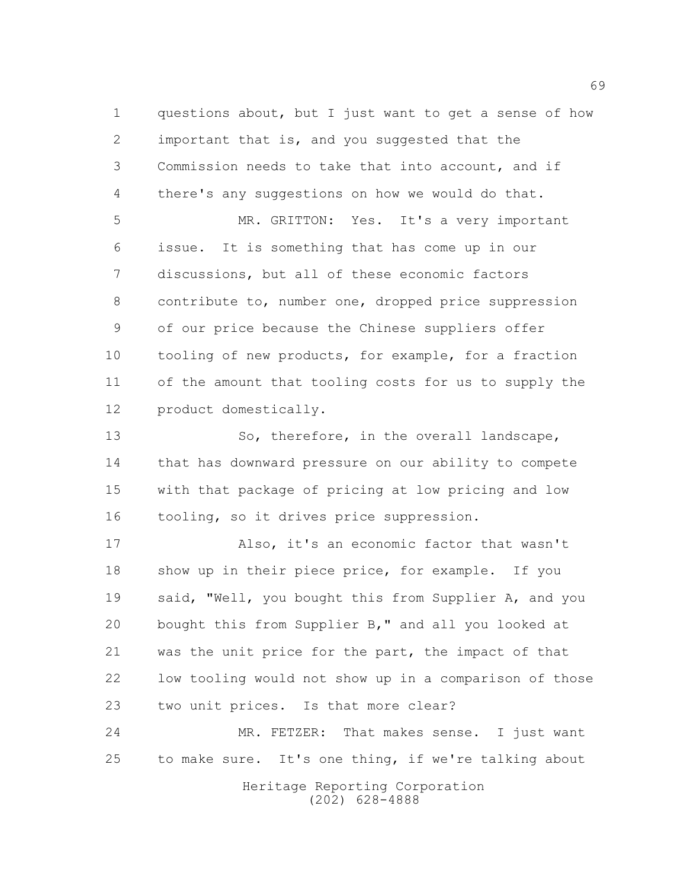questions about, but I just want to get a sense of how important that is, and you suggested that the Commission needs to take that into account, and if there's any suggestions on how we would do that.

MR. GRITTON: Yes. It's a very important issue. It is something that has come up in our discussions, but all of these economic factors contribute to, number one, dropped price suppression of our price because the Chinese suppliers offer tooling of new products, for example, for a fraction of the amount that tooling costs for us to supply the product domestically.

So, therefore, in the overall landscape, that has downward pressure on our ability to compete with that package of pricing at low pricing and low tooling, so it drives price suppression.

Also, it's an economic factor that wasn't show up in their piece price, for example. If you said, "Well, you bought this from Supplier A, and you bought this from Supplier B," and all you looked at was the unit price for the part, the impact of that low tooling would not show up in a comparison of those two unit prices. Is that more clear?

MR. FETZER: That makes sense. I just want to make sure. It's one thing, if we're talking about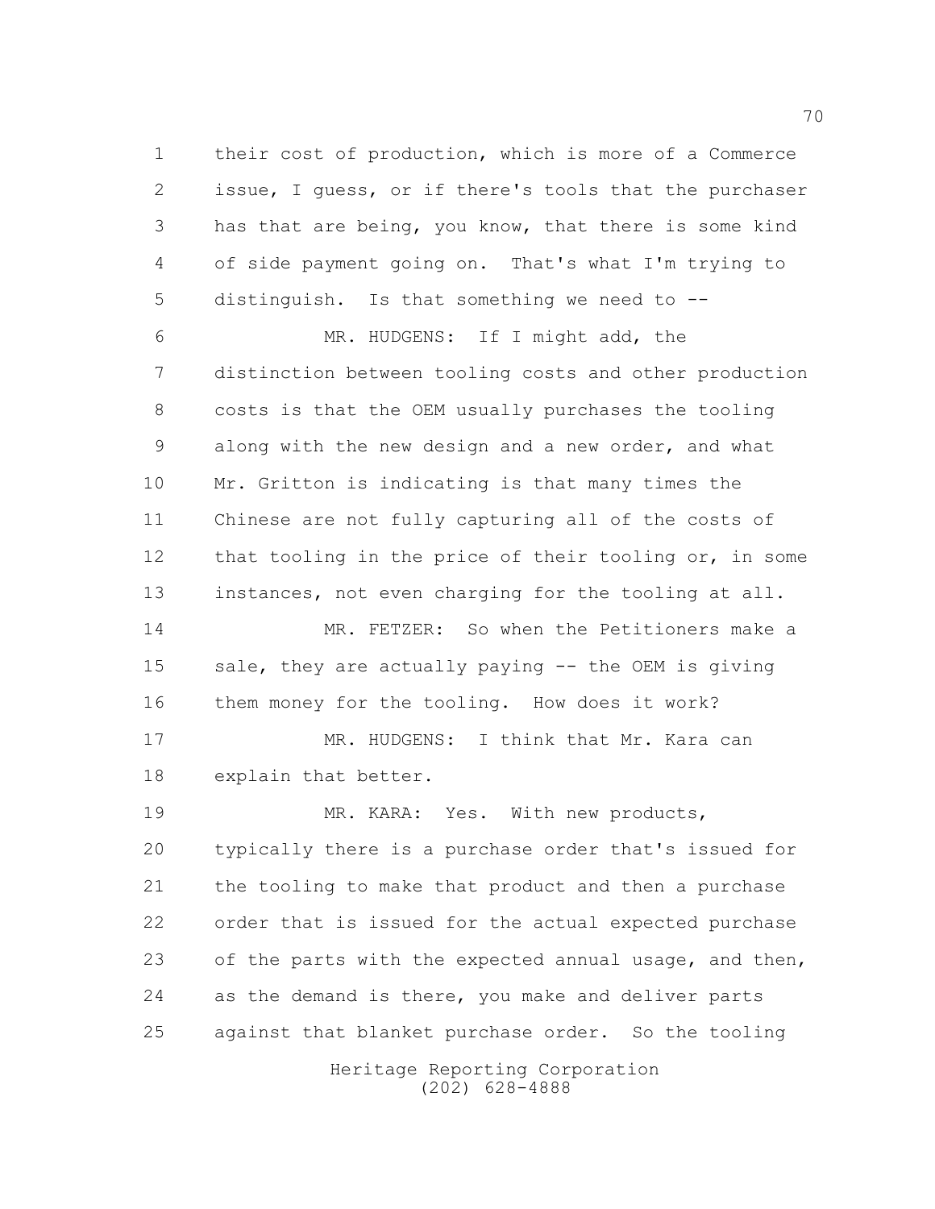their cost of production, which is more of a Commerce issue, I guess, or if there's tools that the purchaser has that are being, you know, that there is some kind of side payment going on. That's what I'm trying to distinguish. Is that something we need to --

MR. HUDGENS: If I might add, the distinction between tooling costs and other production costs is that the OEM usually purchases the tooling along with the new design and a new order, and what Mr. Gritton is indicating is that many times the Chinese are not fully capturing all of the costs of that tooling in the price of their tooling or, in some instances, not even charging for the tooling at all.

MR. FETZER: So when the Petitioners make a sale, they are actually paying -- the OEM is giving them money for the tooling. How does it work?

MR. HUDGENS: I think that Mr. Kara can explain that better.

MR. KARA: Yes. With new products, typically there is a purchase order that's issued for the tooling to make that product and then a purchase order that is issued for the actual expected purchase of the parts with the expected annual usage, and then, as the demand is there, you make and deliver parts against that blanket purchase order. So the tooling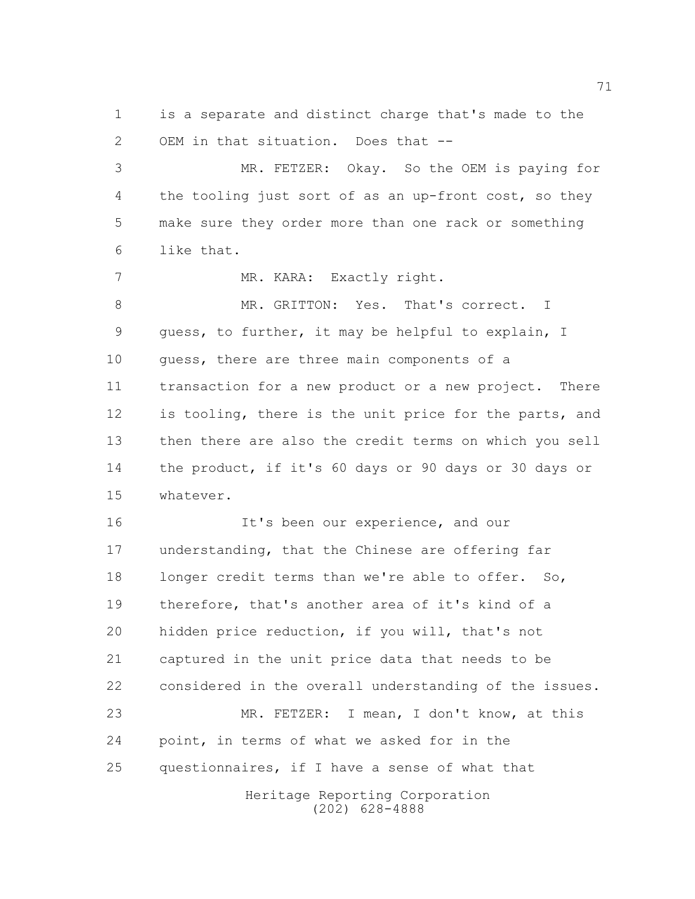is a separate and distinct charge that's made to the OEM in that situation. Does that --

MR. FETZER: Okay. So the OEM is paying for the tooling just sort of as an up-front cost, so they make sure they order more than one rack or something like that.

MR. KARA: Exactly right.

MR. GRITTON: Yes. That's correct. I guess, to further, it may be helpful to explain, I guess, there are three main components of a transaction for a new product or a new project. There is tooling, there is the unit price for the parts, and then there are also the credit terms on which you sell the product, if it's 60 days or 90 days or 30 days or whatever.

It's been our experience, and our understanding, that the Chinese are offering far longer credit terms than we're able to offer. So, therefore, that's another area of it's kind of a hidden price reduction, if you will, that's not captured in the unit price data that needs to be considered in the overall understanding of the issues.

MR. FETZER: I mean, I don't know, at this point, in terms of what we asked for in the questionnaires, if I have a sense of what that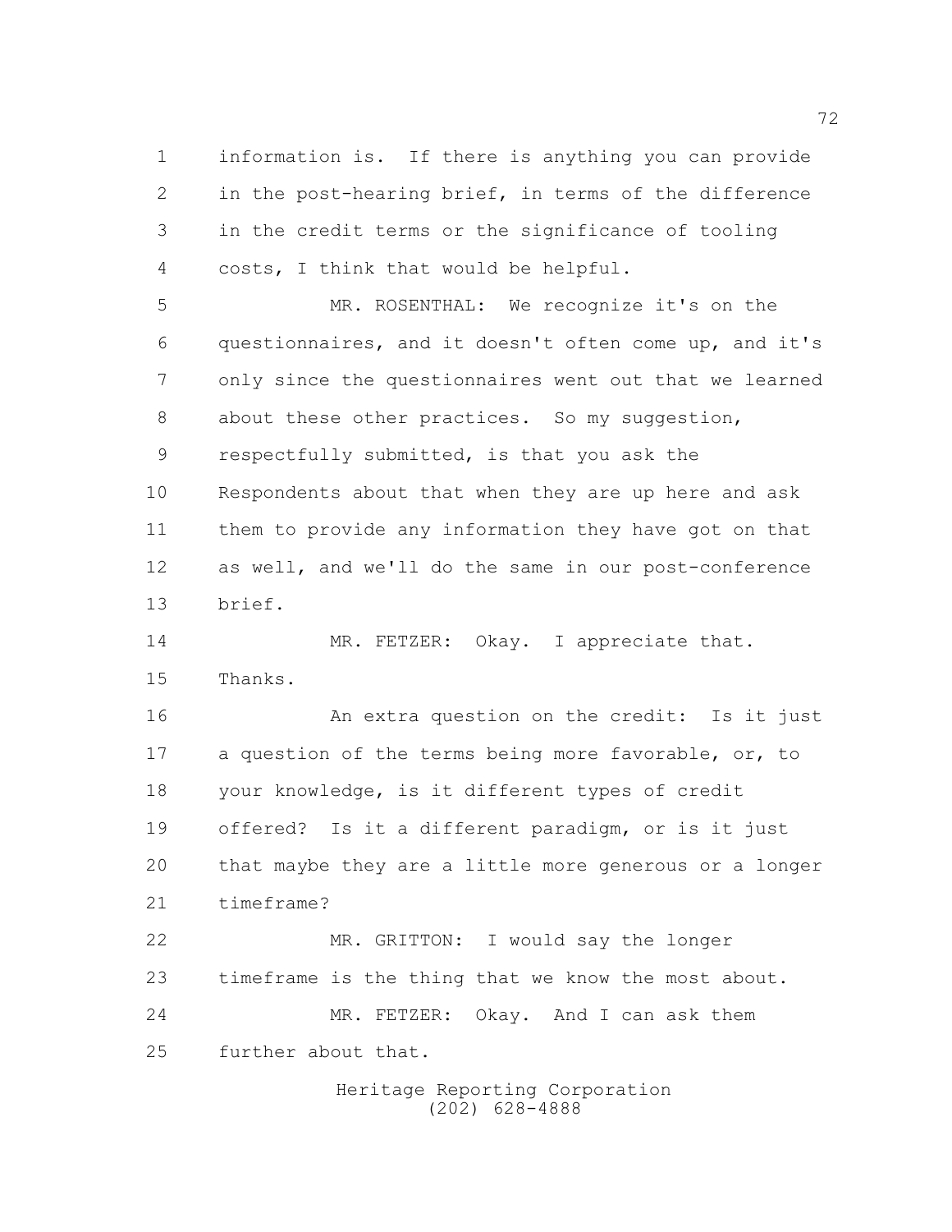information is. If there is anything you can provide in the post-hearing brief, in terms of the difference in the credit terms or the significance of tooling costs, I think that would be helpful.

MR. ROSENTHAL: We recognize it's on the questionnaires, and it doesn't often come up, and it's only since the questionnaires went out that we learned about these other practices. So my suggestion, respectfully submitted, is that you ask the Respondents about that when they are up here and ask them to provide any information they have got on that as well, and we'll do the same in our post-conference brief.

MR. FETZER: Okay. I appreciate that. Thanks.

An extra question on the credit: Is it just a question of the terms being more favorable, or, to your knowledge, is it different types of credit offered? Is it a different paradigm, or is it just that maybe they are a little more generous or a longer timeframe?

MR. GRITTON: I would say the longer timeframe is the thing that we know the most about.

MR. FETZER: Okay. And I can ask them further about that.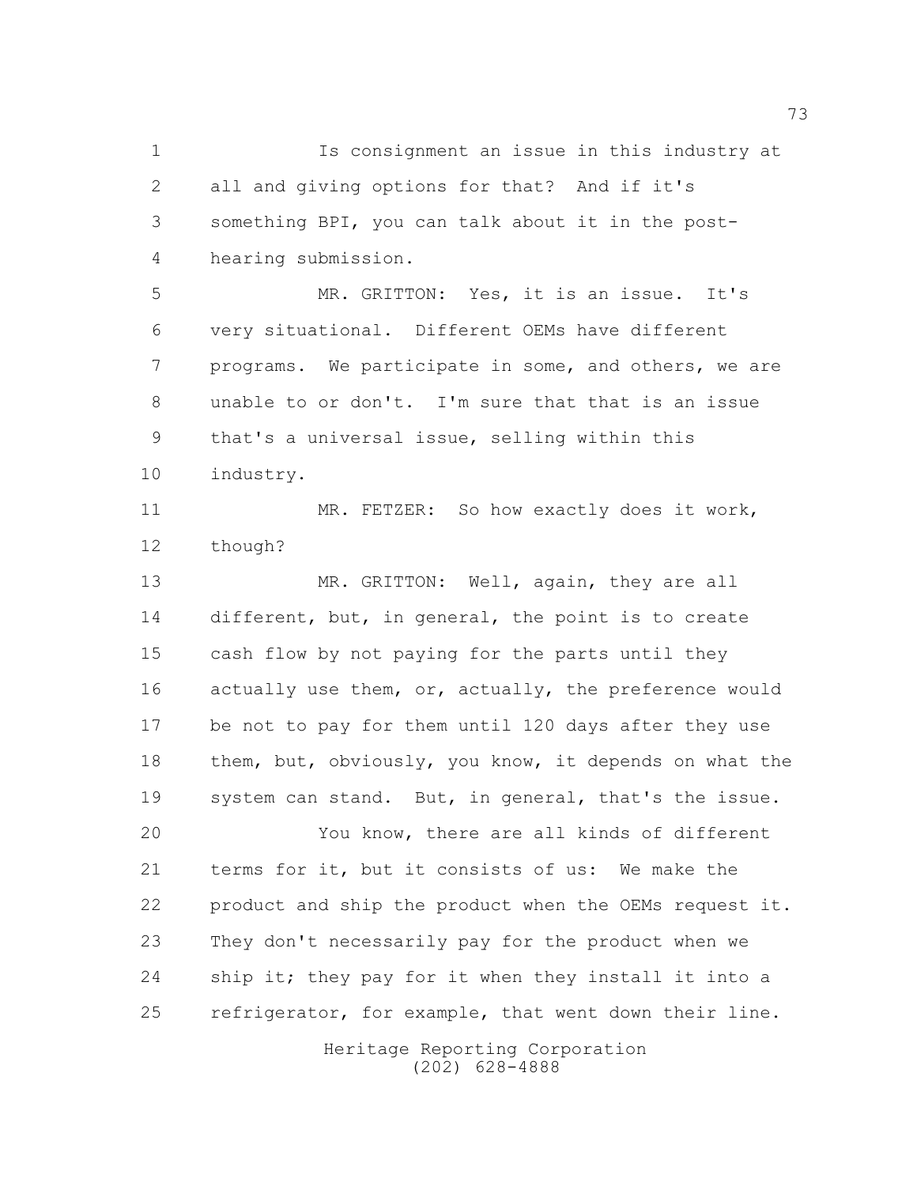Is consignment an issue in this industry at all and giving options for that? And if it's something BPI, you can talk about it in the post-hearing submission.

MR. GRITTON: Yes, it is an issue. It's very situational. Different OEMs have different programs. We participate in some, and others, we are unable to or don't. I'm sure that that is an issue that's a universal issue, selling within this industry.

MR. FETZER: So how exactly does it work, though?

MR. GRITTON: Well, again, they are all different, but, in general, the point is to create cash flow by not paying for the parts until they actually use them, or, actually, the preference would be not to pay for them until 120 days after they use them, but, obviously, you know, it depends on what the system can stand. But, in general, that's the issue.

You know, there are all kinds of different terms for it, but it consists of us: We make the product and ship the product when the OEMs request it. They don't necessarily pay for the product when we ship it; they pay for it when they install it into a refrigerator, for example, that went down their line.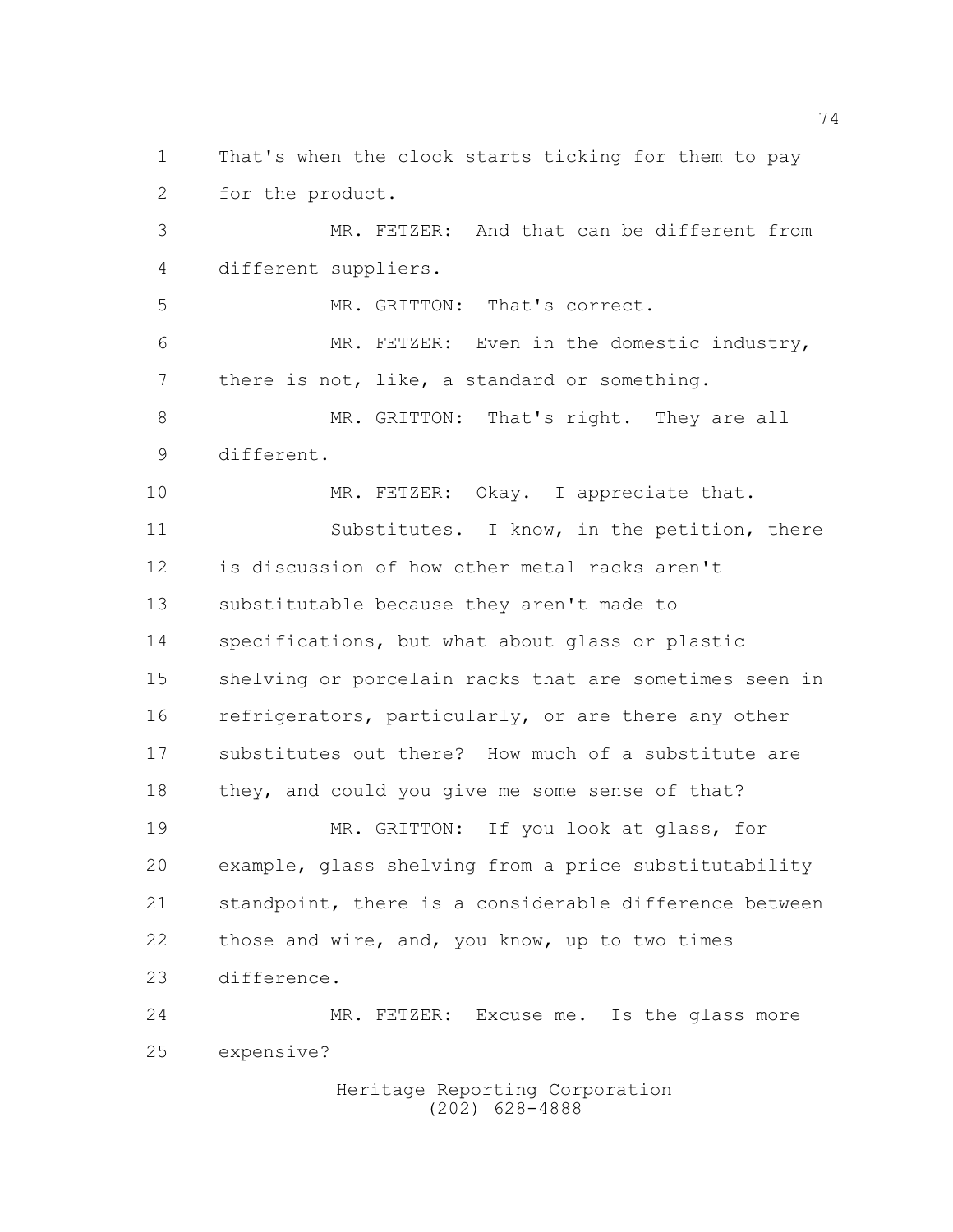That's when the clock starts ticking for them to pay for the product.

MR. FETZER: And that can be different from different suppliers.

MR. GRITTON: That's correct.

MR. FETZER: Even in the domestic industry, there is not, like, a standard or something.

MR. GRITTON: That's right. They are all different.

MR. FETZER: Okay. I appreciate that.

Substitutes. I know, in the petition, there is discussion of how other metal racks aren't substitutable because they aren't made to specifications, but what about glass or plastic shelving or porcelain racks that are sometimes seen in refrigerators, particularly, or are there any other substitutes out there? How much of a substitute are they, and could you give me some sense of that?

MR. GRITTON: If you look at glass, for example, glass shelving from a price substitutability standpoint, there is a considerable difference between those and wire, and, you know, up to two times difference.

MR. FETZER: Excuse me. Is the glass more expensive?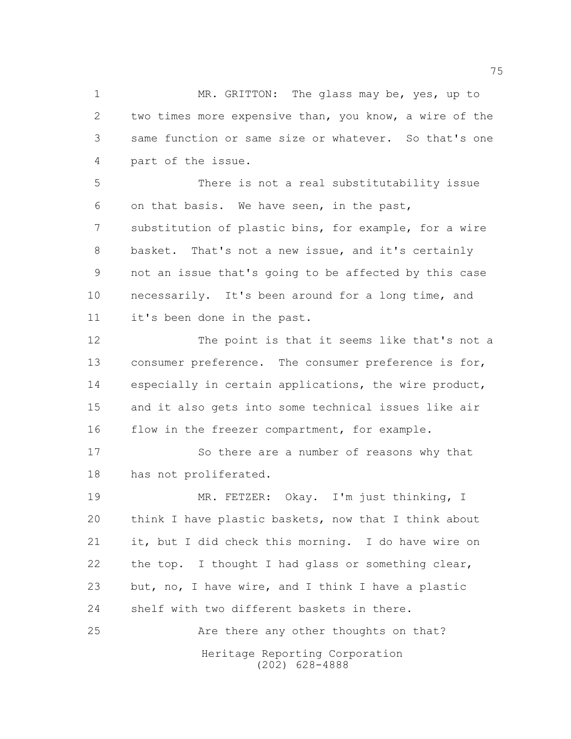MR. GRITTON: The glass may be, yes, up to two times more expensive than, you know, a wire of the same function or same size or whatever. So that's one part of the issue.

There is not a real substitutability issue on that basis. We have seen, in the past, substitution of plastic bins, for example, for a wire basket. That's not a new issue, and it's certainly not an issue that's going to be affected by this case necessarily. It's been around for a long time, and it's been done in the past.

The point is that it seems like that's not a consumer preference. The consumer preference is for, especially in certain applications, the wire product, and it also gets into some technical issues like air flow in the freezer compartment, for example.

So there are a number of reasons why that has not proliferated.

MR. FETZER: Okay. I'm just thinking, I think I have plastic baskets, now that I think about it, but I did check this morning. I do have wire on the top. I thought I had glass or something clear, but, no, I have wire, and I think I have a plastic shelf with two different baskets in there.

Are there any other thoughts on that?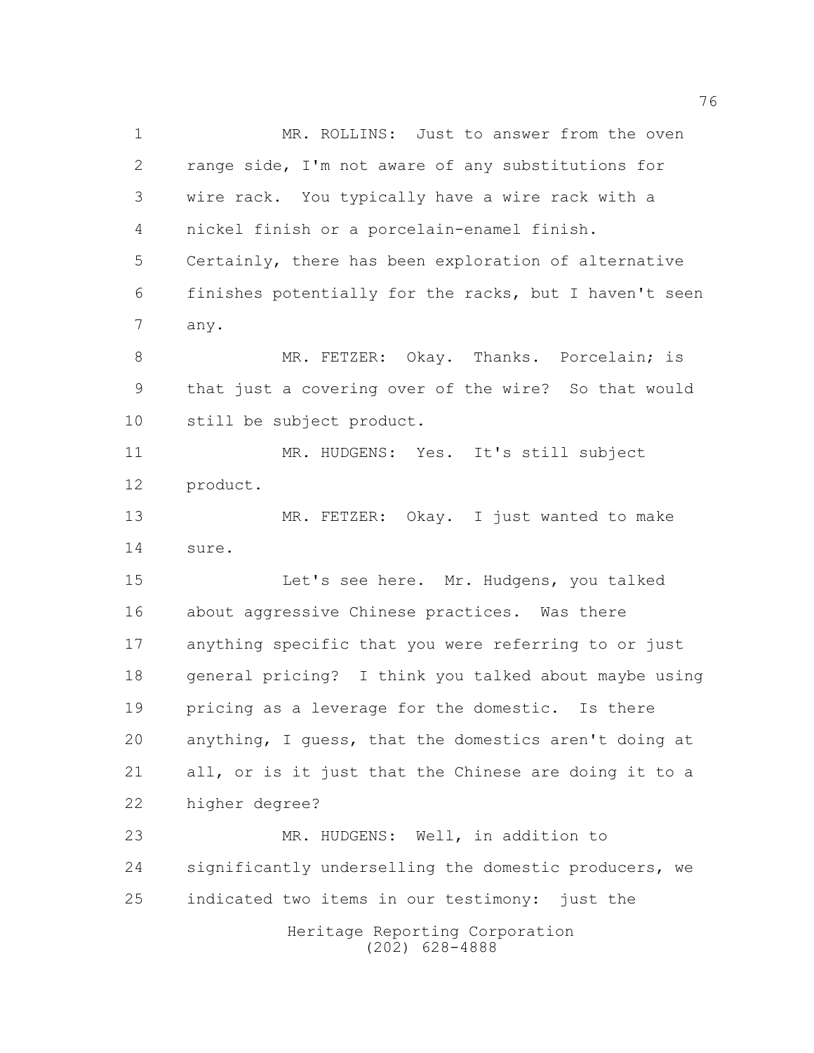MR. ROLLINS: Just to answer from the oven range side, I'm not aware of any substitutions for wire rack. You typically have a wire rack with a nickel finish or a porcelain-enamel finish. Certainly, there has been exploration of alternative finishes potentially for the racks, but I haven't seen any.

MR. FETZER: Okay. Thanks. Porcelain; is that just a covering over of the wire? So that would still be subject product.

MR. HUDGENS: Yes. It's still subject product.

MR. FETZER: Okay. I just wanted to make sure.

Let's see here. Mr. Hudgens, you talked about aggressive Chinese practices. Was there anything specific that you were referring to or just general pricing? I think you talked about maybe using pricing as a leverage for the domestic. Is there anything, I guess, that the domestics aren't doing at all, or is it just that the Chinese are doing it to a higher degree?

MR. HUDGENS: Well, in addition to significantly underselling the domestic producers, we indicated two items in our testimony: just the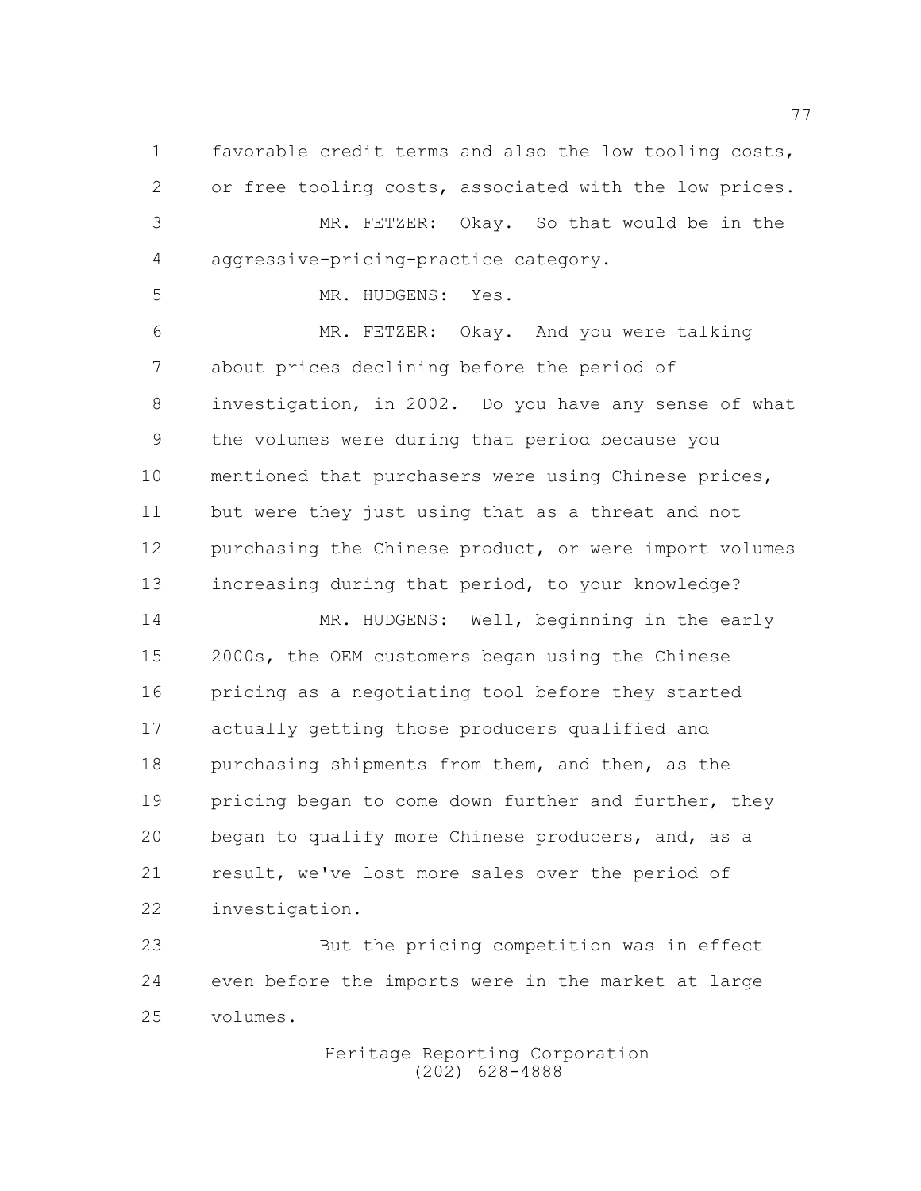favorable credit terms and also the low tooling costs, or free tooling costs, associated with the low prices.

MR. FETZER: Okay. So that would be in the aggressive-pricing-practice category.

MR. HUDGENS: Yes.

MR. FETZER: Okay. And you were talking about prices declining before the period of investigation, in 2002. Do you have any sense of what the volumes were during that period because you mentioned that purchasers were using Chinese prices, but were they just using that as a threat and not purchasing the Chinese product, or were import volumes increasing during that period, to your knowledge?

MR. HUDGENS: Well, beginning in the early 2000s, the OEM customers began using the Chinese pricing as a negotiating tool before they started actually getting those producers qualified and purchasing shipments from them, and then, as the pricing began to come down further and further, they began to qualify more Chinese producers, and, as a result, we've lost more sales over the period of investigation.

But the pricing competition was in effect even before the imports were in the market at large volumes.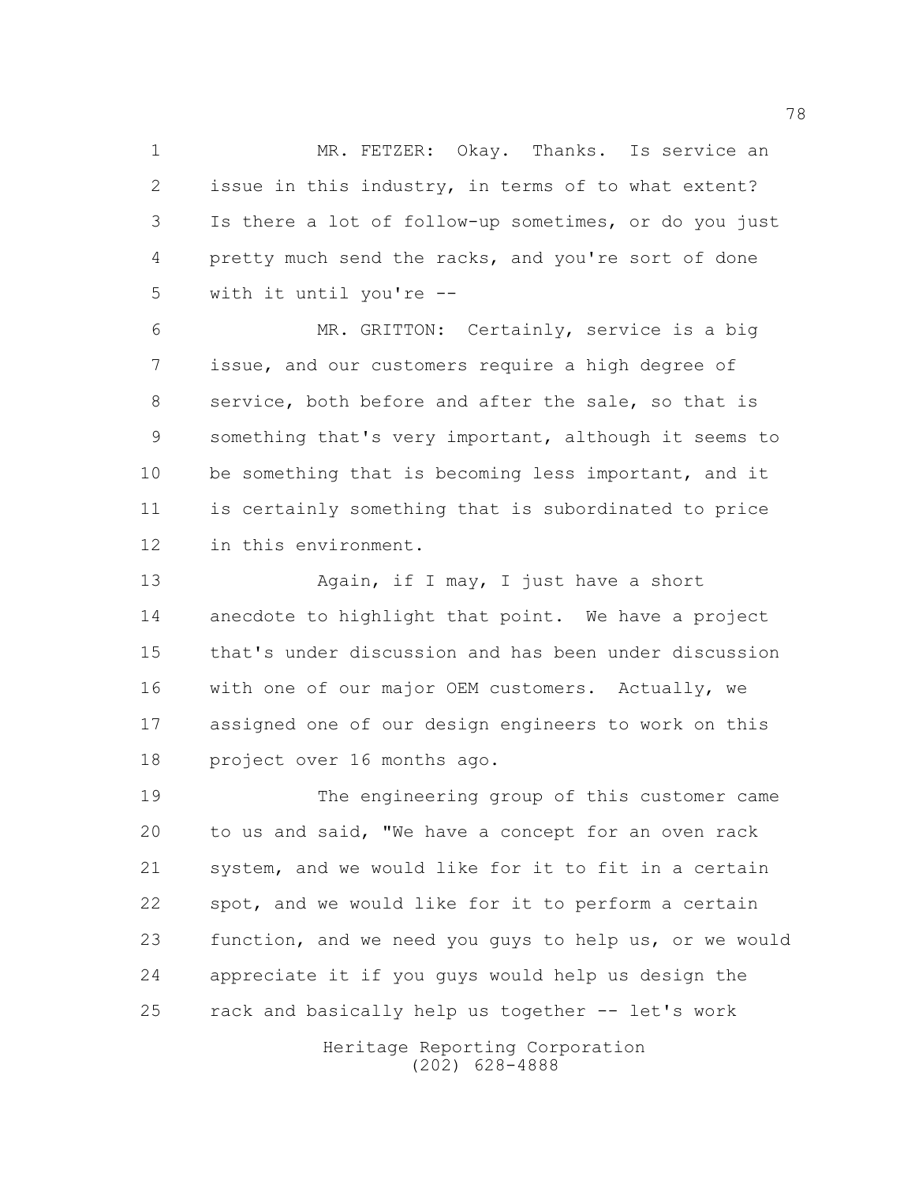MR. FETZER: Okay. Thanks. Is service an issue in this industry, in terms of to what extent? Is there a lot of follow-up sometimes, or do you just pretty much send the racks, and you're sort of done with it until you're --

MR. GRITTON: Certainly, service is a big issue, and our customers require a high degree of service, both before and after the sale, so that is something that's very important, although it seems to be something that is becoming less important, and it is certainly something that is subordinated to price in this environment.

Again, if I may, I just have a short anecdote to highlight that point. We have a project that's under discussion and has been under discussion with one of our major OEM customers. Actually, we assigned one of our design engineers to work on this project over 16 months ago.

The engineering group of this customer came to us and said, "We have a concept for an oven rack system, and we would like for it to fit in a certain spot, and we would like for it to perform a certain function, and we need you guys to help us, or we would appreciate it if you guys would help us design the rack and basically help us together -- let's work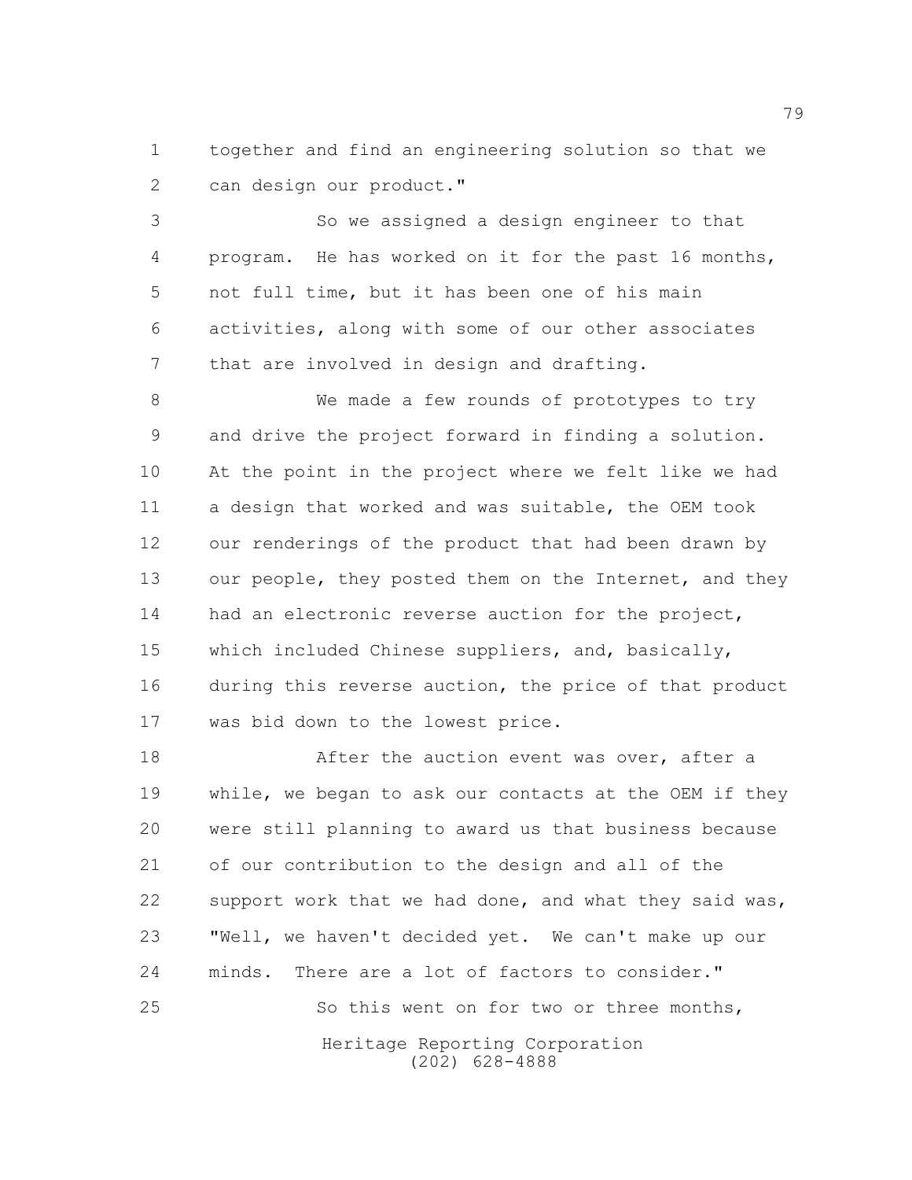together and find an engineering solution so that we can design our product."

So we assigned a design engineer to that program. He has worked on it for the past 16 months, not full time, but it has been one of his main activities, along with some of our other associates that are involved in design and drafting.

We made a few rounds of prototypes to try and drive the project forward in finding a solution. At the point in the project where we felt like we had a design that worked and was suitable, the OEM took our renderings of the product that had been drawn by our people, they posted them on the Internet, and they had an electronic reverse auction for the project, which included Chinese suppliers, and, basically, during this reverse auction, the price of that product was bid down to the lowest price.

After the auction event was over, after a while, we began to ask our contacts at the OEM if they were still planning to award us that business because of our contribution to the design and all of the support work that we had done, and what they said was, "Well, we haven't decided yet. We can't make up our minds. There are a lot of factors to consider."

So this went on for two or three months,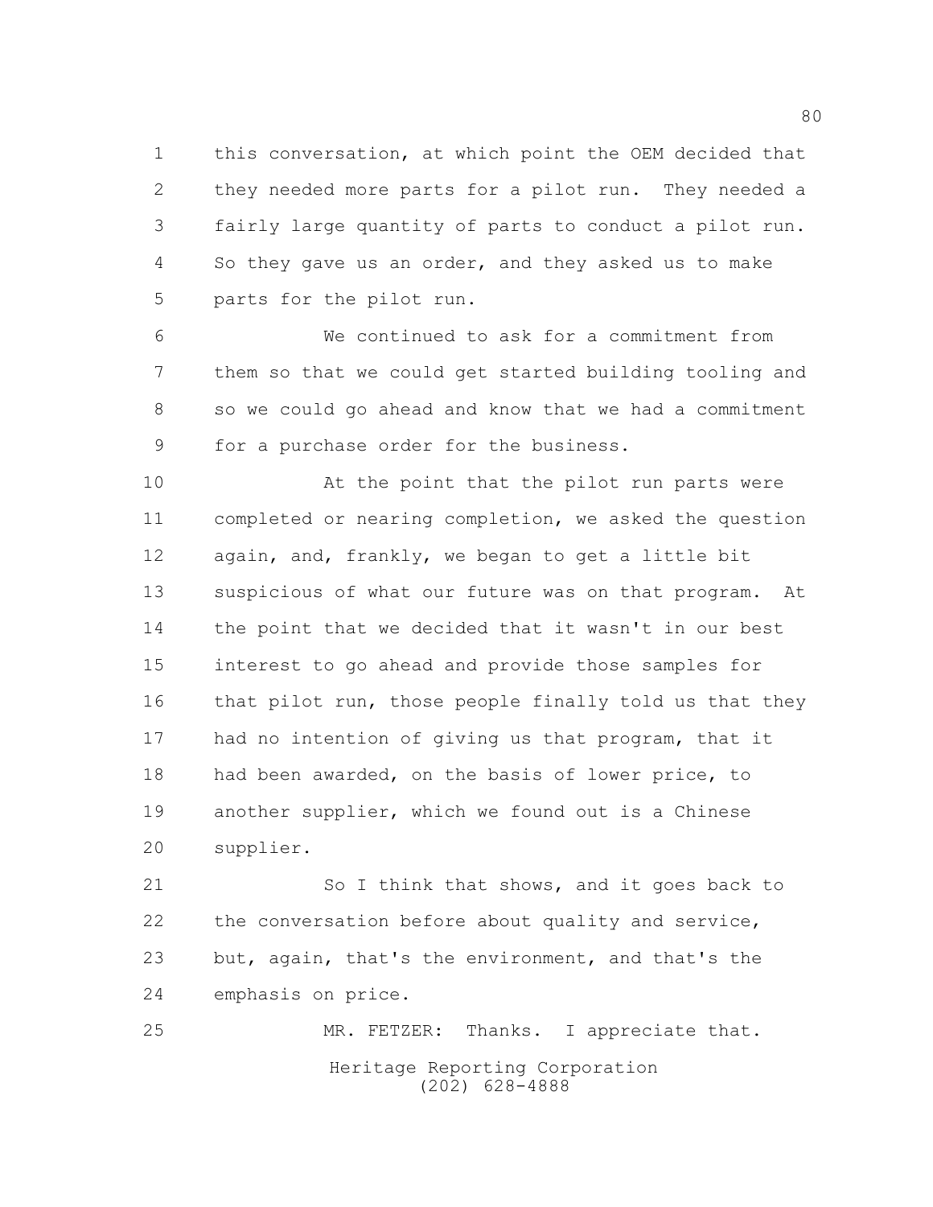this conversation, at which point the OEM decided that they needed more parts for a pilot run. They needed a fairly large quantity of parts to conduct a pilot run. So they gave us an order, and they asked us to make parts for the pilot run.

We continued to ask for a commitment from them so that we could get started building tooling and so we could go ahead and know that we had a commitment for a purchase order for the business.

At the point that the pilot run parts were completed or nearing completion, we asked the question again, and, frankly, we began to get a little bit suspicious of what our future was on that program. At the point that we decided that it wasn't in our best interest to go ahead and provide those samples for that pilot run, those people finally told us that they had no intention of giving us that program, that it had been awarded, on the basis of lower price, to another supplier, which we found out is a Chinese supplier.

So I think that shows, and it goes back to the conversation before about quality and service, but, again, that's the environment, and that's the emphasis on price.

MR. FETZER: Thanks. I appreciate that.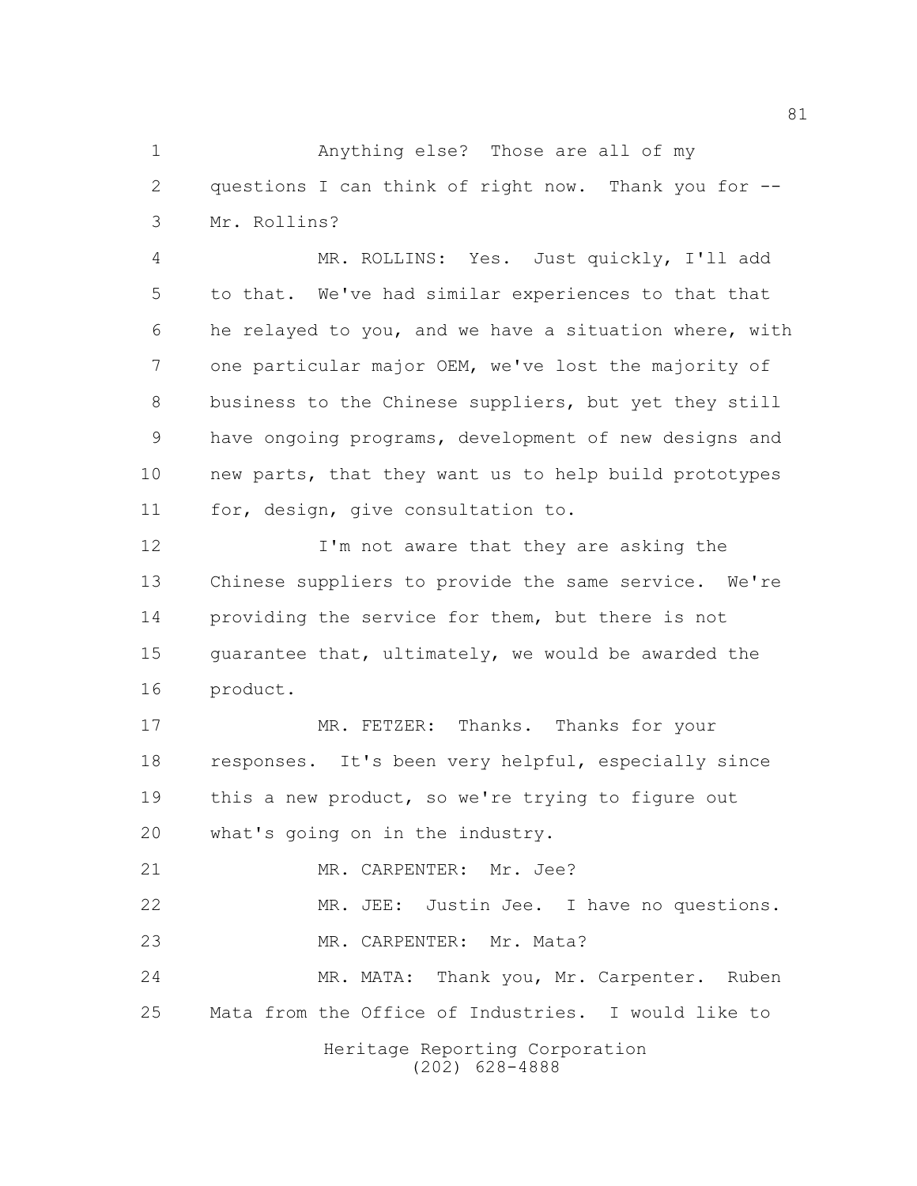Anything else? Those are all of my questions I can think of right now. Thank you for -- Mr. Rollins?

MR. ROLLINS: Yes. Just quickly, I'll add to that. We've had similar experiences to that that he relayed to you, and we have a situation where, with one particular major OEM, we've lost the majority of business to the Chinese suppliers, but yet they still have ongoing programs, development of new designs and new parts, that they want us to help build prototypes for, design, give consultation to.

I'm not aware that they are asking the Chinese suppliers to provide the same service. We're providing the service for them, but there is not guarantee that, ultimately, we would be awarded the product.

MR. FETZER: Thanks. Thanks for your responses. It's been very helpful, especially since this a new product, so we're trying to figure out what's going on in the industry.

MR. CARPENTER: Mr. Jee?

MR. JEE: Justin Jee. I have no questions.

MR. CARPENTER: Mr. Mata?

MR. MATA: Thank you, Mr. Carpenter. Ruben Mata from the Office of Industries. I would like to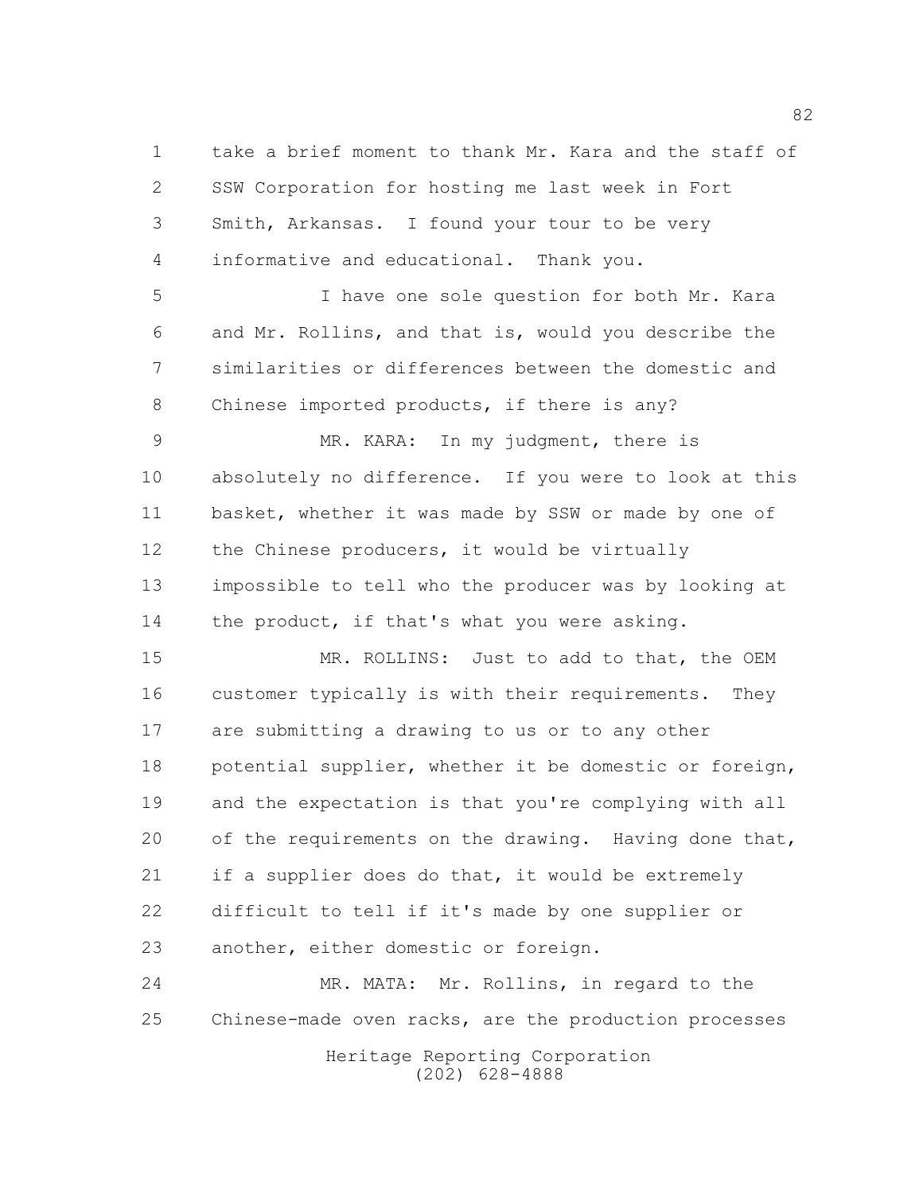take a brief moment to thank Mr. Kara and the staff of SSW Corporation for hosting me last week in Fort Smith, Arkansas. I found your tour to be very informative and educational. Thank you.

I have one sole question for both Mr. Kara and Mr. Rollins, and that is, would you describe the similarities or differences between the domestic and Chinese imported products, if there is any?

MR. KARA: In my judgment, there is absolutely no difference. If you were to look at this basket, whether it was made by SSW or made by one of the Chinese producers, it would be virtually impossible to tell who the producer was by looking at the product, if that's what you were asking.

MR. ROLLINS: Just to add to that, the OEM customer typically is with their requirements. They are submitting a drawing to us or to any other potential supplier, whether it be domestic or foreign, and the expectation is that you're complying with all of the requirements on the drawing. Having done that, if a supplier does do that, it would be extremely difficult to tell if it's made by one supplier or another, either domestic or foreign.

MR. MATA: Mr. Rollins, in regard to the Chinese-made oven racks, are the production processes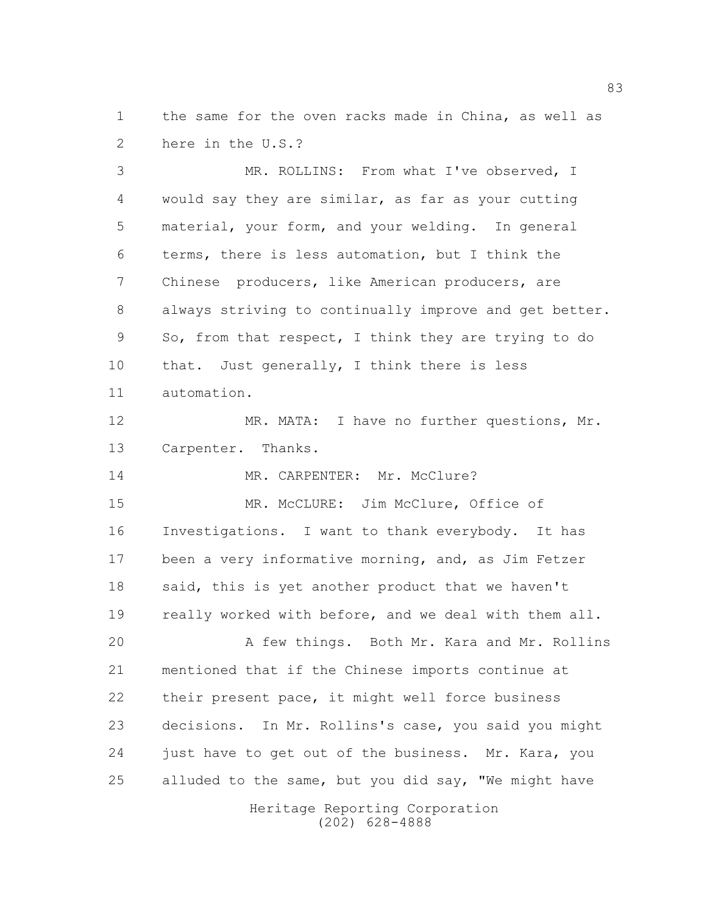the same for the oven racks made in China, as well as here in the U.S.?

MR. ROLLINS: From what I've observed, I would say they are similar, as far as your cutting material, your form, and your welding. In general terms, there is less automation, but I think the Chinese producers, like American producers, are always striving to continually improve and get better. So, from that respect, I think they are trying to do that. Just generally, I think there is less automation.

MR. MATA: I have no further questions, Mr. Carpenter. Thanks.

MR. CARPENTER: Mr. McClure?

MR. McCLURE: Jim McClure, Office of Investigations. I want to thank everybody. It has been a very informative morning, and, as Jim Fetzer said, this is yet another product that we haven't really worked with before, and we deal with them all.

A few things. Both Mr. Kara and Mr. Rollins mentioned that if the Chinese imports continue at their present pace, it might well force business decisions. In Mr. Rollins's case, you said you might just have to get out of the business. Mr. Kara, you alluded to the same, but you did say, "We might have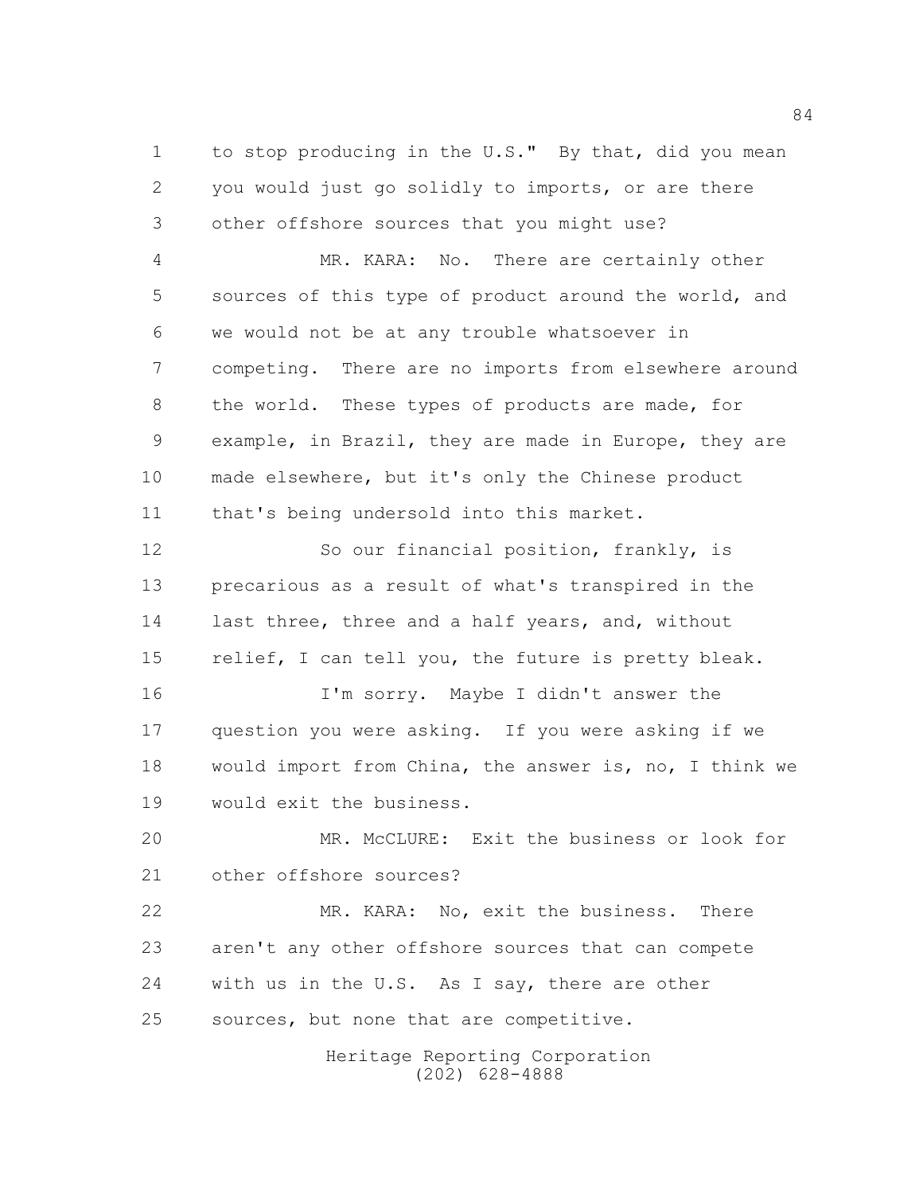to stop producing in the U.S." By that, did you mean you would just go solidly to imports, or are there other offshore sources that you might use?

MR. KARA: No. There are certainly other sources of this type of product around the world, and we would not be at any trouble whatsoever in competing. There are no imports from elsewhere around the world. These types of products are made, for example, in Brazil, they are made in Europe, they are made elsewhere, but it's only the Chinese product that's being undersold into this market.

So our financial position, frankly, is precarious as a result of what's transpired in the last three, three and a half years, and, without relief, I can tell you, the future is pretty bleak.

I'm sorry. Maybe I didn't answer the question you were asking. If you were asking if we would import from China, the answer is, no, I think we would exit the business.

MR. McCLURE: Exit the business or look for other offshore sources?

MR. KARA: No, exit the business. There aren't any other offshore sources that can compete with us in the U.S. As I say, there are other sources, but none that are competitive.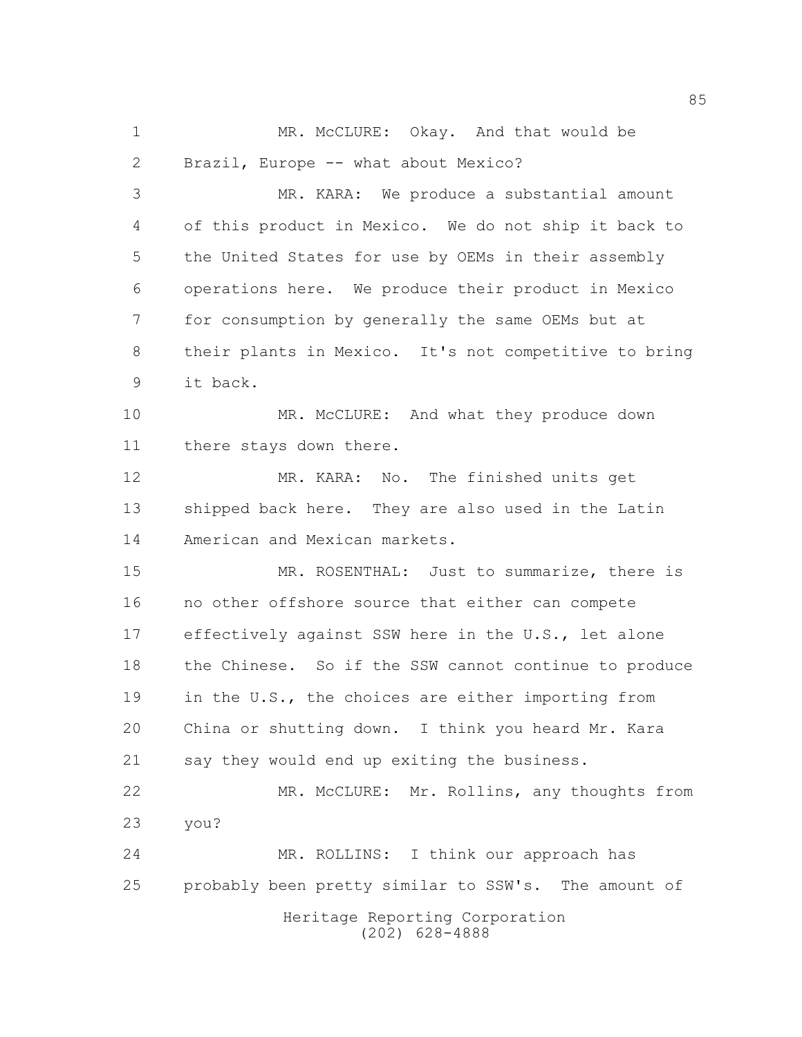MR. McCLURE: Okay. And that would be Brazil, Europe -- what about Mexico?

MR. KARA: We produce a substantial amount of this product in Mexico. We do not ship it back to the United States for use by OEMs in their assembly operations here. We produce their product in Mexico for consumption by generally the same OEMs but at their plants in Mexico. It's not competitive to bring it back.

MR. McCLURE: And what they produce down there stays down there.

MR. KARA: No. The finished units get shipped back here. They are also used in the Latin American and Mexican markets.

MR. ROSENTHAL: Just to summarize, there is no other offshore source that either can compete effectively against SSW here in the U.S., let alone the Chinese. So if the SSW cannot continue to produce in the U.S., the choices are either importing from China or shutting down. I think you heard Mr. Kara say they would end up exiting the business.

MR. McCLURE: Mr. Rollins, any thoughts from you?

MR. ROLLINS: I think our approach has probably been pretty similar to SSW's. The amount of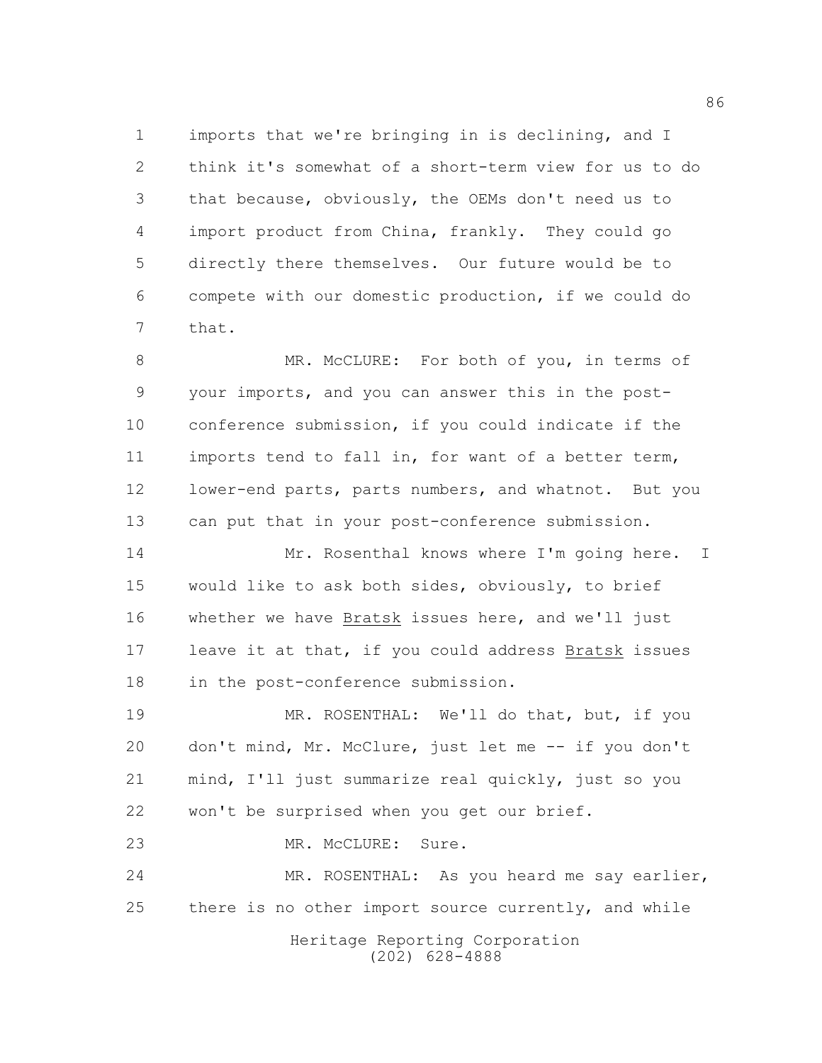imports that we're bringing in is declining, and I think it's somewhat of a short-term view for us to do that because, obviously, the OEMs don't need us to import product from China, frankly. They could go directly there themselves. Our future would be to compete with our domestic production, if we could do that.

MR. McCLURE: For both of you, in terms of your imports, and you can answer this in the post-conference submission, if you could indicate if the imports tend to fall in, for want of a better term, lower-end parts, parts numbers, and whatnot. But you can put that in your post-conference submission.

Mr. Rosenthal knows where I'm going here. I would like to ask both sides, obviously, to brief whether we have Bratsk issues here, and we'll just leave it at that, if you could address Bratsk issues in the post-conference submission.

MR. ROSENTHAL: We'll do that, but, if you don't mind, Mr. McClure, just let me -- if you don't mind, I'll just summarize real quickly, just so you won't be surprised when you get our brief.

MR. McCLURE: Sure.

MR. ROSENTHAL: As you heard me say earlier, there is no other import source currently, and while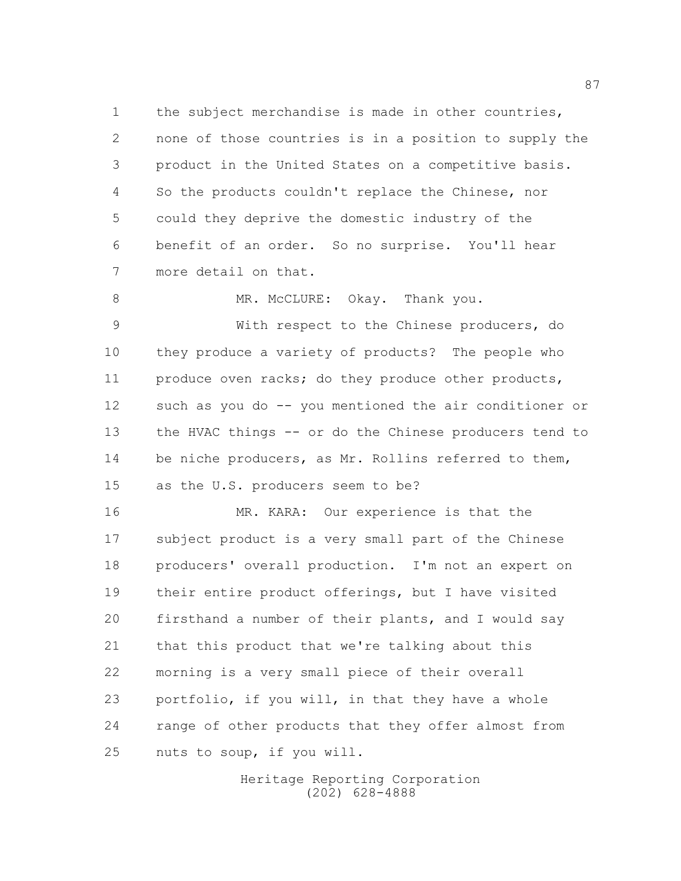the subject merchandise is made in other countries, none of those countries is in a position to supply the product in the United States on a competitive basis. So the products couldn't replace the Chinese, nor could they deprive the domestic industry of the benefit of an order. So no surprise. You'll hear more detail on that.

MR. McCLURE: Okay. Thank you.

With respect to the Chinese producers, do they produce a variety of products? The people who produce oven racks; do they produce other products, such as you do -- you mentioned the air conditioner or the HVAC things -- or do the Chinese producers tend to be niche producers, as Mr. Rollins referred to them, as the U.S. producers seem to be?

MR. KARA: Our experience is that the subject product is a very small part of the Chinese producers' overall production. I'm not an expert on their entire product offerings, but I have visited firsthand a number of their plants, and I would say that this product that we're talking about this morning is a very small piece of their overall portfolio, if you will, in that they have a whole range of other products that they offer almost from nuts to soup, if you will.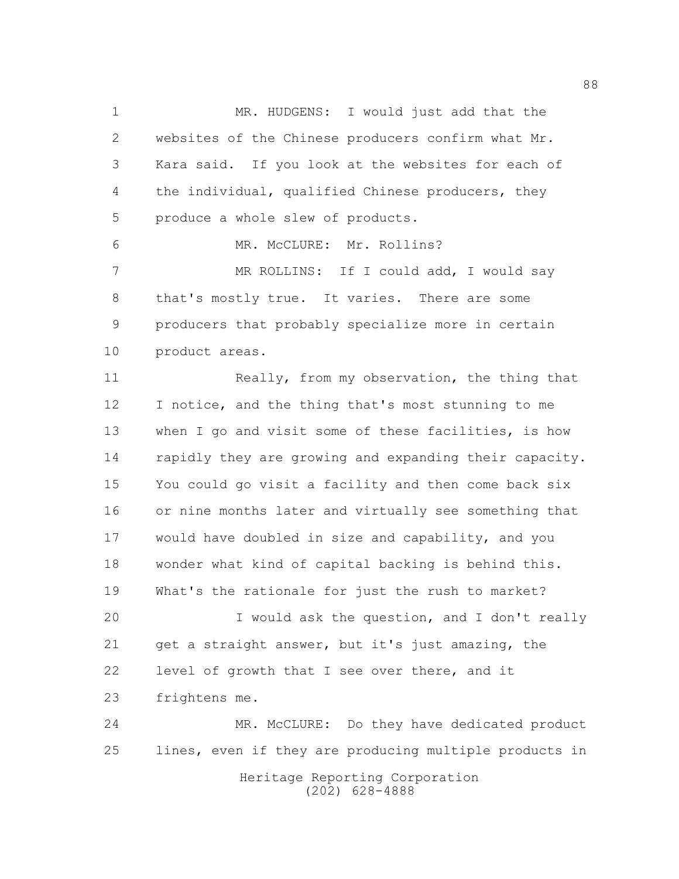MR. HUDGENS: I would just add that the websites of the Chinese producers confirm what Mr. Kara said. If you look at the websites for each of the individual, qualified Chinese producers, they produce a whole slew of products.

MR. McCLURE: Mr. Rollins?

MR ROLLINS: If I could add, I would say that's mostly true. It varies. There are some producers that probably specialize more in certain product areas.

Really, from my observation, the thing that I notice, and the thing that's most stunning to me when I go and visit some of these facilities, is how rapidly they are growing and expanding their capacity. You could go visit a facility and then come back six or nine months later and virtually see something that would have doubled in size and capability, and you wonder what kind of capital backing is behind this. What's the rationale for just the rush to market?

I would ask the question, and I don't really get a straight answer, but it's just amazing, the level of growth that I see over there, and it frightens me.

MR. McCLURE: Do they have dedicated product lines, even if they are producing multiple products in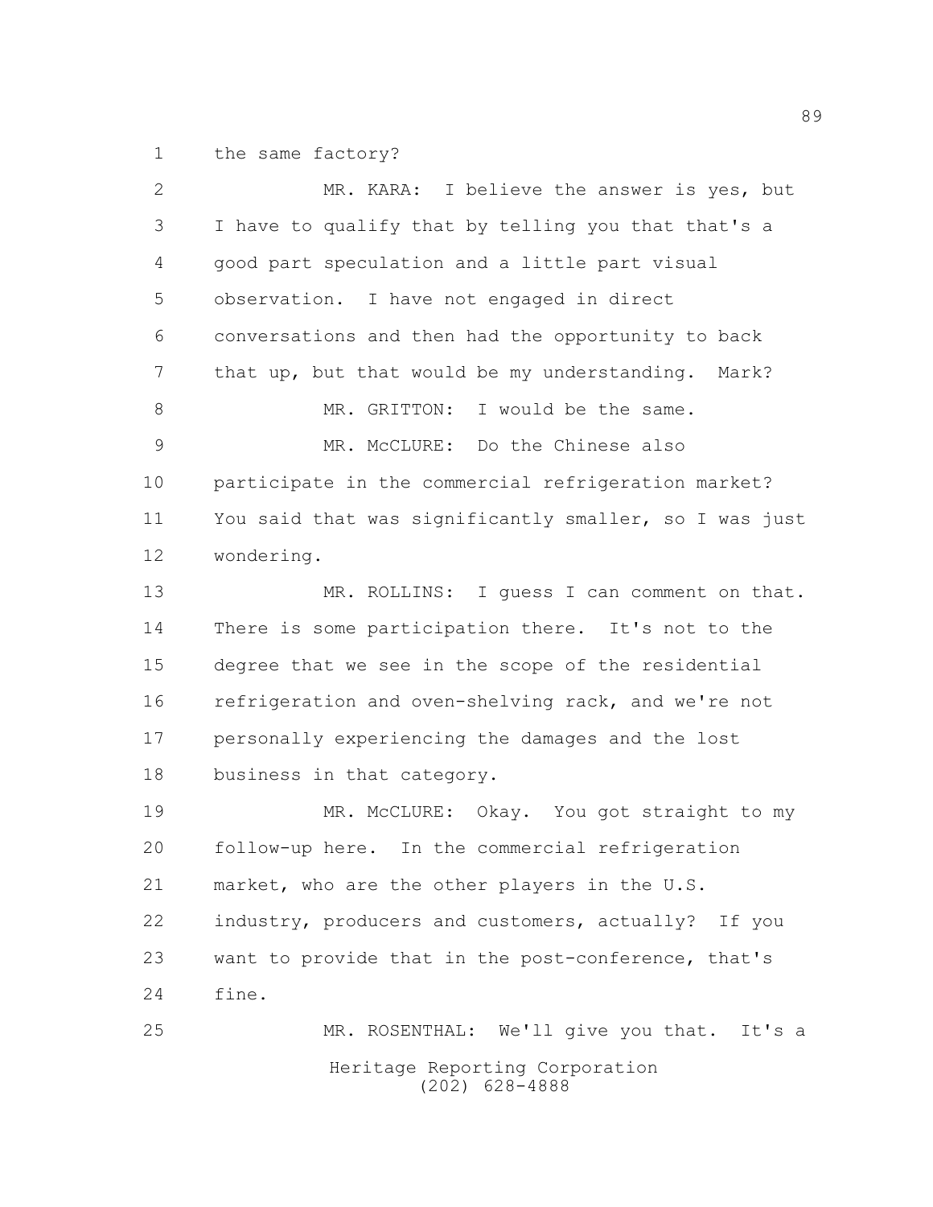the same factory?

MR. KARA: I believe the answer is yes, but I have to qualify that by telling you that that's a good part speculation and a little part visual observation. I have not engaged in direct conversations and then had the opportunity to back that up, but that would be my understanding. Mark?

MR. GRITTON: I would be the same.

MR. McCLURE: Do the Chinese also participate in the commercial refrigeration market? You said that was significantly smaller, so I was just wondering.

MR. ROLLINS: I guess I can comment on that. There is some participation there. It's not to the degree that we see in the scope of the residential refrigeration and oven-shelving rack, and we're not personally experiencing the damages and the lost business in that category.

MR. McCLURE: Okay. You got straight to my follow-up here. In the commercial refrigeration market, who are the other players in the U.S. industry, producers and customers, actually? If you want to provide that in the post-conference, that's fine.

MR. ROSENTHAL: We'll give you that. It's a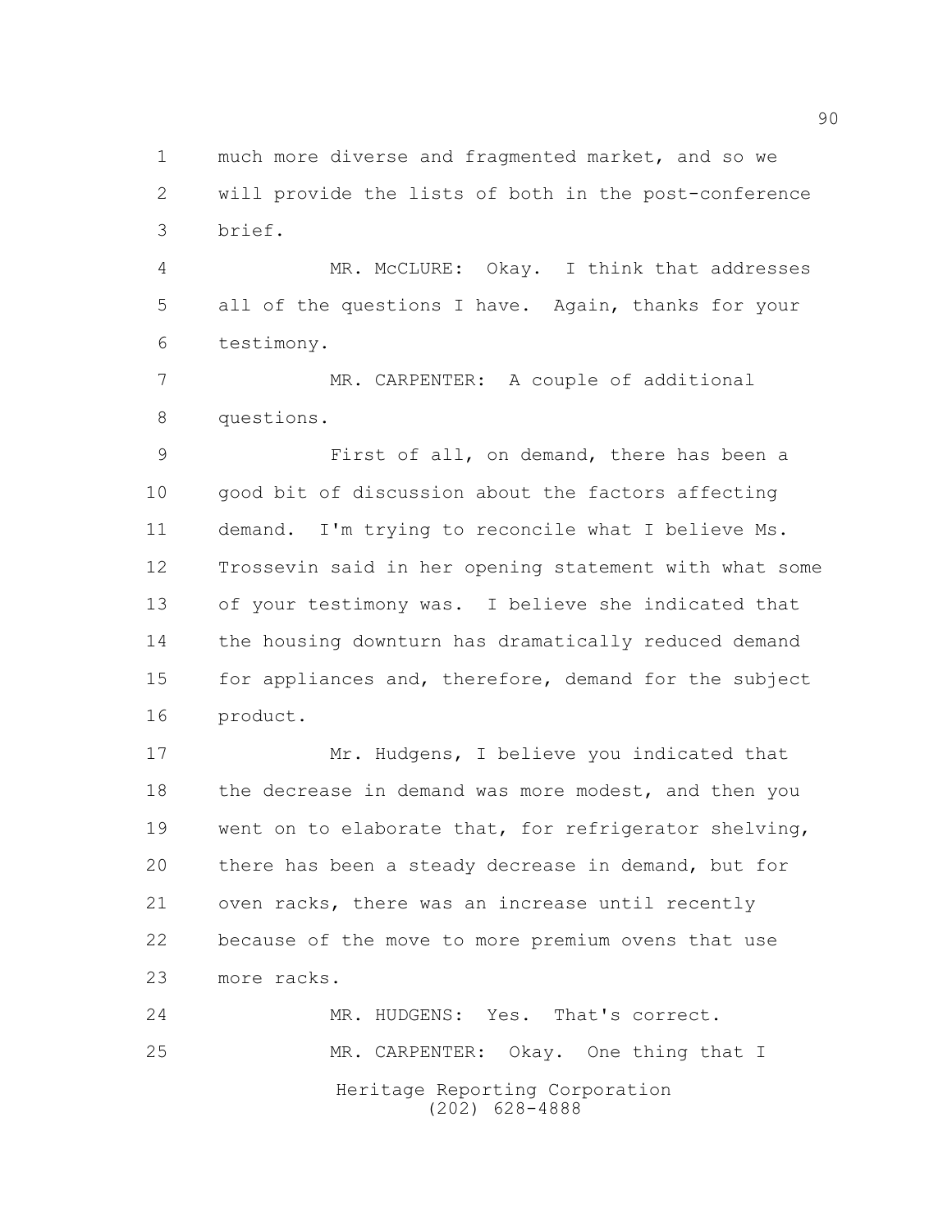much more diverse and fragmented market, and so we will provide the lists of both in the post-conference brief.

MR. McCLURE: Okay. I think that addresses all of the questions I have. Again, thanks for your testimony.

MR. CARPENTER: A couple of additional questions.

First of all, on demand, there has been a good bit of discussion about the factors affecting demand. I'm trying to reconcile what I believe Ms. Trossevin said in her opening statement with what some of your testimony was. I believe she indicated that the housing downturn has dramatically reduced demand for appliances and, therefore, demand for the subject product.

Mr. Hudgens, I believe you indicated that the decrease in demand was more modest, and then you went on to elaborate that, for refrigerator shelving, there has been a steady decrease in demand, but for oven racks, there was an increase until recently because of the move to more premium ovens that use more racks.

MR. HUDGENS: Yes. That's correct.

MR. CARPENTER: Okay. One thing that I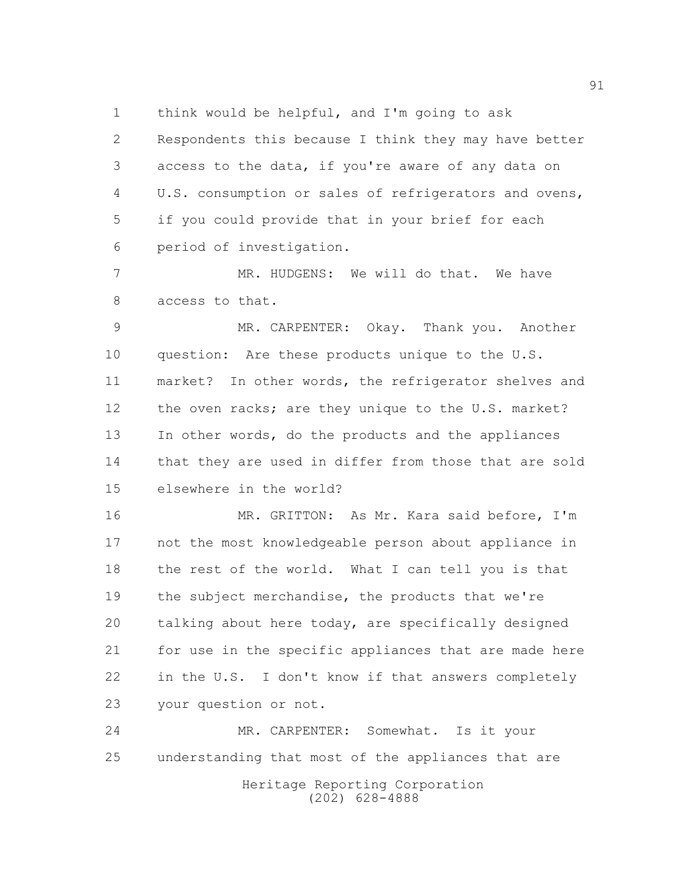think would be helpful, and I'm going to ask Respondents this because I think they may have better access to the data, if you're aware of any data on U.S. consumption or sales of refrigerators and ovens, if you could provide that in your brief for each period of investigation.

MR. HUDGENS: We will do that. We have access to that.

MR. CARPENTER: Okay. Thank you. Another question: Are these products unique to the U.S. market? In other words, the refrigerator shelves and the oven racks; are they unique to the U.S. market? In other words, do the products and the appliances that they are used in differ from those that are sold elsewhere in the world?

MR. GRITTON: As Mr. Kara said before, I'm not the most knowledgeable person about appliance in the rest of the world. What I can tell you is that the subject merchandise, the products that we're talking about here today, are specifically designed for use in the specific appliances that are made here in the U.S. I don't know if that answers completely your question or not.

MR. CARPENTER: Somewhat. Is it your understanding that most of the appliances that are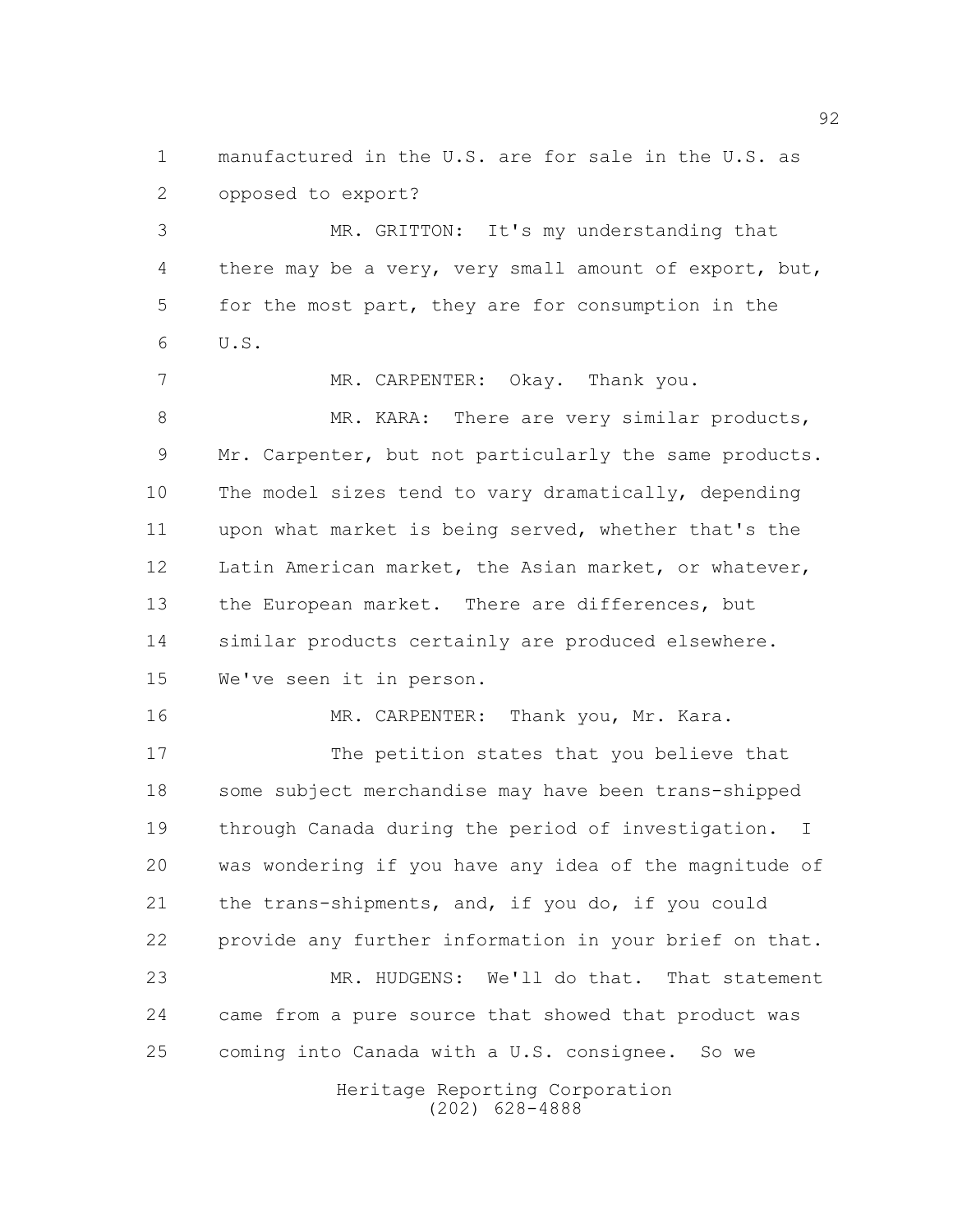manufactured in the U.S. are for sale in the U.S. as opposed to export?

MR. GRITTON: It's my understanding that there may be a very, very small amount of export, but, for the most part, they are for consumption in the U.S.

MR. CARPENTER: Okay. Thank you.

MR. KARA: There are very similar products, Mr. Carpenter, but not particularly the same products. The model sizes tend to vary dramatically, depending upon what market is being served, whether that's the Latin American market, the Asian market, or whatever, the European market. There are differences, but similar products certainly are produced elsewhere. We've seen it in person.

MR. CARPENTER: Thank you, Mr. Kara.

The petition states that you believe that some subject merchandise may have been trans-shipped through Canada during the period of investigation. I was wondering if you have any idea of the magnitude of the trans-shipments, and, if you do, if you could provide any further information in your brief on that.

MR. HUDGENS: We'll do that. That statement came from a pure source that showed that product was coming into Canada with a U.S. consignee. So we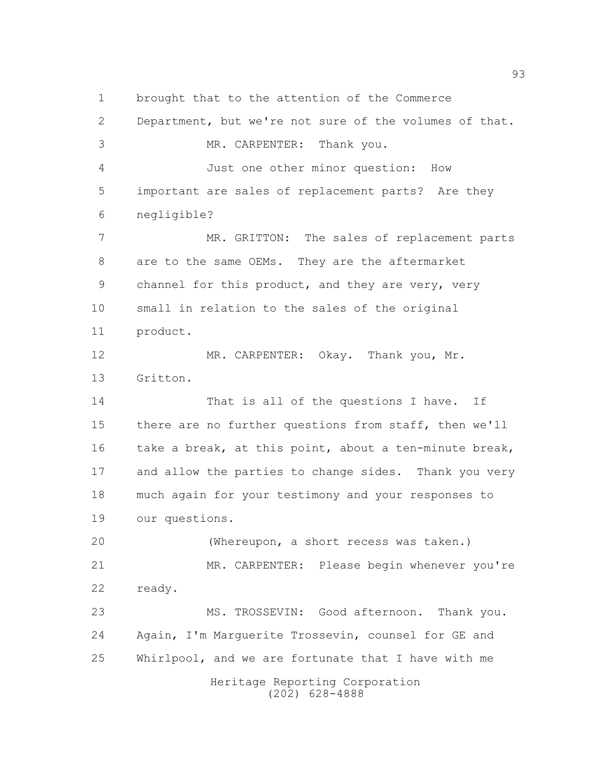brought that to the attention of the Commerce Department, but we're not sure of the volumes of that.

MR. CARPENTER: Thank you.

Just one other minor question: How important are sales of replacement parts? Are they negligible?

MR. GRITTON: The sales of replacement parts are to the same OEMs. They are the aftermarket channel for this product, and they are very, very small in relation to the sales of the original product.

MR. CARPENTER: Okay. Thank you, Mr. Gritton.

That is all of the questions I have. If there are no further questions from staff, then we'll take a break, at this point, about a ten-minute break, and allow the parties to change sides. Thank you very much again for your testimony and your responses to our questions.

(Whereupon, a short recess was taken.)

MR. CARPENTER: Please begin whenever you're ready.

MS. TROSSEVIN: Good afternoon. Thank you. Again, I'm Marguerite Trossevin, counsel for GE and Whirlpool, and we are fortunate that I have with me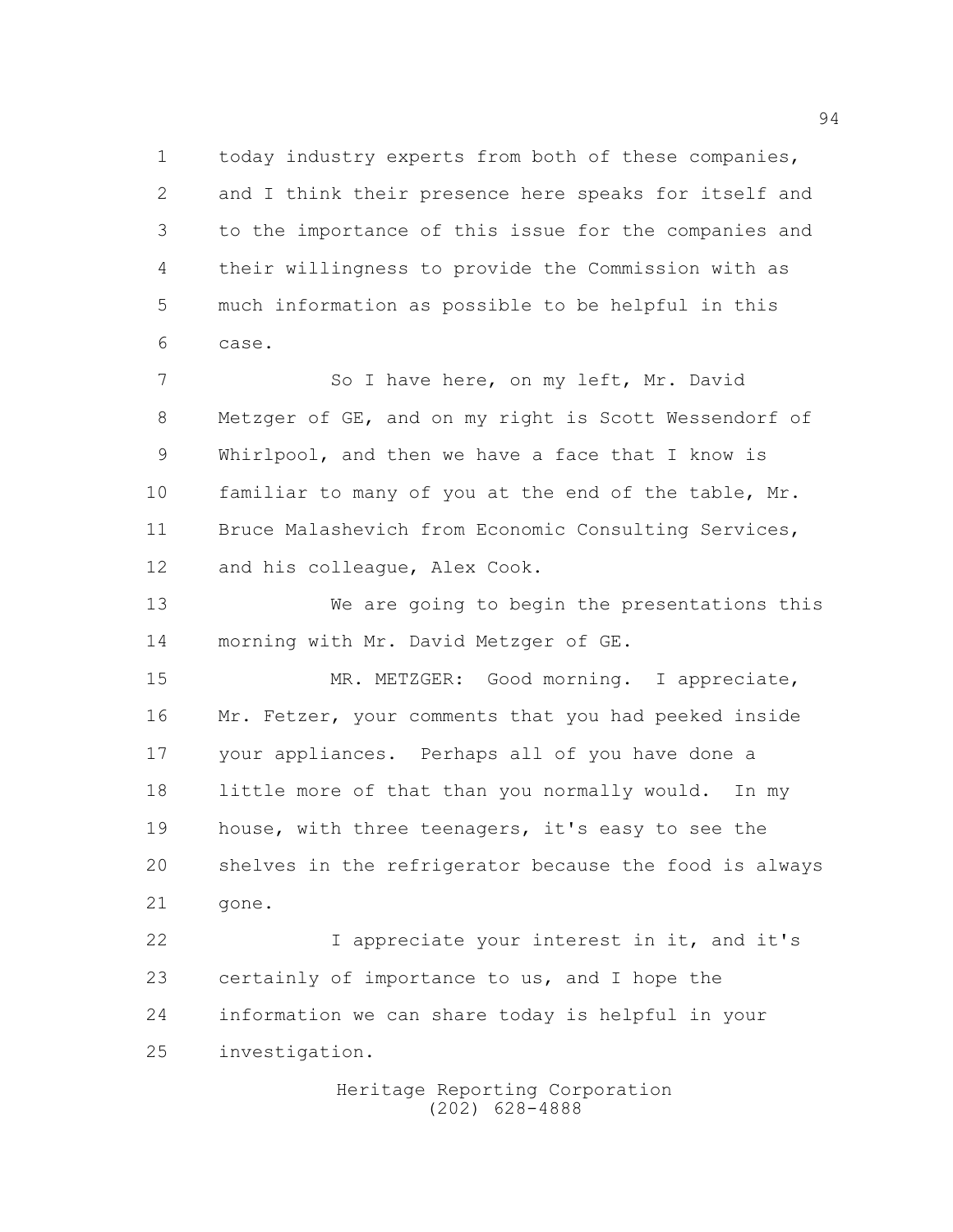today industry experts from both of these companies, and I think their presence here speaks for itself and to the importance of this issue for the companies and their willingness to provide the Commission with as much information as possible to be helpful in this case.

So I have here, on my left, Mr. David Metzger of GE, and on my right is Scott Wessendorf of Whirlpool, and then we have a face that I know is familiar to many of you at the end of the table, Mr. Bruce Malashevich from Economic Consulting Services, and his colleague, Alex Cook.

We are going to begin the presentations this morning with Mr. David Metzger of GE.

MR. METZGER: Good morning. I appreciate, Mr. Fetzer, your comments that you had peeked inside your appliances. Perhaps all of you have done a little more of that than you normally would. In my house, with three teenagers, it's easy to see the shelves in the refrigerator because the food is always gone.

I appreciate your interest in it, and it's certainly of importance to us, and I hope the information we can share today is helpful in your investigation.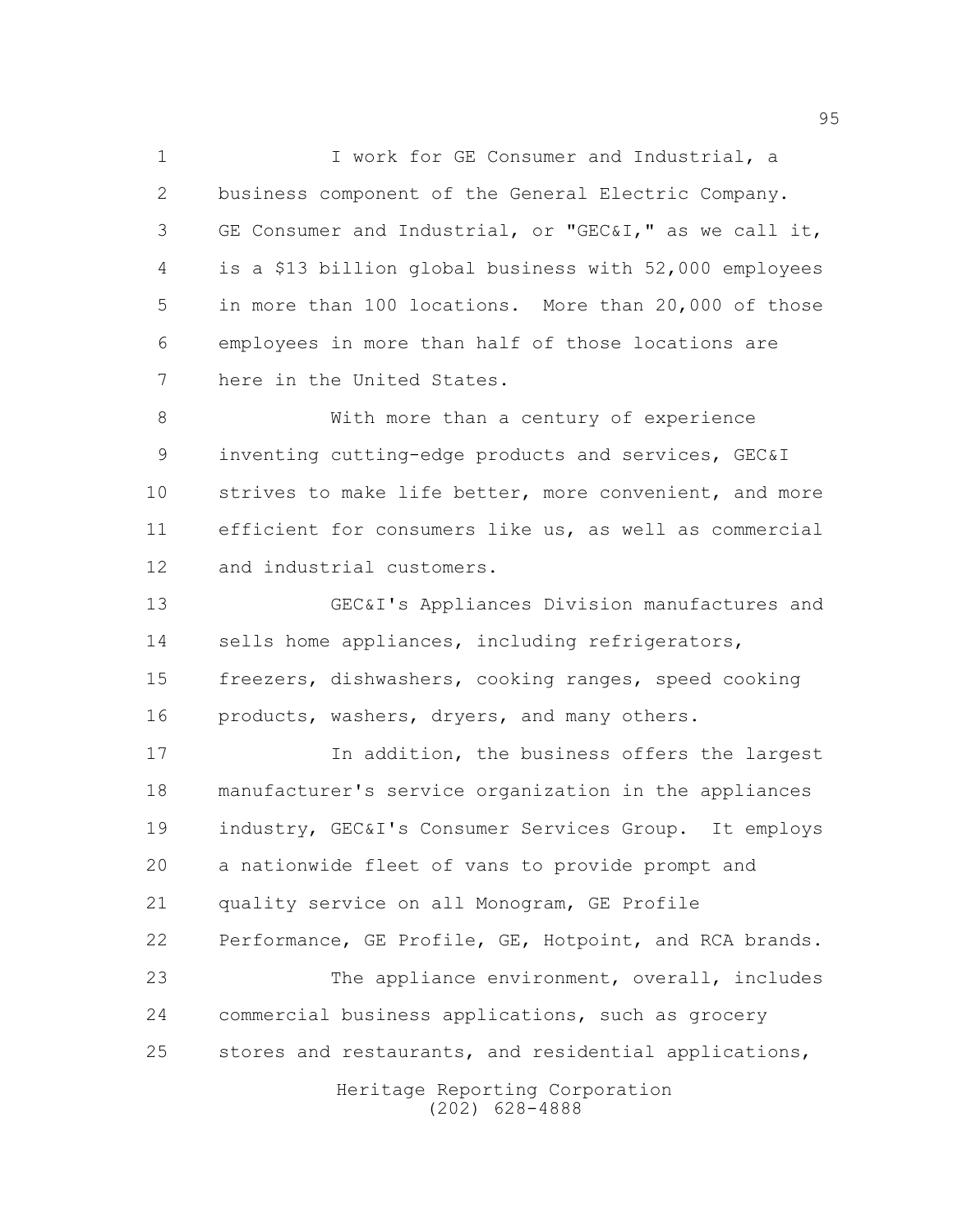I work for GE Consumer and Industrial, a business component of the General Electric Company. GE Consumer and Industrial, or "GEC&I," as we call it, is a $13 billion global business with 52,000 employees in more than 100 locations. More than 20,000 of those employees in more than half of those locations are here in the United States.

With more than a century of experience inventing cutting-edge products and services, GEC&I strives to make life better, more convenient, and more efficient for consumers like us, as well as commercial and industrial customers.

GEC&I's Appliances Division manufactures and sells home appliances, including refrigerators, freezers, dishwashers, cooking ranges, speed cooking products, washers, dryers, and many others.

In addition, the business offers the largest manufacturer's service organization in the appliances industry, GEC&I's Consumer Services Group. It employs a nationwide fleet of vans to provide prompt and quality service on all Monogram, GE Profile Performance, GE Profile, GE, Hotpoint, and RCA brands.

The appliance environment, overall, includes commercial business applications, such as grocery stores and restaurants, and residential applications,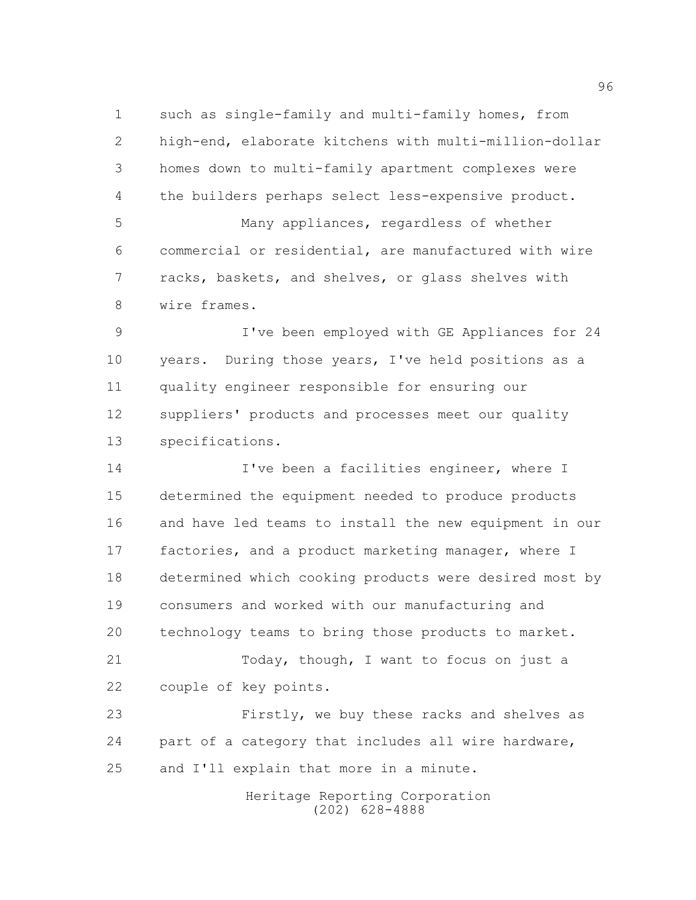such as single-family and multi-family homes, from high-end, elaborate kitchens with multi-million-dollar homes down to multi-family apartment complexes were the builders perhaps select less-expensive product.

Many appliances, regardless of whether commercial or residential, are manufactured with wire racks, baskets, and shelves, or glass shelves with wire frames.

I've been employed with GE Appliances for 24 years. During those years, I've held positions as a quality engineer responsible for ensuring our suppliers' products and processes meet our quality specifications.

I've been a facilities engineer, where I determined the equipment needed to produce products and have led teams to install the new equipment in our factories, and a product marketing manager, where I determined which cooking products were desired most by consumers and worked with our manufacturing and technology teams to bring those products to market.

Today, though, I want to focus on just a couple of key points.

Firstly, we buy these racks and shelves as part of a category that includes all wire hardware, and I'll explain that more in a minute.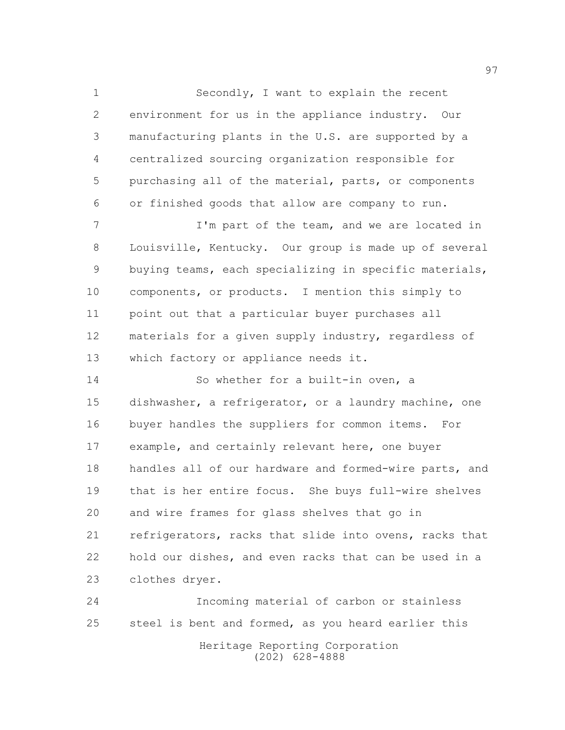Secondly, I want to explain the recent environment for us in the appliance industry. Our manufacturing plants in the U.S. are supported by a centralized sourcing organization responsible for purchasing all of the material, parts, or components or finished goods that allow are company to run.

I'm part of the team, and we are located in Louisville, Kentucky. Our group is made up of several buying teams, each specializing in specific materials, components, or products. I mention this simply to point out that a particular buyer purchases all materials for a given supply industry, regardless of which factory or appliance needs it.

So whether for a built-in oven, a dishwasher, a refrigerator, or a laundry machine, one buyer handles the suppliers for common items. For example, and certainly relevant here, one buyer handles all of our hardware and formed-wire parts, and that is her entire focus. She buys full-wire shelves and wire frames for glass shelves that go in refrigerators, racks that slide into ovens, racks that hold our dishes, and even racks that can be used in a clothes dryer.

Incoming material of carbon or stainless steel is bent and formed, as you heard earlier this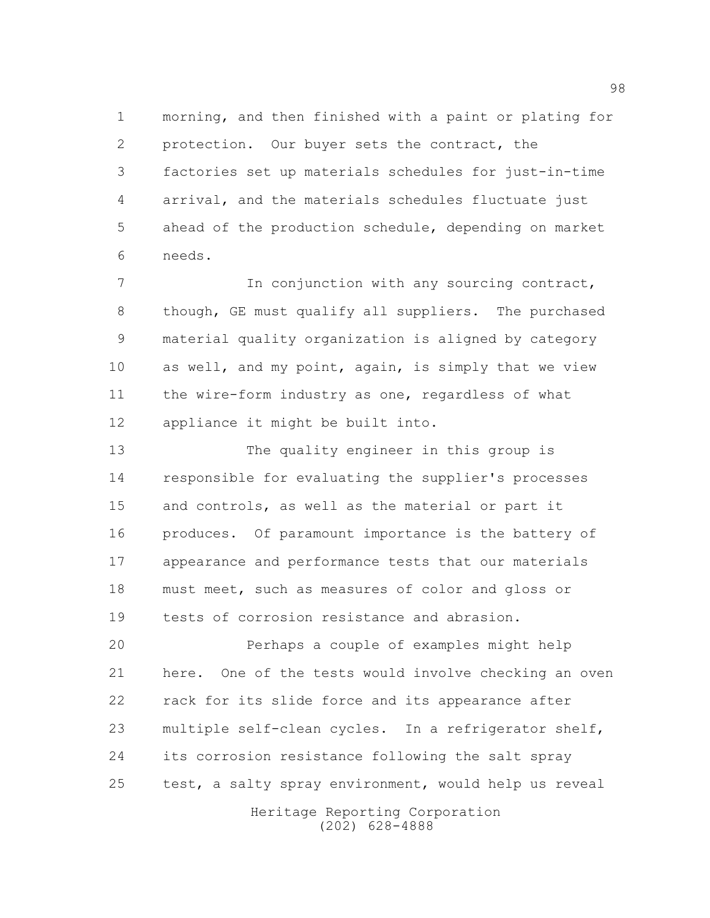morning, and then finished with a paint or plating for protection. Our buyer sets the contract, the factories set up materials schedules for just-in-time arrival, and the materials schedules fluctuate just ahead of the production schedule, depending on market needs.

In conjunction with any sourcing contract, though, GE must qualify all suppliers. The purchased material quality organization is aligned by category as well, and my point, again, is simply that we view the wire-form industry as one, regardless of what appliance it might be built into.

The quality engineer in this group is responsible for evaluating the supplier's processes and controls, as well as the material or part it produces. Of paramount importance is the battery of appearance and performance tests that our materials must meet, such as measures of color and gloss or tests of corrosion resistance and abrasion.

Perhaps a couple of examples might help here. One of the tests would involve checking an oven rack for its slide force and its appearance after multiple self-clean cycles. In a refrigerator shelf, its corrosion resistance following the salt spray test, a salty spray environment, would help us reveal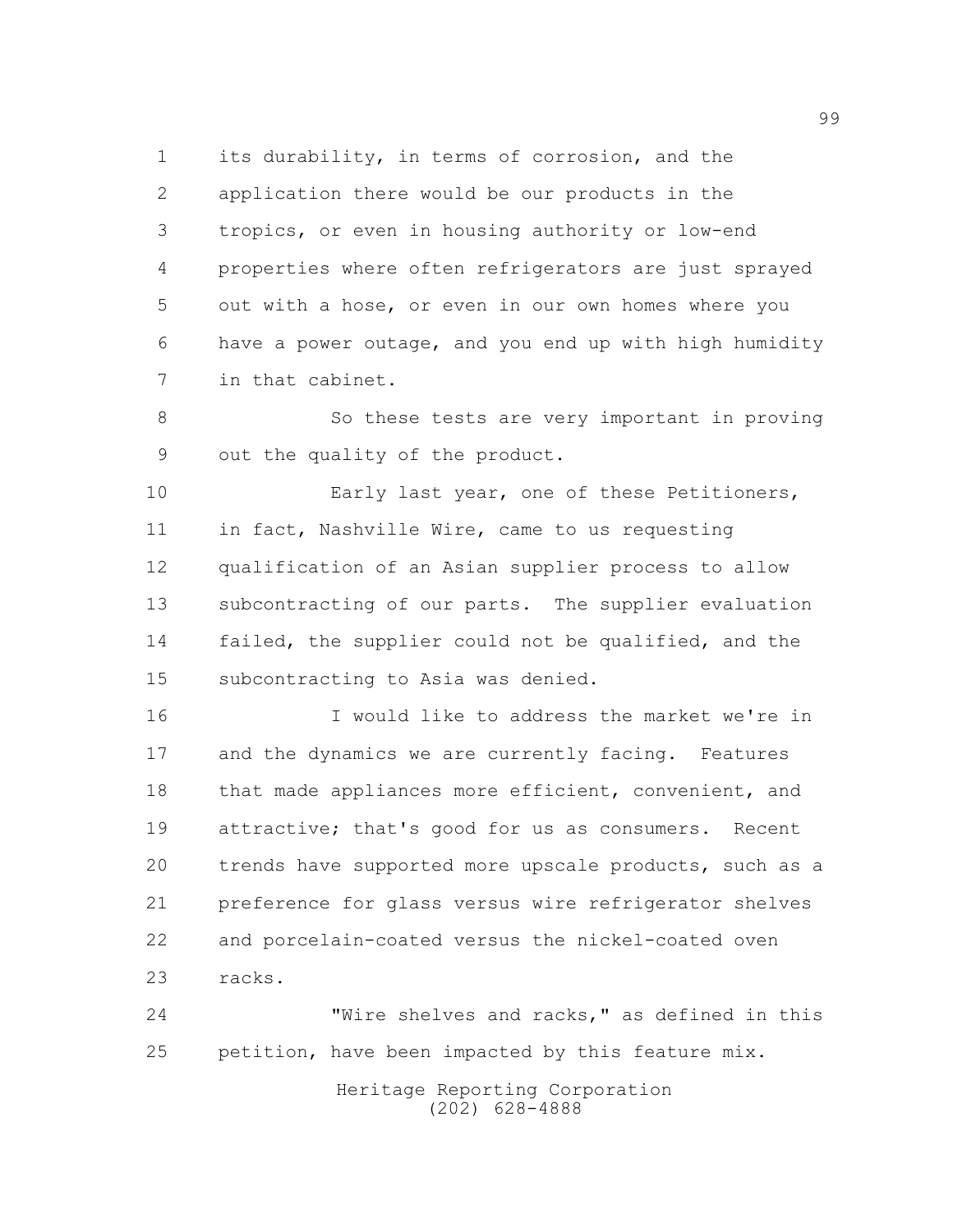its durability, in terms of corrosion, and the application there would be our products in the tropics, or even in housing authority or low-end properties where often refrigerators are just sprayed out with a hose, or even in our own homes where you have a power outage, and you end up with high humidity in that cabinet.

So these tests are very important in proving out the quality of the product.

Early last year, one of these Petitioners, in fact, Nashville Wire, came to us requesting qualification of an Asian supplier process to allow subcontracting of our parts. The supplier evaluation failed, the supplier could not be qualified, and the subcontracting to Asia was denied.

I would like to address the market we're in and the dynamics we are currently facing. Features that made appliances more efficient, convenient, and attractive; that's good for us as consumers. Recent trends have supported more upscale products, such as a preference for glass versus wire refrigerator shelves and porcelain-coated versus the nickel-coated oven racks.

"Wire shelves and racks," as defined in this petition, have been impacted by this feature mix.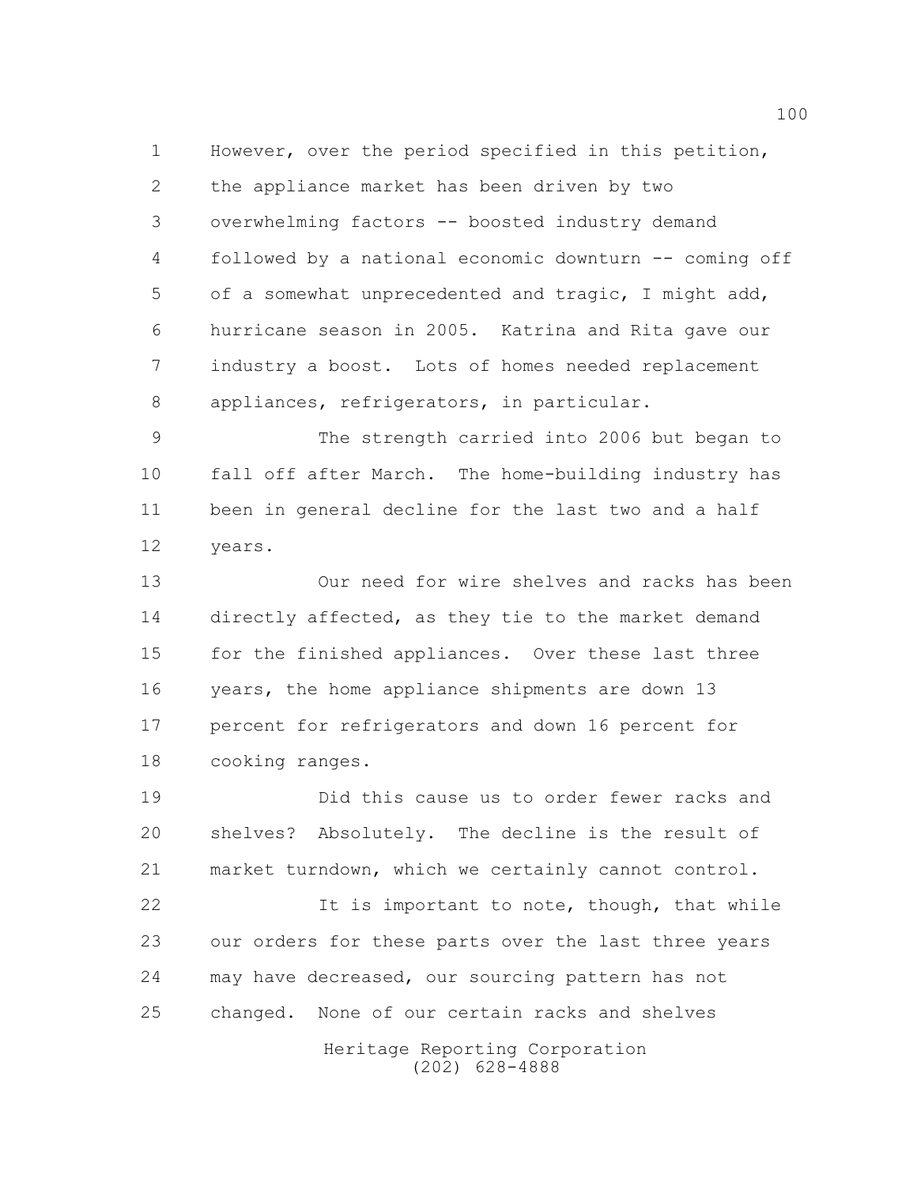However, over the period specified in this petition, the appliance market has been driven by two overwhelming factors -- boosted industry demand followed by a national economic downturn -- coming off of a somewhat unprecedented and tragic, I might add, hurricane season in 2005. Katrina and Rita gave our industry a boost. Lots of homes needed replacement appliances, refrigerators, in particular.

The strength carried into 2006 but began to fall off after March. The home-building industry has been in general decline for the last two and a half years.

Our need for wire shelves and racks has been directly affected, as they tie to the market demand for the finished appliances. Over these last three years, the home appliance shipments are down 13 percent for refrigerators and down 16 percent for cooking ranges.

Did this cause us to order fewer racks and shelves? Absolutely. The decline is the result of market turndown, which we certainly cannot control.

It is important to note, though, that while our orders for these parts over the last three years may have decreased, our sourcing pattern has not changed. None of our certain racks and shelves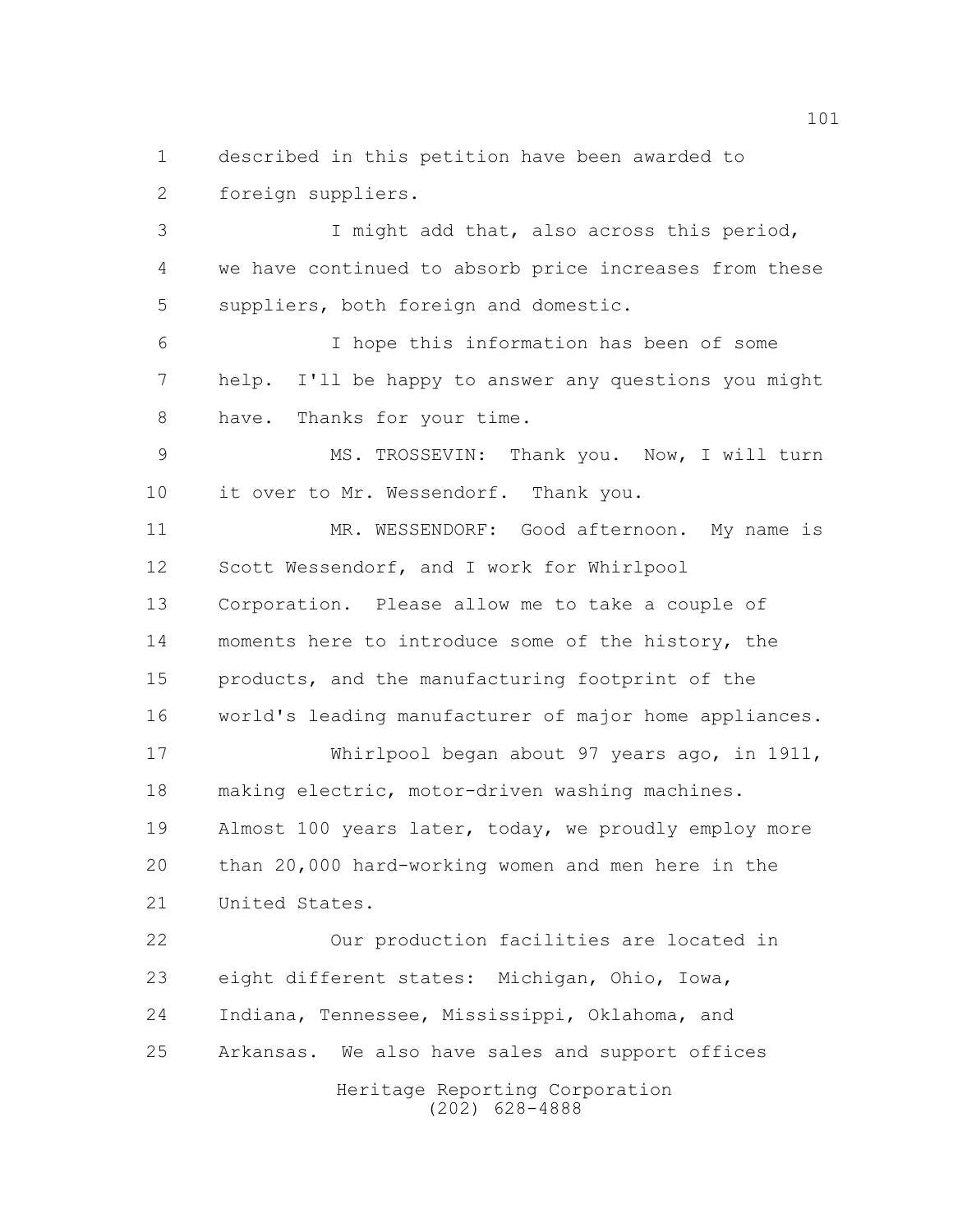described in this petition have been awarded to foreign suppliers.

I might add that, also across this period, we have continued to absorb price increases from these suppliers, both foreign and domestic.

I hope this information has been of some help. I'll be happy to answer any questions you might have. Thanks for your time.

MS. TROSSEVIN: Thank you. Now, I will turn it over to Mr. Wessendorf. Thank you.

MR. WESSENDORF: Good afternoon. My name is Scott Wessendorf, and I work for Whirlpool Corporation. Please allow me to take a couple of moments here to introduce some of the history, the products, and the manufacturing footprint of the world's leading manufacturer of major home appliances.

Whirlpool began about 97 years ago, in 1911, making electric, motor-driven washing machines. Almost 100 years later, today, we proudly employ more than 20,000 hard-working women and men here in the United States.

Our production facilities are located in eight different states: Michigan, Ohio, Iowa, Indiana, Tennessee, Mississippi, Oklahoma, and Arkansas. We also have sales and support offices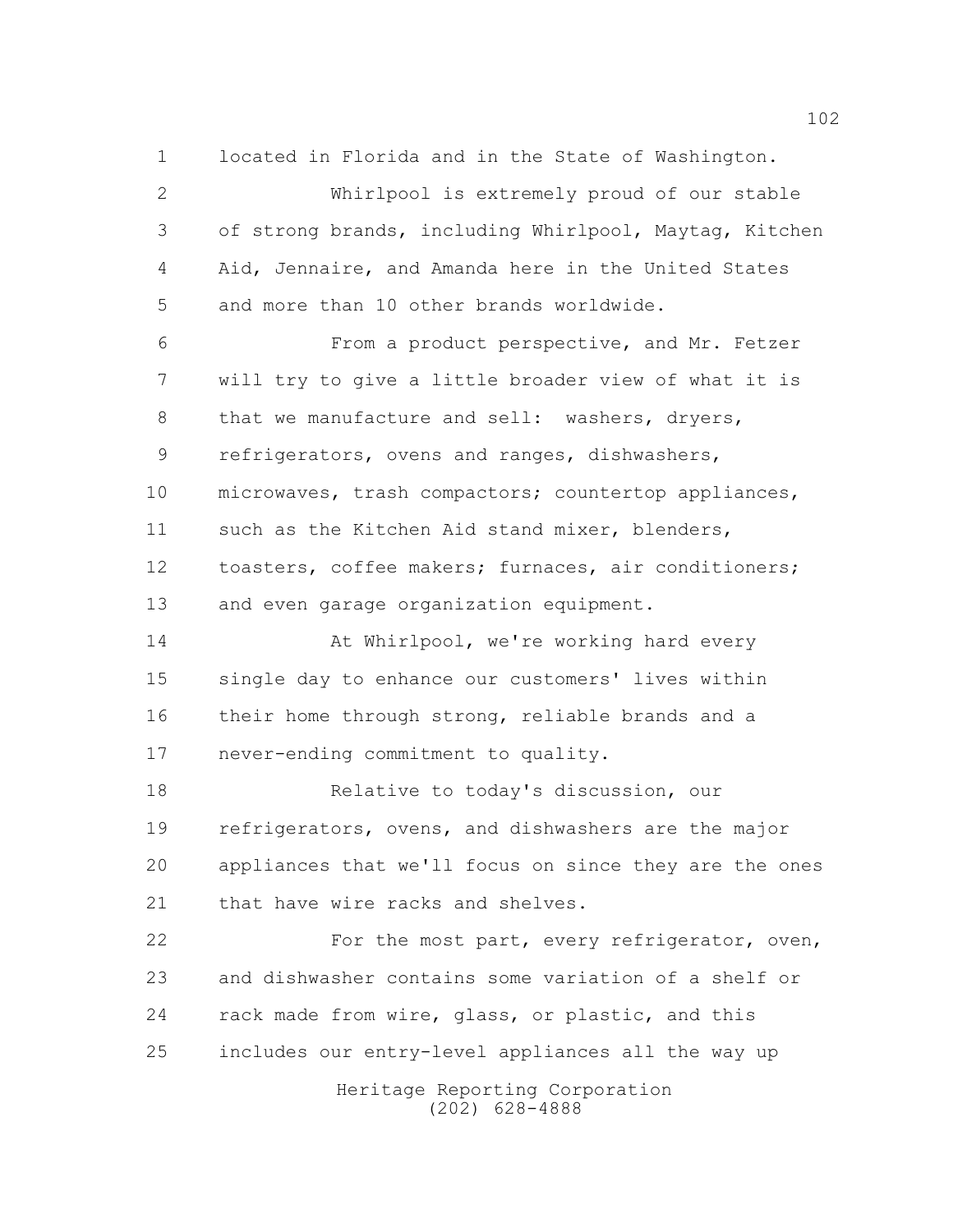located in Florida and in the State of Washington.

Whirlpool is extremely proud of our stable of strong brands, including Whirlpool, Maytag, Kitchen Aid, Jennaire, and Amanda here in the United States and more than 10 other brands worldwide.

From a product perspective, and Mr. Fetzer will try to give a little broader view of what it is that we manufacture and sell: washers, dryers, refrigerators, ovens and ranges, dishwashers, microwaves, trash compactors; countertop appliances, such as the Kitchen Aid stand mixer, blenders, toasters, coffee makers; furnaces, air conditioners; and even garage organization equipment.

At Whirlpool, we're working hard every single day to enhance our customers' lives within their home through strong, reliable brands and a never-ending commitment to quality.

Relative to today's discussion, our refrigerators, ovens, and dishwashers are the major appliances that we'll focus on since they are the ones that have wire racks and shelves.

For the most part, every refrigerator, oven, and dishwasher contains some variation of a shelf or rack made from wire, glass, or plastic, and this includes our entry-level appliances all the way up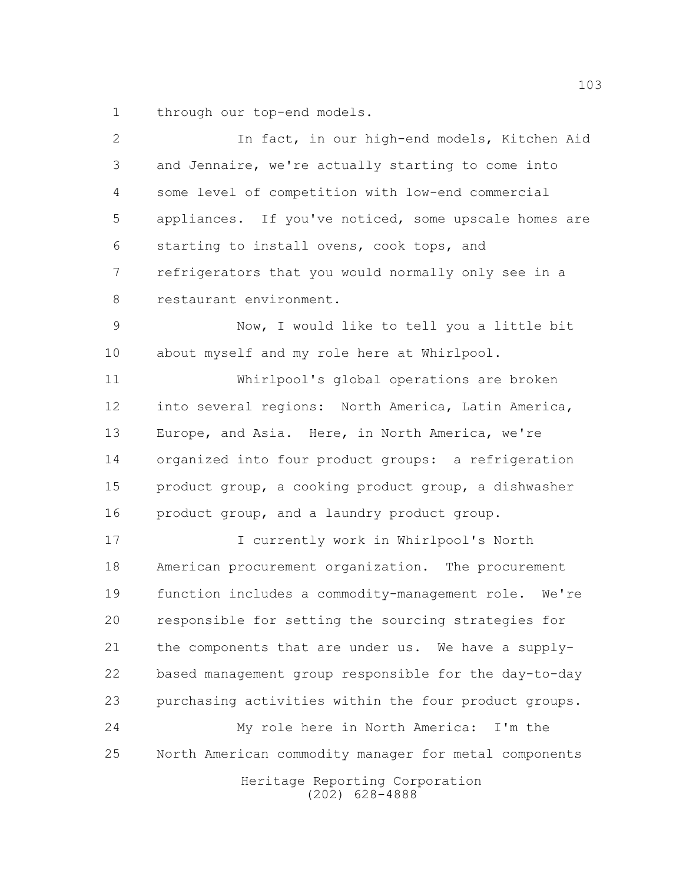through our top-end models.

In fact, in our high-end models, Kitchen Aid and Jennaire, we're actually starting to come into some level of competition with low-end commercial appliances. If you've noticed, some upscale homes are starting to install ovens, cook tops, and refrigerators that you would normally only see in a restaurant environment.

Now, I would like to tell you a little bit about myself and my role here at Whirlpool.

Whirlpool's global operations are broken into several regions: North America, Latin America, Europe, and Asia. Here, in North America, we're organized into four product groups: a refrigeration product group, a cooking product group, a dishwasher product group, and a laundry product group.

I currently work in Whirlpool's North American procurement organization. The procurement function includes a commodity-management role. We're responsible for setting the sourcing strategies for the components that are under us. We have a supply-based management group responsible for the day-to-day purchasing activities within the four product groups.

My role here in North America: I'm the North American commodity manager for metal components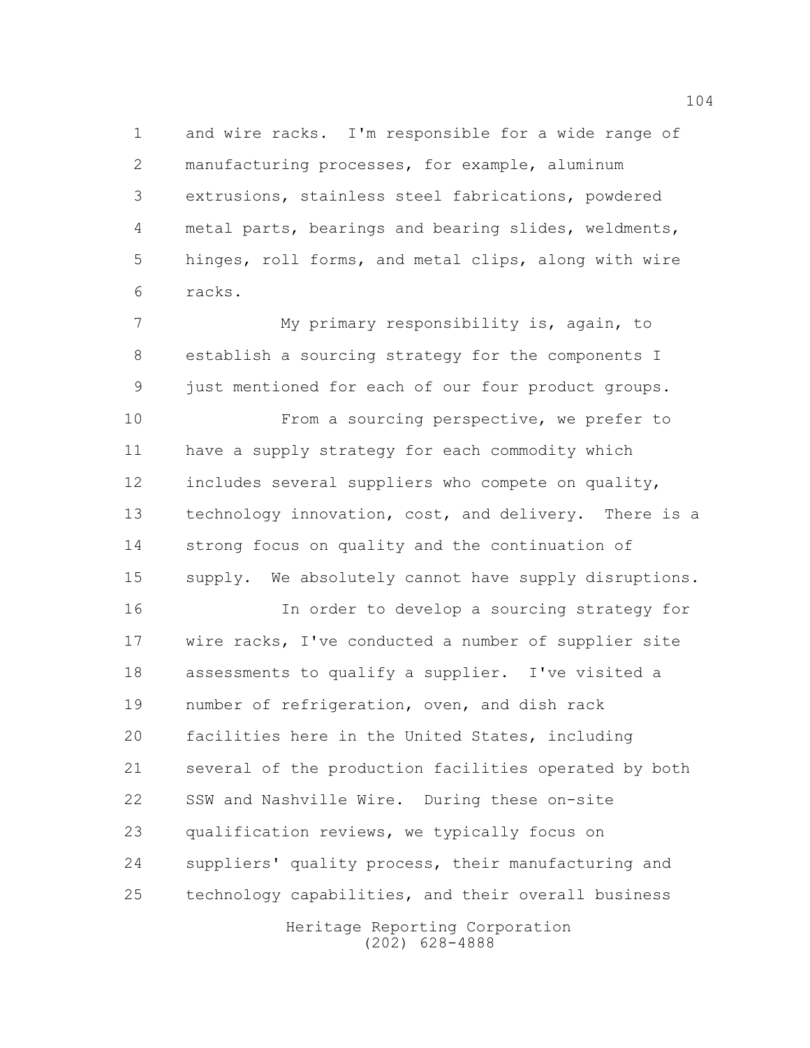and wire racks. I'm responsible for a wide range of manufacturing processes, for example, aluminum extrusions, stainless steel fabrications, powdered metal parts, bearings and bearing slides, weldments, hinges, roll forms, and metal clips, along with wire racks.

My primary responsibility is, again, to establish a sourcing strategy for the components I just mentioned for each of our four product groups.

From a sourcing perspective, we prefer to have a supply strategy for each commodity which includes several suppliers who compete on quality, technology innovation, cost, and delivery. There is a strong focus on quality and the continuation of supply. We absolutely cannot have supply disruptions.

In order to develop a sourcing strategy for wire racks, I've conducted a number of supplier site assessments to qualify a supplier. I've visited a number of refrigeration, oven, and dish rack facilities here in the United States, including several of the production facilities operated by both SSW and Nashville Wire. During these on-site qualification reviews, we typically focus on suppliers' quality process, their manufacturing and technology capabilities, and their overall business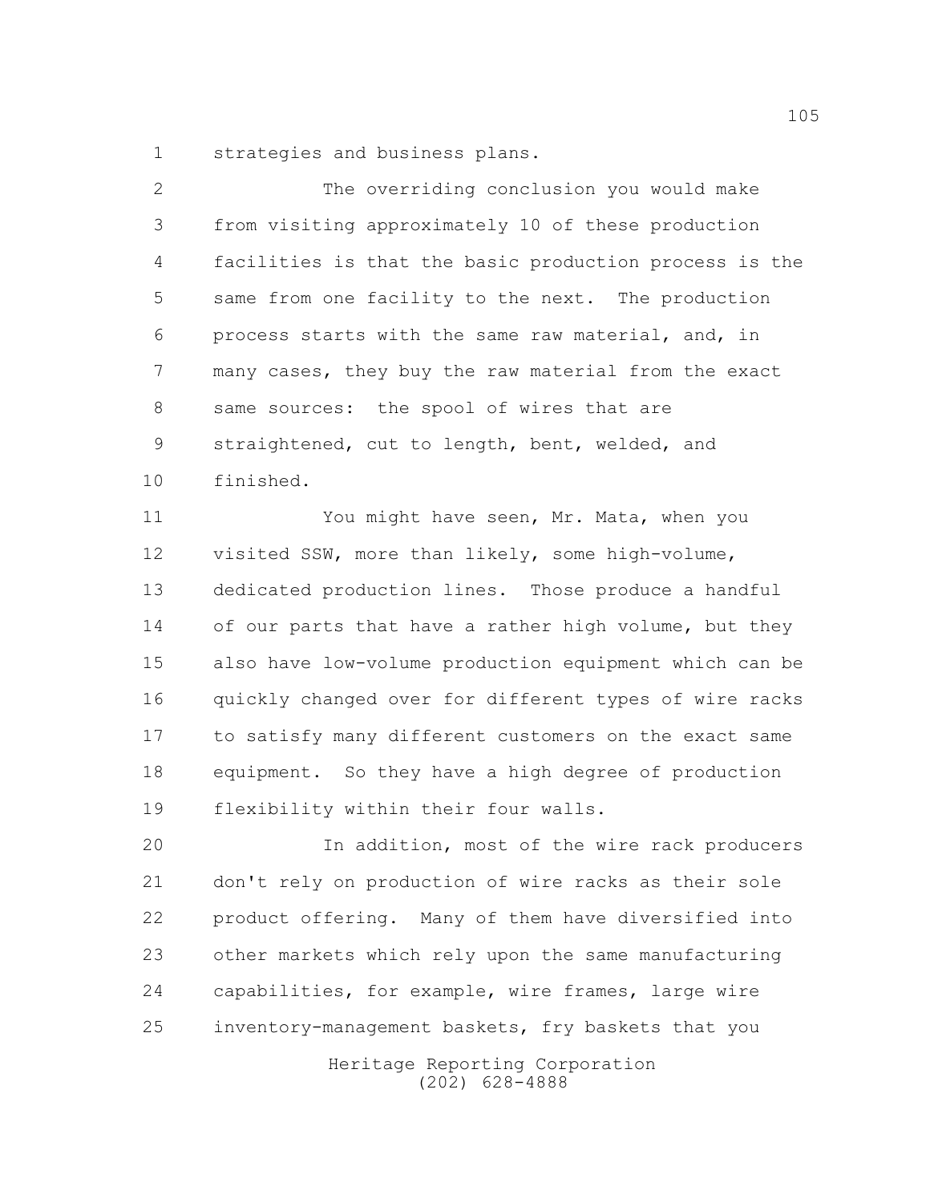strategies and business plans.

The overriding conclusion you would make from visiting approximately 10 of these production facilities is that the basic production process is the same from one facility to the next. The production process starts with the same raw material, and, in many cases, they buy the raw material from the exact same sources: the spool of wires that are straightened, cut to length, bent, welded, and finished.

You might have seen, Mr. Mata, when you visited SSW, more than likely, some high-volume, dedicated production lines. Those produce a handful of our parts that have a rather high volume, but they also have low-volume production equipment which can be quickly changed over for different types of wire racks to satisfy many different customers on the exact same equipment. So they have a high degree of production flexibility within their four walls.

In addition, most of the wire rack producers don't rely on production of wire racks as their sole product offering. Many of them have diversified into other markets which rely upon the same manufacturing capabilities, for example, wire frames, large wire inventory-management baskets, fry baskets that you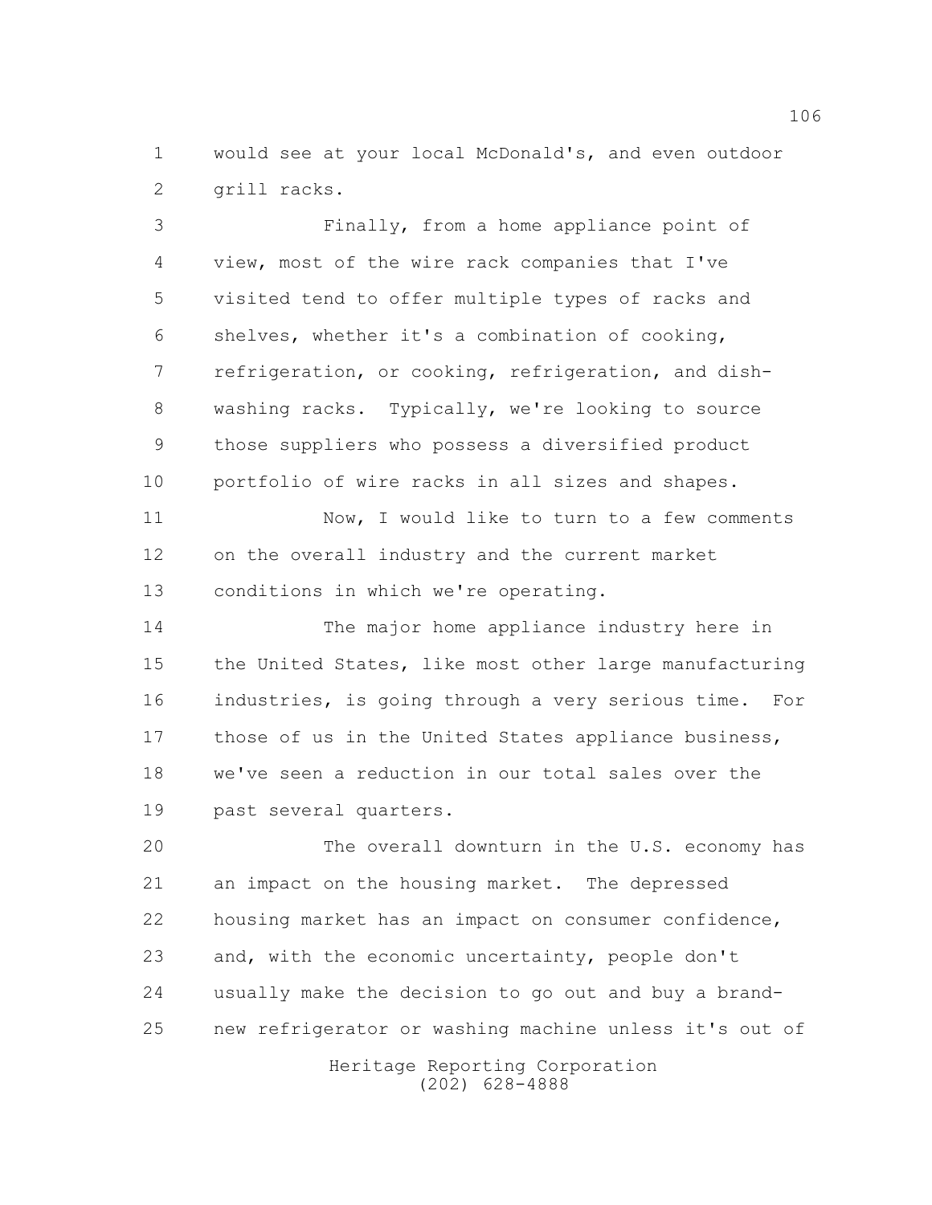would see at your local McDonald's, and even outdoor grill racks.

Finally, from a home appliance point of view, most of the wire rack companies that I've visited tend to offer multiple types of racks and shelves, whether it's a combination of cooking, refrigeration, or cooking, refrigeration, and dish-washing racks. Typically, we're looking to source those suppliers who possess a diversified product portfolio of wire racks in all sizes and shapes.

Now, I would like to turn to a few comments on the overall industry and the current market conditions in which we're operating.

The major home appliance industry here in the United States, like most other large manufacturing industries, is going through a very serious time. For those of us in the United States appliance business, we've seen a reduction in our total sales over the past several quarters.

The overall downturn in the U.S. economy has an impact on the housing market. The depressed housing market has an impact on consumer confidence, and, with the economic uncertainty, people don't usually make the decision to go out and buy a brand-new refrigerator or washing machine unless it's out of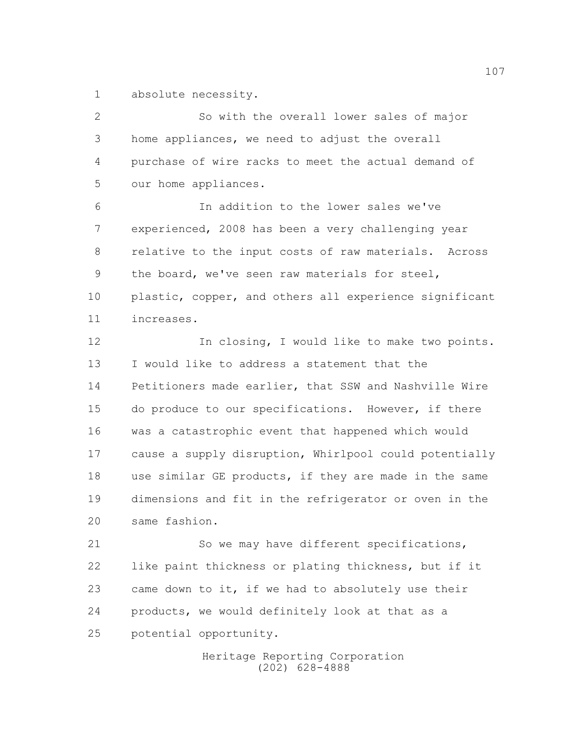absolute necessity.

So with the overall lower sales of major home appliances, we need to adjust the overall purchase of wire racks to meet the actual demand of our home appliances.

In addition to the lower sales we've experienced, 2008 has been a very challenging year relative to the input costs of raw materials. Across the board, we've seen raw materials for steel, plastic, copper, and others all experience significant increases.

In closing, I would like to make two points. I would like to address a statement that the Petitioners made earlier, that SSW and Nashville Wire do produce to our specifications. However, if there was a catastrophic event that happened which would cause a supply disruption, Whirlpool could potentially use similar GE products, if they are made in the same dimensions and fit in the refrigerator or oven in the same fashion.

So we may have different specifications, like paint thickness or plating thickness, but if it came down to it, if we had to absolutely use their products, we would definitely look at that as a potential opportunity.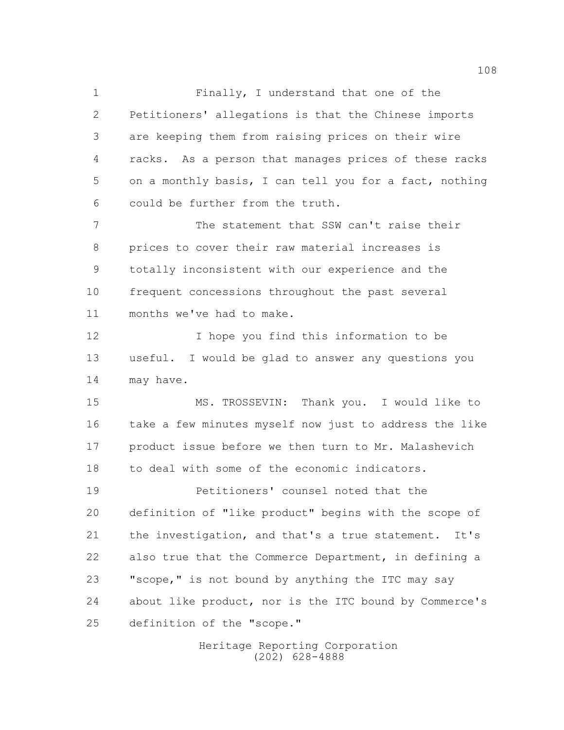Finally, I understand that one of the Petitioners' allegations is that the Chinese imports are keeping them from raising prices on their wire racks. As a person that manages prices of these racks on a monthly basis, I can tell you for a fact, nothing could be further from the truth.

The statement that SSW can't raise their prices to cover their raw material increases is totally inconsistent with our experience and the frequent concessions throughout the past several months we've had to make.

I hope you find this information to be useful. I would be glad to answer any questions you may have.

MS. TROSSEVIN: Thank you. I would like to take a few minutes myself now just to address the like product issue before we then turn to Mr. Malashevich to deal with some of the economic indicators.

Petitioners' counsel noted that the definition of "like product" begins with the scope of the investigation, and that's a true statement. It's also true that the Commerce Department, in defining a "scope," is not bound by anything the ITC may say about like product, nor is the ITC bound by Commerce's definition of the "scope."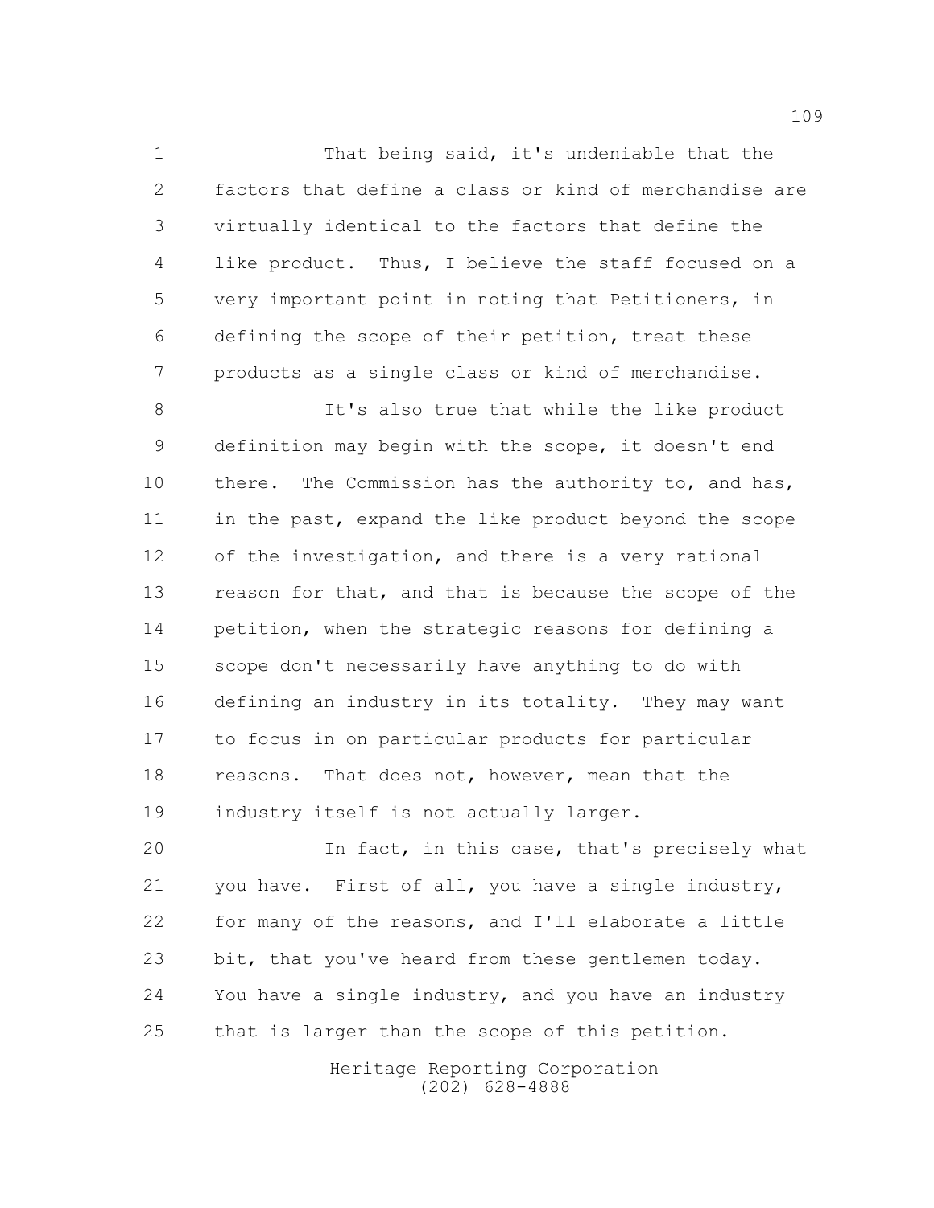That being said, it's undeniable that the factors that define a class or kind of merchandise are virtually identical to the factors that define the like product. Thus, I believe the staff focused on a very important point in noting that Petitioners, in defining the scope of their petition, treat these products as a single class or kind of merchandise.

It's also true that while the like product definition may begin with the scope, it doesn't end there. The Commission has the authority to, and has, in the past, expand the like product beyond the scope of the investigation, and there is a very rational reason for that, and that is because the scope of the petition, when the strategic reasons for defining a scope don't necessarily have anything to do with defining an industry in its totality. They may want to focus in on particular products for particular reasons. That does not, however, mean that the industry itself is not actually larger.

In fact, in this case, that's precisely what you have. First of all, you have a single industry, for many of the reasons, and I'll elaborate a little bit, that you've heard from these gentlemen today. You have a single industry, and you have an industry that is larger than the scope of this petition.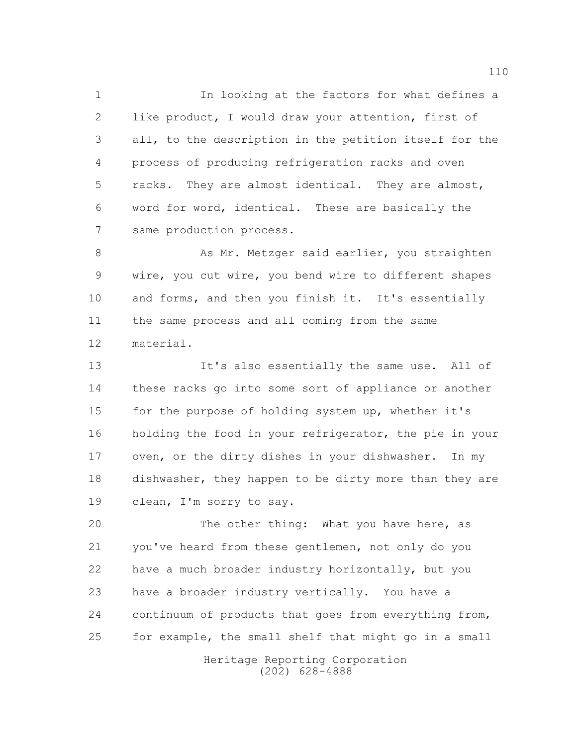In looking at the factors for what defines a like product, I would draw your attention, first of all, to the description in the petition itself for the process of producing refrigeration racks and oven racks. They are almost identical. They are almost, word for word, identical. These are basically the same production process.

As Mr. Metzger said earlier, you straighten wire, you cut wire, you bend wire to different shapes and forms, and then you finish it. It's essentially the same process and all coming from the same material.

It's also essentially the same use. All of these racks go into some sort of appliance or another for the purpose of holding system up, whether it's holding the food in your refrigerator, the pie in your oven, or the dirty dishes in your dishwasher. In my dishwasher, they happen to be dirty more than they are clean, I'm sorry to say.

The other thing: What you have here, as you've heard from these gentlemen, not only do you have a much broader industry horizontally, but you have a broader industry vertically. You have a continuum of products that goes from everything from, for example, the small shelf that might go in a small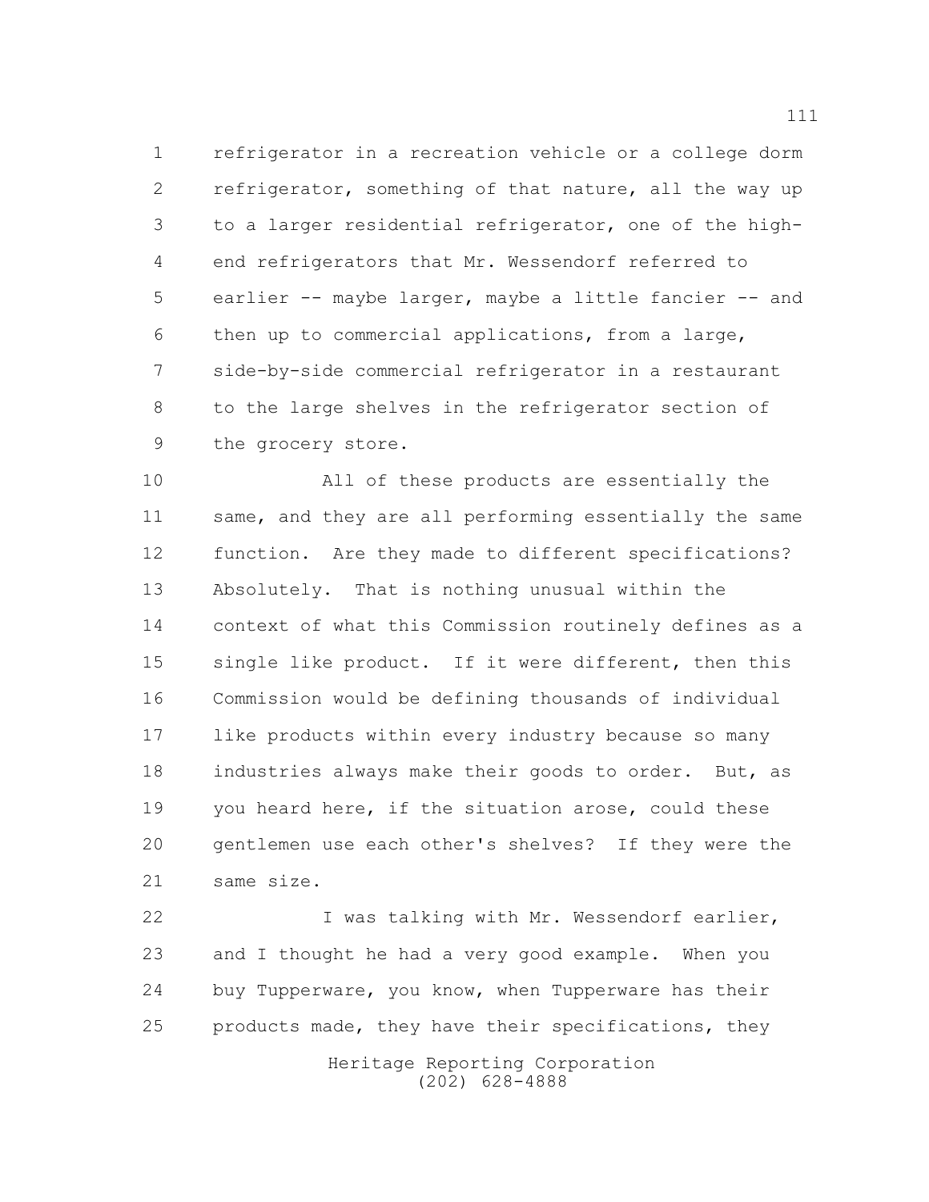refrigerator in a recreation vehicle or a college dorm refrigerator, something of that nature, all the way up to a larger residential refrigerator, one of the high-end refrigerators that Mr. Wessendorf referred to earlier -- maybe larger, maybe a little fancier -- and then up to commercial applications, from a large, side-by-side commercial refrigerator in a restaurant to the large shelves in the refrigerator section of the grocery store.

All of these products are essentially the same, and they are all performing essentially the same function. Are they made to different specifications? Absolutely. That is nothing unusual within the context of what this Commission routinely defines as a single like product. If it were different, then this Commission would be defining thousands of individual like products within every industry because so many industries always make their goods to order. But, as you heard here, if the situation arose, could these gentlemen use each other's shelves? If they were the same size.

I was talking with Mr. Wessendorf earlier, and I thought he had a very good example. When you buy Tupperware, you know, when Tupperware has their products made, they have their specifications, they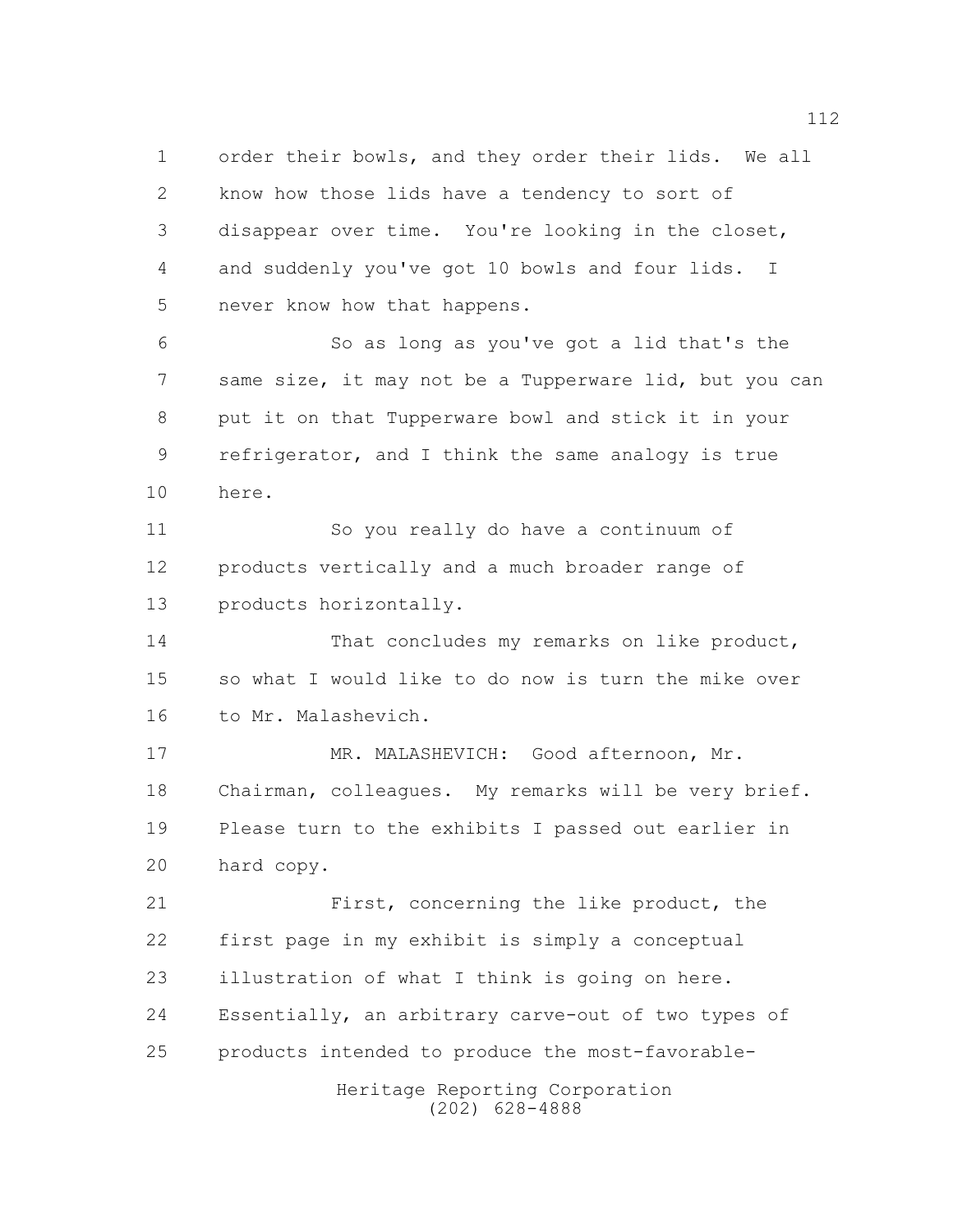order their bowls, and they order their lids. We all know how those lids have a tendency to sort of disappear over time. You're looking in the closet, and suddenly you've got 10 bowls and four lids. I never know how that happens.

So as long as you've got a lid that's the same size, it may not be a Tupperware lid, but you can put it on that Tupperware bowl and stick it in your refrigerator, and I think the same analogy is true here.

So you really do have a continuum of products vertically and a much broader range of products horizontally.

That concludes my remarks on like product, so what I would like to do now is turn the mike over to Mr. Malashevich.

MR. MALASHEVICH: Good afternoon, Mr. Chairman, colleagues. My remarks will be very brief. Please turn to the exhibits I passed out earlier in hard copy.

First, concerning the like product, the first page in my exhibit is simply a conceptual illustration of what I think is going on here. Essentially, an arbitrary carve-out of two types of products intended to produce the most-favorable-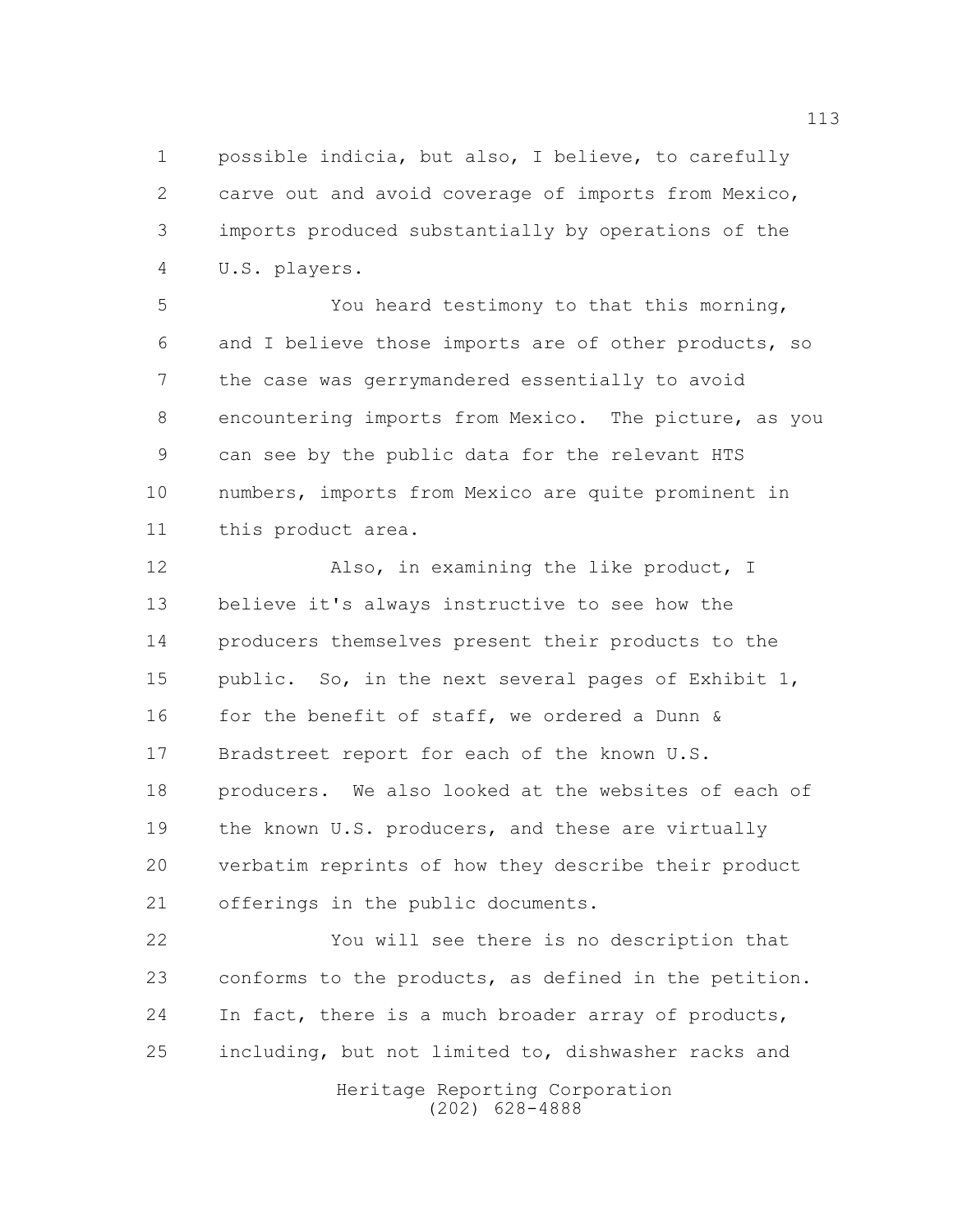possible indicia, but also, I believe, to carefully carve out and avoid coverage of imports from Mexico, imports produced substantially by operations of the U.S. players.

You heard testimony to that this morning, and I believe those imports are of other products, so the case was gerrymandered essentially to avoid encountering imports from Mexico. The picture, as you can see by the public data for the relevant HTS numbers, imports from Mexico are quite prominent in this product area.

Also, in examining the like product, I believe it's always instructive to see how the producers themselves present their products to the public. So, in the next several pages of Exhibit 1, for the benefit of staff, we ordered a Dunn & Bradstreet report for each of the known U.S. producers. We also looked at the websites of each of the known U.S. producers, and these are virtually verbatim reprints of how they describe their product offerings in the public documents.

You will see there is no description that conforms to the products, as defined in the petition. In fact, there is a much broader array of products, including, but not limited to, dishwasher racks and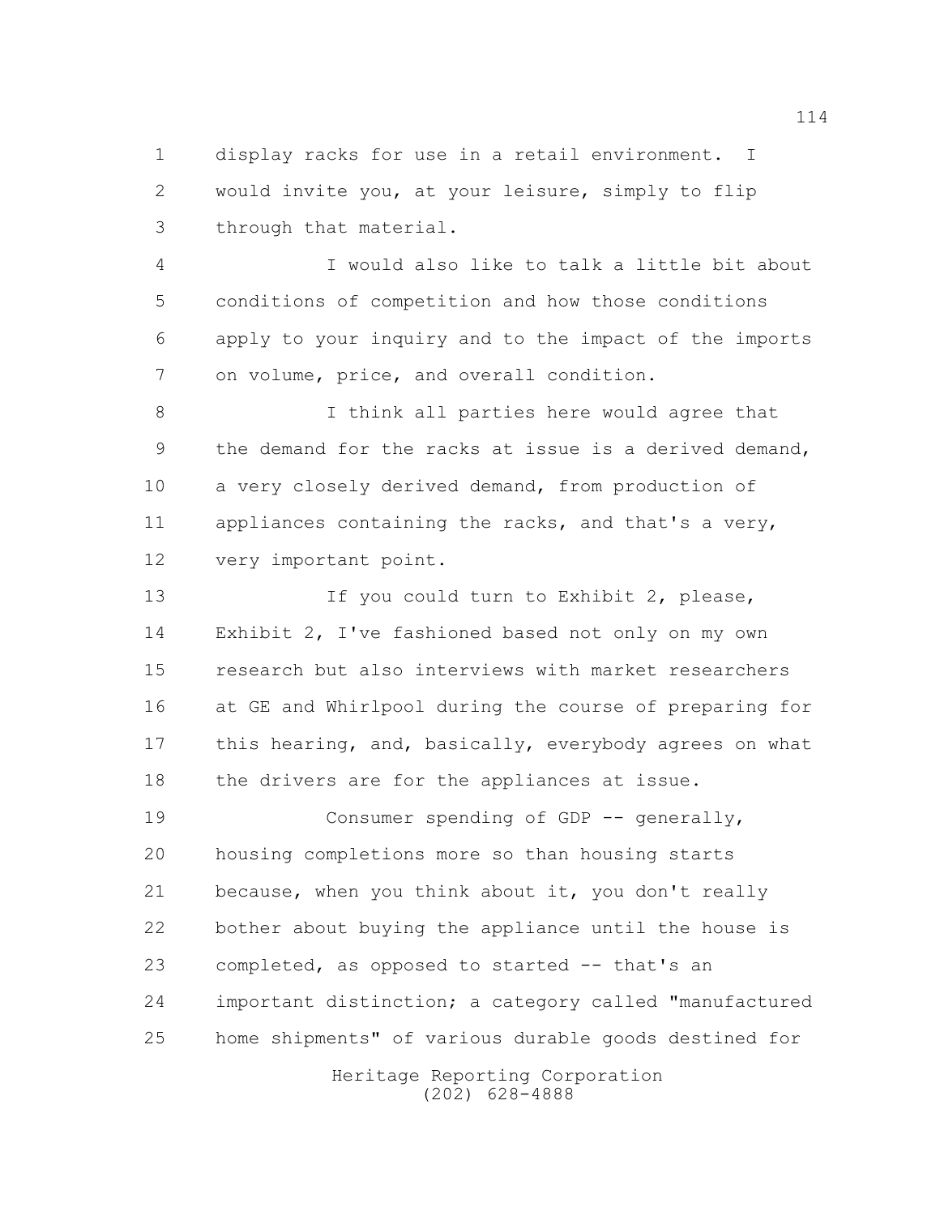display racks for use in a retail environment. I would invite you, at your leisure, simply to flip through that material.

I would also like to talk a little bit about conditions of competition and how those conditions apply to your inquiry and to the impact of the imports on volume, price, and overall condition.

I think all parties here would agree that the demand for the racks at issue is a derived demand, a very closely derived demand, from production of appliances containing the racks, and that's a very, very important point.

If you could turn to Exhibit 2, please, Exhibit 2, I've fashioned based not only on my own research but also interviews with market researchers at GE and Whirlpool during the course of preparing for this hearing, and, basically, everybody agrees on what the drivers are for the appliances at issue.

Consumer spending of GDP -- generally, housing completions more so than housing starts because, when you think about it, you don't really bother about buying the appliance until the house is completed, as opposed to started -- that's an important distinction; a category called "manufactured home shipments" of various durable goods destined for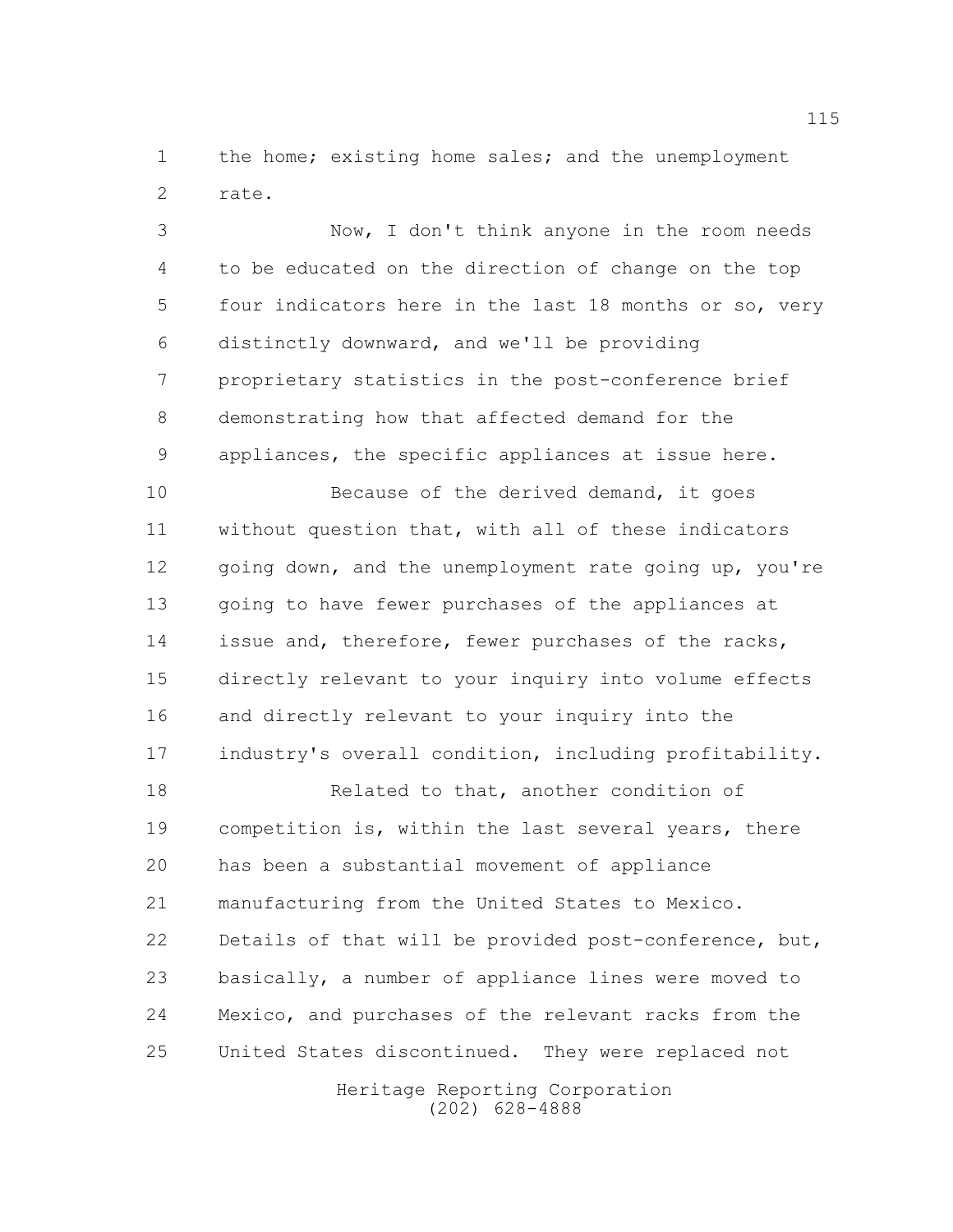the home; existing home sales; and the unemployment rate.

Now, I don't think anyone in the room needs to be educated on the direction of change on the top four indicators here in the last 18 months or so, very distinctly downward, and we'll be providing proprietary statistics in the post-conference brief demonstrating how that affected demand for the appliances, the specific appliances at issue here.

Because of the derived demand, it goes without question that, with all of these indicators going down, and the unemployment rate going up, you're going to have fewer purchases of the appliances at issue and, therefore, fewer purchases of the racks, directly relevant to your inquiry into volume effects and directly relevant to your inquiry into the industry's overall condition, including profitability.

Related to that, another condition of competition is, within the last several years, there has been a substantial movement of appliance manufacturing from the United States to Mexico. Details of that will be provided post-conference, but, basically, a number of appliance lines were moved to Mexico, and purchases of the relevant racks from the United States discontinued. They were replaced not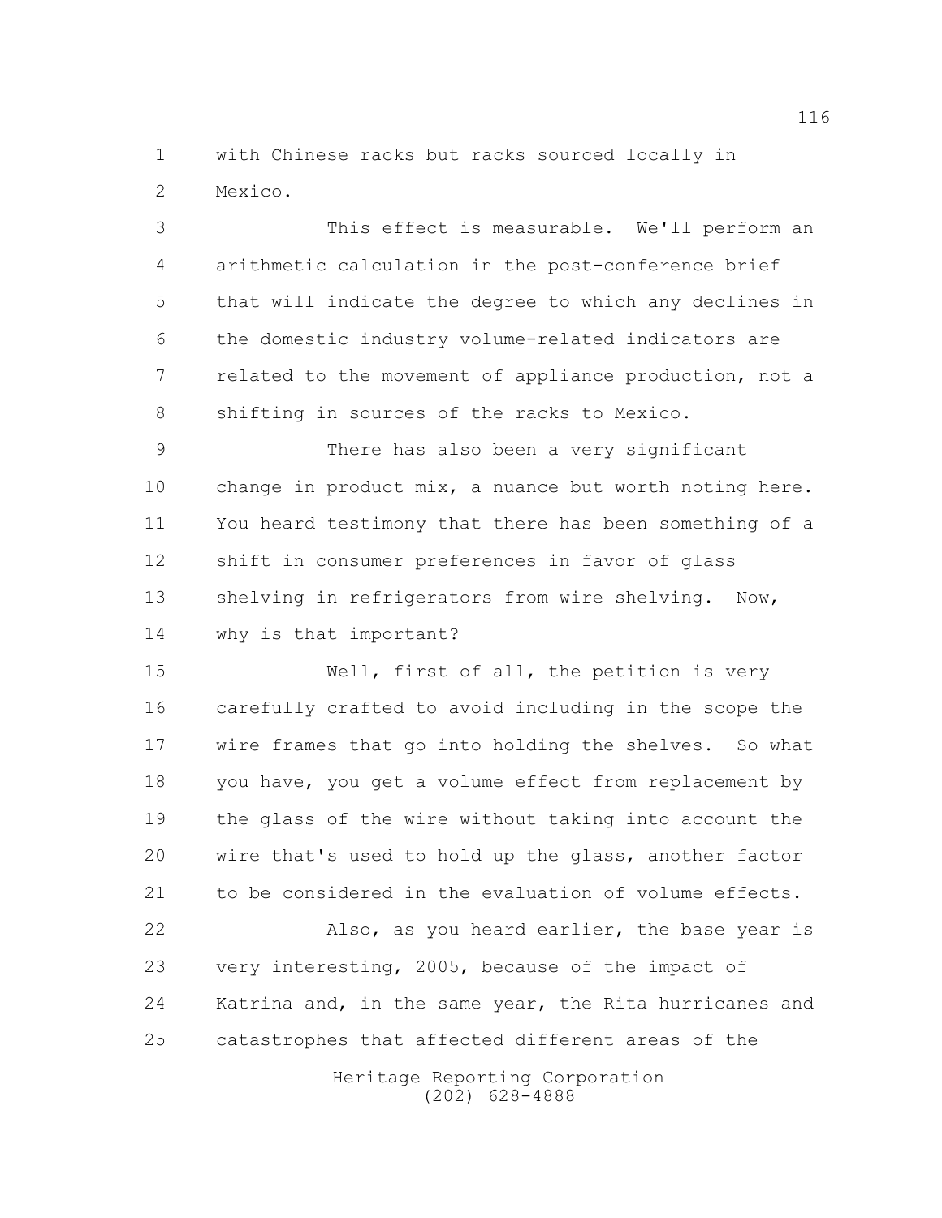with Chinese racks but racks sourced locally in Mexico.

This effect is measurable. We'll perform an arithmetic calculation in the post-conference brief that will indicate the degree to which any declines in the domestic industry volume-related indicators are related to the movement of appliance production, not a shifting in sources of the racks to Mexico.

There has also been a very significant change in product mix, a nuance but worth noting here. You heard testimony that there has been something of a shift in consumer preferences in favor of glass shelving in refrigerators from wire shelving. Now, why is that important?

Well, first of all, the petition is very carefully crafted to avoid including in the scope the wire frames that go into holding the shelves. So what you have, you get a volume effect from replacement by the glass of the wire without taking into account the wire that's used to hold up the glass, another factor to be considered in the evaluation of volume effects.

Also, as you heard earlier, the base year is very interesting, 2005, because of the impact of Katrina and, in the same year, the Rita hurricanes and catastrophes that affected different areas of the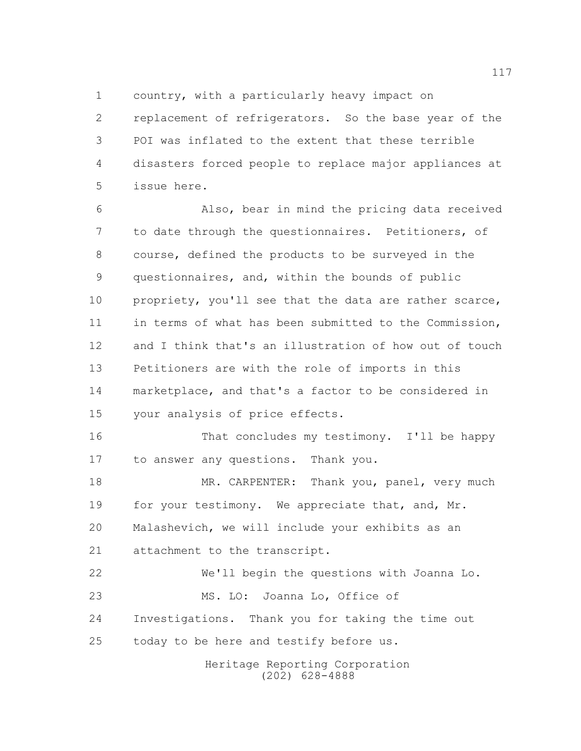country, with a particularly heavy impact on replacement of refrigerators. So the base year of the POI was inflated to the extent that these terrible disasters forced people to replace major appliances at issue here.

Also, bear in mind the pricing data received to date through the questionnaires. Petitioners, of course, defined the products to be surveyed in the questionnaires, and, within the bounds of public propriety, you'll see that the data are rather scarce, in terms of what has been submitted to the Commission, and I think that's an illustration of how out of touch Petitioners are with the role of imports in this marketplace, and that's a factor to be considered in your analysis of price effects.

That concludes my testimony. I'll be happy to answer any questions. Thank you.

MR. CARPENTER: Thank you, panel, very much for your testimony. We appreciate that, and, Mr. Malashevich, we will include your exhibits as an attachment to the transcript.

We'll begin the questions with Joanna Lo.

MS. LO: Joanna Lo, Office of Investigations. Thank you for taking the time out today to be here and testify before us.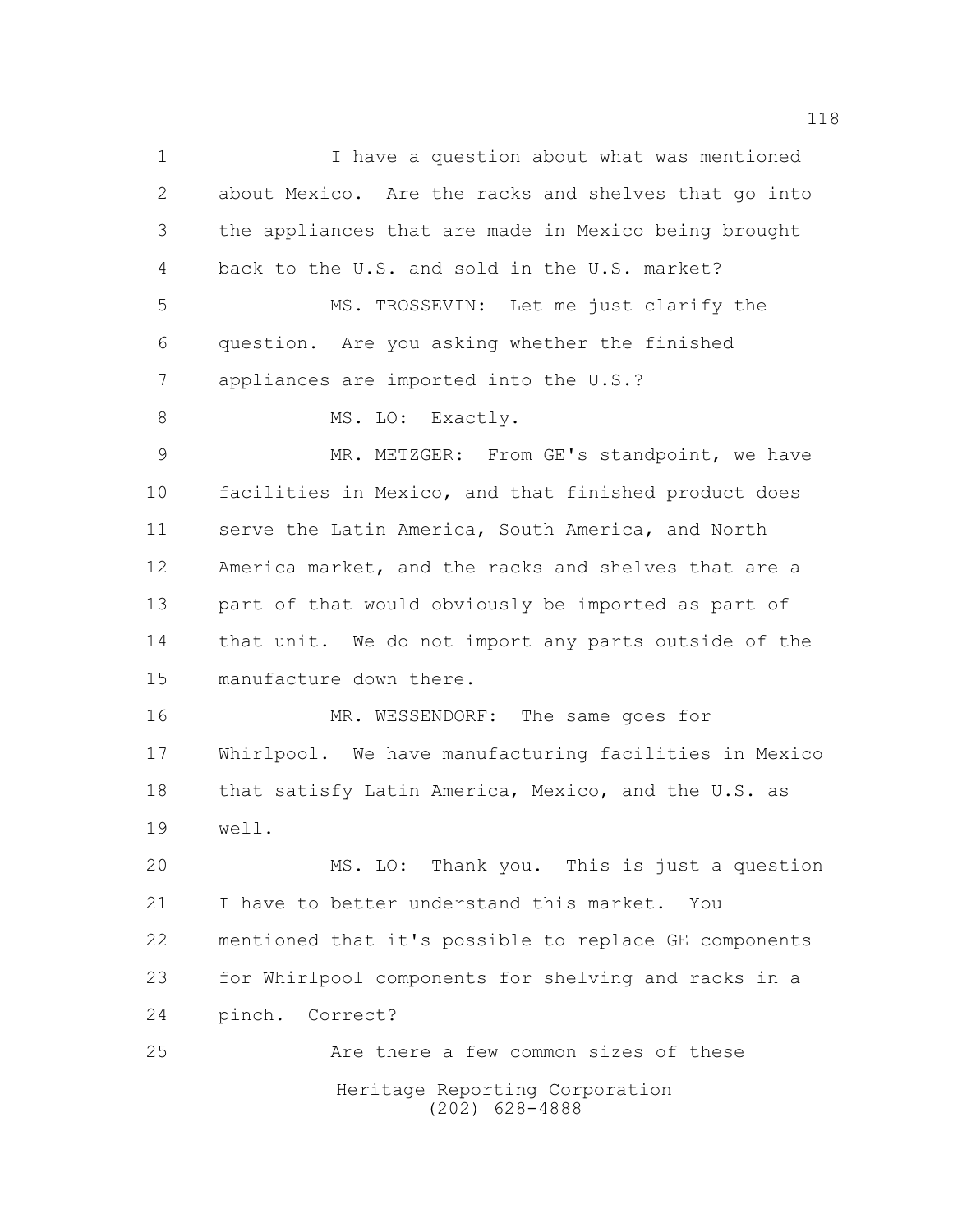I have a question about what was mentioned about Mexico. Are the racks and shelves that go into the appliances that are made in Mexico being brought back to the U.S. and sold in the U.S. market?

MS. TROSSEVIN: Let me just clarify the question. Are you asking whether the finished appliances are imported into the U.S.?

MS. LO: Exactly.

MR. METZGER: From GE's standpoint, we have facilities in Mexico, and that finished product does serve the Latin America, South America, and North America market, and the racks and shelves that are a part of that would obviously be imported as part of that unit. We do not import any parts outside of the manufacture down there.

MR. WESSENDORF: The same goes for Whirlpool. We have manufacturing facilities in Mexico that satisfy Latin America, Mexico, and the U.S. as well.

MS. LO: Thank you. This is just a question I have to better understand this market. You mentioned that it's possible to replace GE components for Whirlpool components for shelving and racks in a pinch. Correct?

Are there a few common sizes of these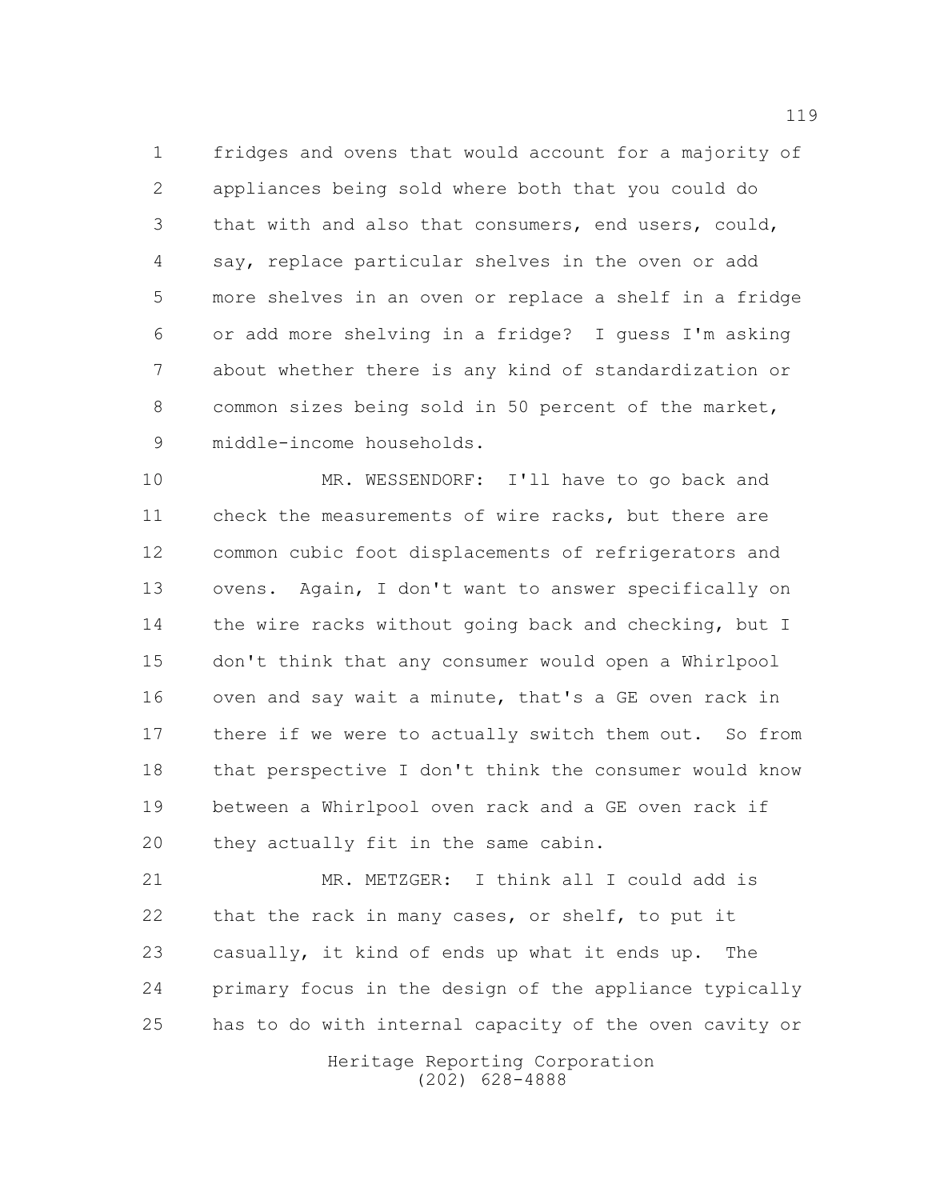fridges and ovens that would account for a majority of appliances being sold where both that you could do that with and also that consumers, end users, could, say, replace particular shelves in the oven or add more shelves in an oven or replace a shelf in a fridge or add more shelving in a fridge? I guess I'm asking about whether there is any kind of standardization or common sizes being sold in 50 percent of the market, middle-income households.

MR. WESSENDORF: I'll have to go back and check the measurements of wire racks, but there are common cubic foot displacements of refrigerators and ovens. Again, I don't want to answer specifically on the wire racks without going back and checking, but I don't think that any consumer would open a Whirlpool oven and say wait a minute, that's a GE oven rack in there if we were to actually switch them out. So from that perspective I don't think the consumer would know between a Whirlpool oven rack and a GE oven rack if they actually fit in the same cabin.

MR. METZGER: I think all I could add is that the rack in many cases, or shelf, to put it casually, it kind of ends up what it ends up. The primary focus in the design of the appliance typically has to do with internal capacity of the oven cavity or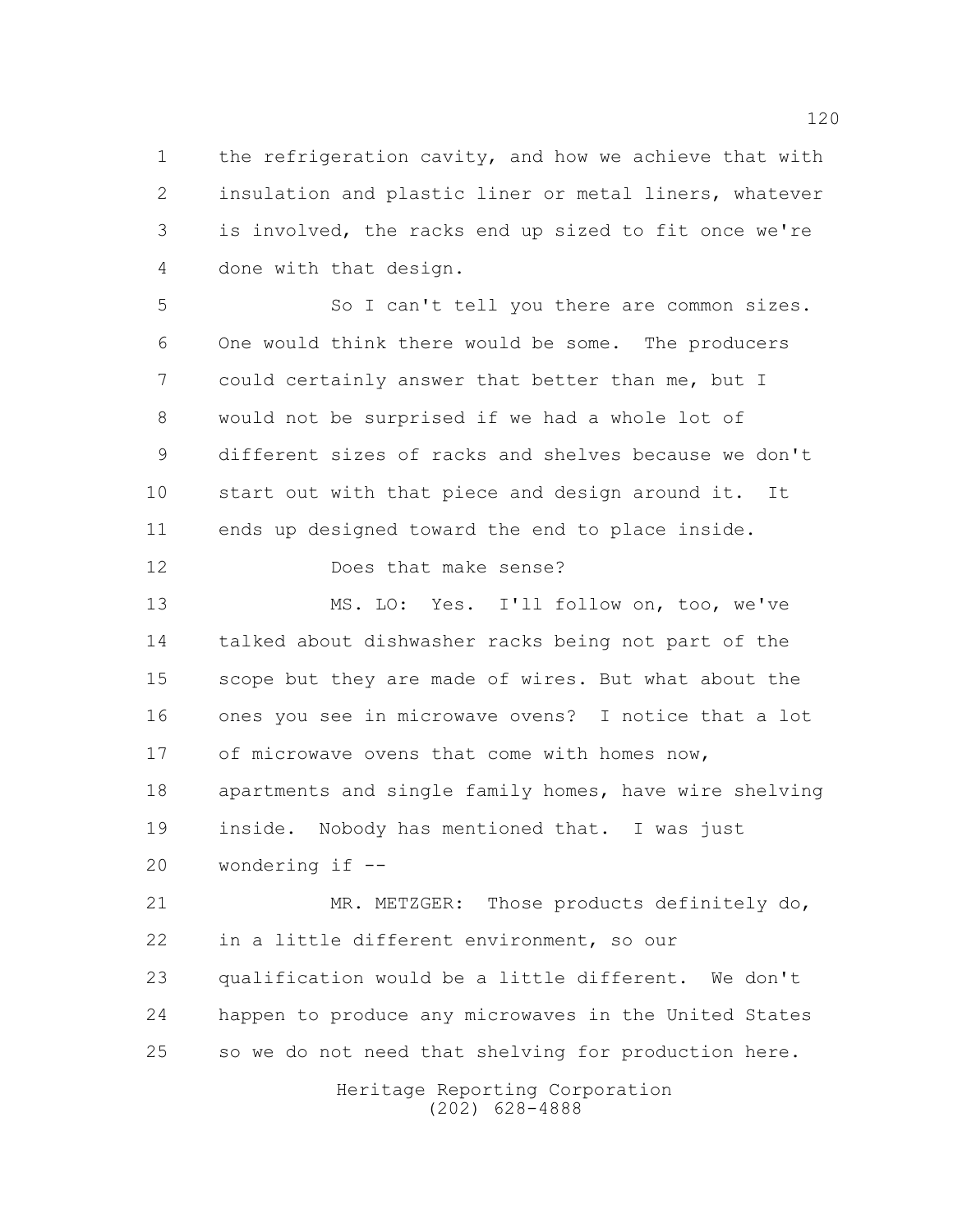the refrigeration cavity, and how we achieve that with insulation and plastic liner or metal liners, whatever is involved, the racks end up sized to fit once we're done with that design.

So I can't tell you there are common sizes. One would think there would be some. The producers could certainly answer that better than me, but I would not be surprised if we had a whole lot of different sizes of racks and shelves because we don't start out with that piece and design around it. It ends up designed toward the end to place inside.

Does that make sense?

MS. LO: Yes. I'll follow on, too, we've talked about dishwasher racks being not part of the scope but they are made of wires. But what about the ones you see in microwave ovens? I notice that a lot of microwave ovens that come with homes now, apartments and single family homes, have wire shelving inside. Nobody has mentioned that. I was just wondering if --

MR. METZGER: Those products definitely do, in a little different environment, so our qualification would be a little different. We don't happen to produce any microwaves in the United States so we do not need that shelving for production here.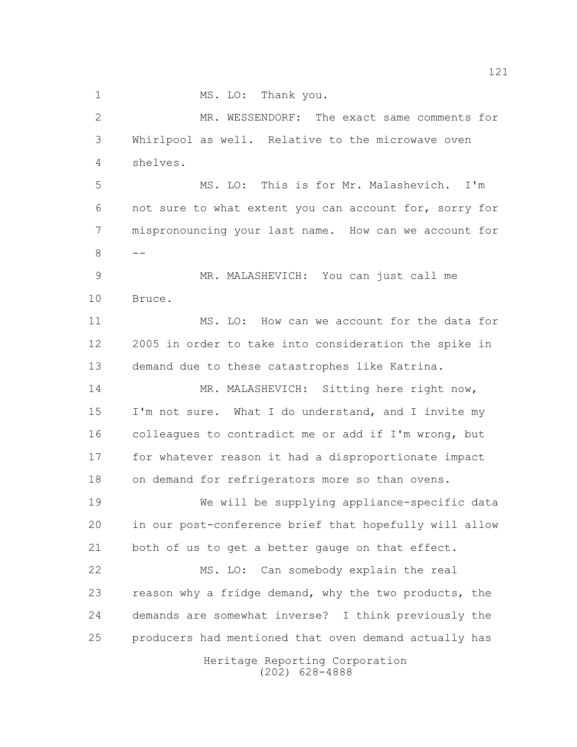MS. LO: Thank you.

MR. WESSENDORF: The exact same comments for Whirlpool as well. Relative to the microwave oven shelves.

MS. LO: This is for Mr. Malashevich. I'm not sure to what extent you can account for, sorry for mispronouncing your last name. How can we account for --

MR. MALASHEVICH: You can just call me Bruce.

MS. LO: How can we account for the data for 2005 in order to take into consideration the spike in demand due to these catastrophes like Katrina.

MR. MALASHEVICH: Sitting here right now, I'm not sure. What I do understand, and I invite my colleagues to contradict me or add if I'm wrong, but for whatever reason it had a disproportionate impact on demand for refrigerators more so than ovens.

We will be supplying appliance-specific data in our post-conference brief that hopefully will allow both of us to get a better gauge on that effect.

MS. LO: Can somebody explain the real reason why a fridge demand, why the two products, the demands are somewhat inverse? I think previously the producers had mentioned that oven demand actually has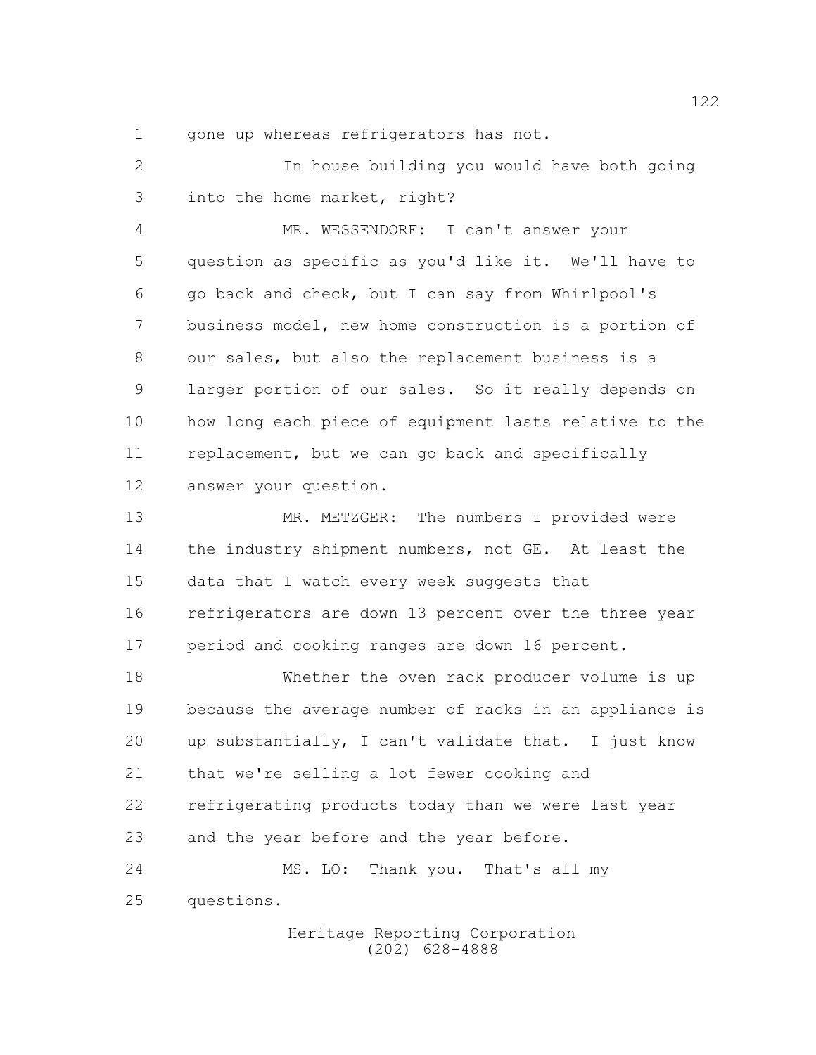gone up whereas refrigerators has not.

In house building you would have both going into the home market, right?

MR. WESSENDORF: I can't answer your question as specific as you'd like it. We'll have to go back and check, but I can say from Whirlpool's business model, new home construction is a portion of our sales, but also the replacement business is a larger portion of our sales. So it really depends on how long each piece of equipment lasts relative to the replacement, but we can go back and specifically answer your question.

MR. METZGER: The numbers I provided were the industry shipment numbers, not GE. At least the data that I watch every week suggests that refrigerators are down 13 percent over the three year period and cooking ranges are down 16 percent.

Whether the oven rack producer volume is up because the average number of racks in an appliance is up substantially, I can't validate that. I just know that we're selling a lot fewer cooking and refrigerating products today than we were last year and the year before and the year before.

MS. LO: Thank you. That's all my questions.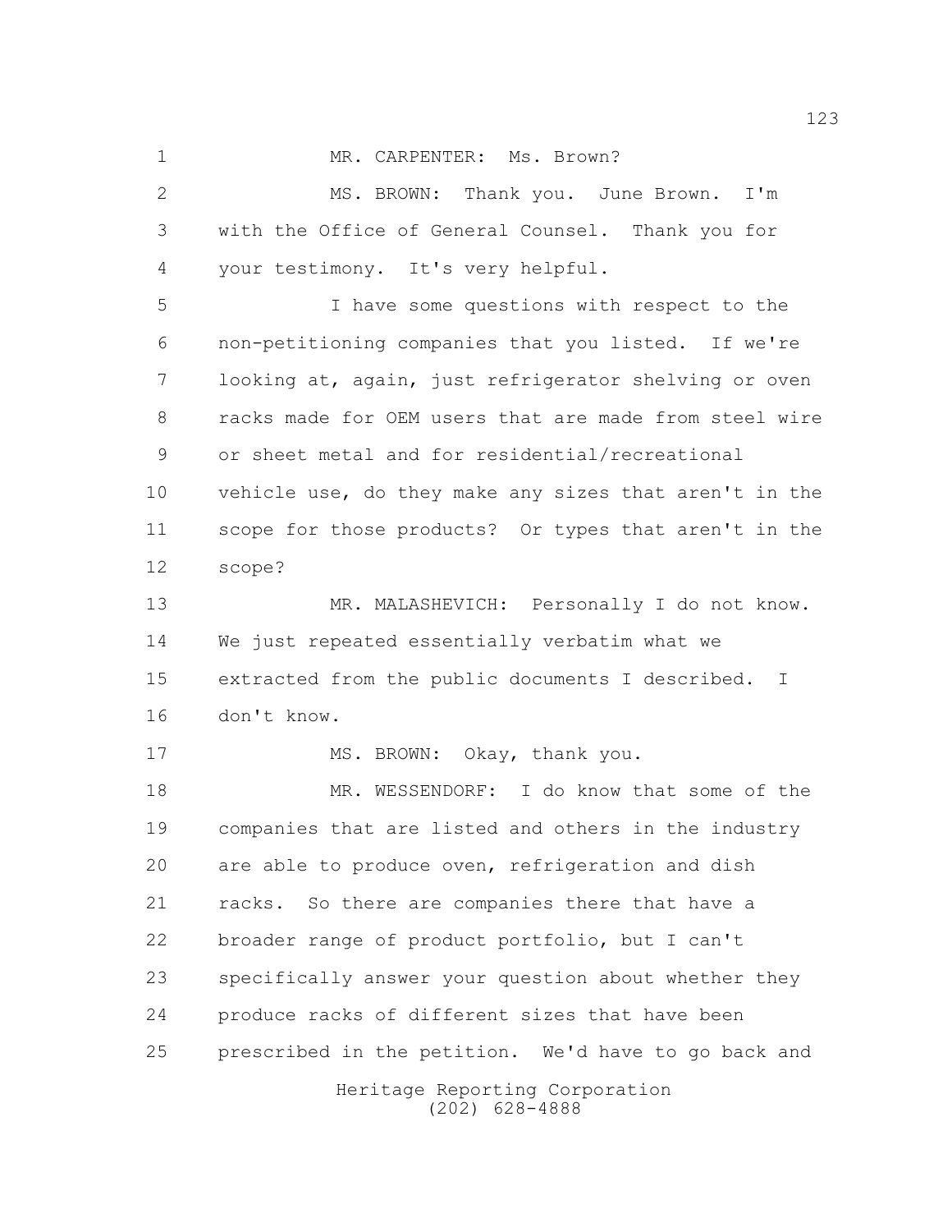MR. CARPENTER: Ms. Brown?

MS. BROWN: Thank you. June Brown. I'm with the Office of General Counsel. Thank you for your testimony. It's very helpful.

I have some questions with respect to the non-petitioning companies that you listed. If we're looking at, again, just refrigerator shelving or oven racks made for OEM users that are made from steel wire or sheet metal and for residential/recreational vehicle use, do they make any sizes that aren't in the scope for those products? Or types that aren't in the scope?

MR. MALASHEVICH: Personally I do not know. We just repeated essentially verbatim what we extracted from the public documents I described. I don't know.

MS. BROWN: Okay, thank you.

MR. WESSENDORF: I do know that some of the companies that are listed and others in the industry are able to produce oven, refrigeration and dish racks. So there are companies there that have a broader range of product portfolio, but I can't specifically answer your question about whether they produce racks of different sizes that have been prescribed in the petition. We'd have to go back and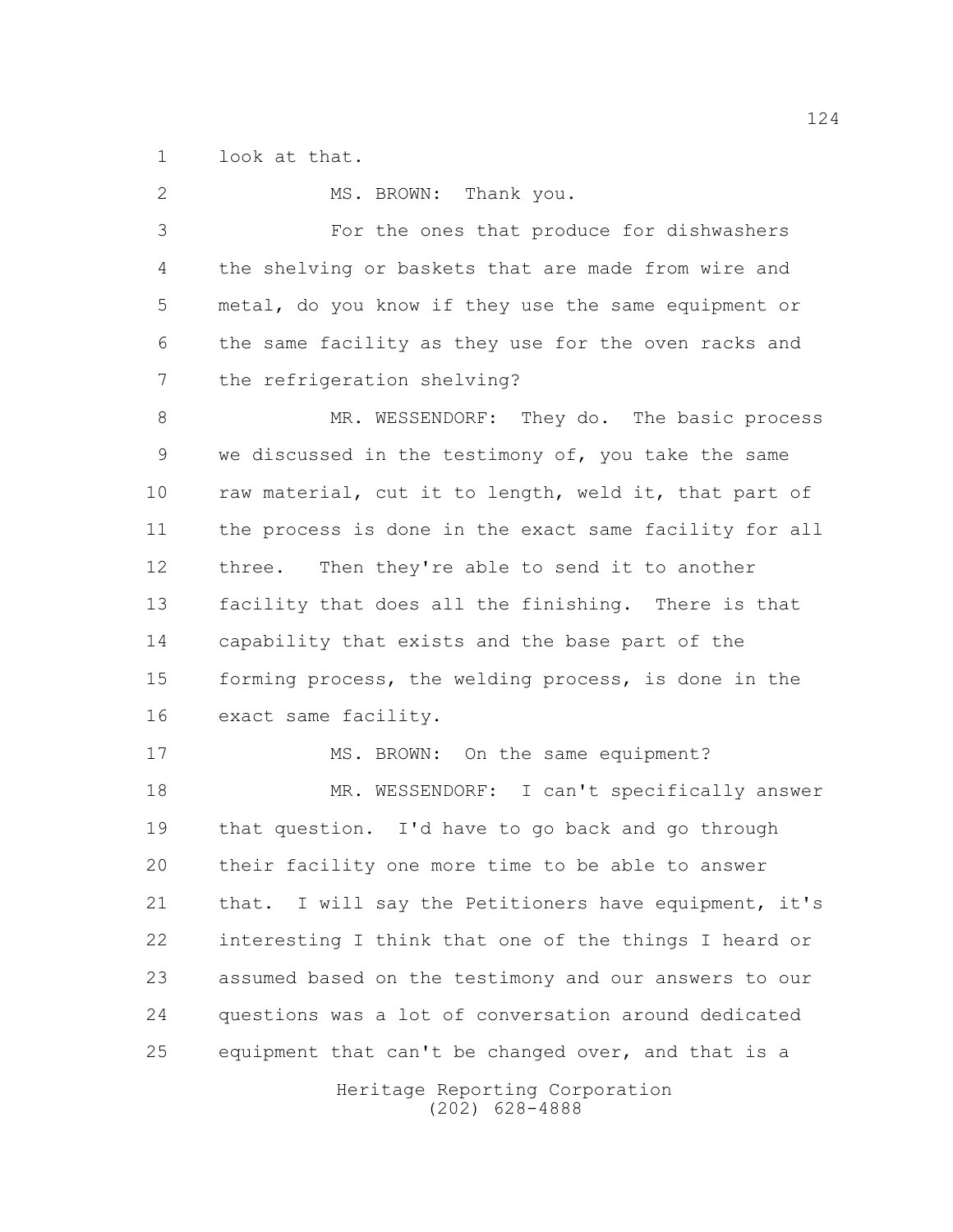look at that.

MS. BROWN: Thank you.

For the ones that produce for dishwashers the shelving or baskets that are made from wire and metal, do you know if they use the same equipment or the same facility as they use for the oven racks and the refrigeration shelving?

MR. WESSENDORF: They do. The basic process we discussed in the testimony of, you take the same raw material, cut it to length, weld it, that part of the process is done in the exact same facility for all three. Then they're able to send it to another facility that does all the finishing. There is that capability that exists and the base part of the forming process, the welding process, is done in the exact same facility.

MS. BROWN: On the same equipment?

MR. WESSENDORF: I can't specifically answer that question. I'd have to go back and go through their facility one more time to be able to answer that. I will say the Petitioners have equipment, it's interesting I think that one of the things I heard or assumed based on the testimony and our answers to our questions was a lot of conversation around dedicated equipment that can't be changed over, and that is a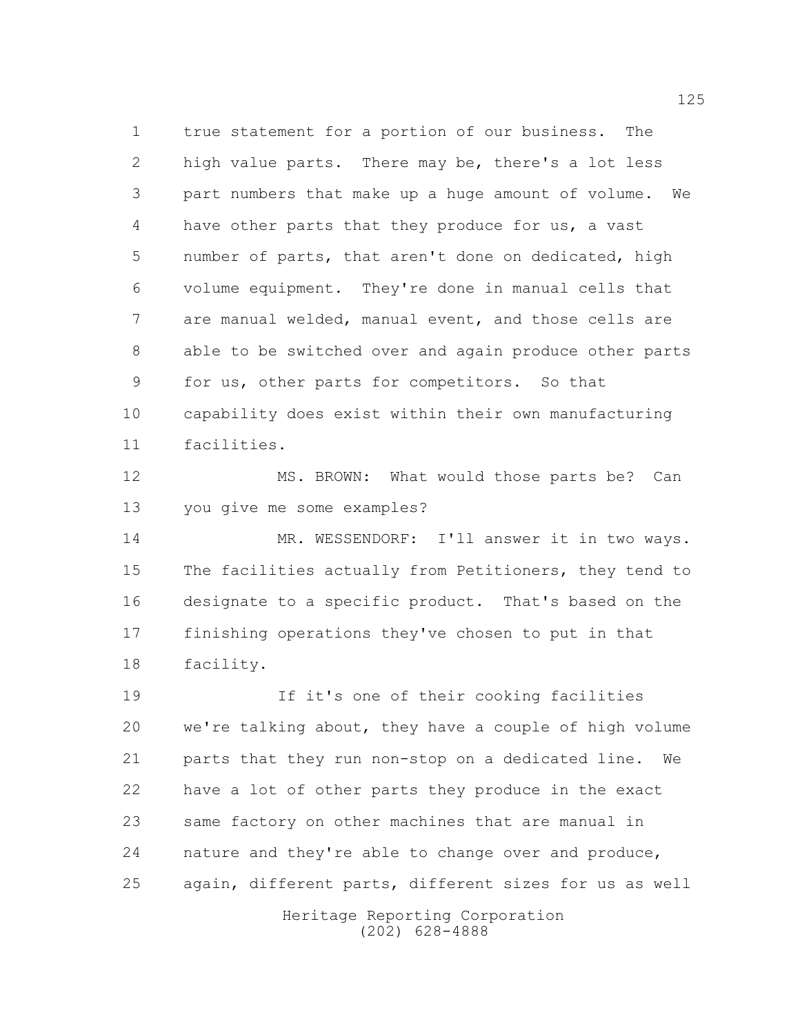true statement for a portion of our business. The high value parts. There may be, there's a lot less part numbers that make up a huge amount of volume. We have other parts that they produce for us, a vast number of parts, that aren't done on dedicated, high volume equipment. They're done in manual cells that are manual welded, manual event, and those cells are able to be switched over and again produce other parts for us, other parts for competitors. So that capability does exist within their own manufacturing facilities.

MS. BROWN: What would those parts be? Can you give me some examples?

MR. WESSENDORF: I'll answer it in two ways. The facilities actually from Petitioners, they tend to designate to a specific product. That's based on the finishing operations they've chosen to put in that facility.

If it's one of their cooking facilities we're talking about, they have a couple of high volume parts that they run non-stop on a dedicated line. We have a lot of other parts they produce in the exact same factory on other machines that are manual in nature and they're able to change over and produce, again, different parts, different sizes for us as well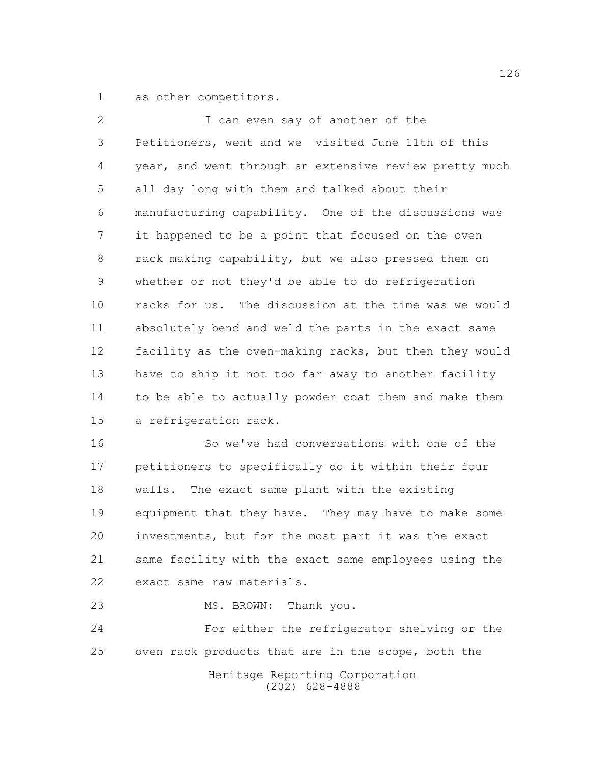as other competitors.

I can even say of another of the Petitioners, went and we visited June 11th of this year, and went through an extensive review pretty much all day long with them and talked about their manufacturing capability. One of the discussions was it happened to be a point that focused on the oven rack making capability, but we also pressed them on whether or not they'd be able to do refrigeration racks for us. The discussion at the time was we would absolutely bend and weld the parts in the exact same facility as the oven-making racks, but then they would have to ship it not too far away to another facility to be able to actually powder coat them and make them a refrigeration rack.

So we've had conversations with one of the petitioners to specifically do it within their four walls. The exact same plant with the existing equipment that they have. They may have to make some investments, but for the most part it was the exact same facility with the exact same employees using the exact same raw materials.

MS. BROWN: Thank you.

For either the refrigerator shelving or the oven rack products that are in the scope, both the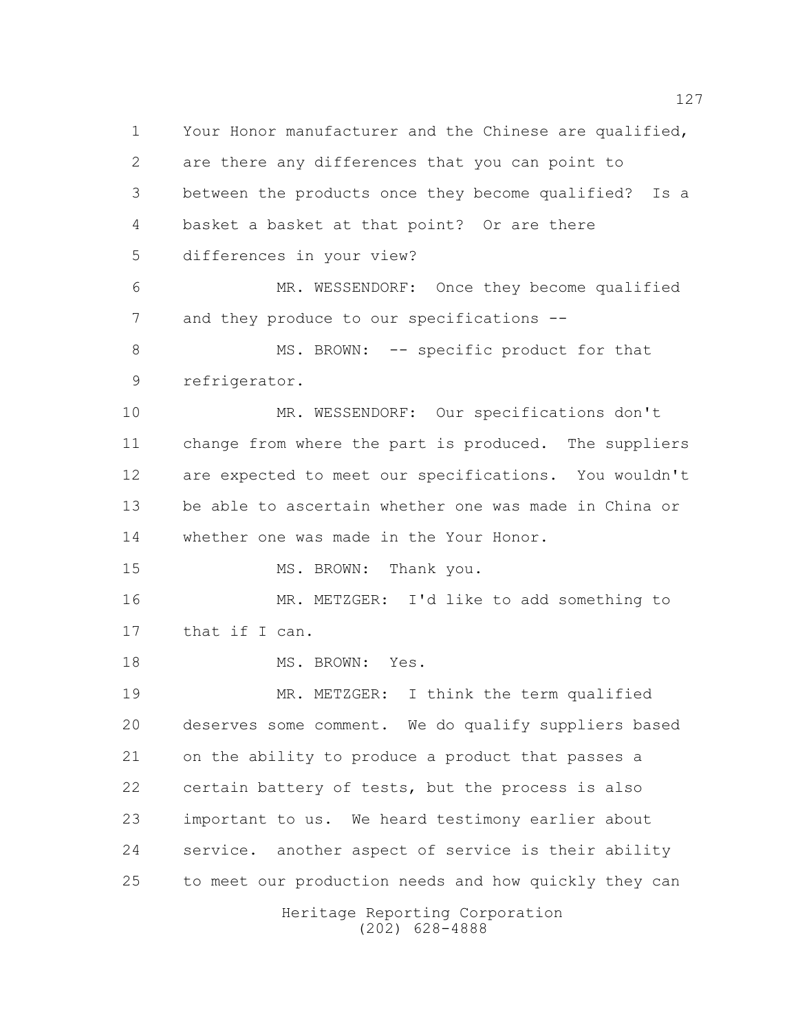Your Honor manufacturer and the Chinese are qualified, are there any differences that you can point to between the products once they become qualified? Is a basket a basket at that point? Or are there differences in your view?

MR. WESSENDORF: Once they become qualified and they produce to our specifications --

MS. BROWN: -- specific product for that refrigerator.

MR. WESSENDORF: Our specifications don't change from where the part is produced. The suppliers are expected to meet our specifications. You wouldn't be able to ascertain whether one was made in China or whether one was made in the Your Honor.

MS. BROWN: Thank you.

MR. METZGER: I'd like to add something to that if I can.

MS. BROWN: Yes.

MR. METZGER: I think the term qualified deserves some comment. We do qualify suppliers based on the ability to produce a product that passes a certain battery of tests, but the process is also important to us. We heard testimony earlier about service. another aspect of service is their ability to meet our production needs and how quickly they can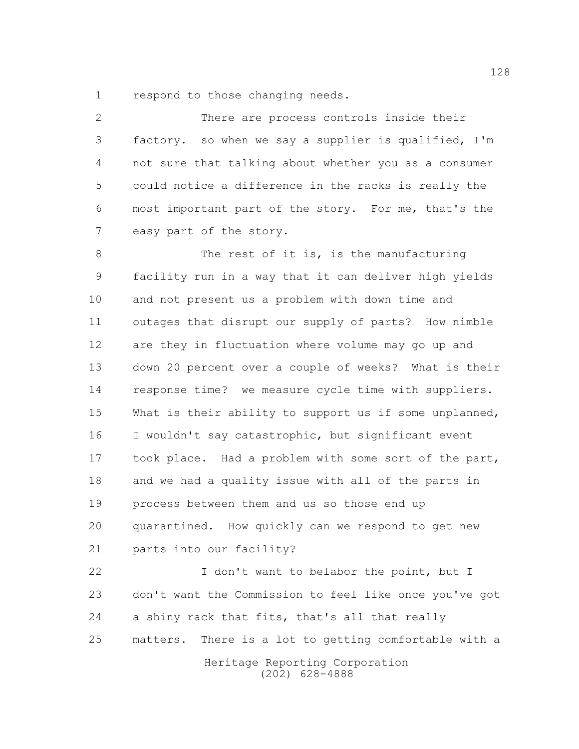respond to those changing needs.

There are process controls inside their factory. so when we say a supplier is qualified, I'm not sure that talking about whether you as a consumer could notice a difference in the racks is really the most important part of the story. For me, that's the easy part of the story.

The rest of it is, is the manufacturing facility run in a way that it can deliver high yields and not present us a problem with down time and outages that disrupt our supply of parts? How nimble are they in fluctuation where volume may go up and down 20 percent over a couple of weeks? What is their response time? we measure cycle time with suppliers. What is their ability to support us if some unplanned, I wouldn't say catastrophic, but significant event took place. Had a problem with some sort of the part, and we had a quality issue with all of the parts in process between them and us so those end up quarantined. How quickly can we respond to get new parts into our facility?

I don't want to belabor the point, but I don't want the Commission to feel like once you've got a shiny rack that fits, that's all that really matters. There is a lot to getting comfortable with a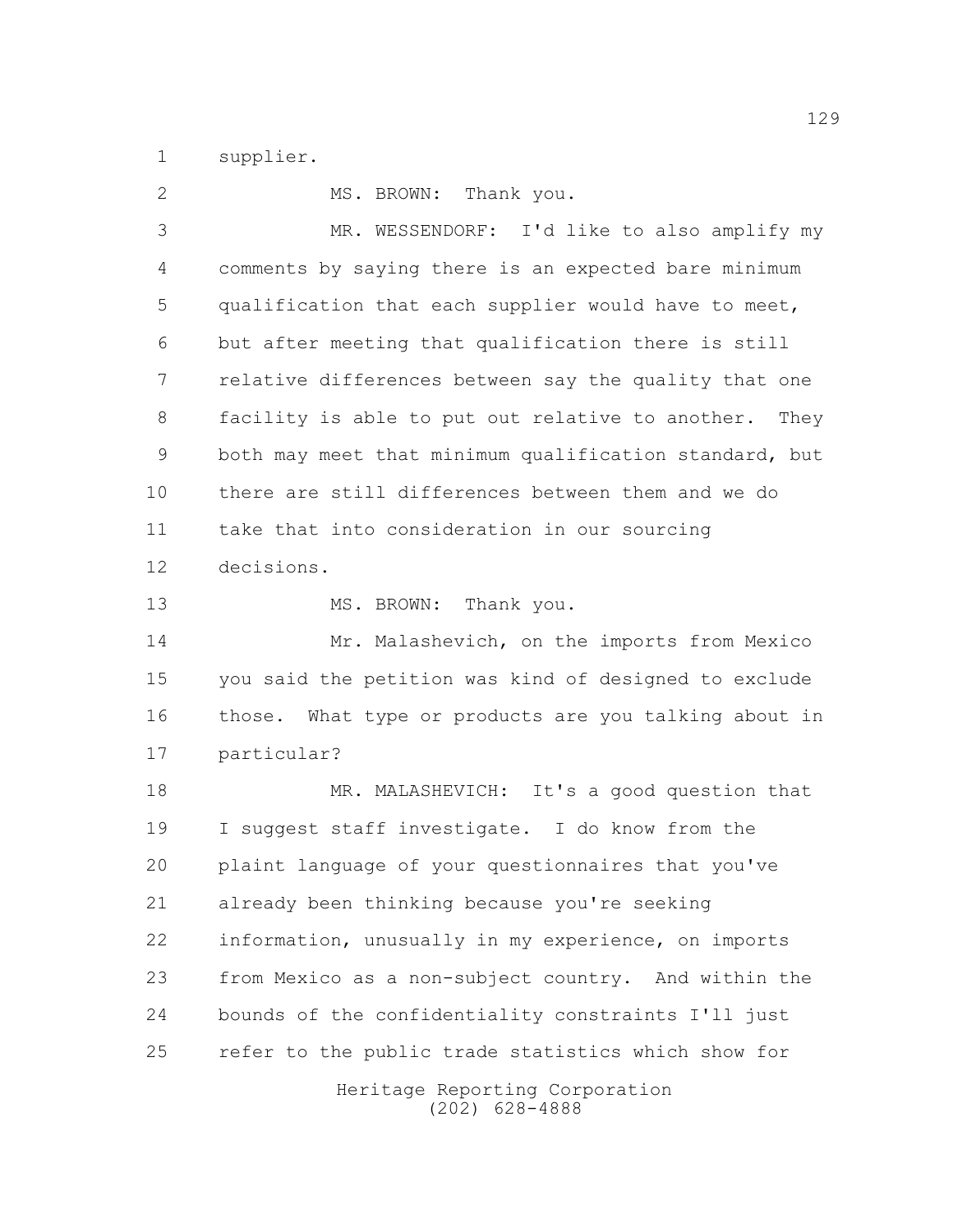supplier.

MS. BROWN: Thank you.

MR. WESSENDORF: I'd like to also amplify my comments by saying there is an expected bare minimum qualification that each supplier would have to meet, but after meeting that qualification there is still relative differences between say the quality that one facility is able to put out relative to another. They both may meet that minimum qualification standard, but there are still differences between them and we do take that into consideration in our sourcing decisions.

MS. BROWN: Thank you.

Mr. Malashevich, on the imports from Mexico you said the petition was kind of designed to exclude those. What type or products are you talking about in particular?

MR. MALASHEVICH: It's a good question that I suggest staff investigate. I do know from the plaint language of your questionnaires that you've already been thinking because you're seeking information, unusually in my experience, on imports from Mexico as a non-subject country. And within the bounds of the confidentiality constraints I'll just refer to the public trade statistics which show for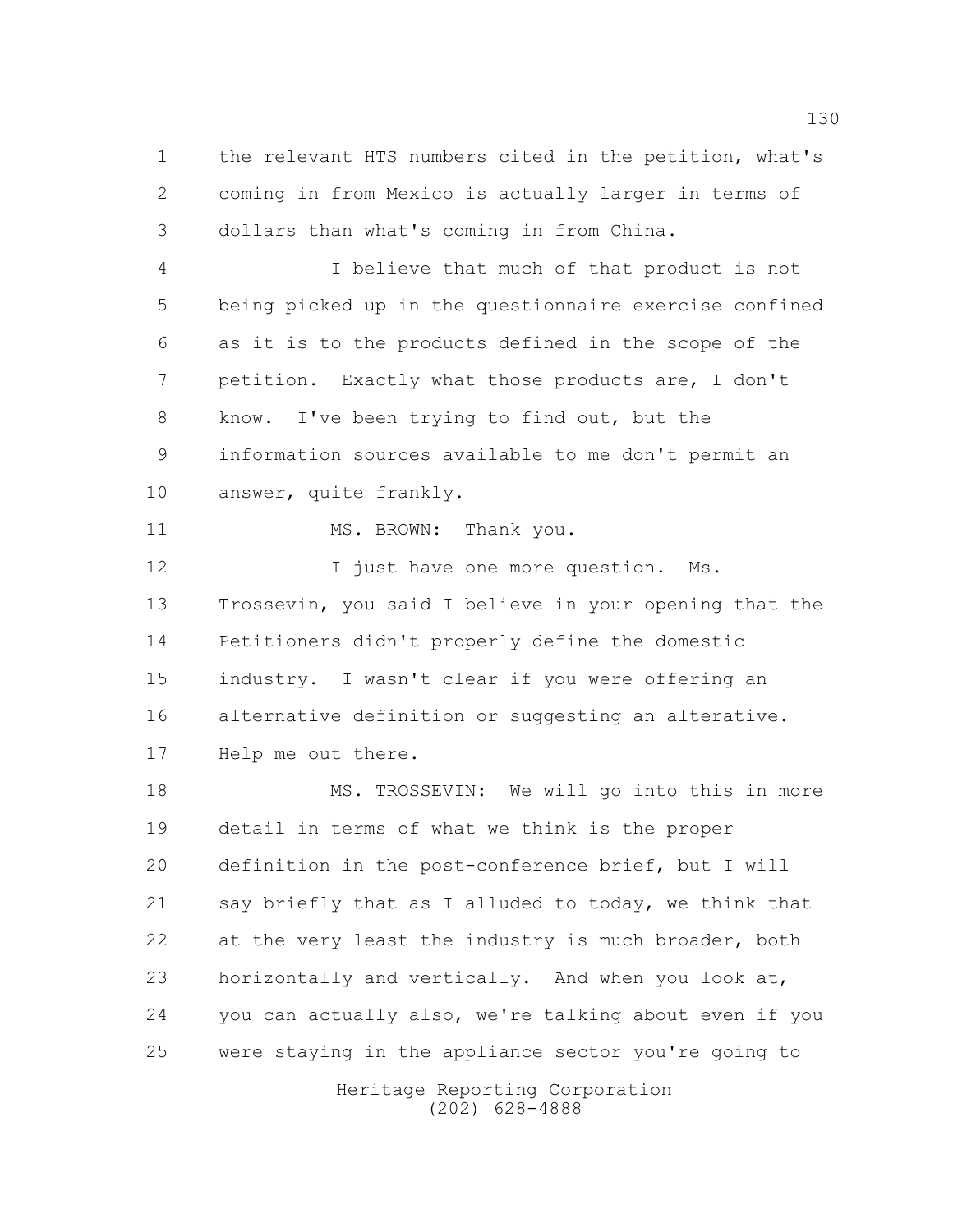the relevant HTS numbers cited in the petition, what's coming in from Mexico is actually larger in terms of dollars than what's coming in from China.

I believe that much of that product is not being picked up in the questionnaire exercise confined as it is to the products defined in the scope of the petition. Exactly what those products are, I don't know. I've been trying to find out, but the information sources available to me don't permit an answer, quite frankly.

MS. BROWN: Thank you.

I just have one more question. Ms. Trossevin, you said I believe in your opening that the Petitioners didn't properly define the domestic industry. I wasn't clear if you were offering an alternative definition or suggesting an alterative. Help me out there.

MS. TROSSEVIN: We will go into this in more detail in terms of what we think is the proper definition in the post-conference brief, but I will say briefly that as I alluded to today, we think that at the very least the industry is much broader, both horizontally and vertically. And when you look at, you can actually also, we're talking about even if you were staying in the appliance sector you're going to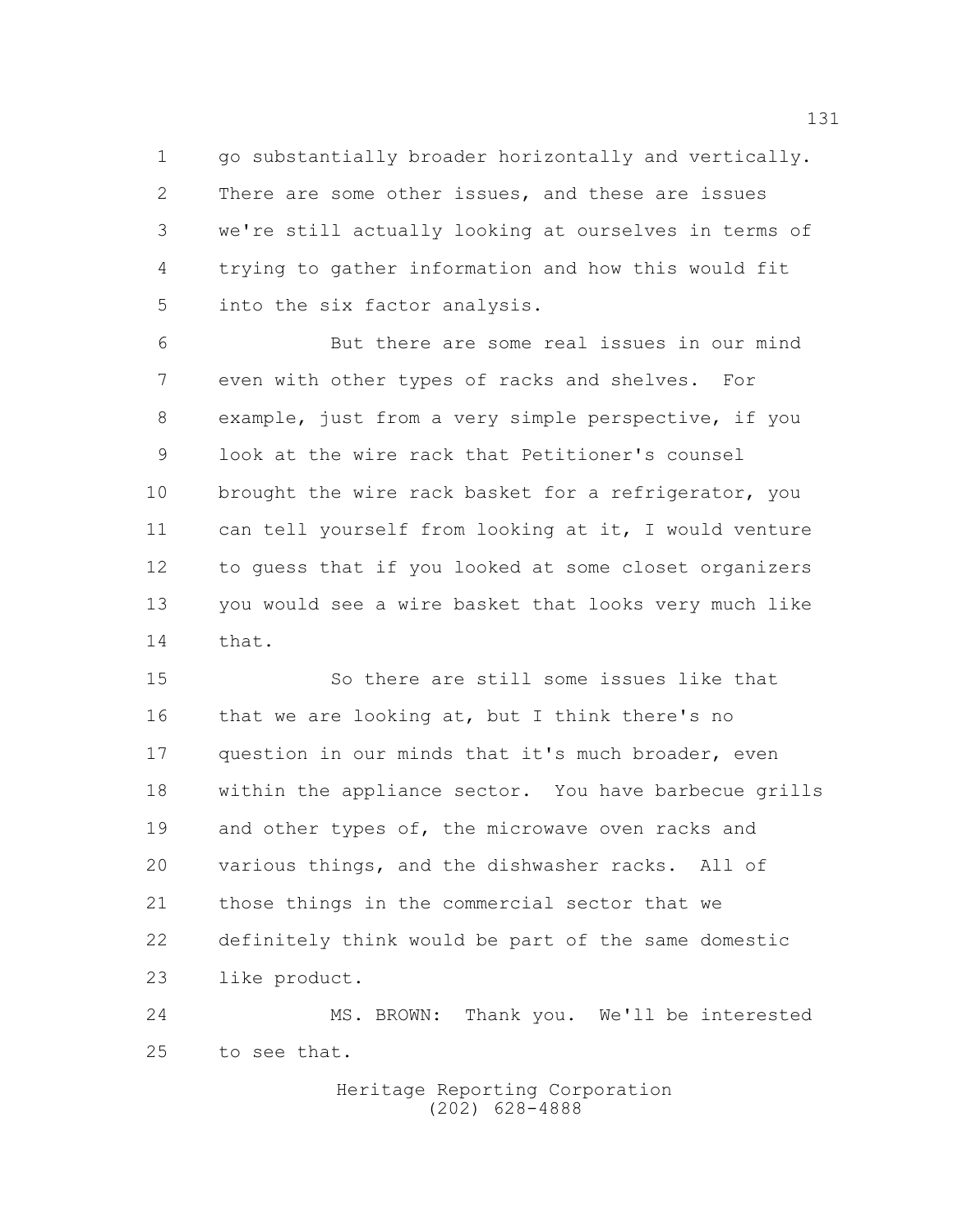go substantially broader horizontally and vertically. There are some other issues, and these are issues we're still actually looking at ourselves in terms of trying to gather information and how this would fit into the six factor analysis.

But there are some real issues in our mind even with other types of racks and shelves. For example, just from a very simple perspective, if you look at the wire rack that Petitioner's counsel brought the wire rack basket for a refrigerator, you can tell yourself from looking at it, I would venture to guess that if you looked at some closet organizers you would see a wire basket that looks very much like that.

So there are still some issues like that that we are looking at, but I think there's no question in our minds that it's much broader, even within the appliance sector. You have barbecue grills and other types of, the microwave oven racks and various things, and the dishwasher racks. All of those things in the commercial sector that we definitely think would be part of the same domestic like product.

MS. BROWN: Thank you. We'll be interested to see that.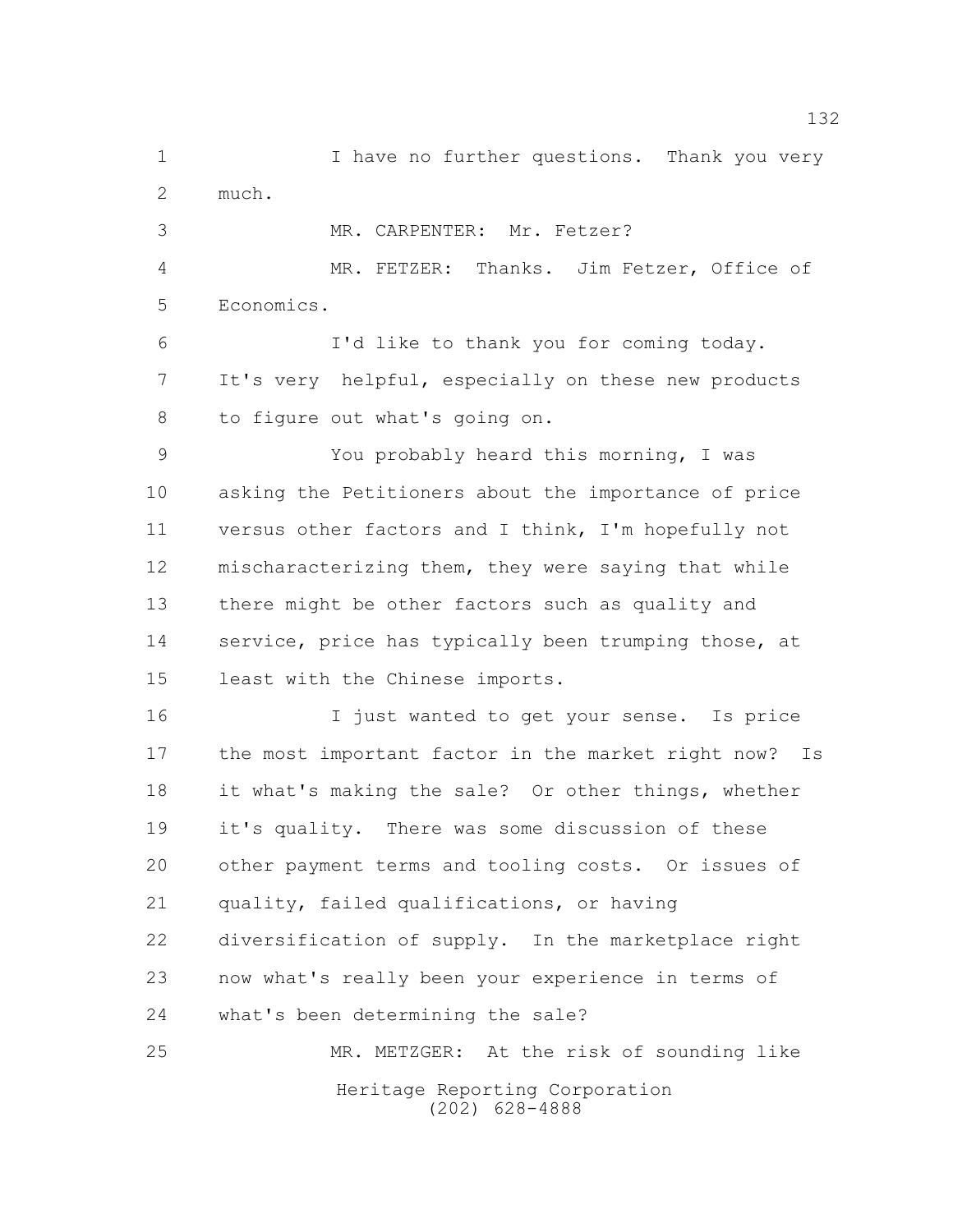I have no further questions. Thank you very much.

MR. CARPENTER: Mr. Fetzer?

MR. FETZER: Thanks. Jim Fetzer, Office of Economics.

I'd like to thank you for coming today. It's very helpful, especially on these new products to figure out what's going on.

You probably heard this morning, I was asking the Petitioners about the importance of price versus other factors and I think, I'm hopefully not mischaracterizing them, they were saying that while there might be other factors such as quality and service, price has typically been trumping those, at least with the Chinese imports.

I just wanted to get your sense. Is price the most important factor in the market right now? Is it what's making the sale? Or other things, whether it's quality. There was some discussion of these other payment terms and tooling costs. Or issues of quality, failed qualifications, or having diversification of supply. In the marketplace right now what's really been your experience in terms of what's been determining the sale?

MR. METZGER: At the risk of sounding like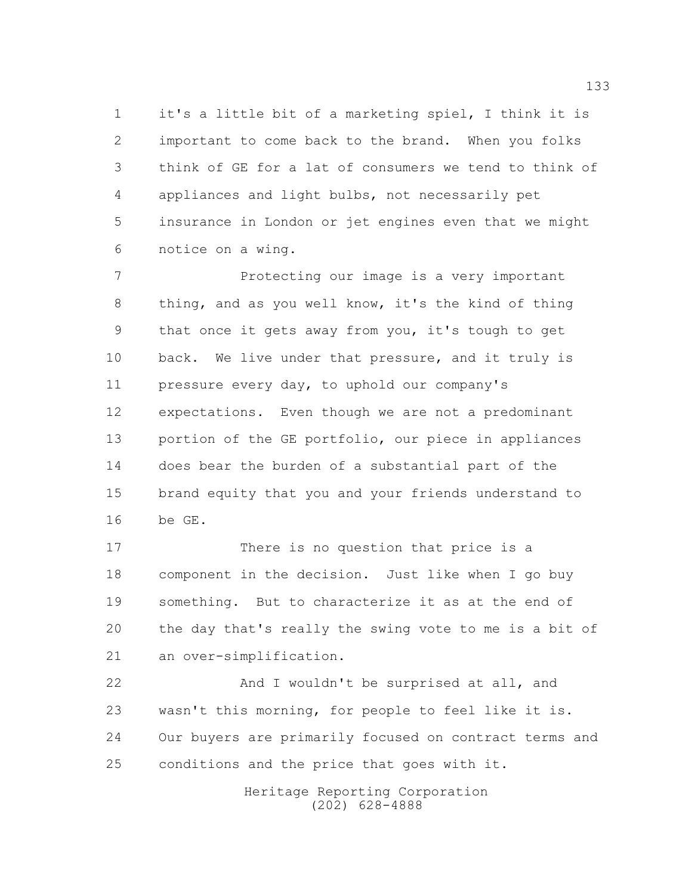it's a little bit of a marketing spiel, I think it is important to come back to the brand. When you folks think of GE for a lat of consumers we tend to think of appliances and light bulbs, not necessarily pet insurance in London or jet engines even that we might notice on a wing.

Protecting our image is a very important thing, and as you well know, it's the kind of thing that once it gets away from you, it's tough to get back. We live under that pressure, and it truly is pressure every day, to uphold our company's expectations. Even though we are not a predominant portion of the GE portfolio, our piece in appliances does bear the burden of a substantial part of the brand equity that you and your friends understand to be GE.

There is no question that price is a component in the decision. Just like when I go buy something. But to characterize it as at the end of the day that's really the swing vote to me is a bit of an over-simplification.

And I wouldn't be surprised at all, and wasn't this morning, for people to feel like it is. Our buyers are primarily focused on contract terms and conditions and the price that goes with it.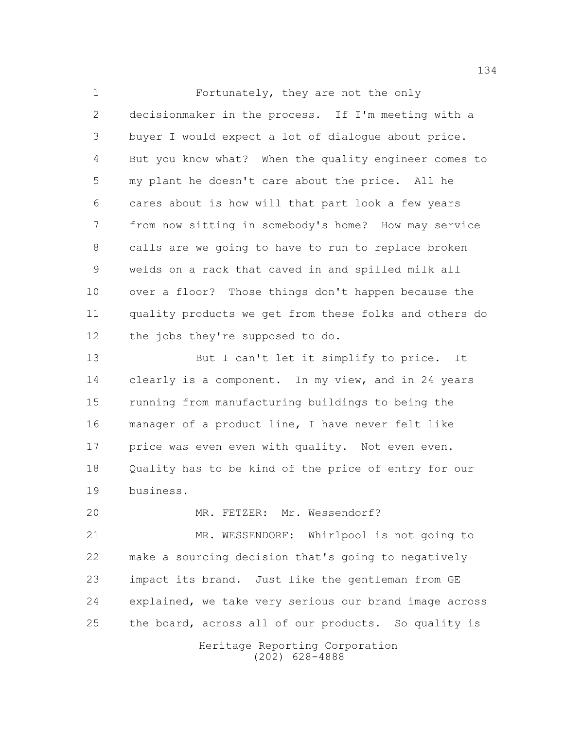Fortunately, they are not the only decisionmaker in the process. If I'm meeting with a buyer I would expect a lot of dialogue about price. But you know what? When the quality engineer comes to my plant he doesn't care about the price. All he cares about is how will that part look a few years from now sitting in somebody's home? How may service calls are we going to have to run to replace broken welds on a rack that caved in and spilled milk all over a floor? Those things don't happen because the quality products we get from these folks and others do the jobs they're supposed to do.

But I can't let it simplify to price. It clearly is a component. In my view, and in 24 years running from manufacturing buildings to being the manager of a product line, I have never felt like price was even even with quality. Not even even. Quality has to be kind of the price of entry for our business.

MR. FETZER: Mr. Wessendorf?

MR. WESSENDORF: Whirlpool is not going to make a sourcing decision that's going to negatively impact its brand. Just like the gentleman from GE explained, we take very serious our brand image across the board, across all of our products. So quality is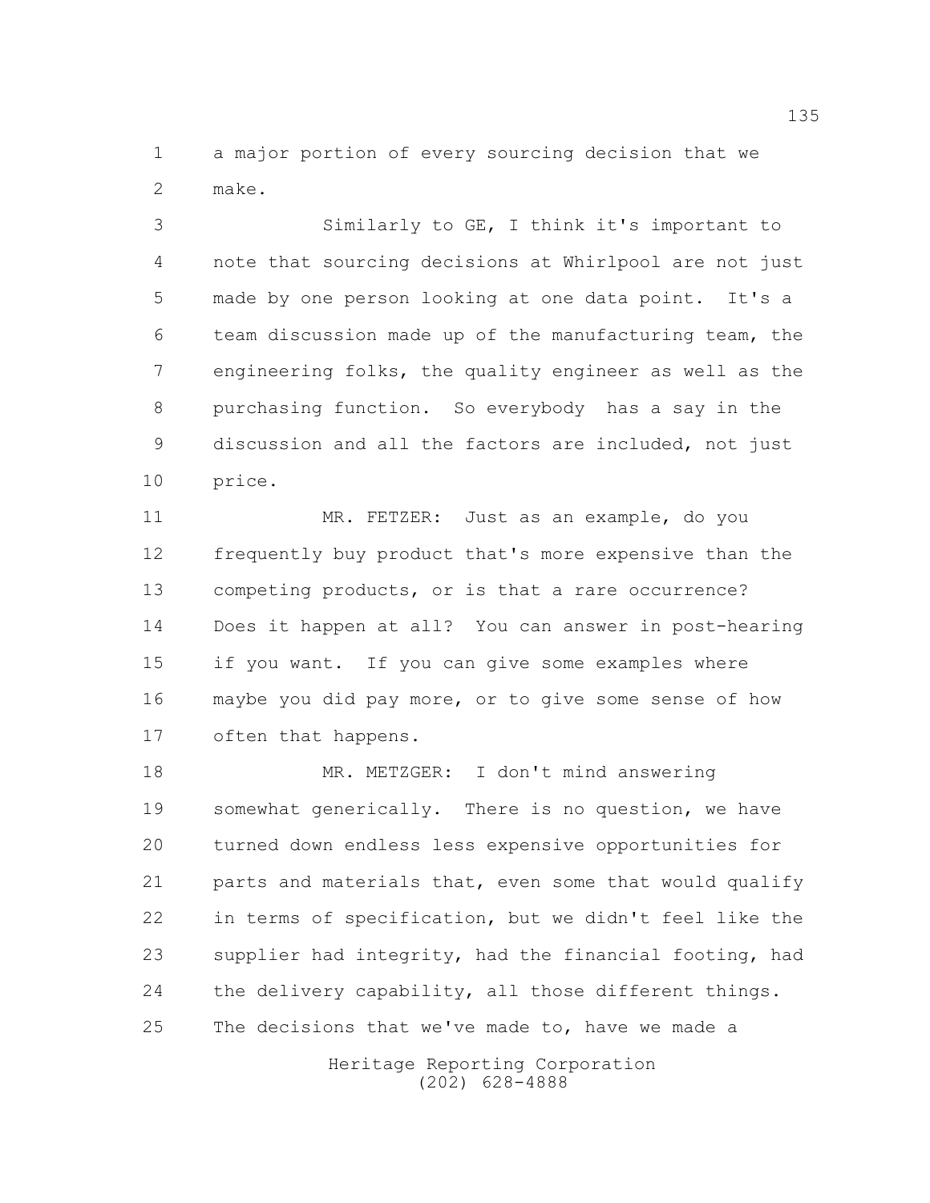a major portion of every sourcing decision that we make.

Similarly to GE, I think it's important to note that sourcing decisions at Whirlpool are not just made by one person looking at one data point. It's a team discussion made up of the manufacturing team, the engineering folks, the quality engineer as well as the purchasing function. So everybody has a say in the discussion and all the factors are included, not just price.

MR. FETZER: Just as an example, do you frequently buy product that's more expensive than the competing products, or is that a rare occurrence? Does it happen at all? You can answer in post-hearing if you want. If you can give some examples where maybe you did pay more, or to give some sense of how often that happens.

MR. METZGER: I don't mind answering somewhat generically. There is no question, we have turned down endless less expensive opportunities for parts and materials that, even some that would qualify in terms of specification, but we didn't feel like the supplier had integrity, had the financial footing, had the delivery capability, all those different things. The decisions that we've made to, have we made a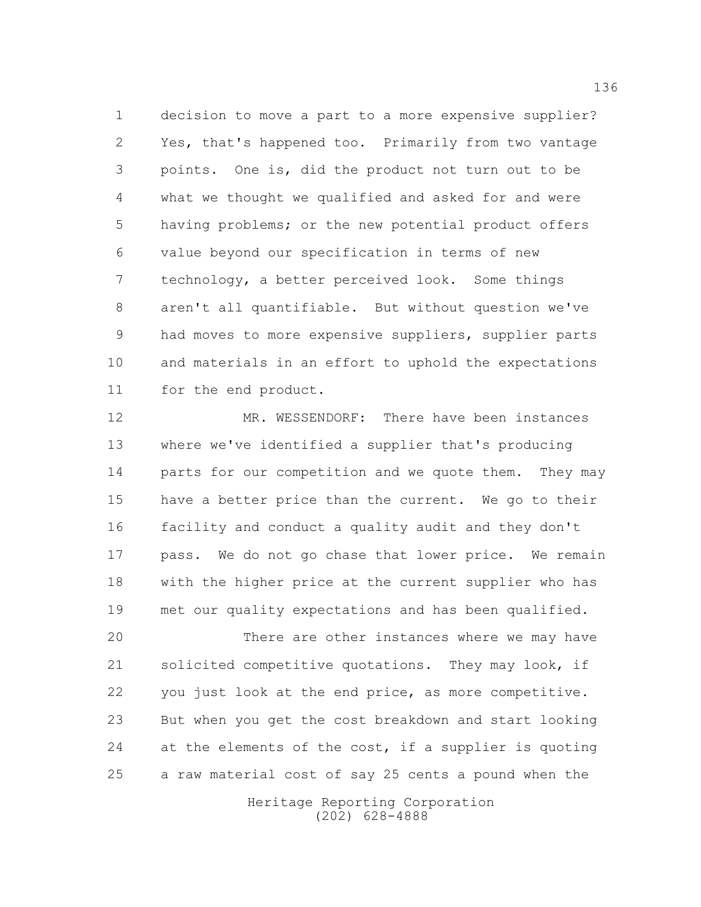decision to move a part to a more expensive supplier? Yes, that's happened too. Primarily from two vantage points. One is, did the product not turn out to be what we thought we qualified and asked for and were having problems; or the new potential product offers value beyond our specification in terms of new technology, a better perceived look. Some things aren't all quantifiable. But without question we've had moves to more expensive suppliers, supplier parts and materials in an effort to uphold the expectations for the end product.

MR. WESSENDORF: There have been instances where we've identified a supplier that's producing parts for our competition and we quote them. They may have a better price than the current. We go to their facility and conduct a quality audit and they don't pass. We do not go chase that lower price. We remain with the higher price at the current supplier who has met our quality expectations and has been qualified.

There are other instances where we may have solicited competitive quotations. They may look, if you just look at the end price, as more competitive. But when you get the cost breakdown and start looking at the elements of the cost, if a supplier is quoting a raw material cost of say 25 cents a pound when the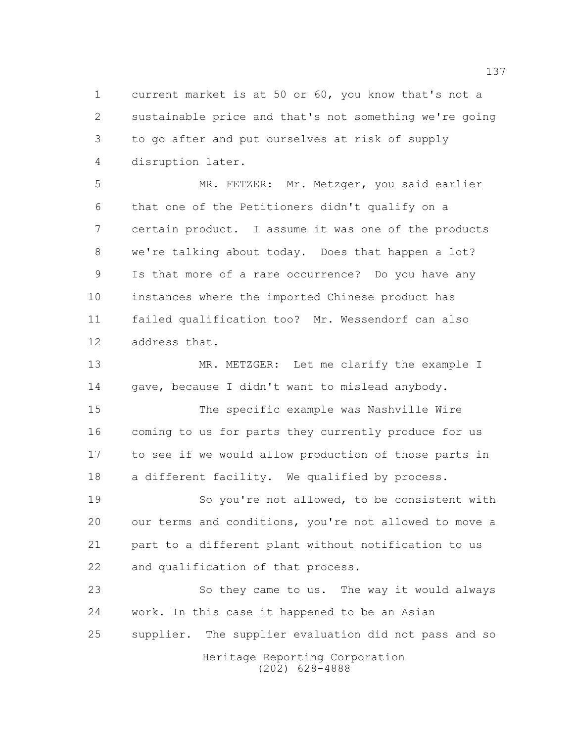current market is at 50 or 60, you know that's not a sustainable price and that's not something we're going to go after and put ourselves at risk of supply disruption later.

MR. FETZER: Mr. Metzger, you said earlier that one of the Petitioners didn't qualify on a certain product. I assume it was one of the products we're talking about today. Does that happen a lot? Is that more of a rare occurrence? Do you have any instances where the imported Chinese product has failed qualification too? Mr. Wessendorf can also address that.

MR. METZGER: Let me clarify the example I gave, because I didn't want to mislead anybody.

The specific example was Nashville Wire coming to us for parts they currently produce for us to see if we would allow production of those parts in a different facility. We qualified by process.

So you're not allowed, to be consistent with our terms and conditions, you're not allowed to move a part to a different plant without notification to us and qualification of that process.

So they came to us. The way it would always work. In this case it happened to be an Asian supplier. The supplier evaluation did not pass and so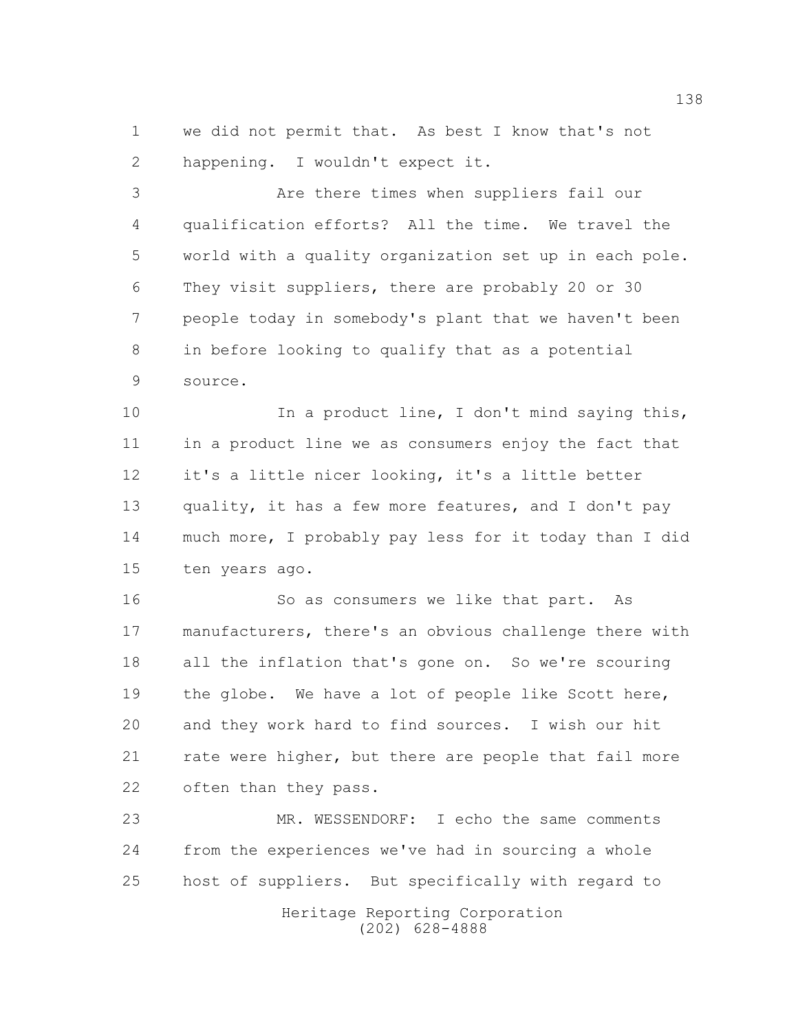we did not permit that. As best I know that's not happening. I wouldn't expect it.

Are there times when suppliers fail our qualification efforts? All the time. We travel the world with a quality organization set up in each pole. They visit suppliers, there are probably 20 or 30 people today in somebody's plant that we haven't been in before looking to qualify that as a potential source.

In a product line, I don't mind saying this, in a product line we as consumers enjoy the fact that it's a little nicer looking, it's a little better quality, it has a few more features, and I don't pay much more, I probably pay less for it today than I did ten years ago.

So as consumers we like that part. As manufacturers, there's an obvious challenge there with all the inflation that's gone on. So we're scouring the globe. We have a lot of people like Scott here, and they work hard to find sources. I wish our hit rate were higher, but there are people that fail more often than they pass.

MR. WESSENDORF: I echo the same comments from the experiences we've had in sourcing a whole host of suppliers. But specifically with regard to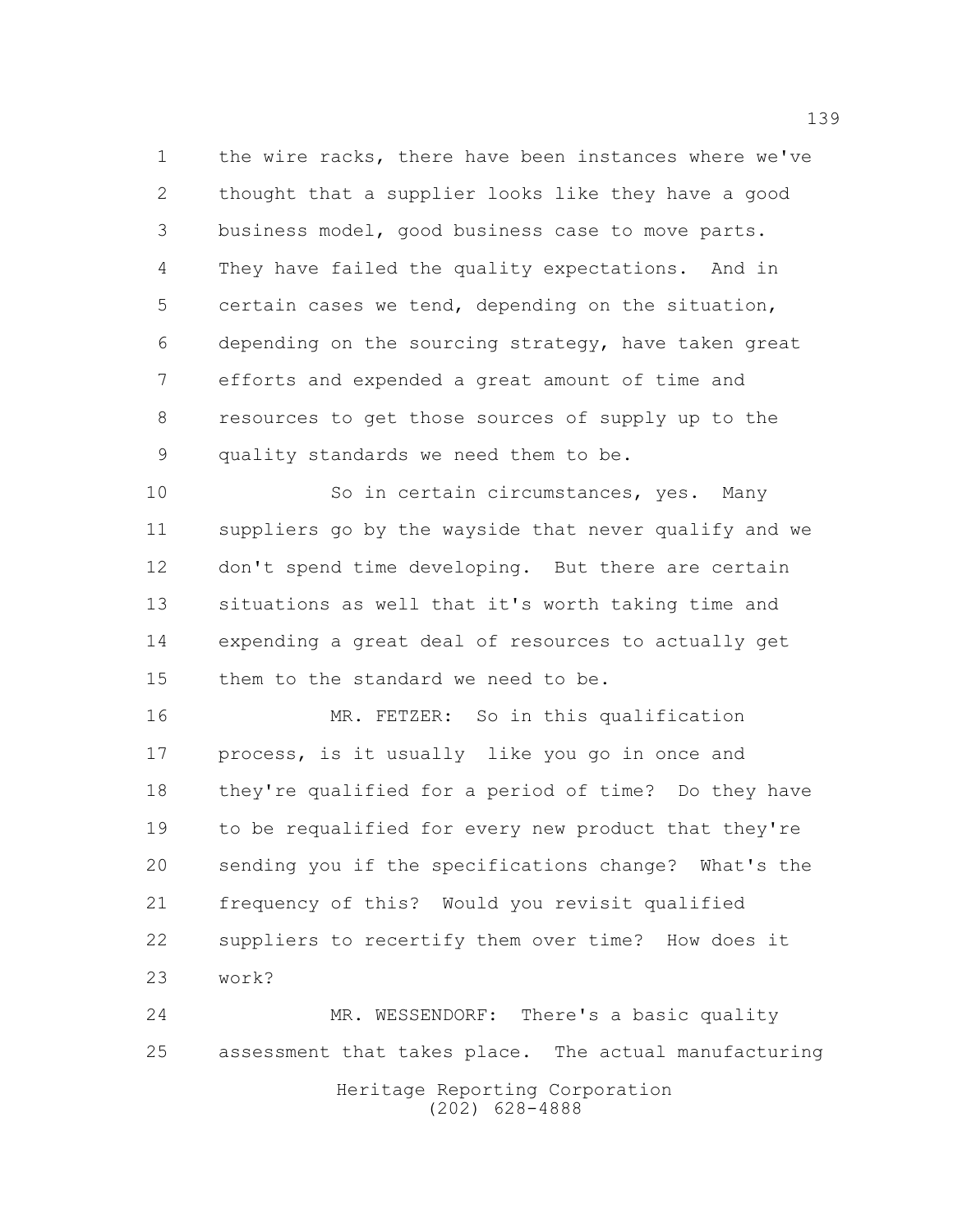the wire racks, there have been instances where we've thought that a supplier looks like they have a good business model, good business case to move parts. They have failed the quality expectations. And in certain cases we tend, depending on the situation, depending on the sourcing strategy, have taken great efforts and expended a great amount of time and resources to get those sources of supply up to the quality standards we need them to be.

So in certain circumstances, yes. Many suppliers go by the wayside that never qualify and we don't spend time developing. But there are certain situations as well that it's worth taking time and expending a great deal of resources to actually get them to the standard we need to be.

MR. FETZER: So in this qualification process, is it usually like you go in once and they're qualified for a period of time? Do they have to be requalified for every new product that they're sending you if the specifications change? What's the frequency of this? Would you revisit qualified suppliers to recertify them over time? How does it work?

MR. WESSENDORF: There's a basic quality assessment that takes place. The actual manufacturing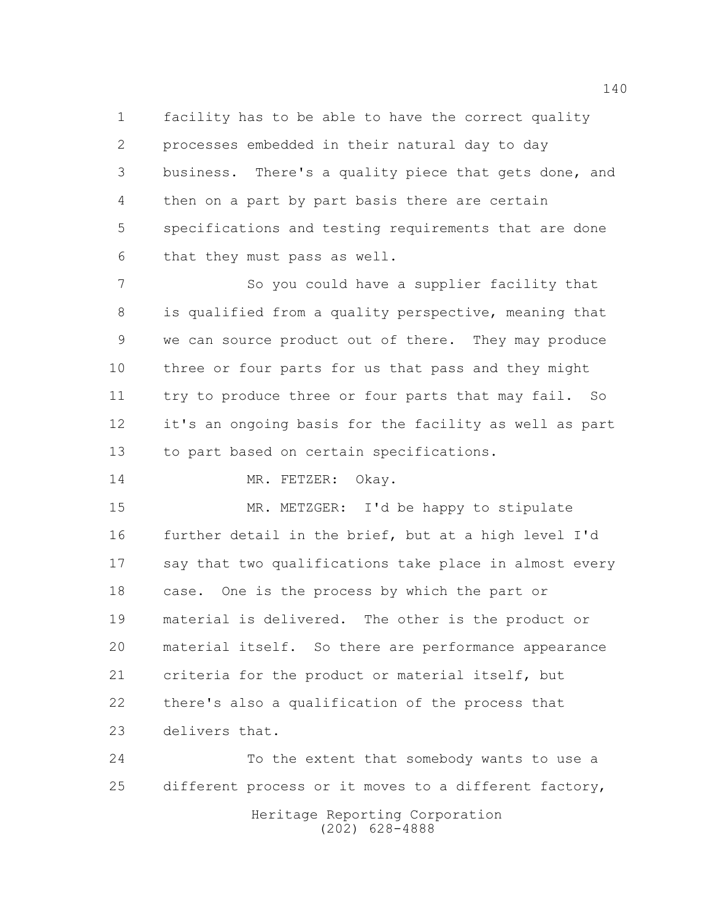facility has to be able to have the correct quality processes embedded in their natural day to day business. There's a quality piece that gets done, and then on a part by part basis there are certain specifications and testing requirements that are done that they must pass as well.

So you could have a supplier facility that is qualified from a quality perspective, meaning that we can source product out of there. They may produce three or four parts for us that pass and they might try to produce three or four parts that may fail. So it's an ongoing basis for the facility as well as part to part based on certain specifications.

MR. FETZER: Okay.

MR. METZGER: I'd be happy to stipulate further detail in the brief, but at a high level I'd say that two qualifications take place in almost every case. One is the process by which the part or material is delivered. The other is the product or material itself. So there are performance appearance criteria for the product or material itself, but there's also a qualification of the process that delivers that.

To the extent that somebody wants to use a different process or it moves to a different factory,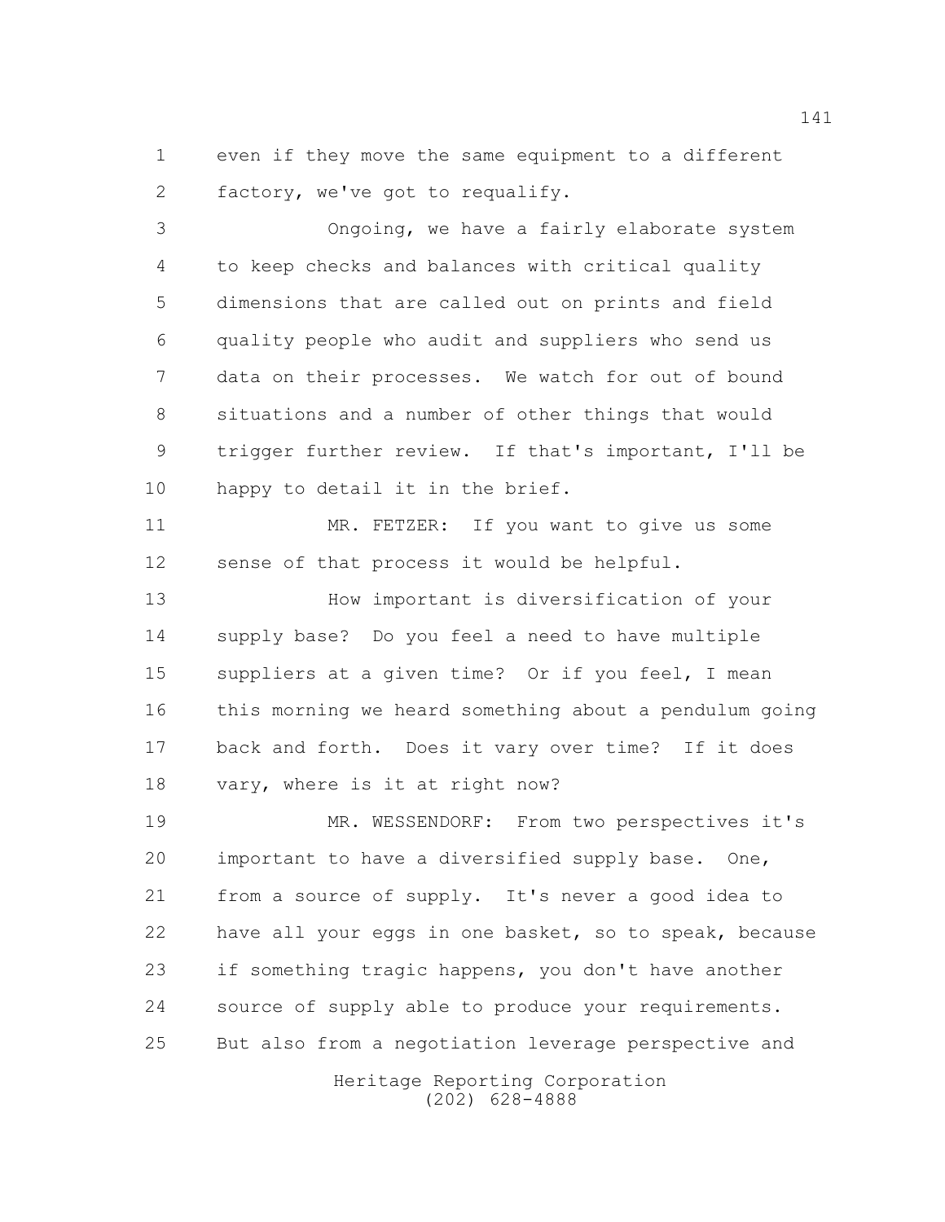even if they move the same equipment to a different factory, we've got to requalify.

Ongoing, we have a fairly elaborate system to keep checks and balances with critical quality dimensions that are called out on prints and field quality people who audit and suppliers who send us data on their processes. We watch for out of bound situations and a number of other things that would trigger further review. If that's important, I'll be happy to detail it in the brief.

MR. FETZER: If you want to give us some sense of that process it would be helpful.

How important is diversification of your supply base? Do you feel a need to have multiple suppliers at a given time? Or if you feel, I mean this morning we heard something about a pendulum going back and forth. Does it vary over time? If it does vary, where is it at right now?

MR. WESSENDORF: From two perspectives it's important to have a diversified supply base. One, from a source of supply. It's never a good idea to have all your eggs in one basket, so to speak, because if something tragic happens, you don't have another source of supply able to produce your requirements. But also from a negotiation leverage perspective and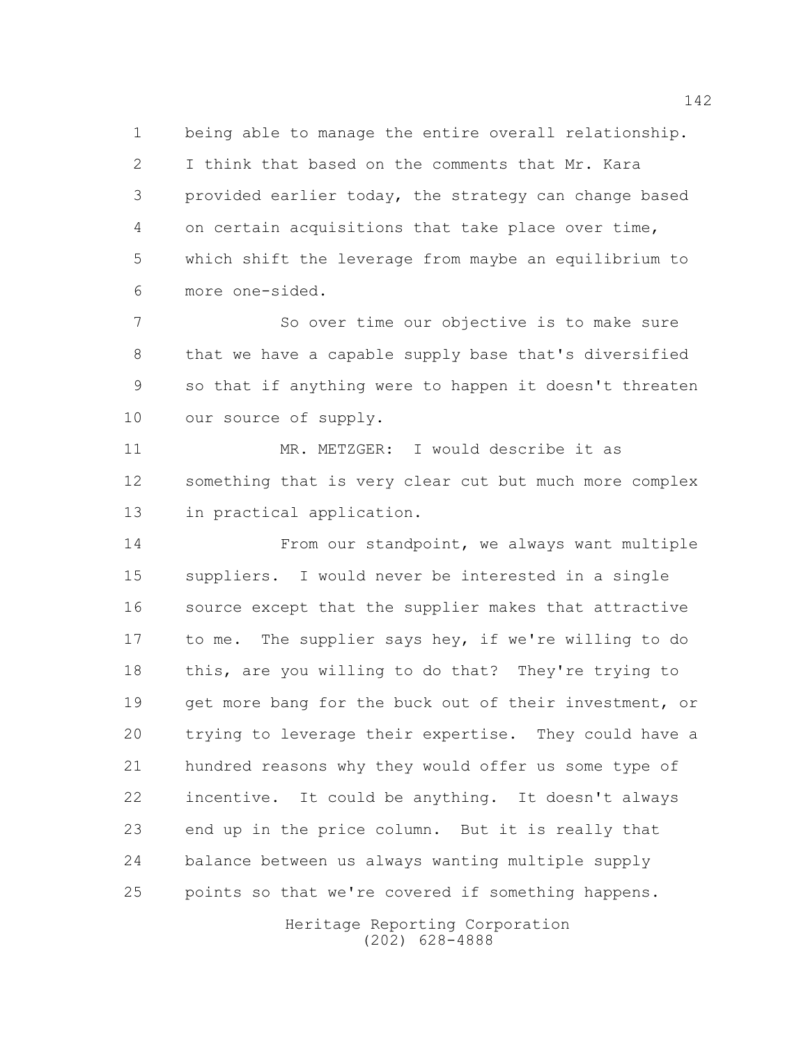being able to manage the entire overall relationship. I think that based on the comments that Mr. Kara provided earlier today, the strategy can change based on certain acquisitions that take place over time, which shift the leverage from maybe an equilibrium to more one-sided.

So over time our objective is to make sure that we have a capable supply base that's diversified so that if anything were to happen it doesn't threaten our source of supply.

MR. METZGER: I would describe it as something that is very clear cut but much more complex in practical application.

From our standpoint, we always want multiple suppliers. I would never be interested in a single source except that the supplier makes that attractive to me. The supplier says hey, if we're willing to do this, are you willing to do that? They're trying to get more bang for the buck out of their investment, or trying to leverage their expertise. They could have a hundred reasons why they would offer us some type of incentive. It could be anything. It doesn't always end up in the price column. But it is really that balance between us always wanting multiple supply points so that we're covered if something happens.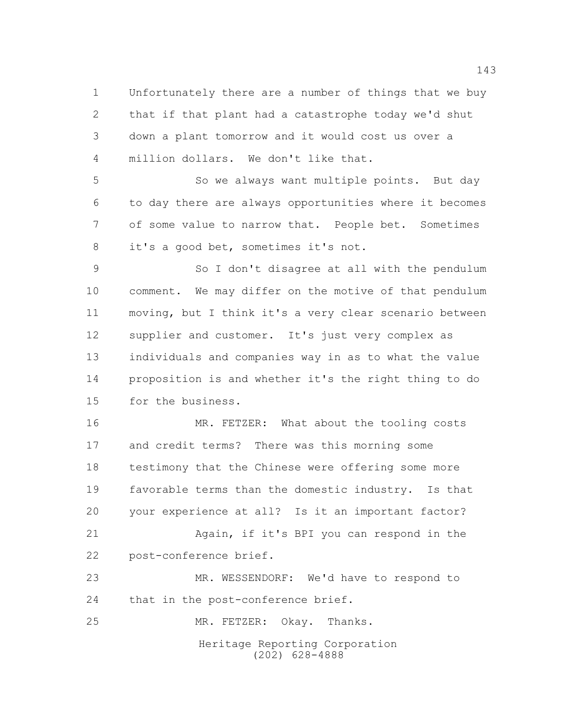Unfortunately there are a number of things that we buy that if that plant had a catastrophe today we'd shut down a plant tomorrow and it would cost us over a million dollars. We don't like that.

So we always want multiple points. But day to day there are always opportunities where it becomes of some value to narrow that. People bet. Sometimes it's a good bet, sometimes it's not.

So I don't disagree at all with the pendulum comment. We may differ on the motive of that pendulum moving, but I think it's a very clear scenario between supplier and customer. It's just very complex as individuals and companies way in as to what the value proposition is and whether it's the right thing to do for the business.

MR. FETZER: What about the tooling costs and credit terms? There was this morning some testimony that the Chinese were offering some more favorable terms than the domestic industry. Is that your experience at all? Is it an important factor?

Again, if it's BPI you can respond in the post-conference brief.

MR. WESSENDORF: We'd have to respond to that in the post-conference brief.

MR. FETZER: Okay. Thanks.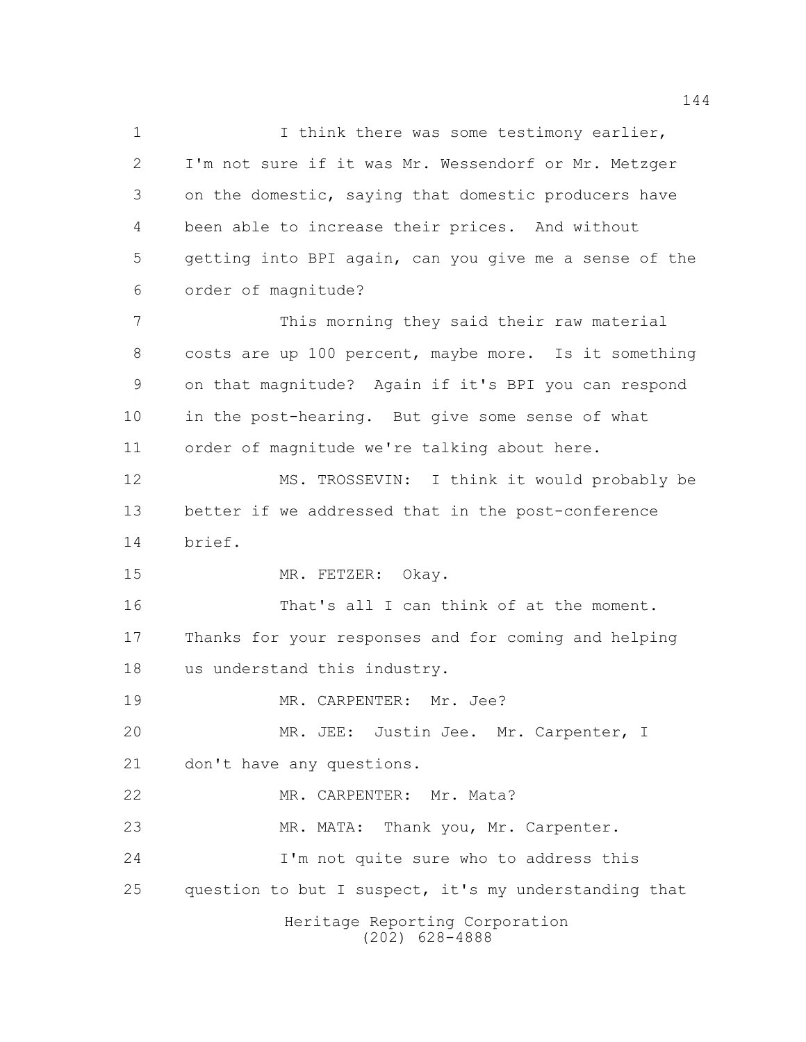I think there was some testimony earlier, I'm not sure if it was Mr. Wessendorf or Mr. Metzger on the domestic, saying that domestic producers have been able to increase their prices. And without getting into BPI again, can you give me a sense of the order of magnitude?

This morning they said their raw material costs are up 100 percent, maybe more. Is it something on that magnitude? Again if it's BPI you can respond in the post-hearing. But give some sense of what order of magnitude we're talking about here.

MS. TROSSEVIN: I think it would probably be better if we addressed that in the post-conference brief.

MR. FETZER: Okay.

That's all I can think of at the moment. Thanks for your responses and for coming and helping us understand this industry.

MR. CARPENTER: Mr. Jee?

MR. JEE: Justin Jee. Mr. Carpenter, I don't have any questions.

MR. CARPENTER: Mr. Mata?

MR. MATA: Thank you, Mr. Carpenter.

I'm not quite sure who to address this question to but I suspect, it's my understanding that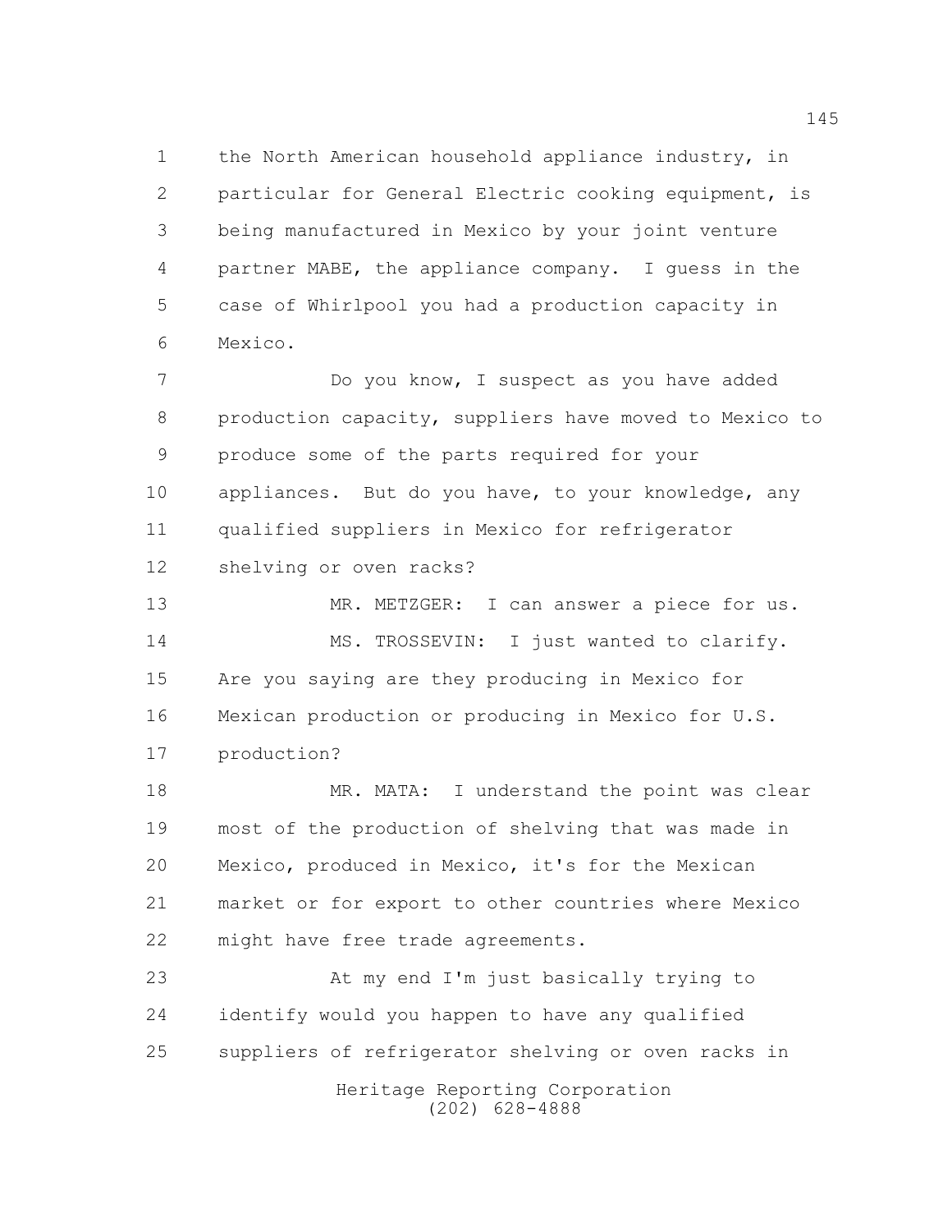the North American household appliance industry, in particular for General Electric cooking equipment, is being manufactured in Mexico by your joint venture partner MABE, the appliance company. I guess in the case of Whirlpool you had a production capacity in Mexico.

Do you know, I suspect as you have added production capacity, suppliers have moved to Mexico to produce some of the parts required for your appliances. But do you have, to your knowledge, any qualified suppliers in Mexico for refrigerator shelving or oven racks?

MR. METZGER: I can answer a piece for us.

MS. TROSSEVIN: I just wanted to clarify. Are you saying are they producing in Mexico for Mexican production or producing in Mexico for U.S. production?

MR. MATA: I understand the point was clear most of the production of shelving that was made in Mexico, produced in Mexico, it's for the Mexican market or for export to other countries where Mexico might have free trade agreements.

At my end I'm just basically trying to identify would you happen to have any qualified suppliers of refrigerator shelving or oven racks in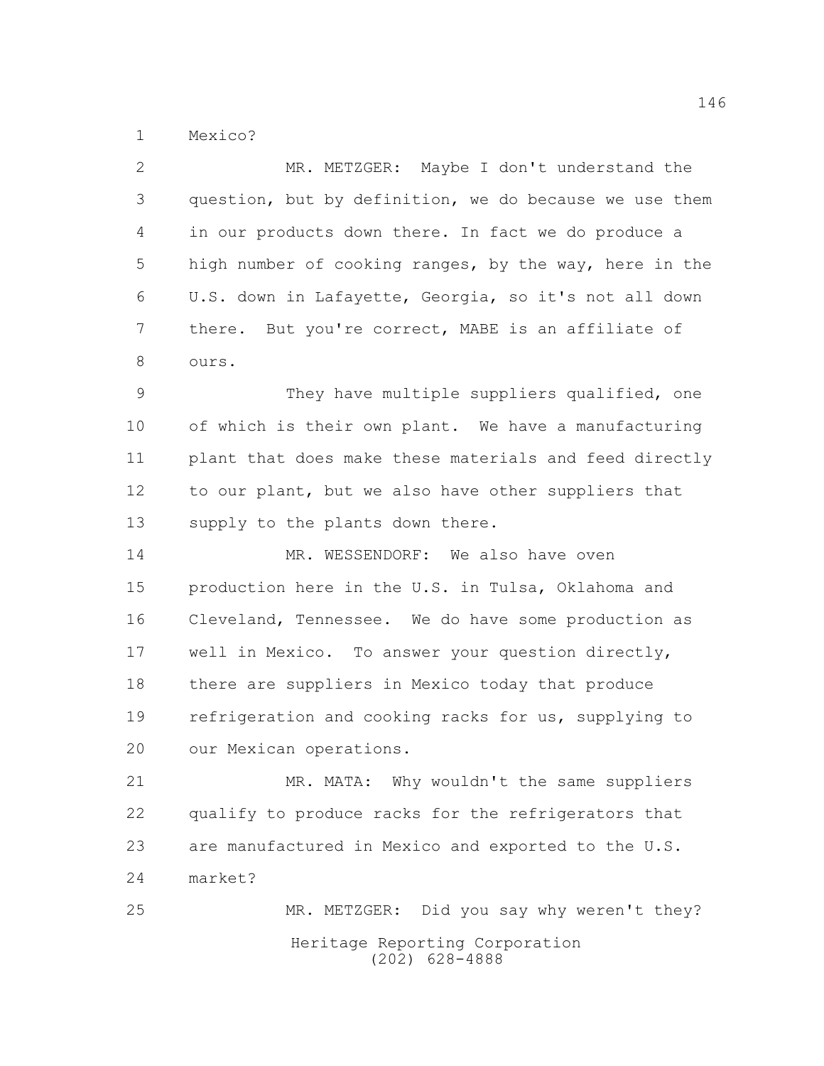Mexico?

MR. METZGER: Maybe I don't understand the question, but by definition, we do because we use them in our products down there. In fact we do produce a high number of cooking ranges, by the way, here in the U.S. down in Lafayette, Georgia, so it's not all down there. But you're correct, MABE is an affiliate of ours.

They have multiple suppliers qualified, one of which is their own plant. We have a manufacturing plant that does make these materials and feed directly to our plant, but we also have other suppliers that supply to the plants down there.

MR. WESSENDORF: We also have oven production here in the U.S. in Tulsa, Oklahoma and Cleveland, Tennessee. We do have some production as well in Mexico. To answer your question directly, there are suppliers in Mexico today that produce refrigeration and cooking racks for us, supplying to our Mexican operations.

MR. MATA: Why wouldn't the same suppliers qualify to produce racks for the refrigerators that are manufactured in Mexico and exported to the U.S. market?

MR. METZGER: Did you say why weren't they?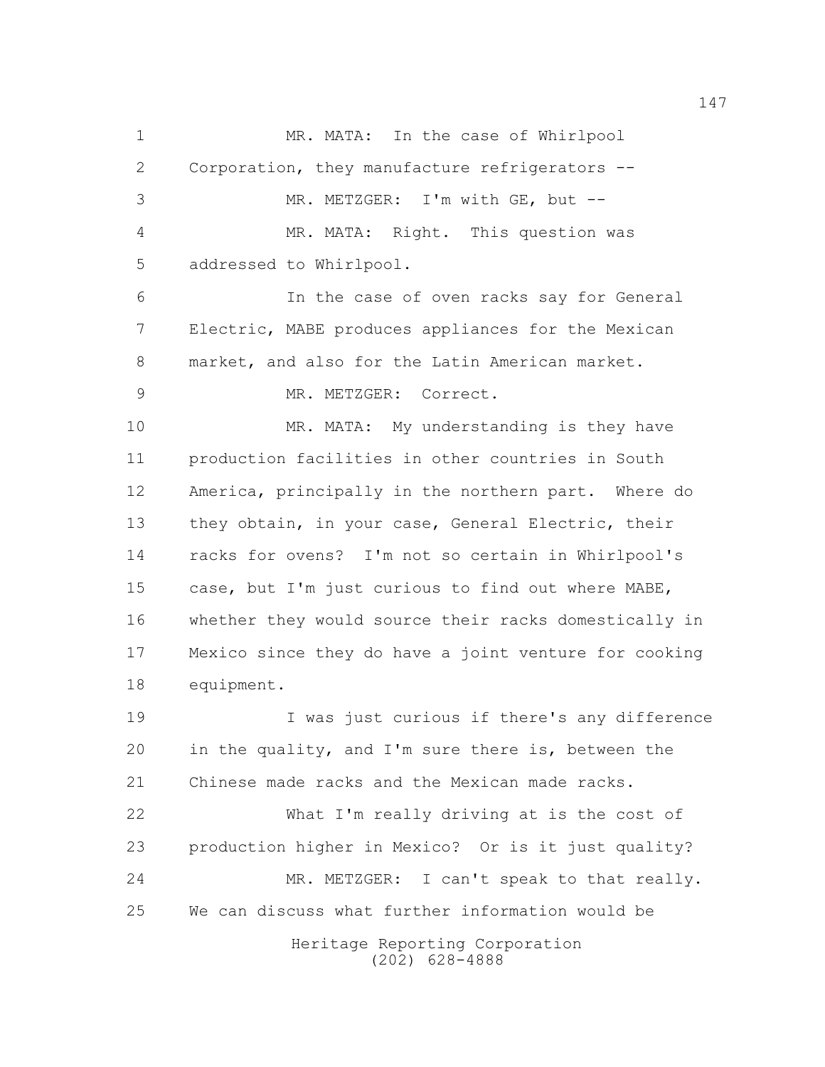MR. MATA: In the case of Whirlpool Corporation, they manufacture refrigerators --

MR. METZGER: I'm with GE, but --

MR. MATA: Right. This question was addressed to Whirlpool.

In the case of oven racks say for General Electric, MABE produces appliances for the Mexican market, and also for the Latin American market.

MR. METZGER: Correct.

MR. MATA: My understanding is they have production facilities in other countries in South America, principally in the northern part. Where do they obtain, in your case, General Electric, their racks for ovens? I'm not so certain in Whirlpool's case, but I'm just curious to find out where MABE, whether they would source their racks domestically in Mexico since they do have a joint venture for cooking equipment.

I was just curious if there's any difference in the quality, and I'm sure there is, between the Chinese made racks and the Mexican made racks.

What I'm really driving at is the cost of production higher in Mexico? Or is it just quality?

MR. METZGER: I can't speak to that really. We can discuss what further information would be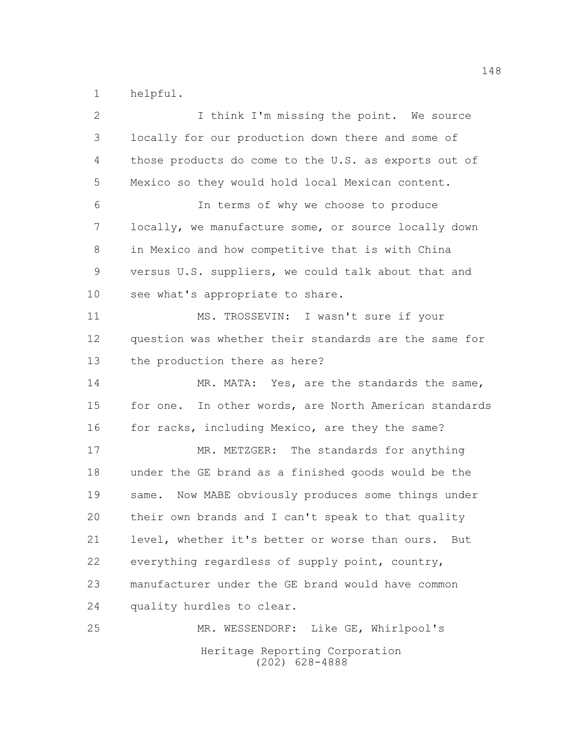helpful.

I think I'm missing the point. We source locally for our production down there and some of those products do come to the U.S. as exports out of Mexico so they would hold local Mexican content.

In terms of why we choose to produce locally, we manufacture some, or source locally down in Mexico and how competitive that is with China versus U.S. suppliers, we could talk about that and see what's appropriate to share.

MS. TROSSEVIN: I wasn't sure if your question was whether their standards are the same for the production there as here?

MR. MATA: Yes, are the standards the same, for one. In other words, are North American standards for racks, including Mexico, are they the same?

MR. METZGER: The standards for anything under the GE brand as a finished goods would be the same. Now MABE obviously produces some things under their own brands and I can't speak to that quality level, whether it's better or worse than ours. But everything regardless of supply point, country, manufacturer under the GE brand would have common quality hurdles to clear.

MR. WESSENDORF: Like GE, Whirlpool's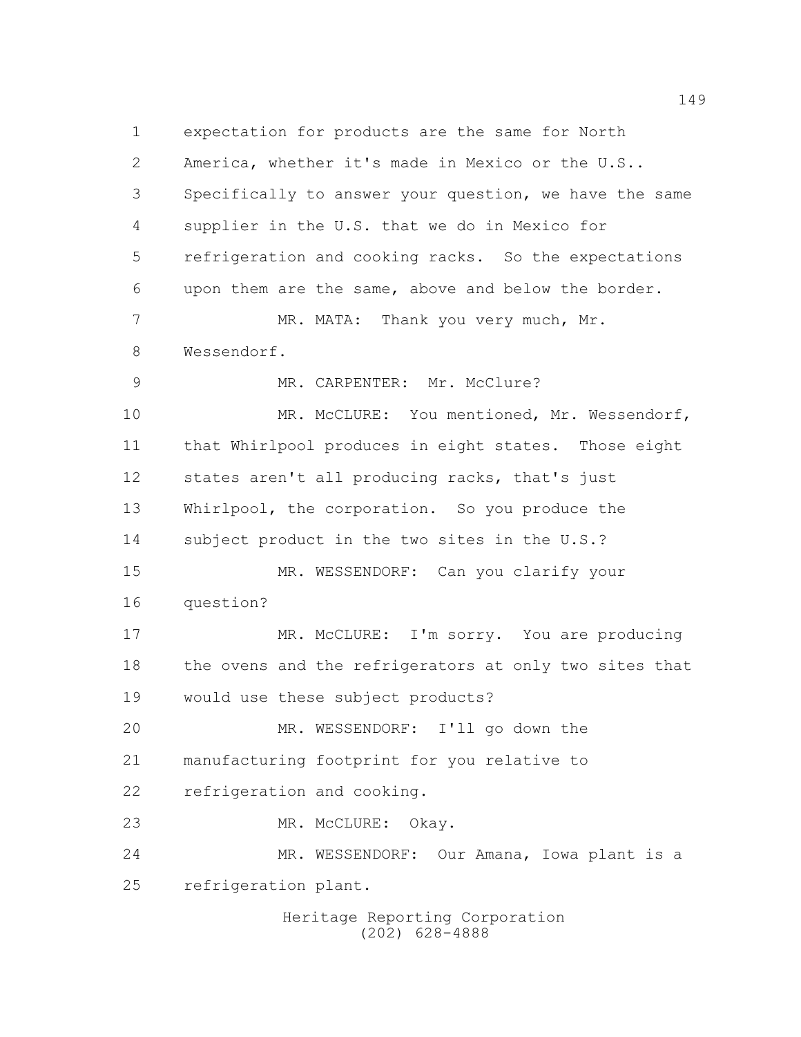expectation for products are the same for North America, whether it's made in Mexico or the U.S.. Specifically to answer your question, we have the same supplier in the U.S. that we do in Mexico for refrigeration and cooking racks. So the expectations upon them are the same, above and below the border.

MR. MATA: Thank you very much, Mr. Wessendorf.

MR. CARPENTER: Mr. McClure?

MR. McCLURE: You mentioned, Mr. Wessendorf, that Whirlpool produces in eight states. Those eight states aren't all producing racks, that's just Whirlpool, the corporation. So you produce the subject product in the two sites in the U.S.?

MR. WESSENDORF: Can you clarify your question?

MR. McCLURE: I'm sorry. You are producing the ovens and the refrigerators at only two sites that would use these subject products?

MR. WESSENDORF: I'll go down the manufacturing footprint for you relative to refrigeration and cooking.

MR. McCLURE: Okay.

MR. WESSENDORF: Our Amana, Iowa plant is a refrigeration plant.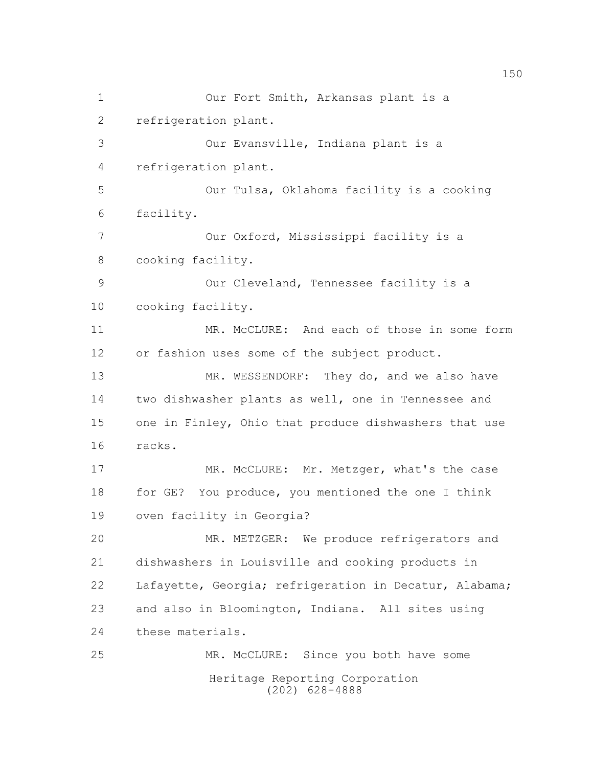Our Fort Smith, Arkansas plant is a refrigeration plant.

Our Evansville, Indiana plant is a refrigeration plant.

Our Tulsa, Oklahoma facility is a cooking facility.

Our Oxford, Mississippi facility is a cooking facility.

Our Cleveland, Tennessee facility is a cooking facility.

MR. McCLURE: And each of those in some form or fashion uses some of the subject product.

MR. WESSENDORF: They do, and we also have two dishwasher plants as well, one in Tennessee and one in Finley, Ohio that produce dishwashers that use racks.

MR. McCLURE: Mr. Metzger, what's the case for GE? You produce, you mentioned the one I think oven facility in Georgia?

MR. METZGER: We produce refrigerators and dishwashers in Louisville and cooking products in Lafayette, Georgia; refrigeration in Decatur, Alabama; and also in Bloomington, Indiana. All sites using these materials.

MR. McCLURE: Since you both have some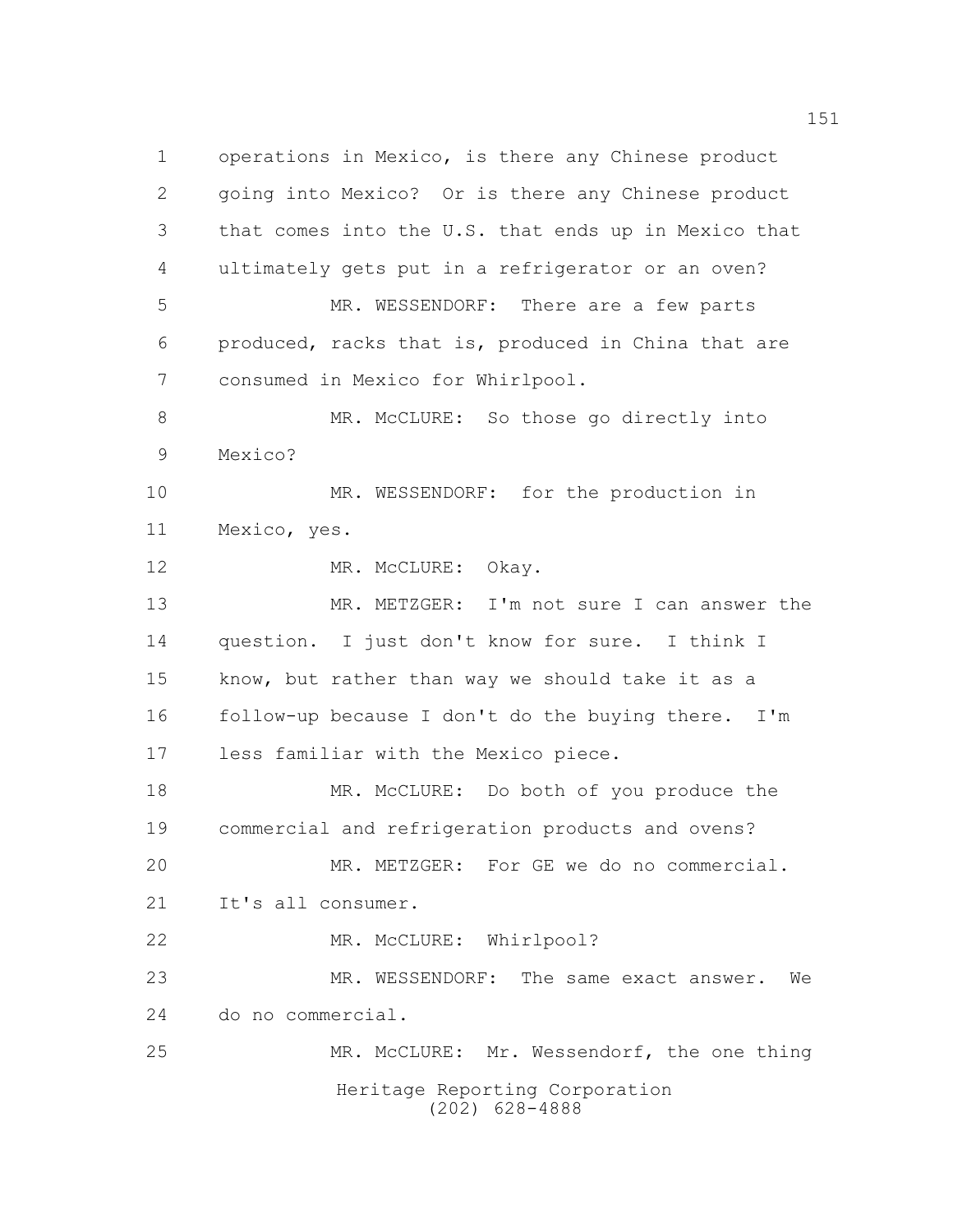operations in Mexico, is there any Chinese product going into Mexico? Or is there any Chinese product that comes into the U.S. that ends up in Mexico that ultimately gets put in a refrigerator or an oven?

MR. WESSENDORF: There are a few parts produced, racks that is, produced in China that are consumed in Mexico for Whirlpool.

MR. McCLURE: So those go directly into Mexico?

MR. WESSENDORF: for the production in Mexico, yes.

MR. McCLURE: Okay.

MR. METZGER: I'm not sure I can answer the question. I just don't know for sure. I think I know, but rather than way we should take it as a follow-up because I don't do the buying there. I'm less familiar with the Mexico piece.

MR. McCLURE: Do both of you produce the commercial and refrigeration products and ovens?

MR. METZGER: For GE we do no commercial. It's all consumer.

MR. McCLURE: Whirlpool?

MR. WESSENDORF: The same exact answer. We do no commercial.

MR. McCLURE: Mr. Wessendorf, the one thing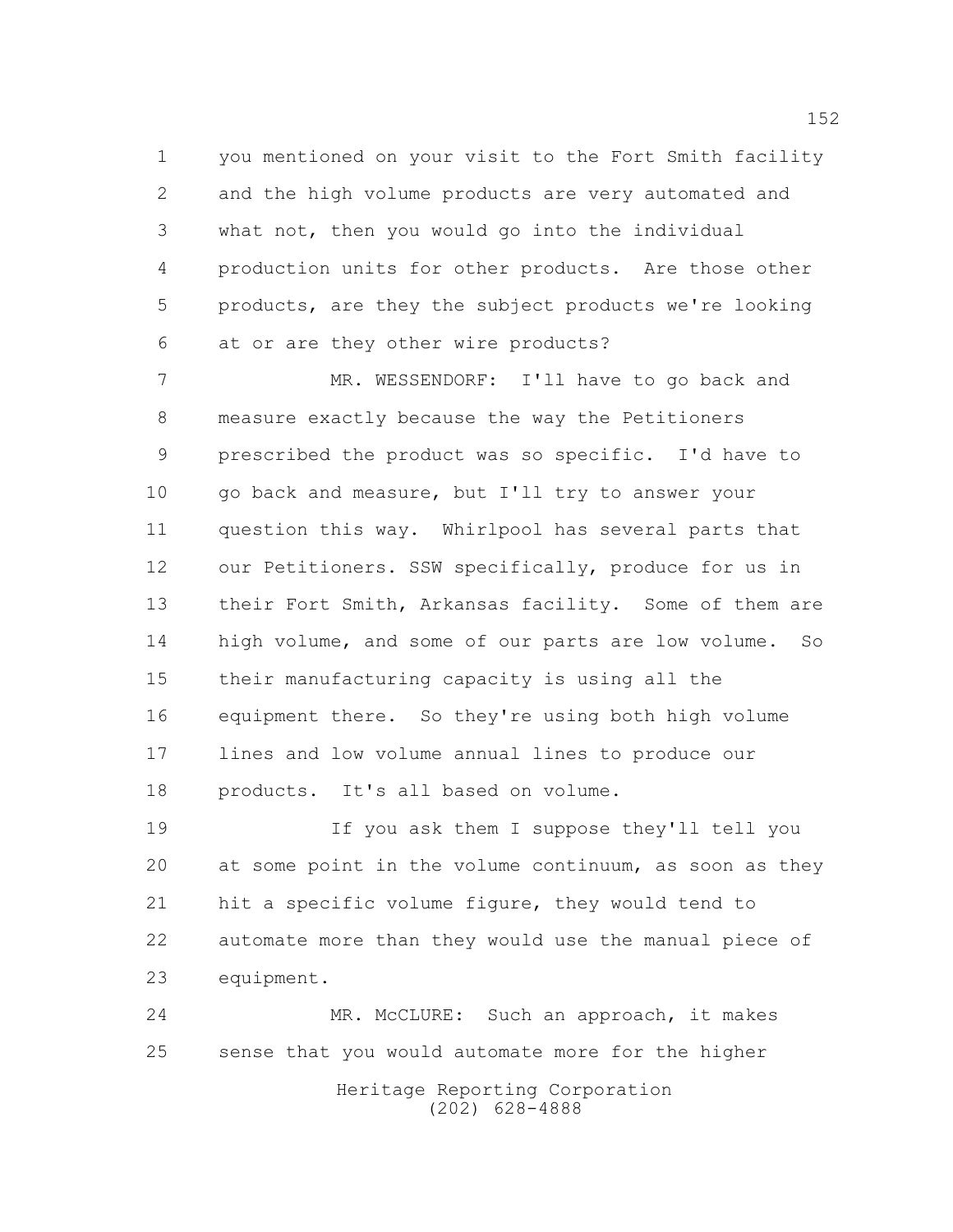you mentioned on your visit to the Fort Smith facility and the high volume products are very automated and what not, then you would go into the individual production units for other products. Are those other products, are they the subject products we're looking at or are they other wire products?

MR. WESSENDORF: I'll have to go back and measure exactly because the way the Petitioners prescribed the product was so specific. I'd have to go back and measure, but I'll try to answer your question this way. Whirlpool has several parts that our Petitioners. SSW specifically, produce for us in their Fort Smith, Arkansas facility. Some of them are high volume, and some of our parts are low volume. So their manufacturing capacity is using all the equipment there. So they're using both high volume lines and low volume annual lines to produce our products. It's all based on volume.

If you ask them I suppose they'll tell you at some point in the volume continuum, as soon as they hit a specific volume figure, they would tend to automate more than they would use the manual piece of equipment.

MR. McCLURE: Such an approach, it makes sense that you would automate more for the higher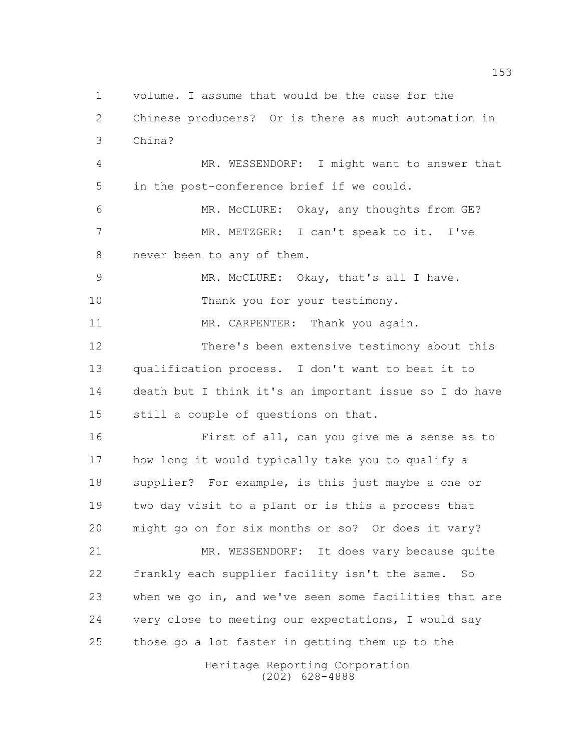volume. I assume that would be the case for the Chinese producers? Or is there as much automation in China?

MR. WESSENDORF: I might want to answer that in the post-conference brief if we could.

MR. McCLURE: Okay, any thoughts from GE?

MR. METZGER: I can't speak to it. I've never been to any of them.

MR. McCLURE: Okay, that's all I have. Thank you for your testimony.

MR. CARPENTER: Thank you again.

There's been extensive testimony about this qualification process. I don't want to beat it to death but I think it's an important issue so I do have still a couple of questions on that.

First of all, can you give me a sense as to how long it would typically take you to qualify a supplier? For example, is this just maybe a one or two day visit to a plant or is this a process that might go on for six months or so? Or does it vary?

MR. WESSENDORF: It does vary because quite frankly each supplier facility isn't the same. So when we go in, and we've seen some facilities that are very close to meeting our expectations, I would say those go a lot faster in getting them up to the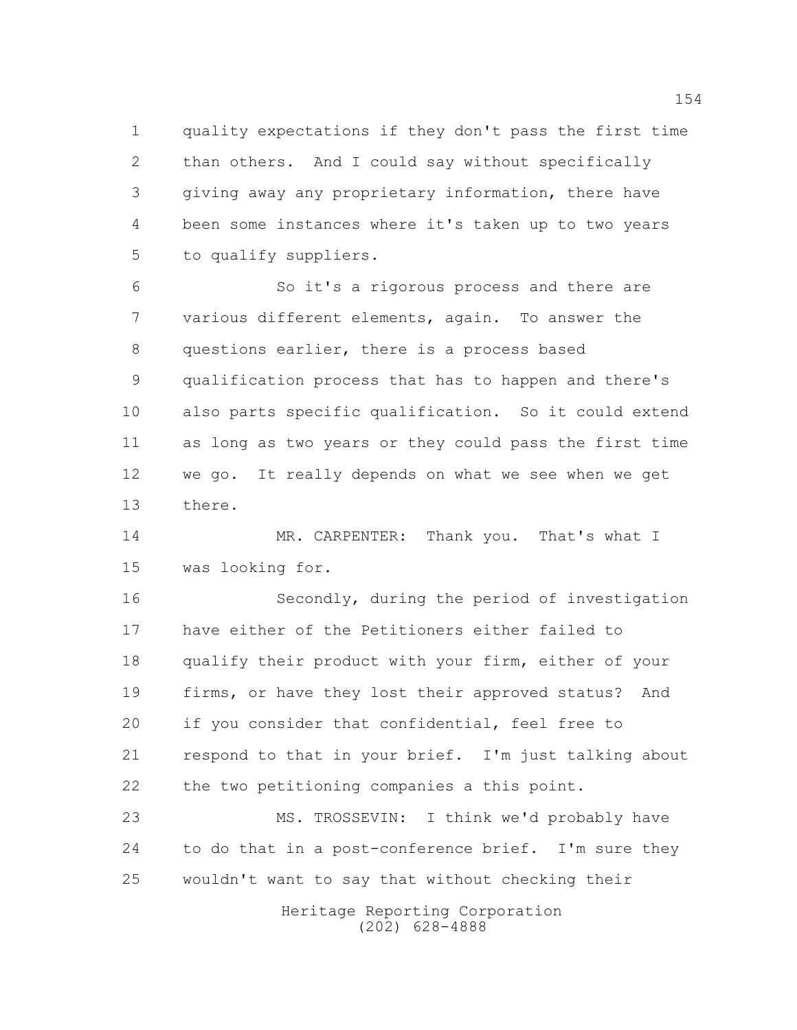quality expectations if they don't pass the first time than others. And I could say without specifically giving away any proprietary information, there have been some instances where it's taken up to two years to qualify suppliers.

So it's a rigorous process and there are various different elements, again. To answer the questions earlier, there is a process based qualification process that has to happen and there's also parts specific qualification. So it could extend as long as two years or they could pass the first time we go. It really depends on what we see when we get there.

MR. CARPENTER: Thank you. That's what I was looking for.

Secondly, during the period of investigation have either of the Petitioners either failed to qualify their product with your firm, either of your firms, or have they lost their approved status? And if you consider that confidential, feel free to respond to that in your brief. I'm just talking about the two petitioning companies a this point.

MS. TROSSEVIN: I think we'd probably have to do that in a post-conference brief. I'm sure they wouldn't want to say that without checking their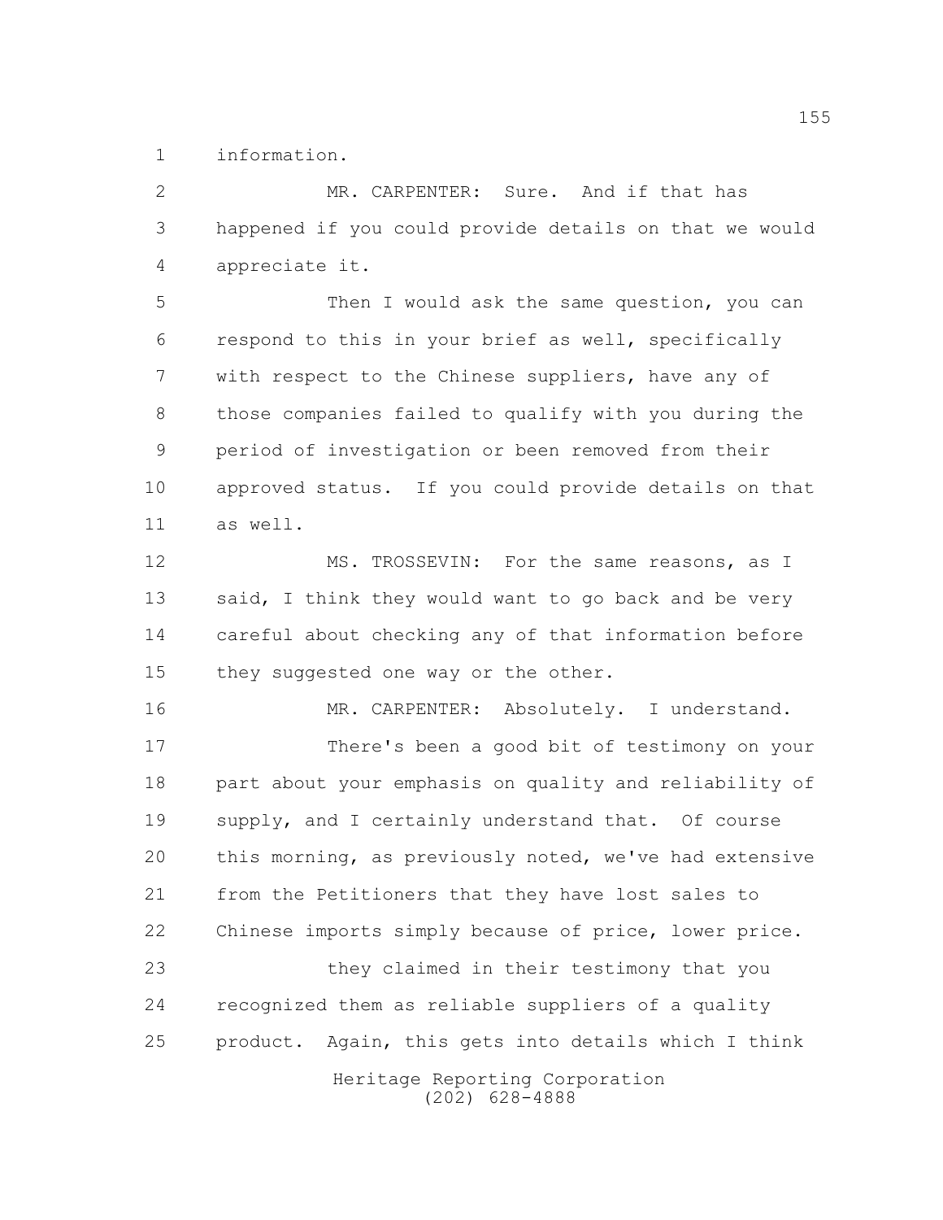information.

MR. CARPENTER: Sure. And if that has happened if you could provide details on that we would appreciate it.

Then I would ask the same question, you can respond to this in your brief as well, specifically with respect to the Chinese suppliers, have any of those companies failed to qualify with you during the period of investigation or been removed from their approved status. If you could provide details on that as well.

MS. TROSSEVIN: For the same reasons, as I said, I think they would want to go back and be very careful about checking any of that information before they suggested one way or the other.

MR. CARPENTER: Absolutely. I understand.

There's been a good bit of testimony on your part about your emphasis on quality and reliability of supply, and I certainly understand that. Of course this morning, as previously noted, we've had extensive from the Petitioners that they have lost sales to Chinese imports simply because of price, lower price.

they claimed in their testimony that you recognized them as reliable suppliers of a quality product. Again, this gets into details which I think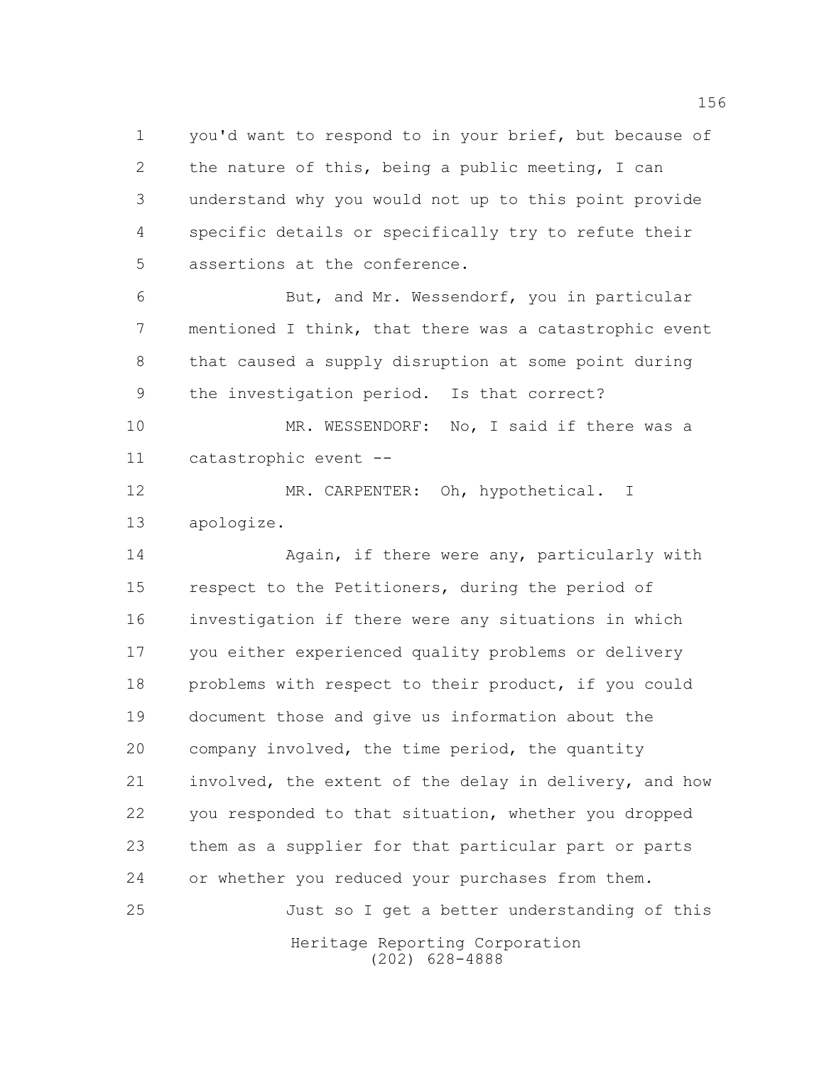you'd want to respond to in your brief, but because of the nature of this, being a public meeting, I can understand why you would not up to this point provide specific details or specifically try to refute their assertions at the conference.

But, and Mr. Wessendorf, you in particular mentioned I think, that there was a catastrophic event that caused a supply disruption at some point during the investigation period. Is that correct?

MR. WESSENDORF: No, I said if there was a catastrophic event --

MR. CARPENTER: Oh, hypothetical. I apologize.

Again, if there were any, particularly with respect to the Petitioners, during the period of investigation if there were any situations in which you either experienced quality problems or delivery problems with respect to their product, if you could document those and give us information about the company involved, the time period, the quantity involved, the extent of the delay in delivery, and how you responded to that situation, whether you dropped them as a supplier for that particular part or parts or whether you reduced your purchases from them.

Just so I get a better understanding of this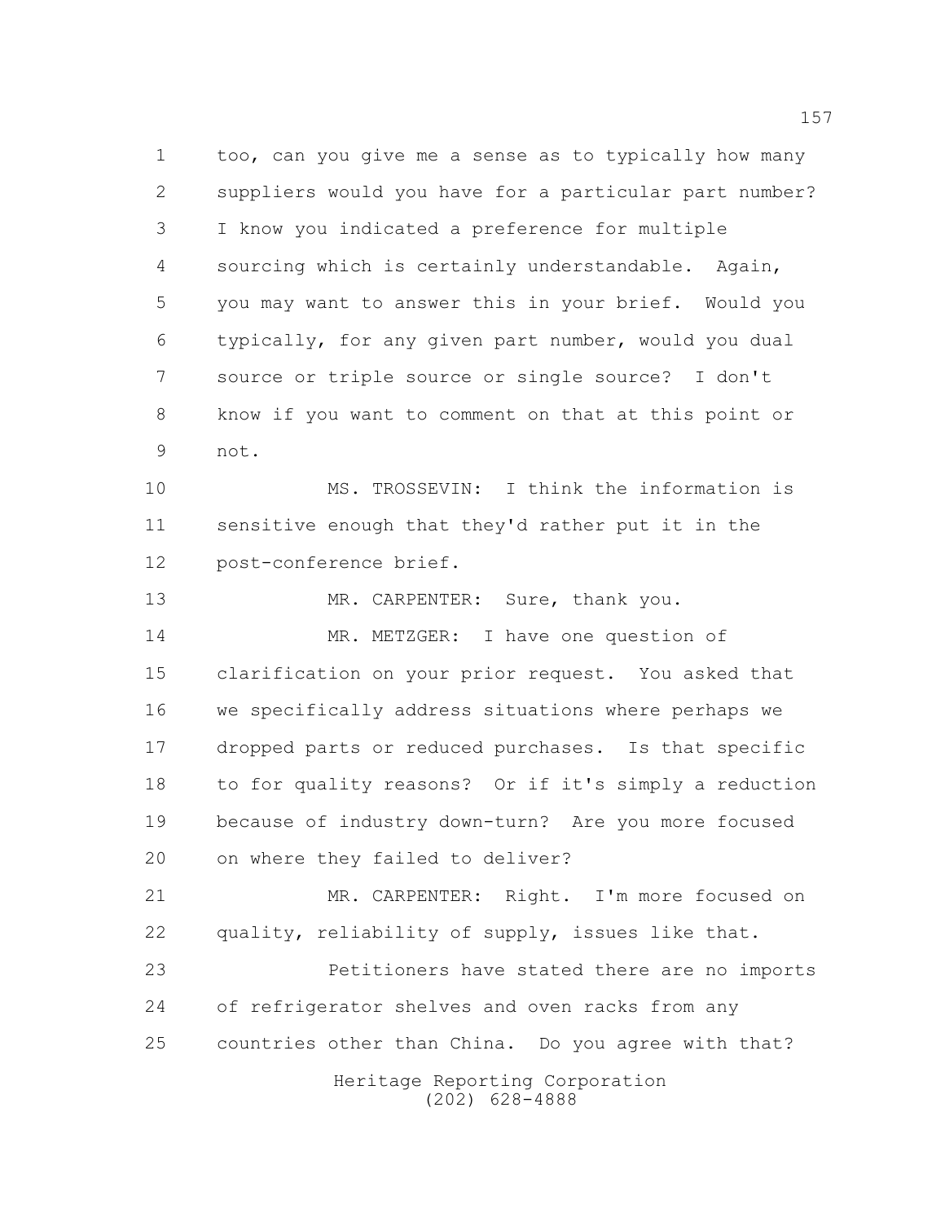too, can you give me a sense as to typically how many suppliers would you have for a particular part number? I know you indicated a preference for multiple sourcing which is certainly understandable. Again, you may want to answer this in your brief. Would you typically, for any given part number, would you dual source or triple source or single source? I don't know if you want to comment on that at this point or not.

MS. TROSSEVIN: I think the information is sensitive enough that they'd rather put it in the post-conference brief.

MR. CARPENTER: Sure, thank you.

MR. METZGER: I have one question of clarification on your prior request. You asked that we specifically address situations where perhaps we dropped parts or reduced purchases. Is that specific to for quality reasons? Or if it's simply a reduction because of industry down-turn? Are you more focused on where they failed to deliver?

MR. CARPENTER: Right. I'm more focused on quality, reliability of supply, issues like that.

Petitioners have stated there are no imports of refrigerator shelves and oven racks from any countries other than China. Do you agree with that?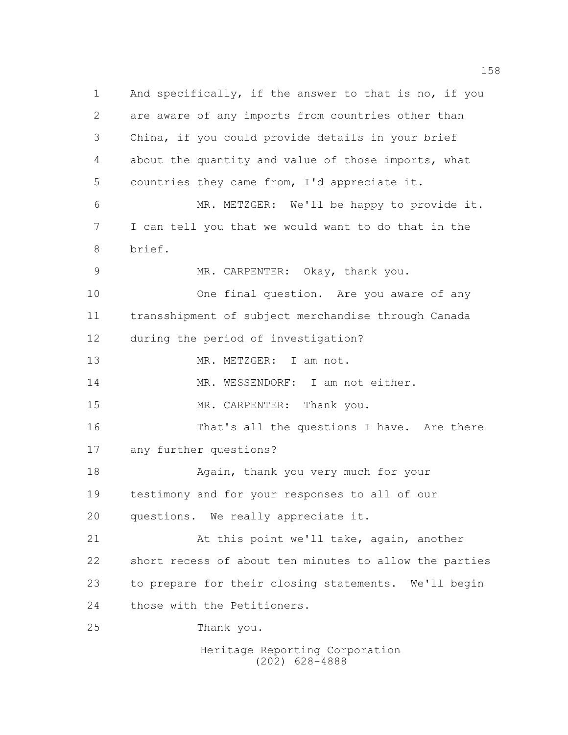1 And specifically, if the answer to that is no, if you
2 are aware of any imports from countries other than
3 China, if you could provide details in your brief
4 about the quantity and value of those imports, what
5 countries they came from, I'd appreciate it.
6 MR. METZGER: We'll be happy to provide it.
7 I can tell you that we would want to do that in the
8 brief.
9 MR. CARPENTER: Okay, thank you.
10 One final question. Are you aware of any
11 transshipment of subject merchandise through Canada
12 during the period of investigation?
13 MR. METZGER: I am not.
14 MR. WESSENDORF: I am not either.
15 MR. CARPENTER: Thank you.
16 That's all the questions I have. Are there
17 any further questions?
18 Again, thank you very much for your
19 testimony and for your responses to all of our
20 questions. We really appreciate it.
21 At this point we'll take, again, another
22 short recess of about ten minutes to allow the parties
23 to prepare for their closing statements. We'll begin
24 those with the Petitioners.
25 Thank you.

Heritage Reporting Corporation
(202) 628-4888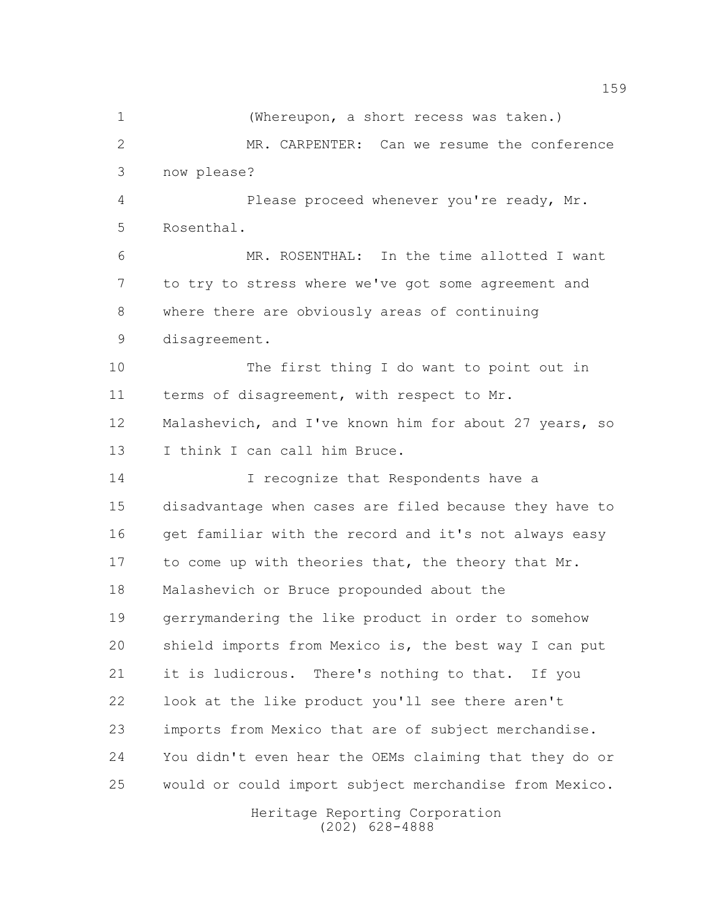(Whereupon, a short recess was taken.)

MR. CARPENTER: Can we resume the conference now please?

Please proceed whenever you're ready, Mr. Rosenthal.

MR. ROSENTHAL: In the time allotted I want to try to stress where we've got some agreement and where there are obviously areas of continuing disagreement.

The first thing I do want to point out in terms of disagreement, with respect to Mr. Malashevich, and I've known him for about 27 years, so I think I can call him Bruce.

I recognize that Respondents have a disadvantage when cases are filed because they have to get familiar with the record and it's not always easy to come up with theories that, the theory that Mr. Malashevich or Bruce propounded about the gerrymandering the like product in order to somehow shield imports from Mexico is, the best way I can put it is ludicrous. There's nothing to that. If you look at the like product you'll see there aren't imports from Mexico that are of subject merchandise. You didn't even hear the OEMs claiming that they do or would or could import subject merchandise from Mexico.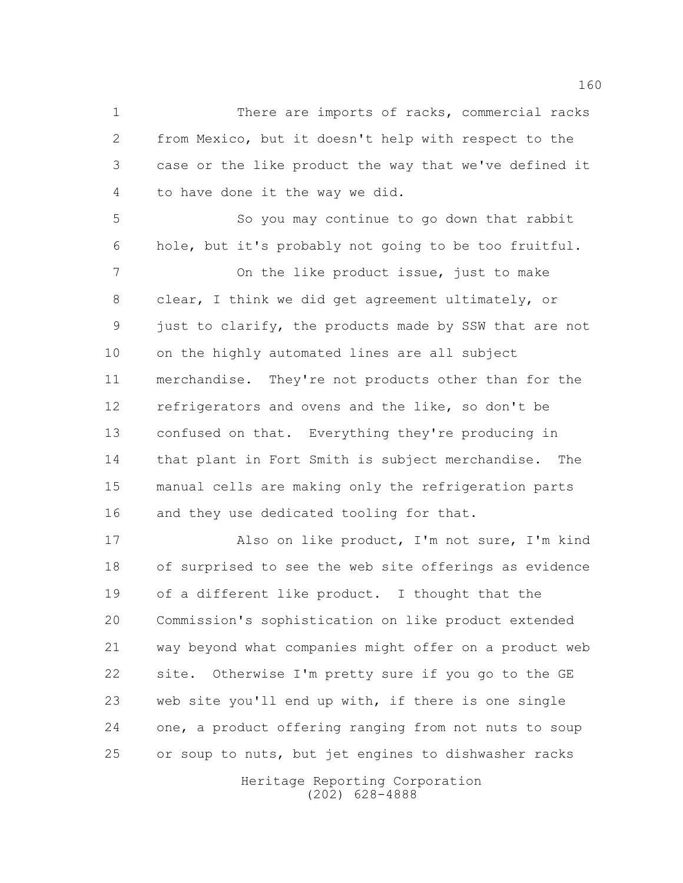There are imports of racks, commercial racks from Mexico, but it doesn't help with respect to the case or the like product the way that we've defined it to have done it the way we did.

So you may continue to go down that rabbit hole, but it's probably not going to be too fruitful.

On the like product issue, just to make clear, I think we did get agreement ultimately, or just to clarify, the products made by SSW that are not on the highly automated lines are all subject merchandise. They're not products other than for the refrigerators and ovens and the like, so don't be confused on that. Everything they're producing in that plant in Fort Smith is subject merchandise. The manual cells are making only the refrigeration parts and they use dedicated tooling for that.

Also on like product, I'm not sure, I'm kind of surprised to see the web site offerings as evidence of a different like product. I thought that the Commission's sophistication on like product extended way beyond what companies might offer on a product web site. Otherwise I'm pretty sure if you go to the GE web site you'll end up with, if there is one single one, a product offering ranging from not nuts to soup or soup to nuts, but jet engines to dishwasher racks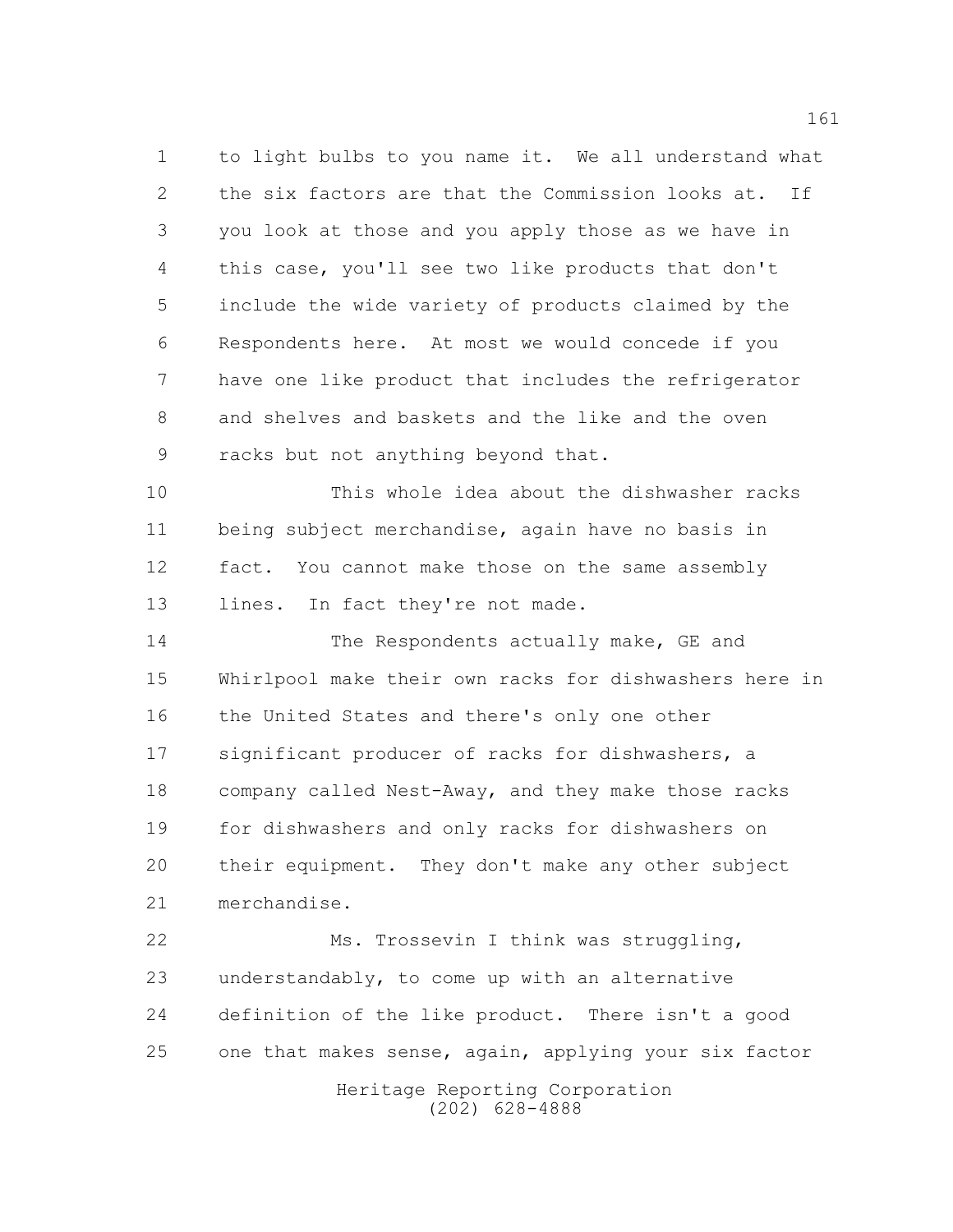to light bulbs to you name it. We all understand what the six factors are that the Commission looks at. If you look at those and you apply those as we have in this case, you'll see two like products that don't include the wide variety of products claimed by the Respondents here. At most we would concede if you have one like product that includes the refrigerator and shelves and baskets and the like and the oven racks but not anything beyond that.

This whole idea about the dishwasher racks being subject merchandise, again have no basis in fact. You cannot make those on the same assembly lines. In fact they're not made.

The Respondents actually make, GE and Whirlpool make their own racks for dishwashers here in the United States and there's only one other significant producer of racks for dishwashers, a company called Nest-Away, and they make those racks for dishwashers and only racks for dishwashers on their equipment. They don't make any other subject merchandise.

Ms. Trossevin I think was struggling, understandably, to come up with an alternative definition of the like product. There isn't a good one that makes sense, again, applying your six factor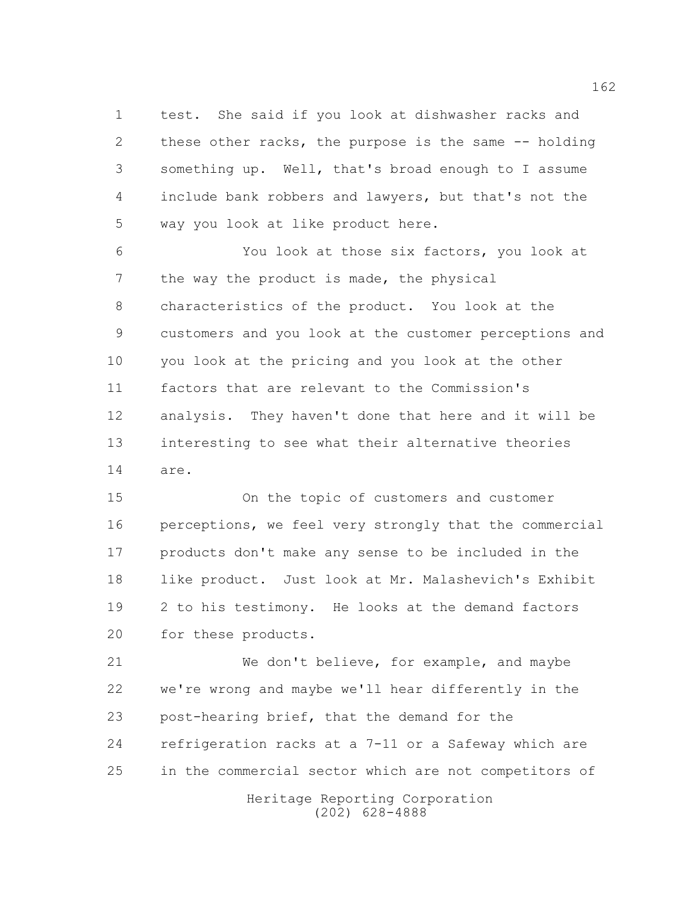test. She said if you look at dishwasher racks and these other racks, the purpose is the same -- holding something up. Well, that's broad enough to I assume include bank robbers and lawyers, but that's not the way you look at like product here.

You look at those six factors, you look at the way the product is made, the physical characteristics of the product. You look at the customers and you look at the customer perceptions and you look at the pricing and you look at the other factors that are relevant to the Commission's analysis. They haven't done that here and it will be interesting to see what their alternative theories are.

On the topic of customers and customer perceptions, we feel very strongly that the commercial products don't make any sense to be included in the like product. Just look at Mr. Malashevich's Exhibit 2 to his testimony. He looks at the demand factors for these products.

We don't believe, for example, and maybe we're wrong and maybe we'll hear differently in the post-hearing brief, that the demand for the refrigeration racks at a 7-11 or a Safeway which are in the commercial sector which are not competitors of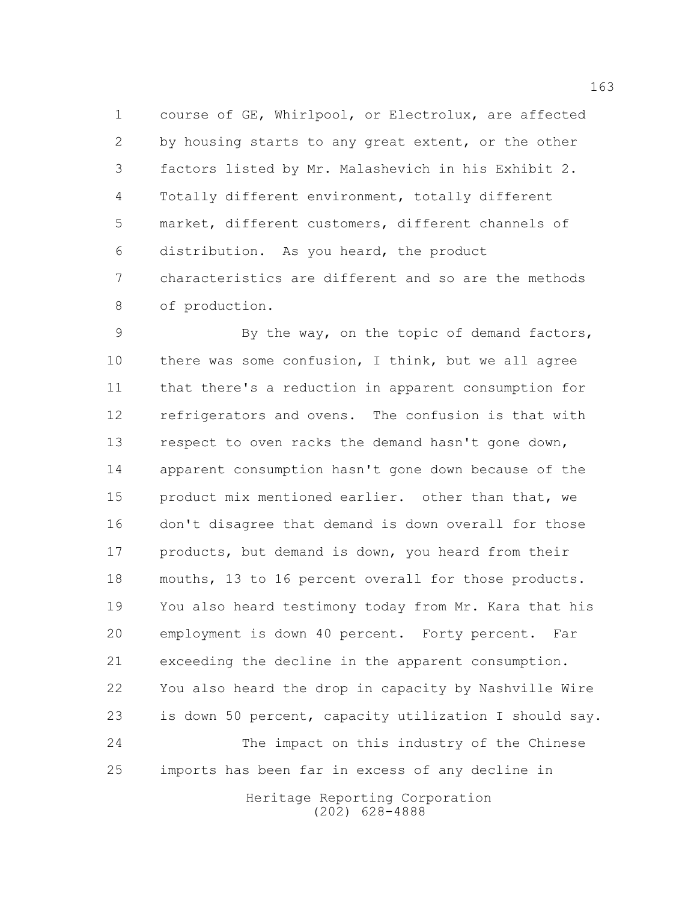course of GE, Whirlpool, or Electrolux, are affected by housing starts to any great extent, or the other factors listed by Mr. Malashevich in his Exhibit 2. Totally different environment, totally different market, different customers, different channels of distribution. As you heard, the product characteristics are different and so are the methods of production.

By the way, on the topic of demand factors, there was some confusion, I think, but we all agree that there's a reduction in apparent consumption for refrigerators and ovens. The confusion is that with respect to oven racks the demand hasn't gone down, apparent consumption hasn't gone down because of the product mix mentioned earlier. other than that, we don't disagree that demand is down overall for those products, but demand is down, you heard from their mouths, 13 to 16 percent overall for those products. You also heard testimony today from Mr. Kara that his employment is down 40 percent. Forty percent. Far exceeding the decline in the apparent consumption. You also heard the drop in capacity by Nashville Wire is down 50 percent, capacity utilization I should say.

The impact on this industry of the Chinese imports has been far in excess of any decline in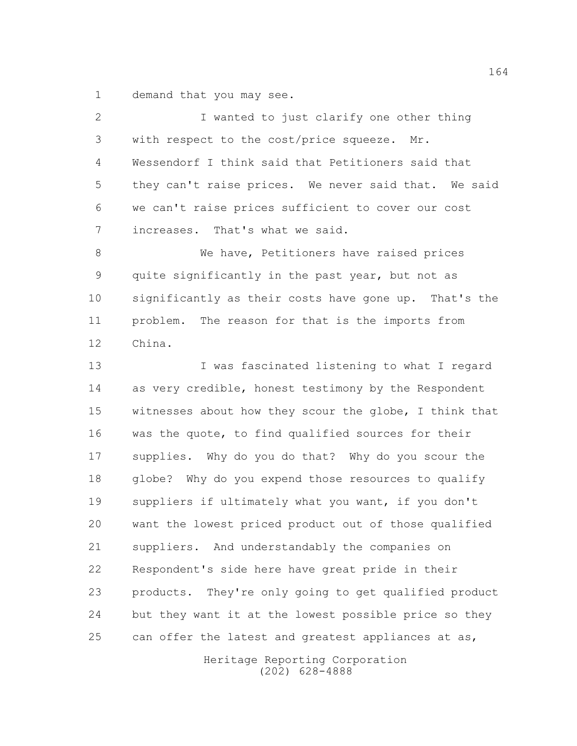demand that you may see.

I wanted to just clarify one other thing with respect to the cost/price squeeze. Mr. Wessendorf I think said that Petitioners said that they can't raise prices. We never said that. We said we can't raise prices sufficient to cover our cost increases. That's what we said.

We have, Petitioners have raised prices quite significantly in the past year, but not as significantly as their costs have gone up. That's the problem. The reason for that is the imports from China.

I was fascinated listening to what I regard as very credible, honest testimony by the Respondent witnesses about how they scour the globe, I think that was the quote, to find qualified sources for their supplies. Why do you do that? Why do you scour the globe? Why do you expend those resources to qualify suppliers if ultimately what you want, if you don't want the lowest priced product out of those qualified suppliers. And understandably the companies on Respondent's side here have great pride in their products. They're only going to get qualified product but they want it at the lowest possible price so they can offer the latest and greatest appliances at as,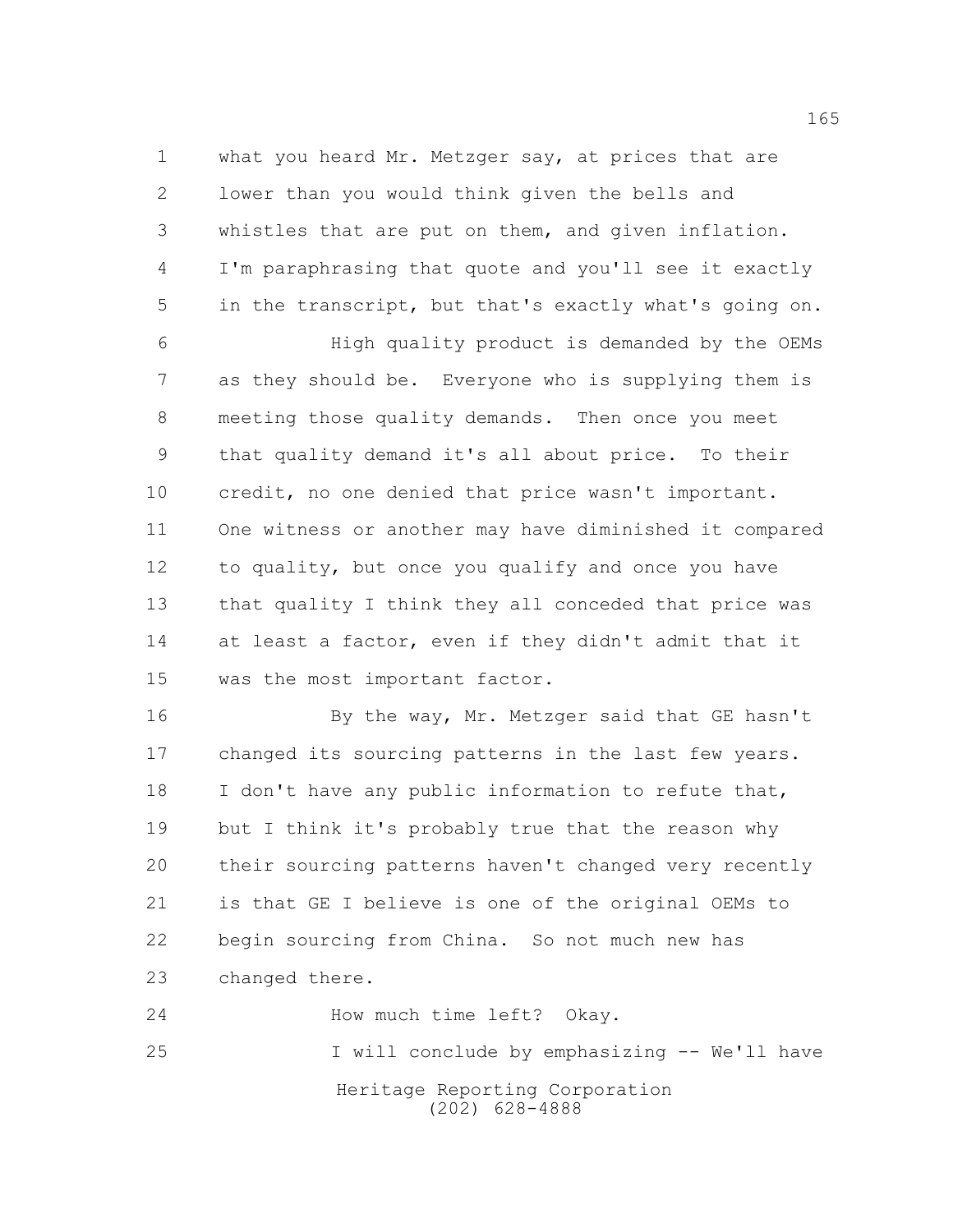what you heard Mr. Metzger say, at prices that are lower than you would think given the bells and whistles that are put on them, and given inflation. I'm paraphrasing that quote and you'll see it exactly in the transcript, but that's exactly what's going on.

High quality product is demanded by the OEMs as they should be. Everyone who is supplying them is meeting those quality demands. Then once you meet that quality demand it's all about price. To their credit, no one denied that price wasn't important. One witness or another may have diminished it compared to quality, but once you qualify and once you have that quality I think they all conceded that price was at least a factor, even if they didn't admit that it was the most important factor.

By the way, Mr. Metzger said that GE hasn't changed its sourcing patterns in the last few years. I don't have any public information to refute that, but I think it's probably true that the reason why their sourcing patterns haven't changed very recently is that GE I believe is one of the original OEMs to begin sourcing from China. So not much new has changed there.

How much time left? Okay.

I will conclude by emphasizing -- We'll have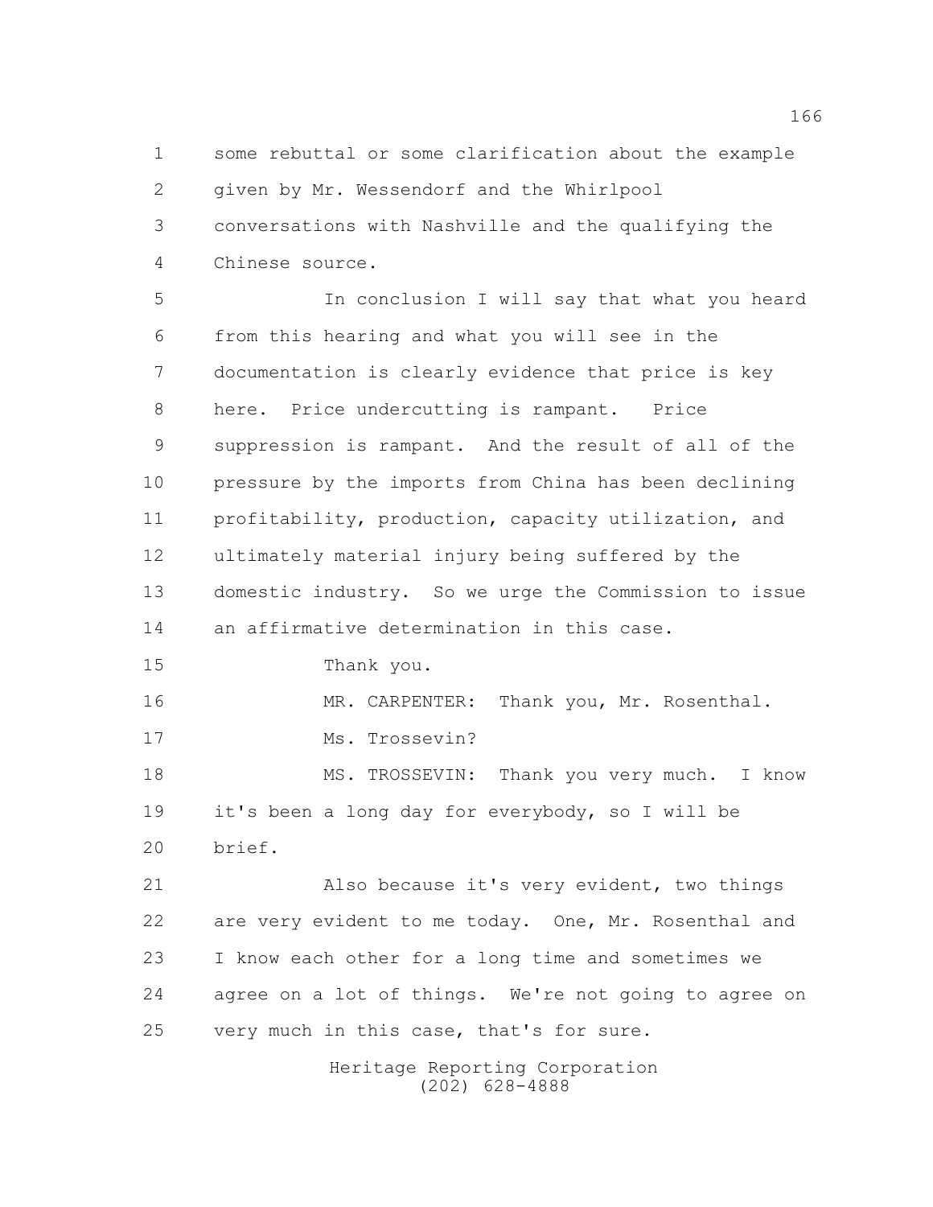some rebuttal or some clarification about the example given by Mr. Wessendorf and the Whirlpool conversations with Nashville and the qualifying the Chinese source.

In conclusion I will say that what you heard from this hearing and what you will see in the documentation is clearly evidence that price is key here. Price undercutting is rampant. Price suppression is rampant. And the result of all of the pressure by the imports from China has been declining profitability, production, capacity utilization, and ultimately material injury being suffered by the domestic industry. So we urge the Commission to issue an affirmative determination in this case.

Thank you.

MR. CARPENTER: Thank you, Mr. Rosenthal.

Ms. Trossevin?

MS. TROSSEVIN: Thank you very much. I know it's been a long day for everybody, so I will be brief.

Also because it's very evident, two things are very evident to me today. One, Mr. Rosenthal and I know each other for a long time and sometimes we agree on a lot of things. We're not going to agree on very much in this case, that's for sure.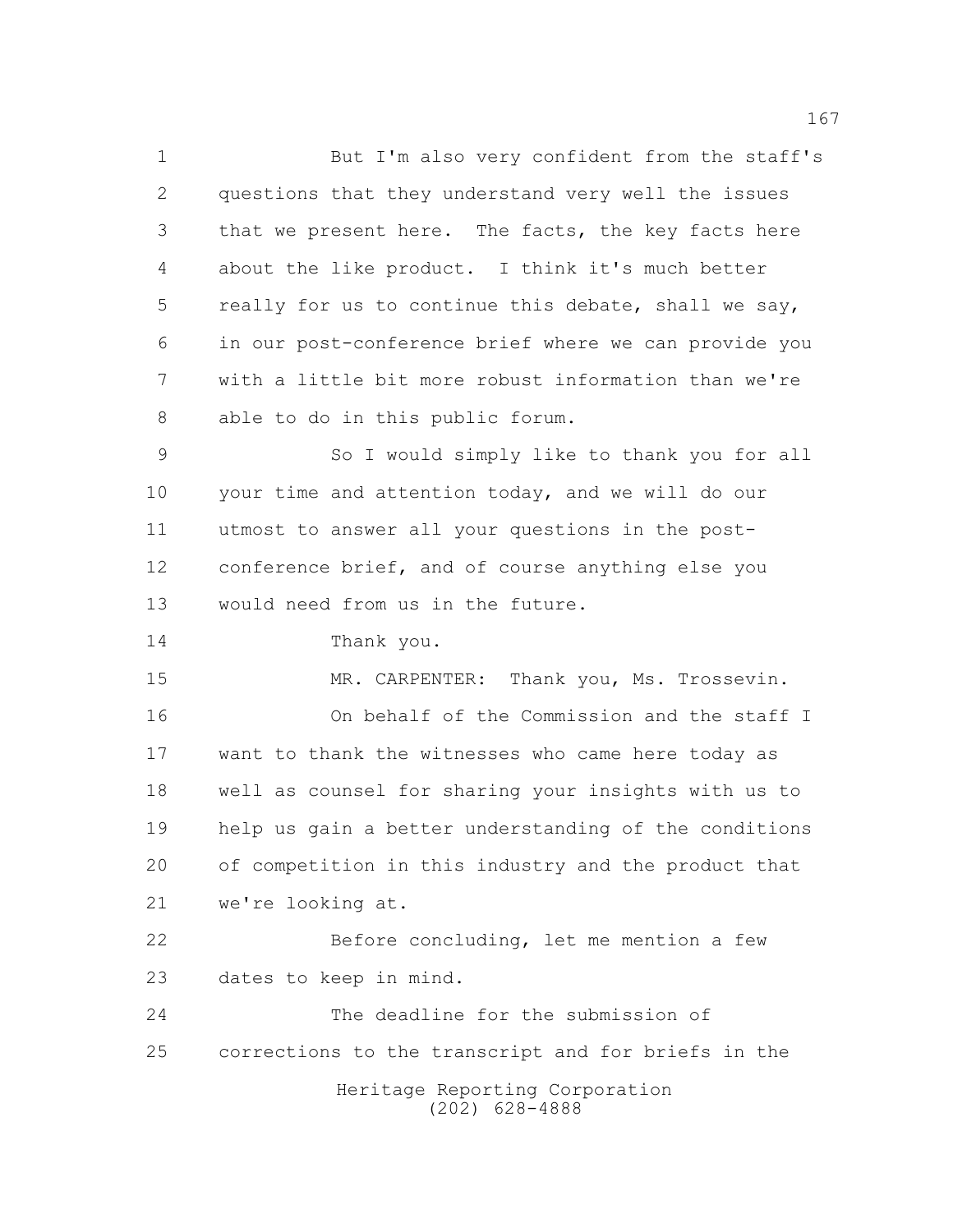But I'm also very confident from the staff's questions that they understand very well the issues that we present here. The facts, the key facts here about the like product. I think it's much better really for us to continue this debate, shall we say, in our post-conference brief where we can provide you with a little bit more robust information than we're able to do in this public forum.

So I would simply like to thank you for all your time and attention today, and we will do our utmost to answer all your questions in the post-conference brief, and of course anything else you would need from us in the future.

Thank you.

MR. CARPENTER: Thank you, Ms. Trossevin.

On behalf of the Commission and the staff I want to thank the witnesses who came here today as well as counsel for sharing your insights with us to help us gain a better understanding of the conditions of competition in this industry and the product that we're looking at.

Before concluding, let me mention a few dates to keep in mind.

The deadline for the submission of corrections to the transcript and for briefs in the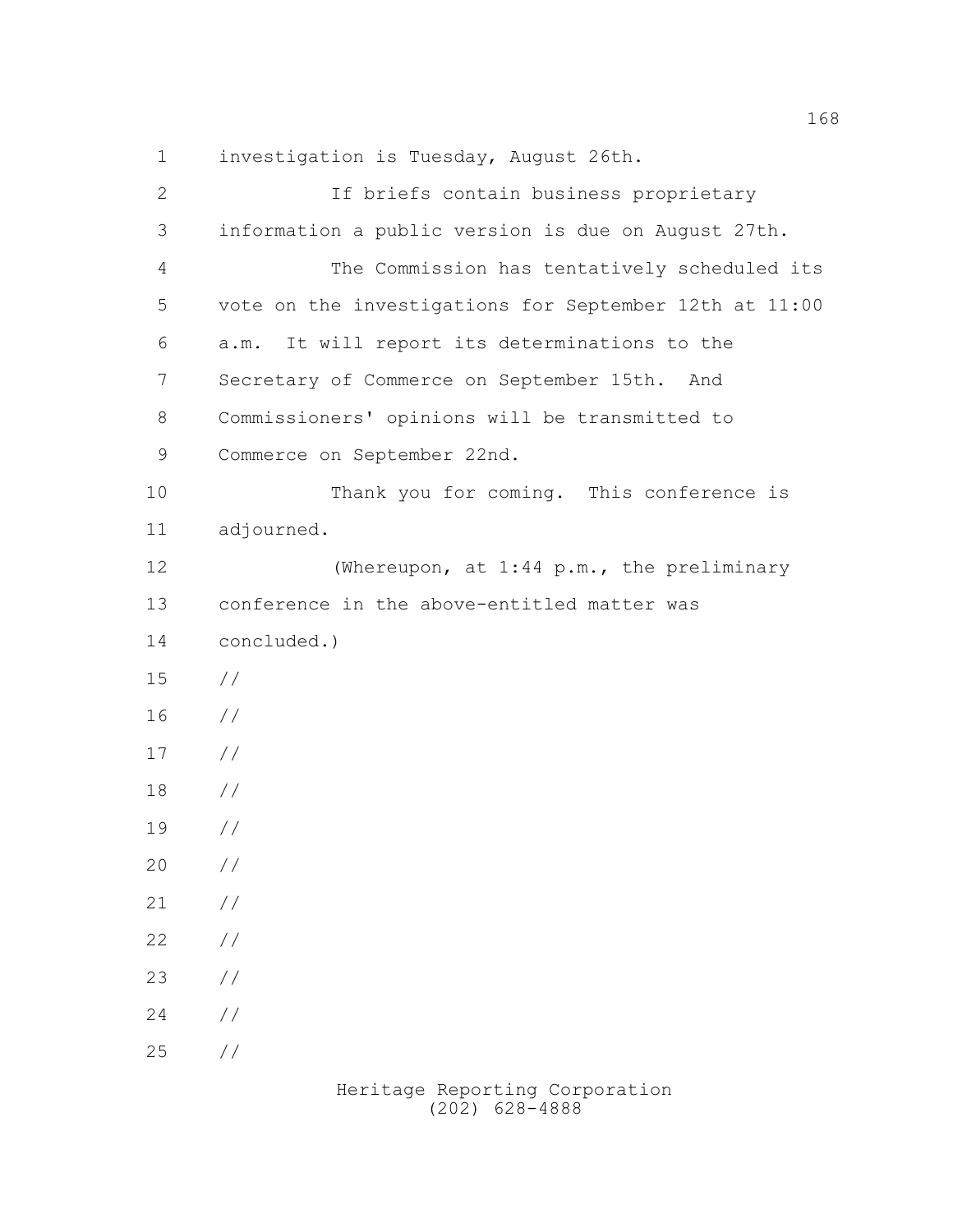investigation is Tuesday, August 26th.

If briefs contain business proprietary information a public version is due on August 27th.

The Commission has tentatively scheduled its vote on the investigations for September 12th at 11:00 a.m. It will report its determinations to the Secretary of Commerce on September 15th. And Commissioners' opinions will be transmitted to Commerce on September 22nd.

Thank you for coming. This conference is adjourned.

(Whereupon, at 1:44 p.m., the preliminary conference in the above-entitled matter was concluded.)

//

//

//

//

//

//

//

//

//

//

//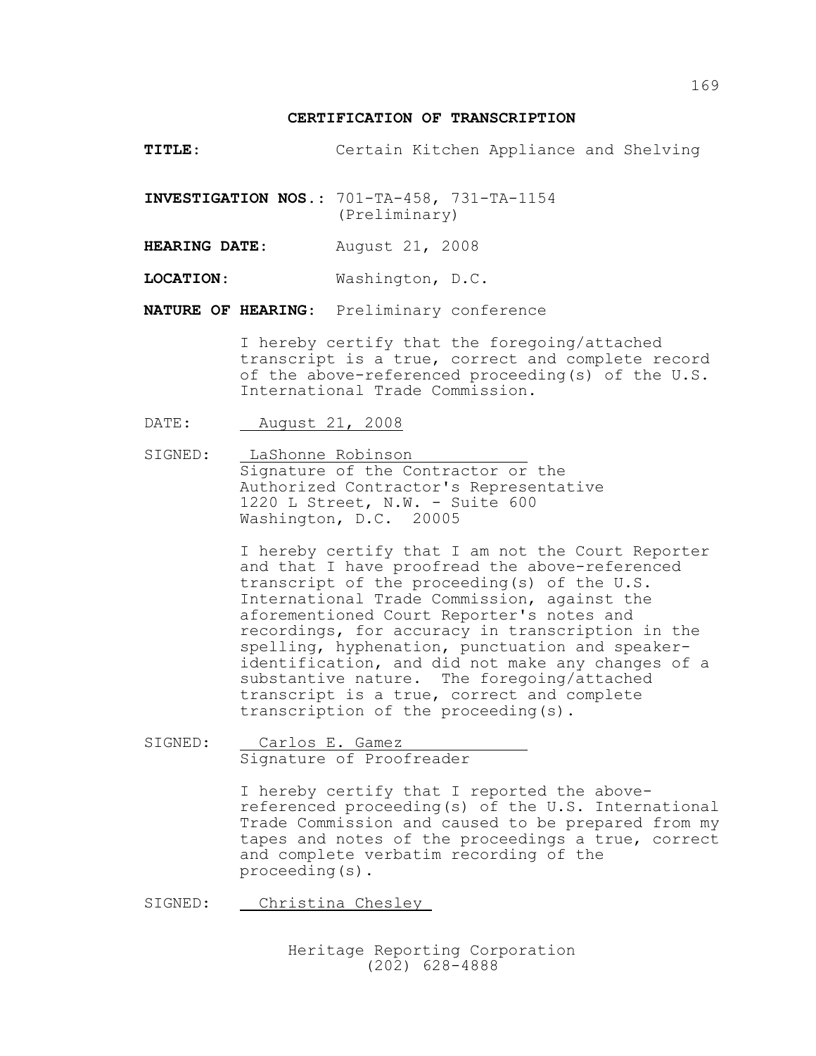## CERTIFICATION OF TRANSCRIPTION

**TITLE**: Certain Kitchen Appliance and Shelving

**INVESTIGATION NOS.**: 701-TA-458, 731-TA-1154 (Preliminary)

**HEARING DATE**: August 21, 2008

**LOCATION**: Washington, D.C.

**NATURE OF HEARING**: Preliminary conference

I hereby certify that the foregoing/attached transcript is a true, correct and complete record of the above-referenced proceeding(s) of the U.S. International Trade Commission.

DATE: August 21, 2008

SIGNED: LaShonne Robinson
Signature of the Contractor or the Authorized Contractor's Representative
1220 L Street, N.W. - Suite 600
Washington, D.C. 20005

I hereby certify that I am not the Court Reporter and that I have proofread the above-referenced transcript of the proceeding(s) of the U.S. International Trade Commission, against the aforementioned Court Reporter's notes and recordings, for accuracy in transcription in the spelling, hyphenation, punctuation and speaker-identification, and did not make any changes of a substantive nature. The foregoing/attached transcript is a true, correct and complete transcription of the proceeding(s).

SIGNED: Carlos E. Gamez
Signature of Proofreader

I hereby certify that I reported the above-referenced proceeding(s) of the U.S. International Trade Commission and caused to be prepared from my tapes and notes of the proceedings a true, correct and complete verbatim recording of the proceeding(s).

SIGNED: Christina Chesley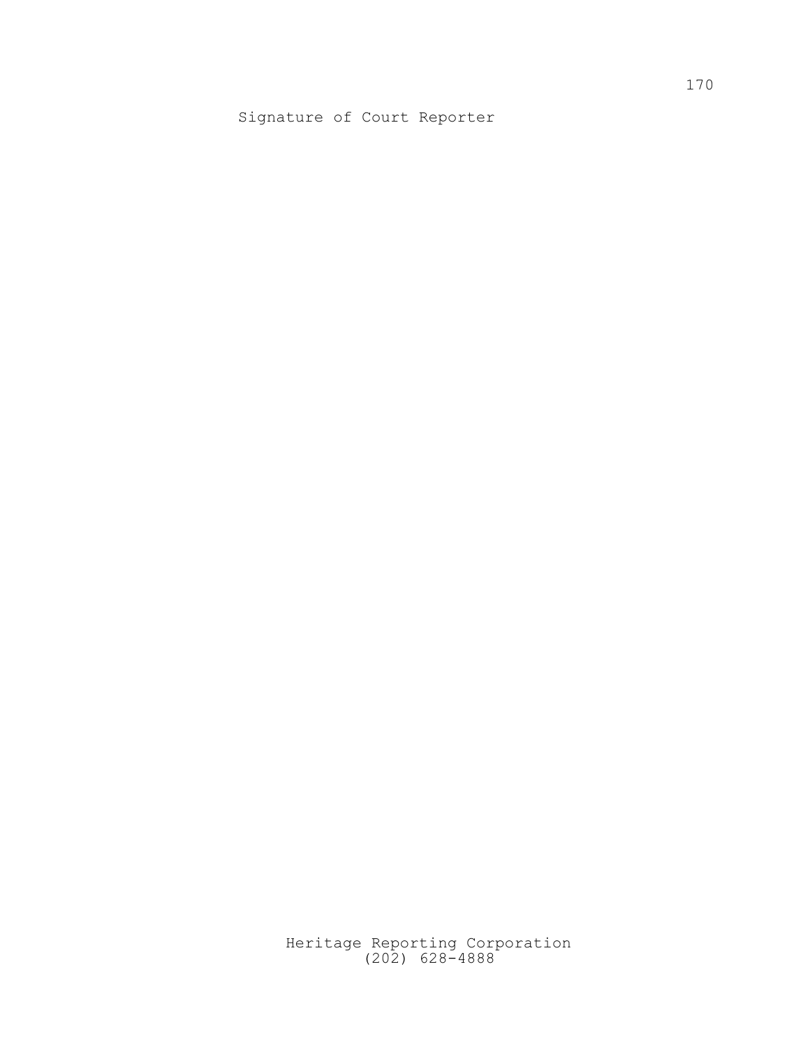Signature of Court Reporter